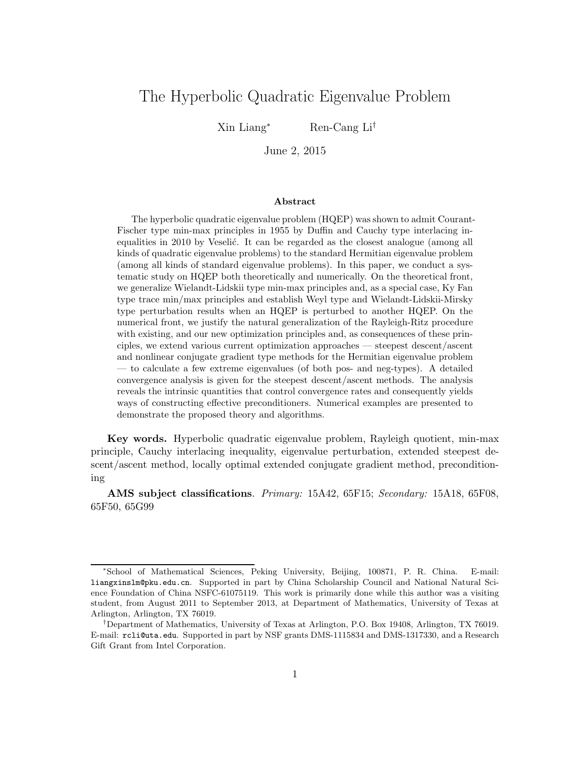# The Hyperbolic Quadratic Eigenvalue Problem

Xin Liang[*] Ren-Cang Li[†]

June 2, 2015

### Abstract

The hyperbolic quadratic eigenvalue problem (HQEP) was shown to admit Courant-Fischer type min-max principles in 1955 by Duffin and Cauchy type interlacing inequalities in 2010 by Veselić. It can be regarded as the closest analogue (among all kinds of quadratic eigenvalue problems) to the standard Hermitian eigenvalue problem (among all kinds of standard eigenvalue problems). In this paper, we conduct a systematic study on HQEP both theoretically and numerically. On the theoretical front, we generalize Wielandt-Lidskii type min-max principles and, as a special case, Ky Fan type trace min/max principles and establish Weyl type and Wielandt-Lidskii-Mirsky type perturbation results when an HQEP is perturbed to another HQEP. On the numerical front, we justify the natural generalization of the Rayleigh-Ritz procedure with existing, and our new optimization principles and, as consequences of these principles, we extend various current optimization approaches — steepest descent/ascent and nonlinear conjugate gradient type methods for the Hermitian eigenvalue problem — to calculate a few extreme eigenvalues (of both pos- and neg-types). A detailed convergence analysis is given for the steepest descent/ascent methods. The analysis reveals the intrinsic quantities that control convergence rates and consequently yields ways of constructing effective preconditioners. Numerical examples are presented to demonstrate the proposed theory and algorithms.

**Key words.** Hyperbolic quadratic eigenvalue problem, Rayleigh quotient, min-max principle, Cauchy interlacing inequality, eigenvalue perturbation, extended steepest descent/ascent method, locally optimal extended conjugate gradient method, preconditioning

**AMS subject classifications**. *Primary:* 15A42, 65F15; *Secondary:* 15A18, 65F08, 65F50, 65G99

---

[*]School of Mathematical Sciences, Peking University, Beijing, 100871, P. R. China. E-mail: liangxinslm@pku.edu.cn. Supported in part by China Scholarship Council and National Natural Science Foundation of China NSFC-61075119. This work is primarily done while this author was a visiting student, from August 2011 to September 2013, at Department of Mathematics, University of Texas at Arlington, Arlington, TX 76019.

[†]Department of Mathematics, University of Texas at Arlington, P.O. Box 19408, Arlington, TX 76019. E-mail: rcli@uta.edu. Supported in part by NSF grants DMS-1115834 and DMS-1317330, and a Research Gift Grant from Intel Corporation.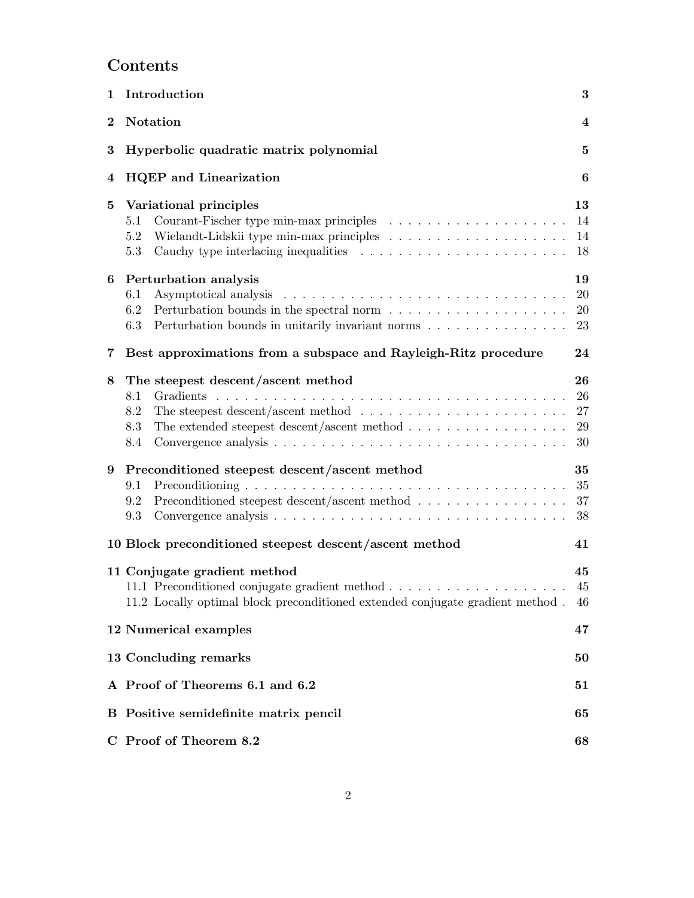# Contents

| | | |
|---|---|---|
| **1** | **Introduction** | **3** |
| **2** | **Notation** | **4** |
| **3** | **Hyperbolic quadratic matrix polynomial** | **5** |
| **4** | **HQEP and Linearization** | **6** |
| **5** | **Variational principles** | **13** |
| | 5.1 Courant-Fischer type min-max principles | 14 |
| | 5.2 Wielandt-Lidskii type min-max principles | 14 |
| | 5.3 Cauchy type interlacing inequalities | 18 |
| **6** | **Perturbation analysis** | **19** |
| | 6.1 Asymptotical analysis | 20 |
| | 6.2 Perturbation bounds in the spectral norm | 20 |
| | 6.3 Perturbation bounds in unitarily invariant norms | 23 |
| **7** | **Best approximations from a subspace and Rayleigh-Ritz procedure** | **24** |
| **8** | **The steepest descent/ascent method** | **26** |
| | 8.1 Gradients | 26 |
| | 8.2 The steepest descent/ascent method | 27 |
| | 8.3 The extended steepest descent/ascent method | 29 |
| | 8.4 Convergence analysis | 30 |
| **9** | **Preconditioned steepest descent/ascent method** | **35** |
| | 9.1 Preconditioning | 35 |
| | 9.2 Preconditioned steepest descent/ascent method | 37 |
| | 9.3 Convergence analysis | 38 |
| **10** | **Block preconditioned steepest descent/ascent method** | **41** |
| **11** | **Conjugate gradient method** | **45** |
| | 11.1 Preconditioned conjugate gradient method | 45 |
| | 11.2 Locally optimal block preconditioned extended conjugate gradient method | 46 |
| **12** | **Numerical examples** | **47** |
| **13** | **Concluding remarks** | **50** |
| **A** | **Proof of Theorems 6.1 and 6.2** | **51** |
| **B** | **Positive semidefinite matrix pencil** | **65** |
| **C** | **Proof of Theorem 8.2** | **68** |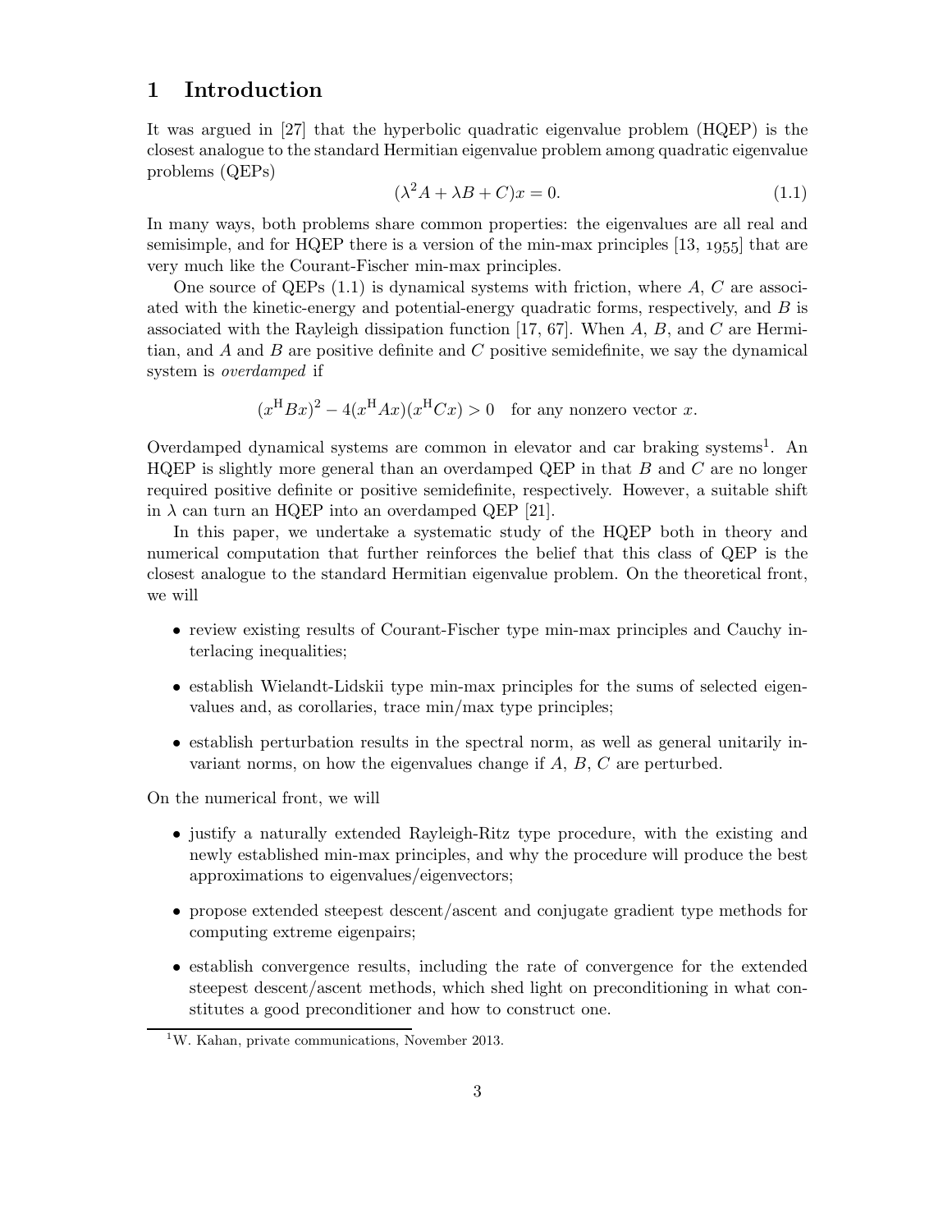# 1 Introduction

It was argued in [27] that the hyperbolic quadratic eigenvalue problem (HQEP) is the closest analogue to the standard Hermitian eigenvalue problem among quadratic eigenvalue problems (QEPs)

$$(\lambda^2 A + \lambda B + C)x = 0. \tag{1.1}$$

In many ways, both problems share common properties: the eigenvalues are all real and semisimple, and for HQEP there is a version of the min-max principles [13, 1955] that are very much like the Courant-Fischer min-max principles.

One source of QEPs (1.1) is dynamical systems with friction, where $A$, $C$ are associated with the kinetic-energy and potential-energy quadratic forms, respectively, and $B$ is associated with the Rayleigh dissipation function [17, 67]. When $A$, $B$, and $C$ are Hermitian, and $A$ and $B$ are positive definite and $C$ positive semidefinite, we say the dynamical system is *overdamped* if

$$(x^{\mathrm{H}}Bx)^2 - 4(x^{\mathrm{H}}Ax)(x^{\mathrm{H}}Cx) > 0 \quad \text{for any nonzero vector } x.$$

Overdamped dynamical systems are common in elevator and car braking systems[1]. An HQEP is slightly more general than an overdamped QEP in that $B$ and $C$ are no longer required positive definite or positive semidefinite, respectively. However, a suitable shift in $\lambda$ can turn an HQEP into an overdamped QEP [21].

In this paper, we undertake a systematic study of the HQEP both in theory and numerical computation that further reinforces the belief that this class of QEP is the closest analogue to the standard Hermitian eigenvalue problem. On the theoretical front, we will

- review existing results of Courant-Fischer type min-max principles and Cauchy interlacing inequalities;
- establish Wielandt-Lidskii type min-max principles for the sums of selected eigenvalues and, as corollaries, trace min/max type principles;
- establish perturbation results in the spectral norm, as well as general unitarily invariant norms, on how the eigenvalues change if $A$, $B$, $C$ are perturbed.

On the numerical front, we will

- justify a naturally extended Rayleigh-Ritz type procedure, with the existing and newly established min-max principles, and why the procedure will produce the best approximations to eigenvalues/eigenvectors;
- propose extended steepest descent/ascent and conjugate gradient type methods for computing extreme eigenpairs;
- establish convergence results, including the rate of convergence for the extended steepest descent/ascent methods, which shed light on preconditioning in what constitutes a good preconditioner and how to construct one.

[1] W. Kahan, private communications, November 2013.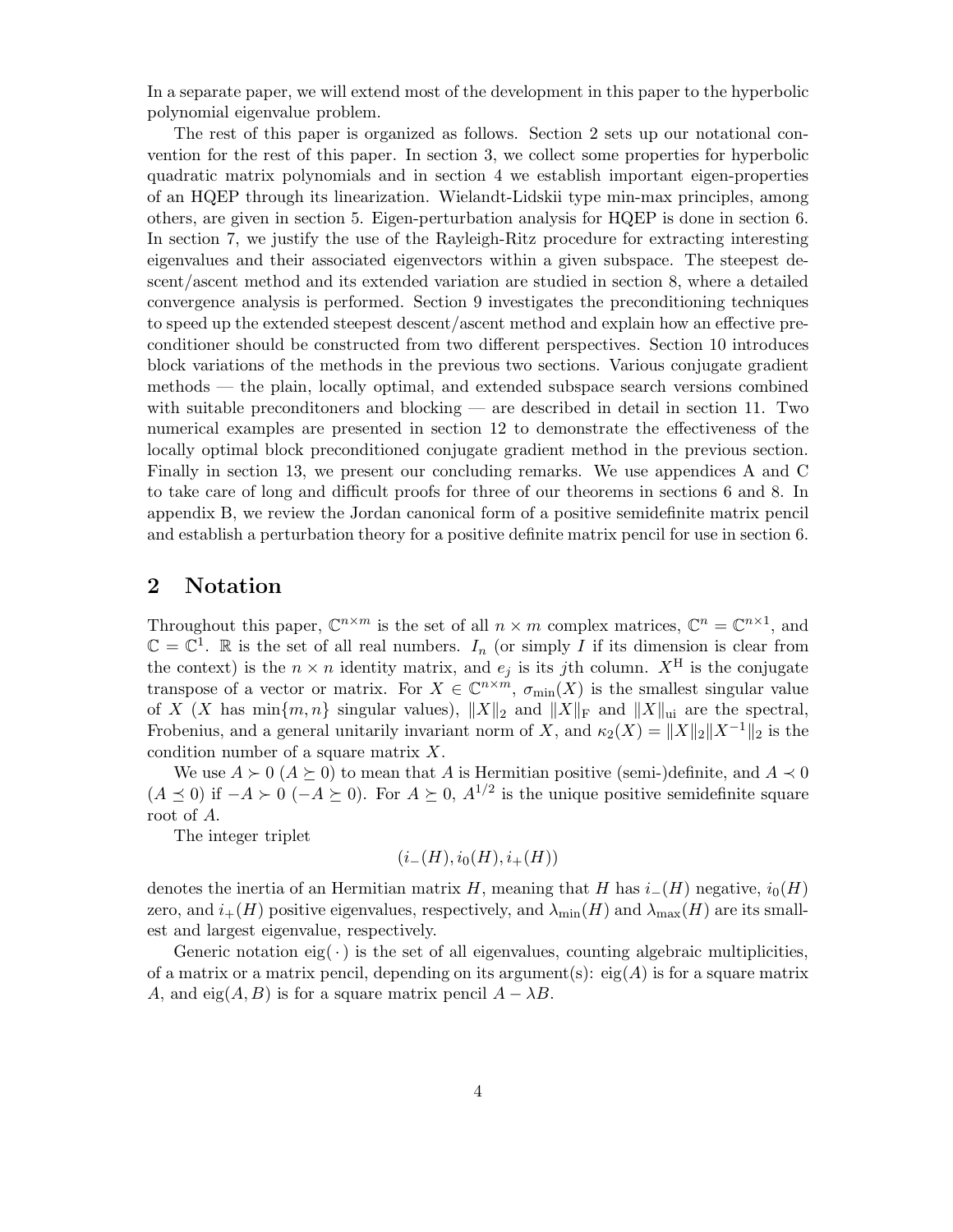In a separate paper, we will extend most of the development in this paper to the hyperbolic polynomial eigenvalue problem.

The rest of this paper is organized as follows. Section 2 sets up our notational convention for the rest of this paper. In section 3, we collect some properties for hyperbolic quadratic matrix polynomials and in section 4 we establish important eigen-properties of an HQEP through its linearization. Wielandt-Lidskii type min-max principles, among others, are given in section 5. Eigen-perturbation analysis for HQEP is done in section 6. In section 7, we justify the use of the Rayleigh-Ritz procedure for extracting interesting eigenvalues and their associated eigenvectors within a given subspace. The steepest descent/ascent method and its extended variation are studied in section 8, where a detailed convergence analysis is performed. Section 9 investigates the preconditioning techniques to speed up the extended steepest descent/ascent method and explain how an effective preconditioner should be constructed from two different perspectives. Section 10 introduces block variations of the methods in the previous two sections. Various conjugate gradient methods — the plain, locally optimal, and extended subspace search versions combined with suitable preconditoners and blocking — are described in detail in section 11. Two numerical examples are presented in section 12 to demonstrate the effectiveness of the locally optimal block preconditioned conjugate gradient method in the previous section. Finally in section 13, we present our concluding remarks. We use appendices A and C to take care of long and difficult proofs for three of our theorems in sections 6 and 8. In appendix B, we review the Jordan canonical form of a positive semidefinite matrix pencil and establish a perturbation theory for a positive definite matrix pencil for use in section 6.

## 2 Notation

Throughout this paper, $\mathbb{C}^{n\times m}$ is the set of all $n \times m$ complex matrices, $\mathbb{C}^n = \mathbb{C}^{n\times 1}$, and $\mathbb{C} = \mathbb{C}^1$. $\mathbb{R}$ is the set of all real numbers. $I_n$ (or simply $I$ if its dimension is clear from the context) is the $n \times n$ identity matrix, and $e_j$ is its $j$th column. $X^{\rm H}$ is the conjugate transpose of a vector or matrix. For $X \in \mathbb{C}^{n\times m}$, $\sigma_{\min}(X)$ is the smallest singular value of $X$ ($X$ has $\min\{m, n\}$ singular values), $\|X\|_2$ and $\|X\|_{\rm F}$ and $\|X\|_{\rm ui}$ are the spectral, Frobenius, and a general unitarily invariant norm of $X$, and $\kappa_2(X) = \|X\|_2\|X^{-1}\|_2$ is the condition number of a square matrix $X$.

We use $A \succ 0$ ($A \succeq 0$) to mean that $A$ is Hermitian positive (semi-)definite, and $A \prec 0$ ($A \preceq 0$) if $-A \succ 0$ ($-A \succeq 0$). For $A \succeq 0$, $A^{1/2}$ is the unique positive semidefinite square root of $A$.

The integer triplet

$$(i_-(H), i_0(H), i_+(H))$$

denotes the inertia of an Hermitian matrix $H$, meaning that $H$ has $i_-(H)$ negative, $i_0(H)$ zero, and $i_+(H)$ positive eigenvalues, respectively, and $\lambda_{\min}(H)$ and $\lambda_{\max}(H)$ are its smallest and largest eigenvalue, respectively.

Generic notation $\operatorname{eig}(\,\cdot\,)$ is the set of all eigenvalues, counting algebraic multiplicities, of a matrix or a matrix pencil, depending on its argument(s): $\operatorname{eig}(A)$ is for a square matrix $A$, and $\operatorname{eig}(A, B)$ is for a square matrix pencil $A - \lambda B$.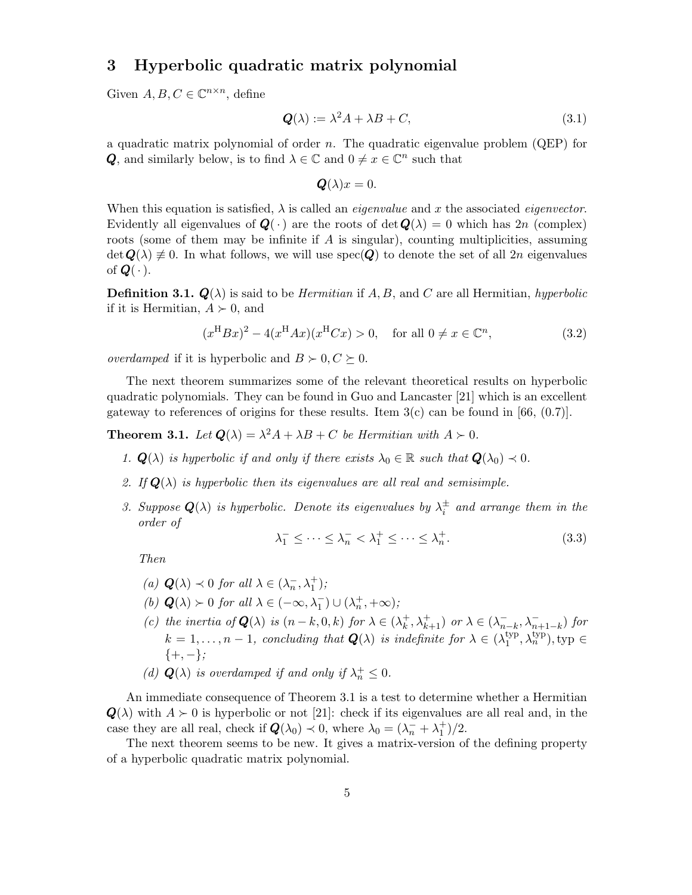## 3 Hyperbolic quadratic matrix polynomial

Given $A, B, C \in \mathbb{C}^{n\times n}$, define

$$\boldsymbol{Q}(\lambda) := \lambda^2 A + \lambda B + C, \tag{3.1}$$

a quadratic matrix polynomial of order $n$. The quadratic eigenvalue problem (QEP) for $\boldsymbol{Q}$, and similarly below, is to find $\lambda \in \mathbb{C}$ and $0 \neq x \in \mathbb{C}^n$ such that

$$\boldsymbol{Q}(\lambda)x = 0.$$

When this equation is satisfied, $\lambda$ is called an *eigenvalue* and $x$ the associated *eigenvector*. Evidently all eigenvalues of $\boldsymbol{Q}(\,\cdot\,)$ are the roots of $\det \boldsymbol{Q}(\lambda) = 0$ which has $2n$ (complex) roots (some of them may be infinite if $A$ is singular), counting multiplicities, assuming $\det \boldsymbol{Q}(\lambda) \not\equiv 0$. In what follows, we will use $\operatorname{spec}(\boldsymbol{Q})$ to denote the set of all $2n$ eigenvalues of $\boldsymbol{Q}(\,\cdot\,)$.

**Definition 3.1.** $\boldsymbol{Q}(\lambda)$ is said to be *Hermitian* if $A$, $B$, and $C$ are all Hermitian, *hyperbolic* if it is Hermitian, $A \succ 0$, and

$$(x^{\mathrm{H}}Bx)^2 - 4(x^{\mathrm{H}}Ax)(x^{\mathrm{H}}Cx) > 0, \quad \text{for all } 0 \neq x \in \mathbb{C}^n, \tag{3.2}$$

*overdamped* if it is hyperbolic and $B \succ 0, C \succeq 0$.

The next theorem summarizes some of the relevant theoretical results on hyperbolic quadratic polynomials. They can be found in Guo and Lancaster [21] which is an excellent gateway to references of origins for these results. Item 3(c) can be found in [66, (0.7)].

**Theorem 3.1.** *Let $\boldsymbol{Q}(\lambda) = \lambda^2 A + \lambda B + C$ be Hermitian with $A \succ 0$.*

1. *$\boldsymbol{Q}(\lambda)$ is hyperbolic if and only if there exists $\lambda_0 \in \mathbb{R}$ such that $\boldsymbol{Q}(\lambda_0) \prec 0$.*
2. *If $\boldsymbol{Q}(\lambda)$ is hyperbolic then its eigenvalues are all real and semisimple.*
3. *Suppose $\boldsymbol{Q}(\lambda)$ is hyperbolic. Denote its eigenvalues by $\lambda_i^{\pm}$ and arrange them in the order of*
$$\lambda_1^- \le \cdots \le \lambda_n^- < \lambda_1^+ \le \cdots \le \lambda_n^+. \tag{3.3}$$
*Then*
   - *(a) $\boldsymbol{Q}(\lambda) \prec 0$ for all $\lambda \in (\lambda_n^-, \lambda_1^+)$;*
   - *(b) $\boldsymbol{Q}(\lambda) \succ 0$ for all $\lambda \in (-\infty, \lambda_1^-) \cup (\lambda_n^+, +\infty)$;*
   - *(c) the inertia of $\boldsymbol{Q}(\lambda)$ is $(n-k, 0, k)$ for $\lambda \in (\lambda_k^+, \lambda_{k+1}^+)$ or $\lambda \in (\lambda_{n-k}^-, \lambda_{n+1-k}^-)$ for $k = 1, \ldots, n-1$, concluding that $\boldsymbol{Q}(\lambda)$ is indefinite for $\lambda \in (\lambda_1^{\mathrm{typ}}, \lambda_n^{\mathrm{typ}}), \mathrm{typ} \in \{+,-\}$;*
   - *(d) $\boldsymbol{Q}(\lambda)$ is overdamped if and only if $\lambda_n^+ \le 0$.*

An immediate consequence of Theorem 3.1 is a test to determine whether a Hermitian $\boldsymbol{Q}(\lambda)$ with $A \succ 0$ is hyperbolic or not [21]: check if its eigenvalues are all real and, in the case they are all real, check if $\boldsymbol{Q}(\lambda_0) \prec 0$, where $\lambda_0 = (\lambda_n^- + \lambda_1^+)/2$.

The next theorem seems to be new. It gives a matrix-version of the defining property of a hyperbolic quadratic matrix polynomial.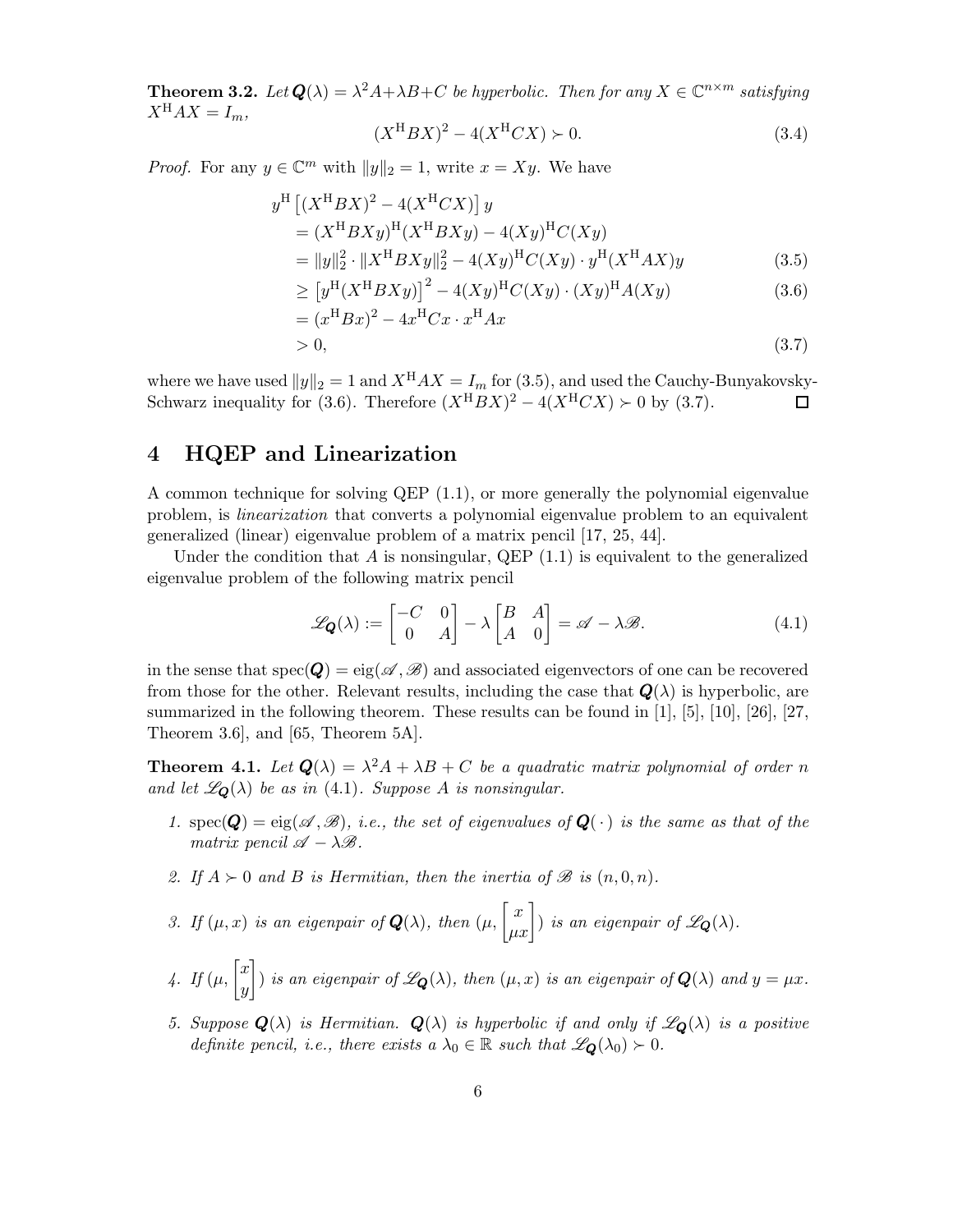**Theorem 3.2.** *Let $\boldsymbol{Q}(\lambda) = \lambda^2 A + \lambda B + C$ be hyperbolic. Then for any $X \in \mathbb{C}^{n\times m}$ satisfying $X^{\rm H}AX = I_m$,*

$$(X^{\rm H}BX)^2 - 4(X^{\rm H}CX) \succ 0. \tag{3.4}$$

*Proof.* For any $y \in \mathbb{C}^m$ with $\|y\|_2 = 1$, write $x = Xy$. We have

$$
\begin{aligned}
& y^{\rm H}\left[(X^{\rm H}BX)^2 - 4(X^{\rm H}CX)\right]y \\
&= (X^{\rm H}BXy)^{\rm H}(X^{\rm H}BXy) - 4(Xy)^{\rm H}C(Xy) \\
&= \|y\|_2^2 \cdot \|X^{\rm H}BXy\|_2^2 - 4(Xy)^{\rm H}C(Xy)\cdot y^{\rm H}(X^{\rm H}AX)y \qquad (3.5)\\
&\ge \left[y^{\rm H}(X^{\rm H}BXy)\right]^2 - 4(Xy)^{\rm H}C(Xy)\cdot (Xy)^{\rm H}A(Xy) \qquad (3.6)\\
&= (x^{\rm H}Bx)^2 - 4x^{\rm H}Cx \cdot x^{\rm H}Ax \\
&> 0, \qquad (3.7)
\end{aligned}
$$

where we have used $\|y\|_2 = 1$ and $X^{\rm H}AX = I_m$ for (3.5), and used the Cauchy-Bunyakovsky-Schwarz inequality for (3.6). Therefore $(X^{\rm H}BX)^2 - 4(X^{\rm H}CX) \succ 0$ by (3.7). $\square$

# 4 HQEP and Linearization

A common technique for solving QEP (1.1), or more generally the polynomial eigenvalue problem, is *linearization* that converts a polynomial eigenvalue problem to an equivalent generalized (linear) eigenvalue problem of a matrix pencil [17, 25, 44].

Under the condition that $A$ is nonsingular, QEP (1.1) is equivalent to the generalized eigenvalue problem of the following matrix pencil

$$\mathscr{L}_{\boldsymbol{Q}}(\lambda) := \begin{bmatrix} -C & 0 \\ 0 & A \end{bmatrix} - \lambda \begin{bmatrix} B & A \\ A & 0 \end{bmatrix} = \mathscr{A} - \lambda \mathscr{B}. \tag{4.1}$$

in the sense that $\operatorname{spec}(\boldsymbol{Q}) = \operatorname{eig}(\mathscr{A}, \mathscr{B})$ and associated eigenvectors of one can be recovered from those for the other. Relevant results, including the case that $\boldsymbol{Q}(\lambda)$ is hyperbolic, are summarized in the following theorem. These results can be found in [1], [5], [10], [26], [27, Theorem 3.6], and [65, Theorem 5A].

**Theorem 4.1.** *Let $\boldsymbol{Q}(\lambda) = \lambda^2 A + \lambda B + C$ be a quadratic matrix polynomial of order $n$ and let $\mathscr{L}_{\boldsymbol{Q}}(\lambda)$ be as in (4.1). Suppose $A$ is nonsingular.*

1. $\operatorname{spec}(\boldsymbol{Q}) = \operatorname{eig}(\mathscr{A}, \mathscr{B})$*, i.e., the set of eigenvalues of $\boldsymbol{Q}(\,\cdot\,)$ is the same as that of the matrix pencil $\mathscr{A} - \lambda\mathscr{B}$.*
2. *If $A \succ 0$ and $B$ is Hermitian, then the inertia of $\mathscr{B}$ is $(n, 0, n)$.*
3. *If $(\mu, x)$ is an eigenpair of $\boldsymbol{Q}(\lambda)$, then $(\mu, \begin{bmatrix} x \\ \mu x \end{bmatrix})$ is an eigenpair of $\mathscr{L}_{\boldsymbol{Q}}(\lambda)$.*
4. *If $(\mu, \begin{bmatrix} x \\ y \end{bmatrix})$ is an eigenpair of $\mathscr{L}_{\boldsymbol{Q}}(\lambda)$, then $(\mu, x)$ is an eigenpair of $\boldsymbol{Q}(\lambda)$ and $y = \mu x$.*
5. *Suppose $\boldsymbol{Q}(\lambda)$ is Hermitian. $\boldsymbol{Q}(\lambda)$ is hyperbolic if and only if $\mathscr{L}_{\boldsymbol{Q}}(\lambda)$ is a positive definite pencil, i.e., there exists a $\lambda_0 \in \mathbb{R}$ such that $\mathscr{L}_{\boldsymbol{Q}}(\lambda_0) \succ 0$.*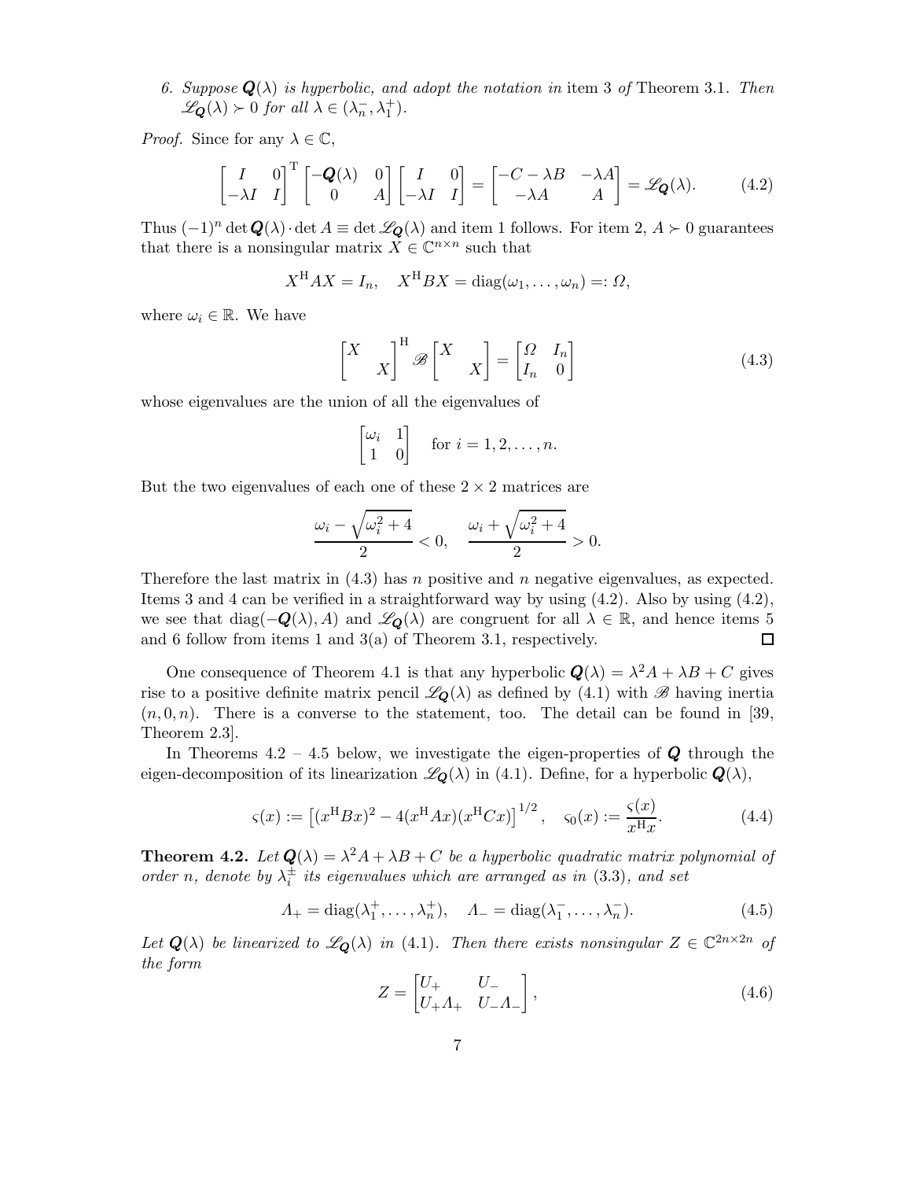6. *Suppose $\boldsymbol{Q}(\lambda)$ is hyperbolic, and adopt the notation in* item 3 *of* Theorem 3.1. *Then* $\mathscr{L}_{\boldsymbol{Q}}(\lambda) \succ 0$ *for all* $\lambda \in (\lambda_n^-, \lambda_1^+)$.

*Proof.* Since for any $\lambda \in \mathbb{C}$,

$$\begin{bmatrix} I & 0 \\ -\lambda I & I \end{bmatrix}^{\mathrm{T}} \begin{bmatrix} -\boldsymbol{Q}(\lambda) & 0 \\ 0 & A \end{bmatrix} \begin{bmatrix} I & 0 \\ -\lambda I & I \end{bmatrix} = \begin{bmatrix} -C - \lambda B & -\lambda A \\ -\lambda A & A \end{bmatrix} = \mathscr{L}_{\boldsymbol{Q}}(\lambda). \tag{4.2}$$

Thus $(-1)^n \det \boldsymbol{Q}(\lambda) \cdot \det A \equiv \det \mathscr{L}_{\boldsymbol{Q}}(\lambda)$ and item 1 follows. For item 2, $A \succ 0$ guarantees that there is a nonsingular matrix $X \in \mathbb{C}^{n\times n}$ such that

$$X^{\mathrm{H}} A X = I_n, \quad X^{\mathrm{H}} B X = \operatorname{diag}(\omega_1, \ldots, \omega_n) =: \Omega,$$

where $\omega_i \in \mathbb{R}$. We have

$$\begin{bmatrix} X & \\ & X \end{bmatrix}^{\mathrm{H}} \mathscr{B} \begin{bmatrix} X & \\ & X \end{bmatrix} = \begin{bmatrix} \Omega & I_n \\ I_n & 0 \end{bmatrix} \tag{4.3}$$

whose eigenvalues are the union of all the eigenvalues of

$$\begin{bmatrix} \omega_i & 1 \\ 1 & 0 \end{bmatrix} \quad \text{for } i = 1, 2, \ldots, n.$$

But the two eigenvalues of each one of these $2 \times 2$ matrices are

$$\frac{\omega_i - \sqrt{\omega_i^2 + 4}}{2} < 0, \quad \frac{\omega_i + \sqrt{\omega_i^2 + 4}}{2} > 0.$$

Therefore the last matrix in (4.3) has $n$ positive and $n$ negative eigenvalues, as expected. Items 3 and 4 can be verified in a straightforward way by using (4.2). Also by using (4.2), we see that $\operatorname{diag}(-\boldsymbol{Q}(\lambda), A)$ and $\mathscr{L}_{\boldsymbol{Q}}(\lambda)$ are congruent for all $\lambda \in \mathbb{R}$, and hence items 5 and 6 follow from items 1 and 3(a) of Theorem 3.1, respectively. $\square$

One consequence of Theorem 4.1 is that any hyperbolic $\boldsymbol{Q}(\lambda) = \lambda^2 A + \lambda B + C$ gives rise to a positive definite matrix pencil $\mathscr{L}_{\boldsymbol{Q}}(\lambda)$ as defined by (4.1) with $\mathscr{B}$ having inertia $(n, 0, n)$. There is a converse to the statement, too. The detail can be found in [39, Theorem 2.3].

In Theorems 4.2 – 4.5 below, we investigate the eigen-properties of $\boldsymbol{Q}$ through the eigen-decomposition of its linearization $\mathscr{L}_{\boldsymbol{Q}}(\lambda)$ in (4.1). Define, for a hyperbolic $\boldsymbol{Q}(\lambda)$,

$$\varsigma(x) := \left[(x^{\mathrm{H}} B x)^2 - 4(x^{\mathrm{H}} A x)(x^{\mathrm{H}} C x)\right]^{1/2}, \quad \varsigma_0(x) := \frac{\varsigma(x)}{x^{\mathrm{H}} x}. \tag{4.4}$$

**Theorem 4.2.** *Let $\boldsymbol{Q}(\lambda) = \lambda^2 A + \lambda B + C$ be a hyperbolic quadratic matrix polynomial of order $n$, denote by $\lambda_i^{\pm}$ its eigenvalues which are arranged as in* (3.3)*, and set*

$$\Lambda_+ = \operatorname{diag}(\lambda_1^+, \ldots, \lambda_n^+), \quad \Lambda_- = \operatorname{diag}(\lambda_1^-, \ldots, \lambda_n^-). \tag{4.5}$$

*Let $\boldsymbol{Q}(\lambda)$ be linearized to $\mathscr{L}_{\boldsymbol{Q}}(\lambda)$ in* (4.1)*. Then there exists nonsingular $Z \in \mathbb{C}^{2n\times 2n}$ of the form*

$$Z = \begin{bmatrix} U_+ & U_- \\ U_+\Lambda_+ & U_-\Lambda_- \end{bmatrix}, \tag{4.6}$$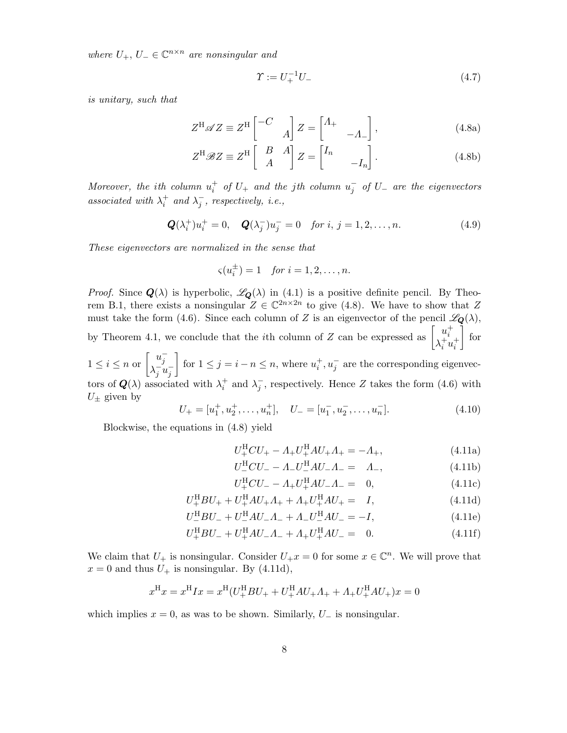*where $U_+$, $U_- \in \mathbb{C}^{n\times n}$ are nonsingular and*

$$\varUpsilon := U_+^{-1} U_- \tag{4.7}$$

*is unitary, such that*

$$Z^{\mathrm{H}} \mathscr{A} Z \equiv Z^{\mathrm{H}} \begin{bmatrix} -C & \\ & A \end{bmatrix} Z = \begin{bmatrix} \varLambda_+ & \\ & -\varLambda_- \end{bmatrix}, \tag{4.8a}$$

$$Z^{\mathrm{H}} \mathscr{B} Z \equiv Z^{\mathrm{H}} \begin{bmatrix} B & A \\ A & \end{bmatrix} Z = \begin{bmatrix} I_n & \\ & -I_n \end{bmatrix}. \tag{4.8b}$$

*Moreover, the ith column $u_i^+$ of $U_+$ and the jth column $u_j^-$ of $U_-$ are the eigenvectors associated with $\lambda_i^+$ and $\lambda_j^-$, respectively, i.e.,*

$$\boldsymbol{Q}(\lambda_i^+) u_i^+ = 0, \quad \boldsymbol{Q}(\lambda_j^-) u_j^- = 0 \quad \text{for } i,\, j = 1, 2, \ldots, n. \tag{4.9}$$

*These eigenvectors are normalized in the sense that*

$$\varsigma(u_i^{\pm}) = 1 \quad \text{for } i = 1, 2, \ldots, n.$$

*Proof.* Since $\boldsymbol{Q}(\lambda)$ is hyperbolic, $\mathscr{L}_{\boldsymbol{Q}}(\lambda)$ in (4.1) is a positive definite pencil. By Theorem B.1, there exists a nonsingular $Z \in \mathbb{C}^{2n\times 2n}$ to give (4.8). We have to show that $Z$ must take the form (4.6). Since each column of $Z$ is an eigenvector of the pencil $\mathscr{L}_{\boldsymbol{Q}}(\lambda)$, by Theorem 4.1, we conclude that the $i$th column of $Z$ can be expressed as $\begin{bmatrix} u_i^+ \\ \lambda_i^+ u_i^+ \end{bmatrix}$ for $1 \le i \le n$ or $\begin{bmatrix} u_j^- \\ \lambda_j^- u_j^- \end{bmatrix}$ for $1 \le j = i - n \le n$, where $u_i^+, u_j^-$ are the corresponding eigenvectors of $\boldsymbol{Q}(\lambda)$ associated with $\lambda_i^+$ and $\lambda_j^-$, respectively. Hence $Z$ takes the form (4.6) with $U_\pm$ given by

$$U_+ = [u_1^+, u_2^+, \ldots, u_n^+], \quad U_- = [u_1^-, u_2^-, \ldots, u_n^-]. \tag{4.10}$$

Blockwise, the equations in (4.8) yield

$$U_+^{\mathrm{H}} C U_+ - \varLambda_+ U_+^{\mathrm{H}} A U_+ \varLambda_+ = -\varLambda_+, \tag{4.11a}$$

$$U_-^{\mathrm{H}} C U_- - \varLambda_- U_-^{\mathrm{H}} A U_- \varLambda_- = \varLambda_-, \tag{4.11b}$$

$$U_+^{\mathrm{H}} C U_- - \varLambda_+ U_+^{\mathrm{H}} A U_- \varLambda_- = 0, \tag{4.11c}$$

$$U_+^{\mathrm{H}} B U_+ + U_+^{\mathrm{H}} A U_+ \varLambda_+ + \varLambda_+ U_+^{\mathrm{H}} A U_+ = I, \tag{4.11d}$$

$$U_-^{\mathrm{H}} B U_- + U_-^{\mathrm{H}} A U_- \varLambda_- + \varLambda_- U_-^{\mathrm{H}} A U_- = -I, \tag{4.11e}$$

$$U_+^{\mathrm{H}} B U_- + U_+^{\mathrm{H}} A U_- \varLambda_- + \varLambda_+ U_+^{\mathrm{H}} A U_- = 0. \tag{4.11f}$$

We claim that $U_+$ is nonsingular. Consider $U_+ x = 0$ for some $x \in \mathbb{C}^n$. We will prove that $x = 0$ and thus $U_+$ is nonsingular. By (4.11d),

$$x^{\mathrm{H}} x = x^{\mathrm{H}} I x = x^{\mathrm{H}} (U_+^{\mathrm{H}} B U_+ + U_+^{\mathrm{H}} A U_+ \varLambda_+ + \varLambda_+ U_+^{\mathrm{H}} A U_+) x = 0$$

which implies $x = 0$, as was to be shown. Similarly, $U_-$ is nonsingular.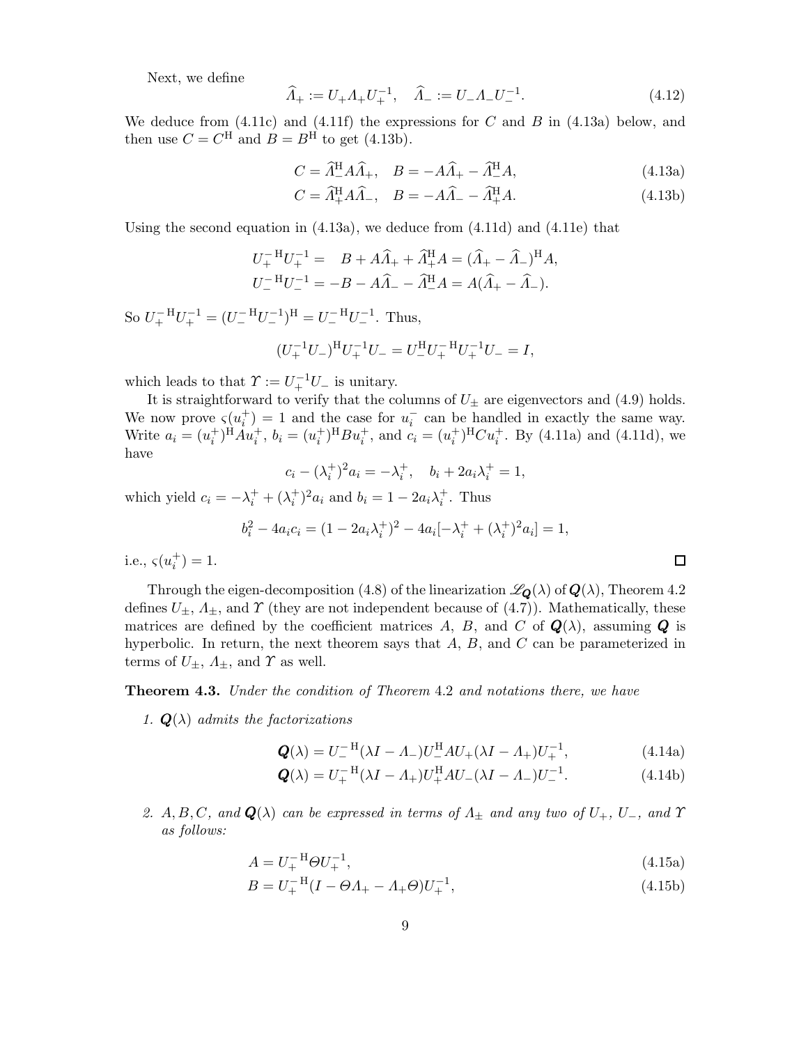Next, we define

$$\widehat{\varLambda}_+ := U_+\varLambda_+U_+^{-1}, \quad \widehat{\varLambda}_- := U_-\varLambda_-U_-^{-1}. \tag{4.12}$$

We deduce from (4.11c) and (4.11f) the expressions for $C$ and $B$ in (4.13a) below, and then use $C = C^{\rm H}$ and $B = B^{\rm H}$ to get (4.13b).

$$C = \widehat{\varLambda}_-^{\rm H} A \widehat{\varLambda}_+, \quad B = -A\widehat{\varLambda}_+ - \widehat{\varLambda}_-^{\rm H} A, \tag{4.13a}$$

$$C = \widehat{\varLambda}_+^{\rm H} A \widehat{\varLambda}_-, \quad B = -A\widehat{\varLambda}_- - \widehat{\varLambda}_+^{\rm H} A. \tag{4.13b}$$

Using the second equation in (4.13a), we deduce from (4.11d) and (4.11e) that

$$U_+^{-\,\rm H}U_+^{-1} = \quad B + A\widehat{\varLambda}_+ + \widehat{\varLambda}_+^{\rm H} A = (\widehat{\varLambda}_+ - \widehat{\varLambda}_-)^{\rm H} A,$$

$$U_-^{-\,\rm H}U_-^{-1} = -B - A\widehat{\varLambda}_- - \widehat{\varLambda}_-^{\rm H} A = A(\widehat{\varLambda}_+ - \widehat{\varLambda}_-).$$

So $U_+^{-\,\rm H}U_+^{-1} = (U_-^{-\,\rm H}U_-^{-1})^{\rm H} = U_-^{-\,\rm H}U_-^{-1}$. Thus,

$$(U_+^{-1}U_-)^{\rm H}U_+^{-1}U_- = U_-^{\rm H}U_+^{-\,\rm H}U_+^{-1}U_- = I,$$

which leads to that $\varUpsilon := U_+^{-1}U_-$ is unitary.

It is straightforward to verify that the columns of $U_\pm$ are eigenvectors and (4.9) holds. We now prove $\varsigma(u_i^+) = 1$ and the case for $u_i^-$ can be handled in exactly the same way. Write $a_i = (u_i^+)^{\rm H} A u_i^+$, $b_i = (u_i^+)^{\rm H} B u_i^+$, and $c_i = (u_i^+)^{\rm H} C u_i^+$. By (4.11a) and (4.11d), we have

$$c_i - (\lambda_i^+)^2 a_i = -\lambda_i^+, \quad b_i + 2a_i\lambda_i^+ = 1,$$

which yield $c_i = -\lambda_i^+ + (\lambda_i^+)^2 a_i$ and $b_i = 1 - 2a_i\lambda_i^+$. Thus

$$b_i^2 - 4a_ic_i = (1 - 2a_i\lambda_i^+)^2 - 4a_i[-\lambda_i^+ + (\lambda_i^+)^2 a_i] = 1,$$

i.e., $\varsigma(u_i^+) = 1$. $\square$

Through the eigen-decomposition (4.8) of the linearization $\mathscr{L}_{\boldsymbol{Q}}(\lambda)$ of $\boldsymbol{Q}(\lambda)$, Theorem 4.2 defines $U_\pm$, $\varLambda_\pm$, and $\varUpsilon$ (they are not independent because of (4.7)). Mathematically, these matrices are defined by the coefficient matrices $A$, $B$, and $C$ of $\boldsymbol{Q}(\lambda)$, assuming $\boldsymbol{Q}$ is hyperbolic. In return, the next theorem says that $A$, $B$, and $C$ can be parameterized in terms of $U_\pm$, $\varLambda_\pm$, and $\varUpsilon$ as well.

**Theorem 4.3.** *Under the condition of Theorem 4.2 and notations there, we have*

1. *$\boldsymbol{Q}(\lambda)$ admits the factorizations*

$$\boldsymbol{Q}(\lambda) = U_-^{-\,\rm H}(\lambda I - \varLambda_-)U_-^{\rm H} A U_+(\lambda I - \varLambda_+)U_+^{-1}, \tag{4.14a}$$

$$\boldsymbol{Q}(\lambda) = U_+^{-\,\rm H}(\lambda I - \varLambda_+)U_+^{\rm H} A U_-(\lambda I - \varLambda_-)U_-^{-1}. \tag{4.14b}$$

2. *$A, B, C,$ and $\boldsymbol{Q}(\lambda)$ can be expressed in terms of $\varLambda_\pm$ and any two of $U_+$, $U_-$, and $\varUpsilon$ as follows:*

$$A = U_+^{-\,\rm H}\varTheta U_+^{-1}, \tag{4.15a}$$

$$B = U_+^{-\,\rm H}(I - \varTheta\varLambda_+ - \varLambda_+\varTheta)U_+^{-1}, \tag{4.15b}$$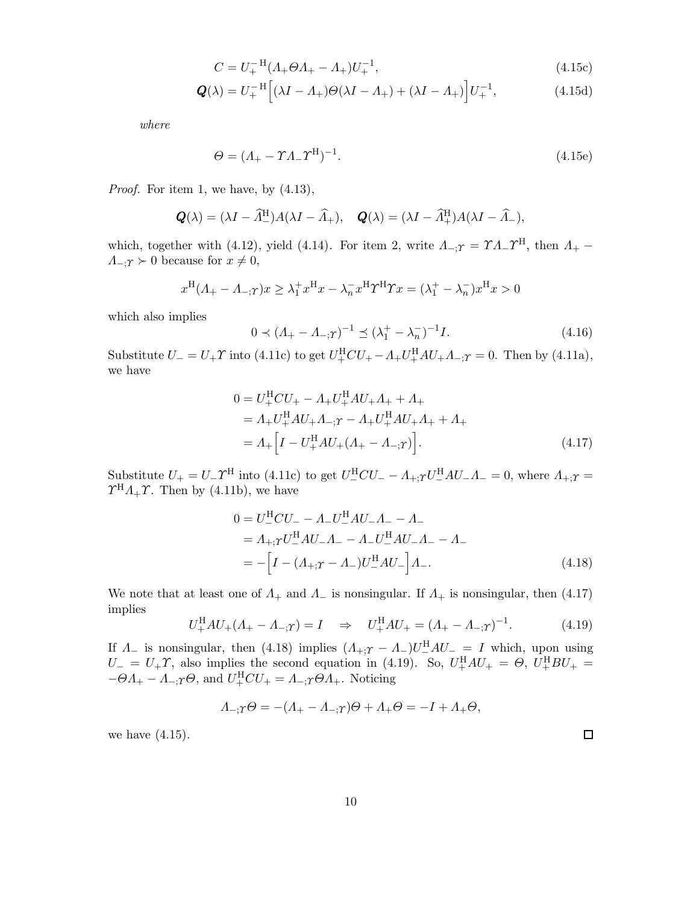$$C = U_+^{-\mathrm{H}}(\Lambda_+\Theta\Lambda_+ - \Lambda_+)U_+^{-1}, \tag{4.15c}$$

$$\boldsymbol{Q}(\lambda) = U_+^{-\mathrm{H}}\Big[(\lambda I - \Lambda_+)\Theta(\lambda I - \Lambda_+) + (\lambda I - \Lambda_+)\Big]U_+^{-1}, \tag{4.15d}$$

*where*

$$\Theta = (\Lambda_+ - \Upsilon\Lambda_-\Upsilon^{\mathrm{H}})^{-1}. \tag{4.15e}$$

*Proof.* For item 1, we have, by (4.13),

$$\boldsymbol{Q}(\lambda) = (\lambda I - \widehat{\Lambda}_-^{\mathrm{H}})A(\lambda I - \widehat{\Lambda}_+), \quad \boldsymbol{Q}(\lambda) = (\lambda I - \widehat{\Lambda}_+^{\mathrm{H}})A(\lambda I - \widehat{\Lambda}_-),$$

which, together with (4.12), yield (4.14). For item 2, write $\Lambda_{-;\Upsilon} = \Upsilon\Lambda_-\Upsilon^{\mathrm{H}}$, then $\Lambda_+ - \Lambda_{-;\Upsilon} \succ 0$ because for $x \neq 0$,

$$x^{\mathrm{H}}(\Lambda_+ - \Lambda_{-;\Upsilon})x \geq \lambda_1^+ x^{\mathrm{H}}x - \lambda_n^- x^{\mathrm{H}}\Upsilon^{\mathrm{H}}\Upsilon x = (\lambda_1^+ - \lambda_n^-)x^{\mathrm{H}}x > 0$$

which also implies

$$0 \prec (\Lambda_+ - \Lambda_{-;\Upsilon})^{-1} \preceq (\lambda_1^+ - \lambda_n^-)^{-1}I. \tag{4.16}$$

Substitute $U_- = U_+\Upsilon$ into (4.11c) to get $U_+^{\mathrm{H}}CU_+ - \Lambda_+U_+^{\mathrm{H}}AU_+\Lambda_{-;\Upsilon} = 0$. Then by (4.11a), we have

$$\begin{aligned}
0 &= U_+^{\mathrm{H}}CU_+ - \Lambda_+U_+^{\mathrm{H}}AU_+\Lambda_+ + \Lambda_+ \\
&= \Lambda_+U_+^{\mathrm{H}}AU_+\Lambda_{-;\Upsilon} - \Lambda_+U_+^{\mathrm{H}}AU_+\Lambda_+ + \Lambda_+ \\
&= \Lambda_+\Big[I - U_+^{\mathrm{H}}AU_+(\Lambda_+ - \Lambda_{-;\Upsilon})\Big].
\end{aligned} \tag{4.17}$$

Substitute $U_+ = U_-\Upsilon^{\mathrm{H}}$ into (4.11c) to get $U_-^{\mathrm{H}}CU_- - \Lambda_{+;\Upsilon}U_-^{\mathrm{H}}AU_-\Lambda_- = 0$, where $\Lambda_{+;\Upsilon} = \Upsilon^{\mathrm{H}}\Lambda_+\Upsilon$. Then by (4.11b), we have

$$\begin{aligned}
0 &= U_-^{\mathrm{H}}CU_- - \Lambda_-U_-^{\mathrm{H}}AU_-\Lambda_- - \Lambda_- \\
&= \Lambda_{+;\Upsilon}U_-^{\mathrm{H}}AU_-\Lambda_- - \Lambda_-U_-^{\mathrm{H}}AU_-\Lambda_- - \Lambda_- \\
&= -\Big[I - (\Lambda_{+;\Upsilon} - \Lambda_-)U_-^{\mathrm{H}}AU_-\Big]\Lambda_-.
\end{aligned} \tag{4.18}$$

We note that at least one of $\Lambda_+$ and $\Lambda_-$ is nonsingular. If $\Lambda_+$ is nonsingular, then (4.17) implies

$$U_+^{\mathrm{H}}AU_+(\Lambda_+ - \Lambda_{-;\Upsilon}) = I \quad \Rightarrow \quad U_+^{\mathrm{H}}AU_+ = (\Lambda_+ - \Lambda_{-;\Upsilon})^{-1}. \tag{4.19}$$

If $\Lambda_-$ is nonsingular, then (4.18) implies $(\Lambda_{+;\Upsilon} - \Lambda_-)U_-^{\mathrm{H}}AU_- = I$ which, upon using $U_- = U_+\Upsilon$, also implies the second equation in (4.19). So, $U_+^{\mathrm{H}}AU_+ = \Theta$, $U_+^{\mathrm{H}}BU_+ = -\Theta\Lambda_+ - \Lambda_{-;\Upsilon}\Theta$, and $U_+^{\mathrm{H}}CU_+ = \Lambda_{-;\Upsilon}\Theta\Lambda_+$. Noticing

$$\Lambda_{-;\Upsilon}\Theta = -(\Lambda_+ - \Lambda_{-;\Upsilon})\Theta + \Lambda_+\Theta = -I + \Lambda_+\Theta,$$

we have (4.15). ◻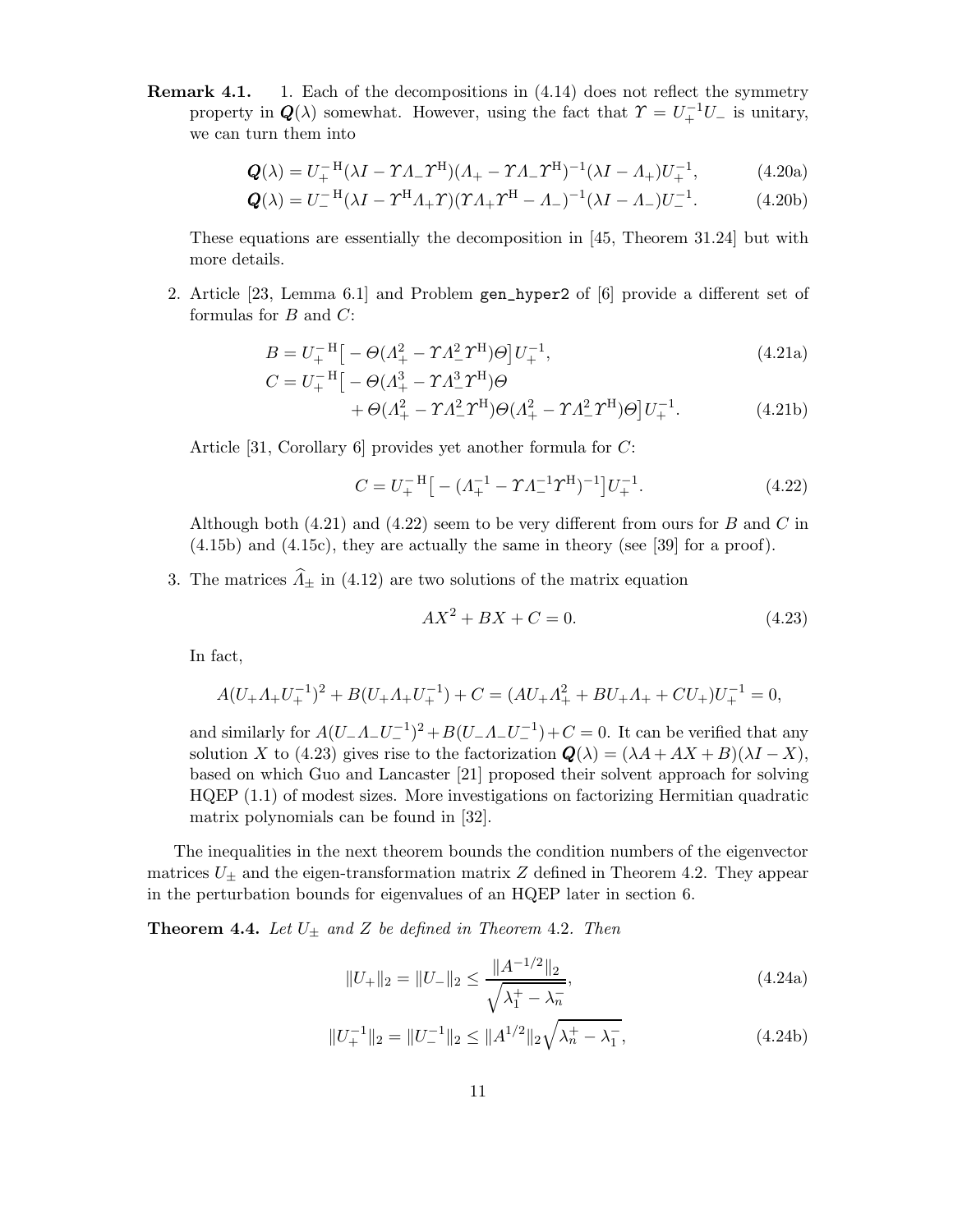**Remark 4.1.** 1. Each of the decompositions in (4.14) does not reflect the symmetry property in $\boldsymbol{Q}(\lambda)$ somewhat. However, using the fact that $\varUpsilon = U_+^{-1}U_-$ is unitary, we can turn them into

$$\boldsymbol{Q}(\lambda) = U_+^{-\mathrm{H}}(\lambda I - \varUpsilon \varLambda_- \varUpsilon^{\mathrm{H}})(\varLambda_+ - \varUpsilon \varLambda_- \varUpsilon^{\mathrm{H}})^{-1}(\lambda I - \varLambda_+)U_+^{-1}, \tag{4.20a}$$

$$\boldsymbol{Q}(\lambda) = U_-^{-\mathrm{H}}(\lambda I - \varUpsilon^{\mathrm{H}} \varLambda_+ \varUpsilon)(\varUpsilon \varLambda_+ \varUpsilon^{\mathrm{H}} - \varLambda_-)^{-1}(\lambda I - \varLambda_-)U_-^{-1}. \tag{4.20b}$$

These equations are essentially the decomposition in [45, Theorem 31.24] but with more details.

2. Article [23, Lemma 6.1] and Problem gen_hyper2 of [6] provide a different set of formulas for $B$ and $C$:

$$B = U_+^{-\mathrm{H}}\big[-\varTheta(\varLambda_+^2 - \varUpsilon \varLambda_-^2 \varUpsilon^{\mathrm{H}})\varTheta\big]U_+^{-1}, \tag{4.21a}$$

$$\begin{aligned} C = U_+^{-\mathrm{H}}\big[&-\varTheta(\varLambda_+^3 - \varUpsilon \varLambda_-^3 \varUpsilon^{\mathrm{H}})\varTheta \\ &+ \varTheta(\varLambda_+^2 - \varUpsilon \varLambda_-^2 \varUpsilon^{\mathrm{H}})\varTheta(\varLambda_+^2 - \varUpsilon \varLambda_-^2 \varUpsilon^{\mathrm{H}})\varTheta\big]U_+^{-1}. \end{aligned} \tag{4.21b}$$

Article [31, Corollary 6] provides yet another formula for $C$:

$$C = U_+^{-\mathrm{H}}\big[-(\varLambda_+^{-1} - \varUpsilon \varLambda_-^{-1} \varUpsilon^{\mathrm{H}})^{-1}\big]U_+^{-1}. \tag{4.22}$$

Although both (4.21) and (4.22) seem to be very different from ours for $B$ and $C$ in (4.15b) and (4.15c), they are actually the same in theory (see [39] for a proof).

3. The matrices $\widehat{\varLambda}_\pm$ in (4.12) are two solutions of the matrix equation

$$AX^2 + BX + C = 0. \tag{4.23}$$

In fact,

$$A(U_+\varLambda_+U_+^{-1})^2 + B(U_+\varLambda_+U_+^{-1}) + C = (AU_+\varLambda_+^2 + BU_+\varLambda_+ + CU_+)U_+^{-1} = 0,$$

and similarly for $A(U_-\varLambda_-U_-^{-1})^2 + B(U_-\varLambda_-U_-^{-1}) + C = 0$. It can be verified that any solution $X$ to (4.23) gives rise to the factorization $\boldsymbol{Q}(\lambda) = (\lambda A + AX + B)(\lambda I - X)$, based on which Guo and Lancaster [21] proposed their solvent approach for solving HQEP (1.1) of modest sizes. More investigations on factorizing Hermitian quadratic matrix polynomials can be found in [32].

The inequalities in the next theorem bounds the condition numbers of the eigenvector matrices $U_\pm$ and the eigen-transformation matrix $Z$ defined in Theorem 4.2. They appear in the perturbation bounds for eigenvalues of an HQEP later in section 6.

**Theorem 4.4.** *Let $U_\pm$ and $Z$ be defined in Theorem 4.2. Then*

$$\|U_+\|_2 = \|U_-\|_2 \le \frac{\|A^{-1/2}\|_2}{\sqrt{\lambda_1^+ - \lambda_n^-}}, \tag{4.24a}$$

$$\|U_+^{-1}\|_2 = \|U_-^{-1}\|_2 \le \|A^{1/2}\|_2\sqrt{\lambda_n^+ - \lambda_1^-}, \tag{4.24b}$$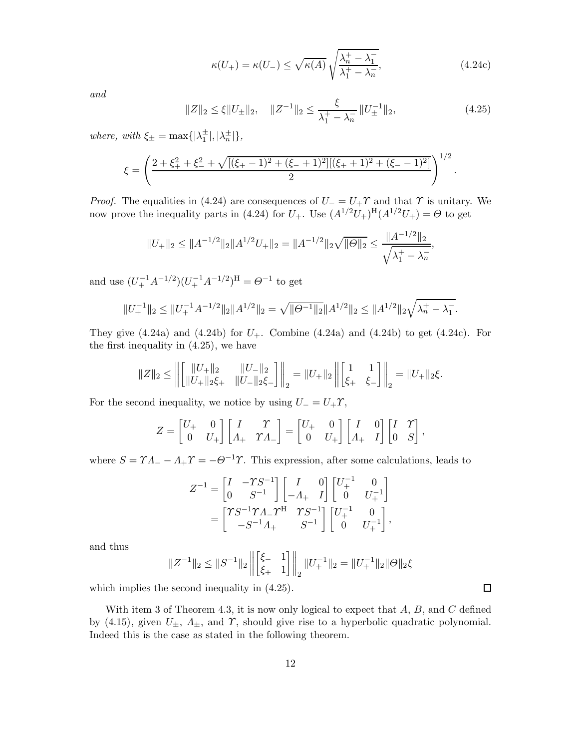$$\kappa(U_+) = \kappa(U_-) \le \sqrt{\kappa(A)}\,\sqrt{\frac{\lambda_n^+ - \lambda_1^-}{\lambda_1^+ - \lambda_n^-}}, \tag{4.24c}$$

*and*

$$\|Z\|_2 \le \xi \|U_\pm\|_2, \quad \|Z^{-1}\|_2 \le \frac{\xi}{\lambda_1^+ - \lambda_n^-}\,\|U_\pm^{-1}\|_2, \tag{4.25}$$

*where, with* $\xi_\pm = \max\{|\lambda_1^\pm|, |\lambda_n^\pm|\}$,

$$\xi = \left(\frac{2 + \xi_+^2 + \xi_-^2 + \sqrt{[(\xi_+ - 1)^2 + (\xi_- + 1)^2][(\xi_+ + 1)^2 + (\xi_- - 1)^2]}}{2}\right)^{1/2}.$$

*Proof.* The equalities in (4.24) are consequences of $U_- = U_+\varUpsilon$ and that $\varUpsilon$ is unitary. We now prove the inequality parts in (4.24) for $U_+$. Use $(A^{1/2}U_+)^{\rm H}(A^{1/2}U_+) = \varTheta$ to get

$$\|U_+\|_2 \le \|A^{-1/2}\|_2 \|A^{1/2}U_+\|_2 = \|A^{-1/2}\|_2 \sqrt{\|\varTheta\|_2} \le \frac{\|A^{-1/2}\|_2}{\sqrt{\lambda_1^+ - \lambda_n^-}},$$

and use $(U_+^{-1}A^{-1/2})(U_+^{-1}A^{-1/2})^{\rm H} = \varTheta^{-1}$ to get

$$\|U_+^{-1}\|_2 \le \|U_+^{-1}A^{-1/2}\|_2 \|A^{1/2}\|_2 = \sqrt{\|\varTheta^{-1}\|_2}\,\|A^{1/2}\|_2 \le \|A^{1/2}\|_2 \sqrt{\lambda_n^+ - \lambda_1^-}.$$

They give (4.24a) and (4.24b) for $U_+$. Combine (4.24a) and (4.24b) to get (4.24c). For the first inequality in (4.25), we have

$$\|Z\|_2 \le \left\| \begin{bmatrix} \|U_+\|_2 & \|U_-\|_2 \\ \|U_+\|_2\xi_+ & \|U_-\|_2\xi_- \end{bmatrix} \right\|_2 = \|U_+\|_2 \left\| \begin{bmatrix} 1 & 1 \\ \xi_+ & \xi_- \end{bmatrix} \right\|_2 = \|U_+\|_2 \xi.$$

For the second inequality, we notice by using $U_- = U_+\varUpsilon$,

$$Z = \begin{bmatrix} U_+ & 0 \\ 0 & U_+ \end{bmatrix} \begin{bmatrix} I & \varUpsilon \\ \varLambda_+ & \varUpsilon\varLambda_- \end{bmatrix} = \begin{bmatrix} U_+ & 0 \\ 0 & U_+ \end{bmatrix} \begin{bmatrix} I & 0 \\ \varLambda_+ & I \end{bmatrix} \begin{bmatrix} I & \varUpsilon \\ 0 & S \end{bmatrix},$$

where $S = \varUpsilon\varLambda_- - \varLambda_+\varUpsilon = -\varTheta^{-1}\varUpsilon$. This expression, after some calculations, leads to

$$\begin{aligned} Z^{-1} &= \begin{bmatrix} I & -\varUpsilon S^{-1} \\ 0 & S^{-1} \end{bmatrix} \begin{bmatrix} I & 0 \\ -\varLambda_+ & I \end{bmatrix} \begin{bmatrix} U_+^{-1} & 0 \\ 0 & U_+^{-1} \end{bmatrix} \\ &= \begin{bmatrix} \varUpsilon S^{-1}\varUpsilon\varLambda_-\varUpsilon^{\rm H} & \varUpsilon S^{-1} \\ -S^{-1}\varLambda_+ & S^{-1} \end{bmatrix} \begin{bmatrix} U_+^{-1} & 0 \\ 0 & U_+^{-1} \end{bmatrix}, \end{aligned}$$

and thus

$$\|Z^{-1}\|_2 \le \|S^{-1}\|_2 \left\| \begin{bmatrix} \xi_- & 1 \\ \xi_+ & 1 \end{bmatrix} \right\|_2 \|U_+^{-1}\|_2 = \|U_+^{-1}\|_2 \|\varTheta\|_2 \xi$$

which implies the second inequality in (4.25). $\square$

With item 3 of Theorem 4.3, it is now only logical to expect that $A$, $B$, and $C$ defined by (4.15), given $U_\pm$, $\varLambda_\pm$, and $\varUpsilon$, should give rise to a hyperbolic quadratic polynomial. Indeed this is the case as stated in the following theorem.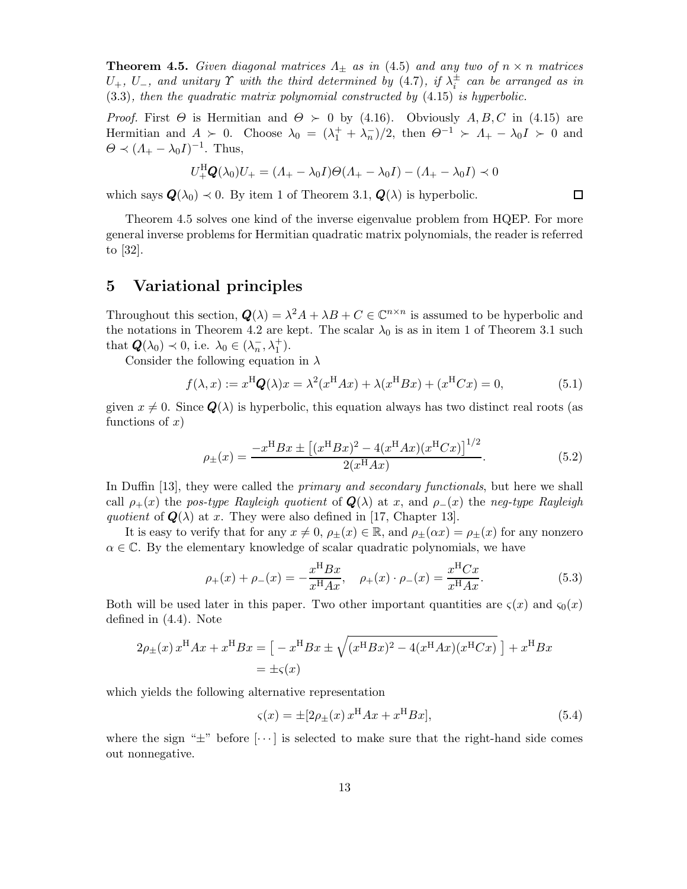**Theorem 4.5.** *Given diagonal matrices $\varLambda_\pm$ as in* (4.5) *and any two of $n \times n$ matrices $U_+$, $U_-$, and unitary $\varUpsilon$ with the third determined by* (4.7)*, if $\lambda_i^\pm$ can be arranged as in* (3.3)*, then the quadratic matrix polynomial constructed by* (4.15) *is hyperbolic.*

*Proof.* First $\varTheta$ is Hermitian and $\varTheta \succ 0$ by (4.16). Obviously $A, B, C$ in (4.15) are Hermitian and $A \succ 0$. Choose $\lambda_0 = (\lambda_1^+ + \lambda_n^-)/2$, then $\varTheta^{-1} \succ \varLambda_+ - \lambda_0 I \succ 0$ and $\varTheta \prec (\varLambda_+ - \lambda_0 I)^{-1}$. Thus,

$$U_+^{\rm H} \boldsymbol{Q}(\lambda_0) U_+ = (\varLambda_+ - \lambda_0 I)\varTheta(\varLambda_+ - \lambda_0 I) - (\varLambda_+ - \lambda_0 I) \prec 0$$

which says $\boldsymbol{Q}(\lambda_0) \prec 0$. By item 1 of Theorem 3.1, $\boldsymbol{Q}(\lambda)$ is hyperbolic. $\square$

Theorem 4.5 solves one kind of the inverse eigenvalue problem from HQEP. For more general inverse problems for Hermitian quadratic matrix polynomials, the reader is referred to [32].

# 5 Variational principles

Throughout this section, $\boldsymbol{Q}(\lambda) = \lambda^2 A + \lambda B + C \in \mathbb{C}^{n\times n}$ is assumed to be hyperbolic and the notations in Theorem 4.2 are kept. The scalar $\lambda_0$ is as in item 1 of Theorem 3.1 such that $\boldsymbol{Q}(\lambda_0) \prec 0$, i.e. $\lambda_0 \in (\lambda_n^-, \lambda_1^+)$.

Consider the following equation in $\lambda$

$$f(\lambda, x) := x^{\rm H}\boldsymbol{Q}(\lambda)x = \lambda^2(x^{\rm H}Ax) + \lambda(x^{\rm H}Bx) + (x^{\rm H}Cx) = 0, \tag{5.1}$$

given $x \neq 0$. Since $\boldsymbol{Q}(\lambda)$ is hyperbolic, this equation always has two distinct real roots (as functions of $x$)

$$\rho_\pm(x) = \frac{-x^{\rm H}Bx \pm \left[(x^{\rm H}Bx)^2 - 4(x^{\rm H}Ax)(x^{\rm H}Cx)\right]^{1/2}}{2(x^{\rm H}Ax)}. \tag{5.2}$$

In Duffin [13], they were called the *primary and secondary functionals*, but here we shall call $\rho_+(x)$ the *pos-type Rayleigh quotient* of $\boldsymbol{Q}(\lambda)$ at $x$, and $\rho_-(x)$ the *neg-type Rayleigh quotient* of $\boldsymbol{Q}(\lambda)$ at $x$. They were also defined in [17, Chapter 13].

It is easy to verify that for any $x \neq 0$, $\rho_\pm(x) \in \mathbb{R}$, and $\rho_\pm(\alpha x) = \rho_\pm(x)$ for any nonzero $\alpha \in \mathbb{C}$. By the elementary knowledge of scalar quadratic polynomials, we have

$$\rho_+(x) + \rho_-(x) = -\frac{x^{\rm H}Bx}{x^{\rm H}Ax}, \quad \rho_+(x)\cdot\rho_-(x) = \frac{x^{\rm H}Cx}{x^{\rm H}Ax}. \tag{5.3}$$

Both will be used later in this paper. Two other important quantities are $\varsigma(x)$ and $\varsigma_0(x)$ defined in (4.4). Note

$$\begin{aligned} 2\rho_\pm(x)\, x^{\rm H}Ax + x^{\rm H}Bx &= \big[ -x^{\rm H}Bx \pm \sqrt{(x^{\rm H}Bx)^2 - 4(x^{\rm H}Ax)(x^{\rm H}Cx)}\ \big] + x^{\rm H}Bx \\ &= \pm\varsigma(x) \end{aligned}$$

which yields the following alternative representation

$$\varsigma(x) = \pm[2\rho_\pm(x)\, x^{\rm H}Ax + x^{\rm H}Bx], \tag{5.4}$$

where the sign "$\pm$" before $[\cdots]$ is selected to make sure that the right-hand side comes out nonnegative.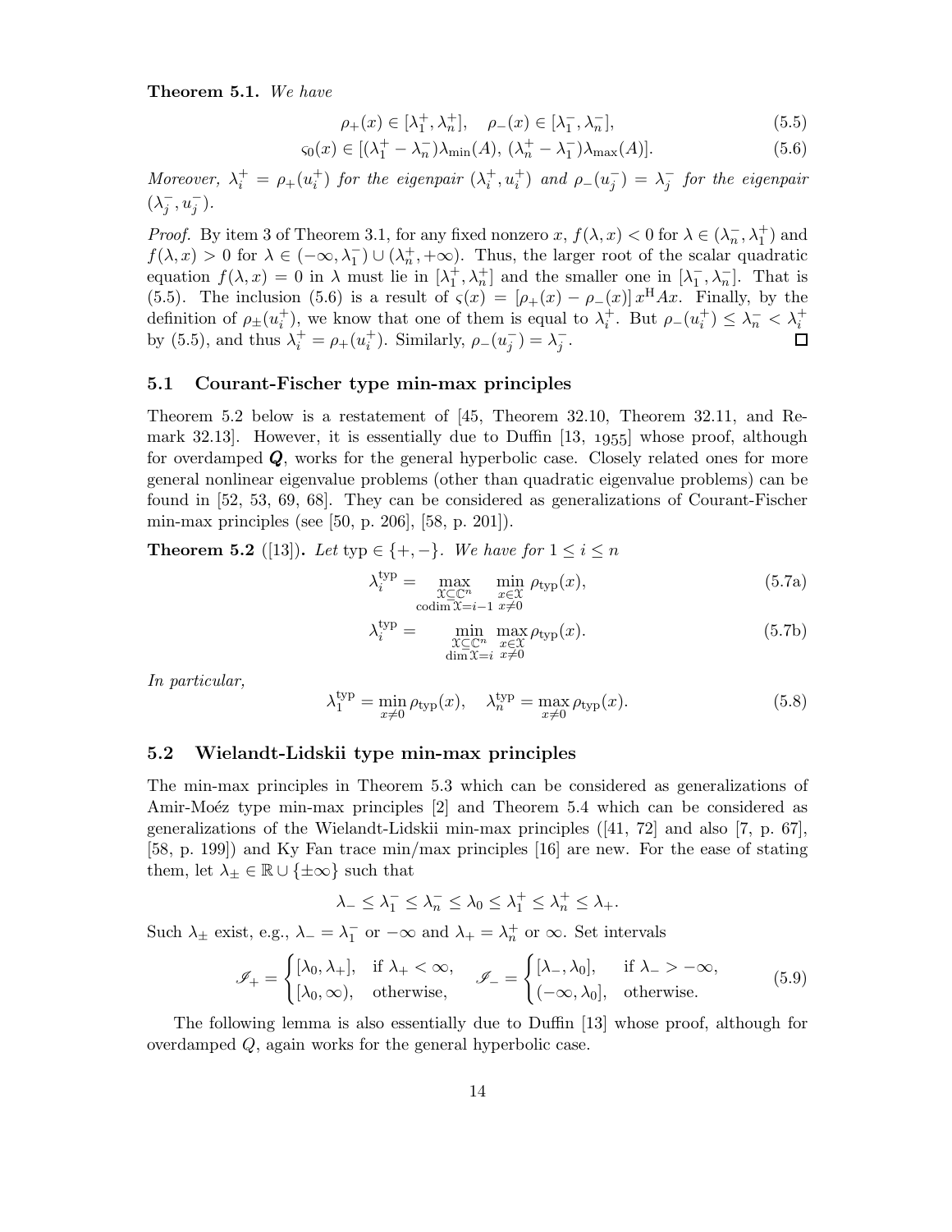**Theorem 5.1.** *We have*

$$\rho_+(x) \in [\lambda_1^+, \lambda_n^+], \quad \rho_-(x) \in [\lambda_1^-, \lambda_n^-], \tag{5.5}$$

$$\varsigma_0(x) \in [(\lambda_1^+ - \lambda_n^-)\lambda_{\min}(A),\, (\lambda_n^+ - \lambda_1^-)\lambda_{\max}(A)]. \tag{5.6}$$

*Moreover, $\lambda_i^+ = \rho_+(u_i^+)$ for the eigenpair $(\lambda_i^+, u_i^+)$ and $\rho_-(u_j^-) = \lambda_j^-$ for the eigenpair $(\lambda_j^-, u_j^-)$.*

*Proof.* By item 3 of Theorem 3.1, for any fixed nonzero $x$, $f(\lambda, x) < 0$ for $\lambda \in (\lambda_n^-, \lambda_1^+)$ and $f(\lambda, x) > 0$ for $\lambda \in (-\infty, \lambda_1^-) \cup (\lambda_n^+, +\infty)$. Thus, the larger root of the scalar quadratic equation $f(\lambda, x) = 0$ in $\lambda$ must lie in $[\lambda_1^+, \lambda_n^+]$ and the smaller one in $[\lambda_1^-, \lambda_n^-]$. That is (5.5). The inclusion (5.6) is a result of $\varsigma(x) = [\rho_+(x) - \rho_-(x)]\, x^{\mathrm{H}}Ax$. Finally, by the definition of $\rho_\pm(u_i^+)$, we know that one of them is equal to $\lambda_i^+$. But $\rho_-(u_i^+) \le \lambda_n^- < \lambda_i^+$ by (5.5), and thus $\lambda_i^+ = \rho_+(u_i^+)$. Similarly, $\rho_-(u_j^-) = \lambda_j^-$. ☐

## 5.1 Courant-Fischer type min-max principles

Theorem 5.2 below is a restatement of [45, Theorem 32.10, Theorem 32.11, and Remark 32.13]. However, it is essentially due to Duffin [13, 1955] whose proof, although for overdamped $\boldsymbol{Q}$, works for the general hyperbolic case. Closely related ones for more general nonlinear eigenvalue problems (other than quadratic eigenvalue problems) can be found in [52, 53, 69, 68]. They can be considered as generalizations of Courant-Fischer min-max principles (see [50, p. 206], [58, p. 201]).

**Theorem 5.2** ([13])**.** *Let* $\mathrm{typ} \in \{+, -\}$. *We have for* $1 \le i \le n$

$$\lambda_i^{\mathrm{typ}} = \max_{\substack{\mathcal{X} \subseteq \mathbb{C}^n \\ \operatorname{codim} \mathcal{X} = i-1}} \min_{\substack{x \in \mathcal{X} \\ x \ne 0}} \rho_{\mathrm{typ}}(x), \tag{5.7a}$$

$$\lambda_i^{\mathrm{typ}} = \min_{\substack{\mathcal{X} \subseteq \mathbb{C}^n \\ \dim \mathcal{X} = i}} \max_{\substack{x \in \mathcal{X} \\ x \ne 0}} \rho_{\mathrm{typ}}(x). \tag{5.7b}$$

*In particular,*

$$\lambda_1^{\mathrm{typ}} = \min_{x \ne 0} \rho_{\mathrm{typ}}(x), \quad \lambda_n^{\mathrm{typ}} = \max_{x \ne 0} \rho_{\mathrm{typ}}(x). \tag{5.8}$$

## 5.2 Wielandt-Lidskii type min-max principles

The min-max principles in Theorem 5.3 which can be considered as generalizations of Amir-Moéz type min-max principles [2] and Theorem 5.4 which can be considered as generalizations of the Wielandt-Lidskii min-max principles ([41, 72] and also [7, p. 67], [58, p. 199]) and Ky Fan trace min/max principles [16] are new. For the ease of stating them, let $\lambda_\pm \in \mathbb{R} \cup \{\pm\infty\}$ such that

$$\lambda_- \le \lambda_1^- \le \lambda_n^- \le \lambda_0 \le \lambda_1^+ \le \lambda_n^+ \le \lambda_+.$$

Such $\lambda_\pm$ exist, e.g., $\lambda_- = \lambda_1^-$ or $-\infty$ and $\lambda_+ = \lambda_n^+$ or $\infty$. Set intervals

$$\mathscr{I}_+ = \begin{cases} [\lambda_0, \lambda_+], & \text{if } \lambda_+ < \infty, \\ [\lambda_0, \infty), & \text{otherwise}, \end{cases} \quad \mathscr{I}_- = \begin{cases} [\lambda_-, \lambda_0], & \text{if } \lambda_- > -\infty, \\ (-\infty, \lambda_0], & \text{otherwise}. \end{cases} \tag{5.9}$$

The following lemma is also essentially due to Duffin [13] whose proof, although for overdamped $Q$, again works for the general hyperbolic case.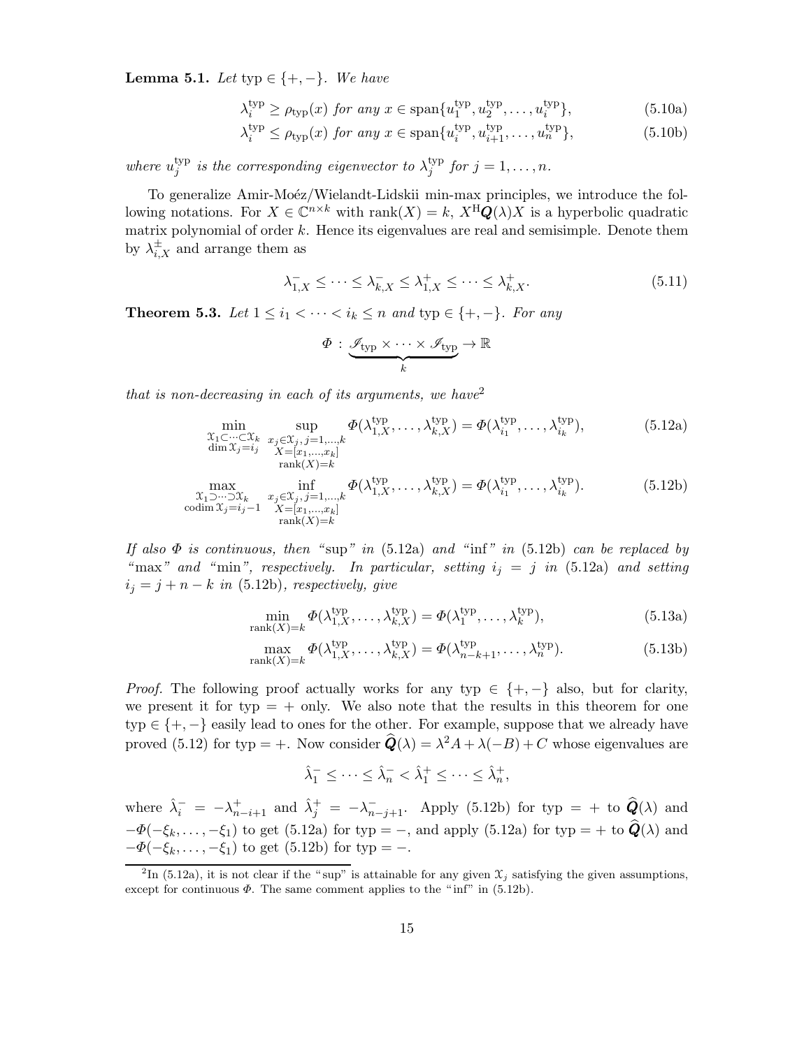**Lemma 5.1.** *Let* $\mathrm{typ} \in \{+,-\}$. *We have*

$$\lambda_i^{\mathrm{typ}} \ge \rho_{\mathrm{typ}}(x) \text{ for any } x \in \mathrm{span}\{u_1^{\mathrm{typ}}, u_2^{\mathrm{typ}}, \dots, u_i^{\mathrm{typ}}\}, \tag{5.10a}$$

$$\lambda_i^{\mathrm{typ}} \le \rho_{\mathrm{typ}}(x) \text{ for any } x \in \mathrm{span}\{u_i^{\mathrm{typ}}, u_{i+1}^{\mathrm{typ}}, \dots, u_n^{\mathrm{typ}}\}, \tag{5.10b}$$

*where* $u_j^{\mathrm{typ}}$ *is the corresponding eigenvector to* $\lambda_j^{\mathrm{typ}}$ *for* $j = 1, \dots, n$.

To generalize Amir-Moéz/Wielandt-Lidskii min-max principles, we introduce the following notations. For $X \in \mathbb{C}^{n\times k}$ with $\mathrm{rank}(X) = k$, $X^{\mathrm{H}}\boldsymbol{Q}(\lambda)X$ is a hyperbolic quadratic matrix polynomial of order $k$. Hence its eigenvalues are real and semisimple. Denote them by $\lambda_{i,X}^{\pm}$ and arrange them as

$$\lambda_{1,X}^- \le \cdots \le \lambda_{k,X}^- \le \lambda_{1,X}^+ \le \cdots \le \lambda_{k,X}^+. \tag{5.11}$$

**Theorem 5.3.** *Let* $1 \le i_1 < \cdots < i_k \le n$ *and* $\mathrm{typ} \in \{+,-\}$. *For any*

$$\varPhi \,:\, \underbrace{\mathscr{I}_{\mathrm{typ}} \times \cdots \times \mathscr{I}_{\mathrm{typ}}}_{k} \to \mathbb{R}$$

*that is non-decreasing in each of its arguments, we have*[2]

$$\min_{\substack{\mathcal{X}_1 \subset \cdots \subset \mathcal{X}_k \\ \dim \mathcal{X}_j = i_j}} \;\sup_{\substack{x_j \in \mathcal{X}_j,\, j=1,\dots,k \\ X=[x_1,\dots,x_k] \\ \mathrm{rank}(X)=k}} \varPhi(\lambda_{1,X}^{\mathrm{typ}}, \dots, \lambda_{k,X}^{\mathrm{typ}}) = \varPhi(\lambda_{i_1}^{\mathrm{typ}}, \dots, \lambda_{i_k}^{\mathrm{typ}}), \tag{5.12a}$$

$$\max_{\substack{\mathcal{X}_1 \supset \cdots \supset \mathcal{X}_k \\ \mathrm{codim}\, \mathcal{X}_j = i_j - 1}} \;\inf_{\substack{x_j \in \mathcal{X}_j,\, j=1,\dots,k \\ X=[x_1,\dots,x_k] \\ \mathrm{rank}(X)=k}} \varPhi(\lambda_{1,X}^{\mathrm{typ}}, \dots, \lambda_{k,X}^{\mathrm{typ}}) = \varPhi(\lambda_{i_1}^{\mathrm{typ}}, \dots, \lambda_{i_k}^{\mathrm{typ}}). \tag{5.12b}$$

*If also* $\varPhi$ *is continuous, then "*sup*" in* (5.12a) *and "*inf*" in* (5.12b) *can be replaced by "*max*" and "*min*", respectively. In particular, setting* $i_j = j$ *in* (5.12a) *and setting* $i_j = j + n - k$ *in* (5.12b)*, respectively, give*

$$\min_{\mathrm{rank}(X)=k} \varPhi(\lambda_{1,X}^{\mathrm{typ}}, \dots, \lambda_{k,X}^{\mathrm{typ}}) = \varPhi(\lambda_1^{\mathrm{typ}}, \dots, \lambda_k^{\mathrm{typ}}), \tag{5.13a}$$

$$\max_{\mathrm{rank}(X)=k} \varPhi(\lambda_{1,X}^{\mathrm{typ}}, \dots, \lambda_{k,X}^{\mathrm{typ}}) = \varPhi(\lambda_{n-k+1}^{\mathrm{typ}}, \dots, \lambda_n^{\mathrm{typ}}). \tag{5.13b}$$

*Proof.* The following proof actually works for any $\mathrm{typ} \in \{+,-\}$ also, but for clarity, we present it for $\mathrm{typ} = +$ only. We also note that the results in this theorem for one $\mathrm{typ} \in \{+,-\}$ easily lead to ones for the other. For example, suppose that we already have proved (5.12) for $\mathrm{typ} = +$. Now consider $\widehat{\boldsymbol{Q}}(\lambda) = \lambda^2 A + \lambda(-B) + C$ whose eigenvalues are

$$\hat{\lambda}_1^- \le \cdots \le \hat{\lambda}_n^- < \hat{\lambda}_1^+ \le \cdots \le \hat{\lambda}_n^+,$$

where $\hat{\lambda}_i^- = -\lambda_{n-i+1}^+$ and $\hat{\lambda}_j^+ = -\lambda_{n-j+1}^-$. Apply (5.12b) for $\mathrm{typ} = +$ to $\widehat{\boldsymbol{Q}}(\lambda)$ and $-\varPhi(-\xi_k, \dots, -\xi_1)$ to get (5.12a) for $\mathrm{typ} = -$, and apply (5.12a) for $\mathrm{typ} = +$ to $\widehat{\boldsymbol{Q}}(\lambda)$ and $-\varPhi(-\xi_k, \dots, -\xi_1)$ to get (5.12b) for $\mathrm{typ} = -$.

[2] In (5.12a), it is not clear if the "sup" is attainable for any given $\mathcal{X}_j$ satisfying the given assumptions, except for continuous $\varPhi$. The same comment applies to the "inf" in (5.12b).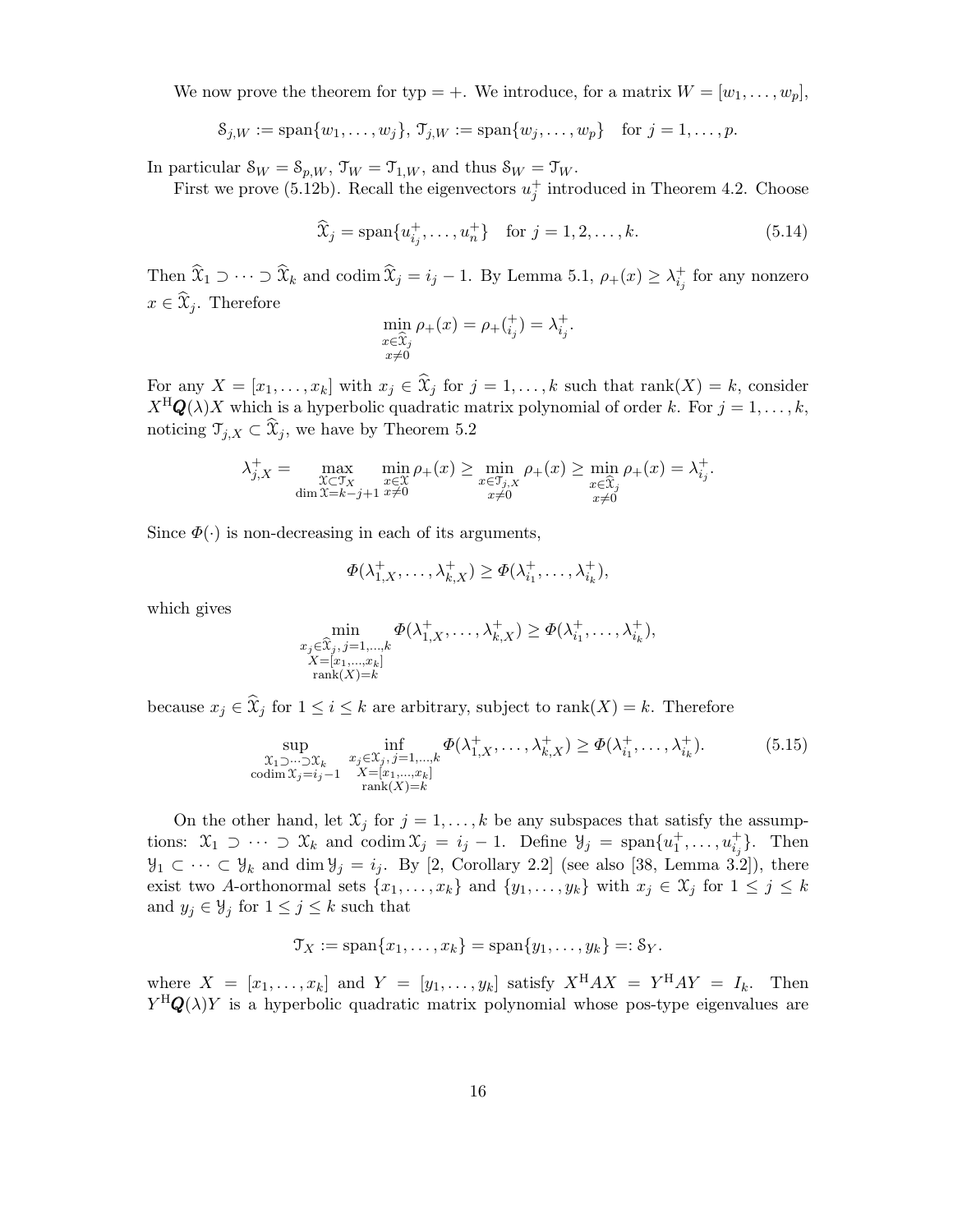We now prove the theorem for typ $= +$. We introduce, for a matrix $W = [w_1, \dots, w_p]$,

$$\mathcal{S}_{j,W} := \operatorname{span}\{w_1, \dots, w_j\},\ \mathcal{T}_{j,W} := \operatorname{span}\{w_j, \dots, w_p\} \quad \text{for } j = 1, \dots, p.$$

In particular $\mathcal{S}_W = \mathcal{S}_{p,W}$, $\mathcal{T}_W = \mathcal{T}_{1,W}$, and thus $\mathcal{S}_W = \mathcal{T}_W$.

First we prove (5.12b). Recall the eigenvectors $u_j^+$ introduced in Theorem 4.2. Choose

$$\widehat{\mathcal{X}}_j = \operatorname{span}\{u_{i_j}^+, \dots, u_n^+\} \quad \text{for } j = 1, 2, \dots, k. \tag{5.14}$$

Then $\widehat{\mathcal{X}}_1 \supset \cdots \supset \widehat{\mathcal{X}}_k$ and $\operatorname{codim} \widehat{\mathcal{X}}_j = i_j - 1$. By Lemma 5.1, $\rho_+(x) \geq \lambda_{i_j}^+$ for any nonzero $x \in \widehat{\mathcal{X}}_j$. Therefore

$$\min_{\substack{x \in \widehat{\mathcal{X}}_j \\ x \neq 0}} \rho_+(x) = \rho_+(_{i_j}^+) = \lambda_{i_j}^+.$$

For any $X = [x_1, \dots, x_k]$ with $x_j \in \widehat{\mathcal{X}}_j$ for $j = 1, \dots, k$ such that $\operatorname{rank}(X) = k$, consider $X^{\mathrm{H}}\boldsymbol{Q}(\lambda)X$ which is a hyperbolic quadratic matrix polynomial of order $k$. For $j = 1, \dots, k$, noticing $\mathcal{T}_{j,X} \subset \widehat{\mathcal{X}}_j$, we have by Theorem 5.2

$$\lambda_{j,X}^+ = \max_{\substack{\mathcal{X} \subset \mathcal{T}_X \\ \dim \mathcal{X} = k-j+1}} \min_{\substack{x \in \mathcal{X} \\ x \neq 0}} \rho_+(x) \geq \min_{\substack{x \in \mathcal{T}_{j,X} \\ x \neq 0}} \rho_+(x) \geq \min_{\substack{x \in \widehat{\mathcal{X}}_j \\ x \neq 0}} \rho_+(x) = \lambda_{i_j}^+.$$

Since $\Phi(\cdot)$ is non-decreasing in each of its arguments,

$$\Phi(\lambda_{1,X}^+, \dots, \lambda_{k,X}^+) \geq \Phi(\lambda_{i_1}^+, \dots, \lambda_{i_k}^+),$$

which gives

$$\min_{\substack{x_j \in \widehat{\mathcal{X}}_j,\, j=1,\dots,k \\ X = [x_1,\dots,x_k] \\ \operatorname{rank}(X) = k}} \Phi(\lambda_{1,X}^+, \dots, \lambda_{k,X}^+) \geq \Phi(\lambda_{i_1}^+, \dots, \lambda_{i_k}^+),$$

because $x_j \in \widehat{\mathcal{X}}_j$ for $1 \leq i \leq k$ are arbitrary, subject to $\operatorname{rank}(X) = k$. Therefore

$$\sup_{\substack{\mathcal{X}_1 \supset \cdots \supset \mathcal{X}_k \\ \operatorname{codim} \mathcal{X}_j = i_j - 1}} \inf_{\substack{x_j \in \mathcal{X}_j,\, j=1,\dots,k \\ X = [x_1,\dots,x_k] \\ \operatorname{rank}(X) = k}} \Phi(\lambda_{1,X}^+, \dots, \lambda_{k,X}^+) \geq \Phi(\lambda_{i_1}^+, \dots, \lambda_{i_k}^+). \tag{5.15}$$

On the other hand, let $\mathcal{X}_j$ for $j = 1, \dots, k$ be any subspaces that satisfy the assumptions: $\mathcal{X}_1 \supset \cdots \supset \mathcal{X}_k$ and $\operatorname{codim} \mathcal{X}_j = i_j - 1$. Define $\mathcal{Y}_j = \operatorname{span}\{u_1^+, \dots, u_{i_j}^+\}$. Then $\mathcal{Y}_1 \subset \cdots \subset \mathcal{Y}_k$ and $\dim \mathcal{Y}_j = i_j$. By [2, Corollary 2.2] (see also [38, Lemma 3.2]), there exist two $A$-orthonormal sets $\{x_1, \dots, x_k\}$ and $\{y_1, \dots, y_k\}$ with $x_j \in \mathcal{X}_j$ for $1 \leq j \leq k$ and $y_j \in \mathcal{Y}_j$ for $1 \leq j \leq k$ such that

$$\mathcal{T}_X := \operatorname{span}\{x_1, \dots, x_k\} = \operatorname{span}\{y_1, \dots, y_k\} =: \mathcal{S}_Y.$$

where $X = [x_1, \dots, x_k]$ and $Y = [y_1, \dots, y_k]$ satisfy $X^{\mathrm{H}}AX = Y^{\mathrm{H}}AY = I_k$. Then $Y^{\mathrm{H}}\boldsymbol{Q}(\lambda)Y$ is a hyperbolic quadratic matrix polynomial whose pos-type eigenvalues are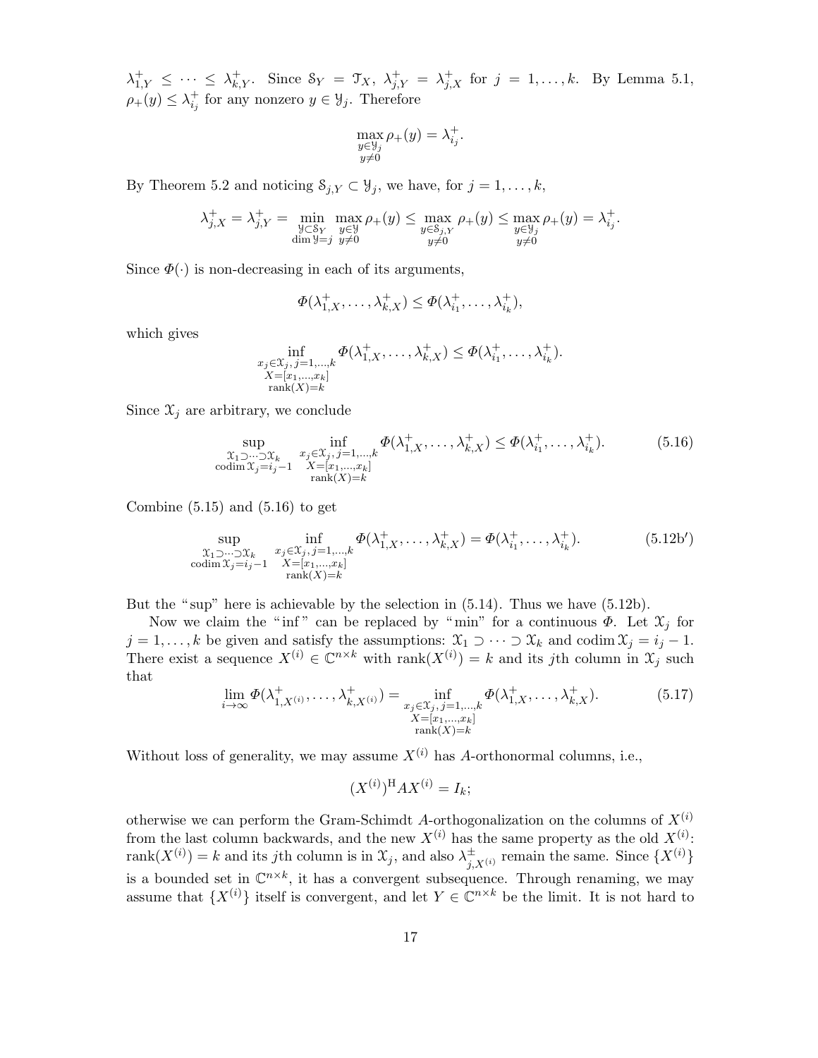$\lambda_{1,Y}^+ \le \cdots \le \lambda_{k,Y}^+$. Since $\mathcal{S}_Y = \mathcal{T}_X$, $\lambda_{j,Y}^+ = \lambda_{j,X}^+$ for $j = 1,\dots,k$. By Lemma 5.1, $\rho_+(y) \le \lambda_{i_j}^+$ for any nonzero $y \in \mathcal{Y}_j$. Therefore

$$\max_{\substack{y\in\mathcal{Y}_j\\ y\ne 0}} \rho_+(y) = \lambda_{i_j}^+.$$

By Theorem 5.2 and noticing $\mathcal{S}_{j,Y} \subset \mathcal{Y}_j$, we have, for $j = 1,\dots,k$,

$$\lambda_{j,X}^+ = \lambda_{j,Y}^+ = \min_{\substack{\mathcal{Y}\subset\mathcal{S}_Y\\ \dim\mathcal{Y}=j}} \max_{\substack{y\in\mathcal{Y}\\ y\ne 0}} \rho_+(y) \le \max_{\substack{y\in\mathcal{S}_{j,Y}\\ y\ne 0}} \rho_+(y) \le \max_{\substack{y\in\mathcal{Y}_j\\ y\ne 0}} \rho_+(y) = \lambda_{i_j}^+.$$

Since $\Phi(\cdot)$ is non-decreasing in each of its arguments,

$$\Phi(\lambda_{1,X}^+,\dots,\lambda_{k,X}^+) \le \Phi(\lambda_{i_1}^+,\dots,\lambda_{i_k}^+),$$

which gives

$$\inf_{\substack{x_j\in\mathcal{X}_j,\, j=1,\dots,k\\ X=[x_1,\dots,x_k]\\ \operatorname{rank}(X)=k}} \Phi(\lambda_{1,X}^+,\dots,\lambda_{k,X}^+) \le \Phi(\lambda_{i_1}^+,\dots,\lambda_{i_k}^+).$$

Since $\mathcal{X}_j$ are arbitrary, we conclude

$$\sup_{\substack{\mathcal{X}_1\supset\cdots\supset\mathcal{X}_k\\ \operatorname{codim}\mathcal{X}_j=i_j-1}} \inf_{\substack{x_j\in\mathcal{X}_j,\, j=1,\dots,k\\ X=[x_1,\dots,x_k]\\ \operatorname{rank}(X)=k}} \Phi(\lambda_{1,X}^+,\dots,\lambda_{k,X}^+) \le \Phi(\lambda_{i_1}^+,\dots,\lambda_{i_k}^+). \tag{5.16}$$

Combine (5.15) and (5.16) to get

$$\sup_{\substack{\mathcal{X}_1\supset\cdots\supset\mathcal{X}_k\\ \operatorname{codim}\mathcal{X}_j=i_j-1}} \inf_{\substack{x_j\in\mathcal{X}_j,\, j=1,\dots,k\\ X=[x_1,\dots,x_k]\\ \operatorname{rank}(X)=k}} \Phi(\lambda_{1,X}^+,\dots,\lambda_{k,X}^+) = \Phi(\lambda_{i_1}^+,\dots,\lambda_{i_k}^+). \tag{5.12b$'$}$$

But the "sup" here is achievable by the selection in (5.14). Thus we have (5.12b).

Now we claim the "inf" can be replaced by "min" for a continuous $\Phi$. Let $\mathcal{X}_j$ for $j = 1,\dots,k$ be given and satisfy the assumptions: $\mathcal{X}_1 \supset \cdots \supset \mathcal{X}_k$ and $\operatorname{codim}\mathcal{X}_j = i_j - 1$. There exist a sequence $X^{(i)} \in \mathbb{C}^{n\times k}$ with $\operatorname{rank}(X^{(i)}) = k$ and its $j$th column in $\mathcal{X}_j$ such that

$$\lim_{i\to\infty} \Phi(\lambda_{1,X^{(i)}}^+,\dots,\lambda_{k,X^{(i)}}^+) = \inf_{\substack{x_j\in\mathcal{X}_j,\, j=1,\dots,k\\ X=[x_1,\dots,x_k]\\ \operatorname{rank}(X)=k}} \Phi(\lambda_{1,X}^+,\dots,\lambda_{k,X}^+). \tag{5.17}$$

Without loss of generality, we may assume $X^{(i)}$ has $A$-orthonormal columns, i.e.,

$$(X^{(i)})^{\mathrm{H}} A X^{(i)} = I_k;$$

otherwise we can perform the Gram-Schimdt $A$-orthogonalization on the columns of $X^{(i)}$ from the last column backwards, and the new $X^{(i)}$ has the same property as the old $X^{(i)}$: $\operatorname{rank}(X^{(i)}) = k$ and its $j$th column is in $\mathcal{X}_j$, and also $\lambda_{j,X^{(i)}}^\pm$ remain the same. Since $\{X^{(i)}\}$ is a bounded set in $\mathbb{C}^{n\times k}$, it has a convergent subsequence. Through renaming, we may assume that $\{X^{(i)}\}$ itself is convergent, and let $Y \in \mathbb{C}^{n\times k}$ be the limit. It is not hard to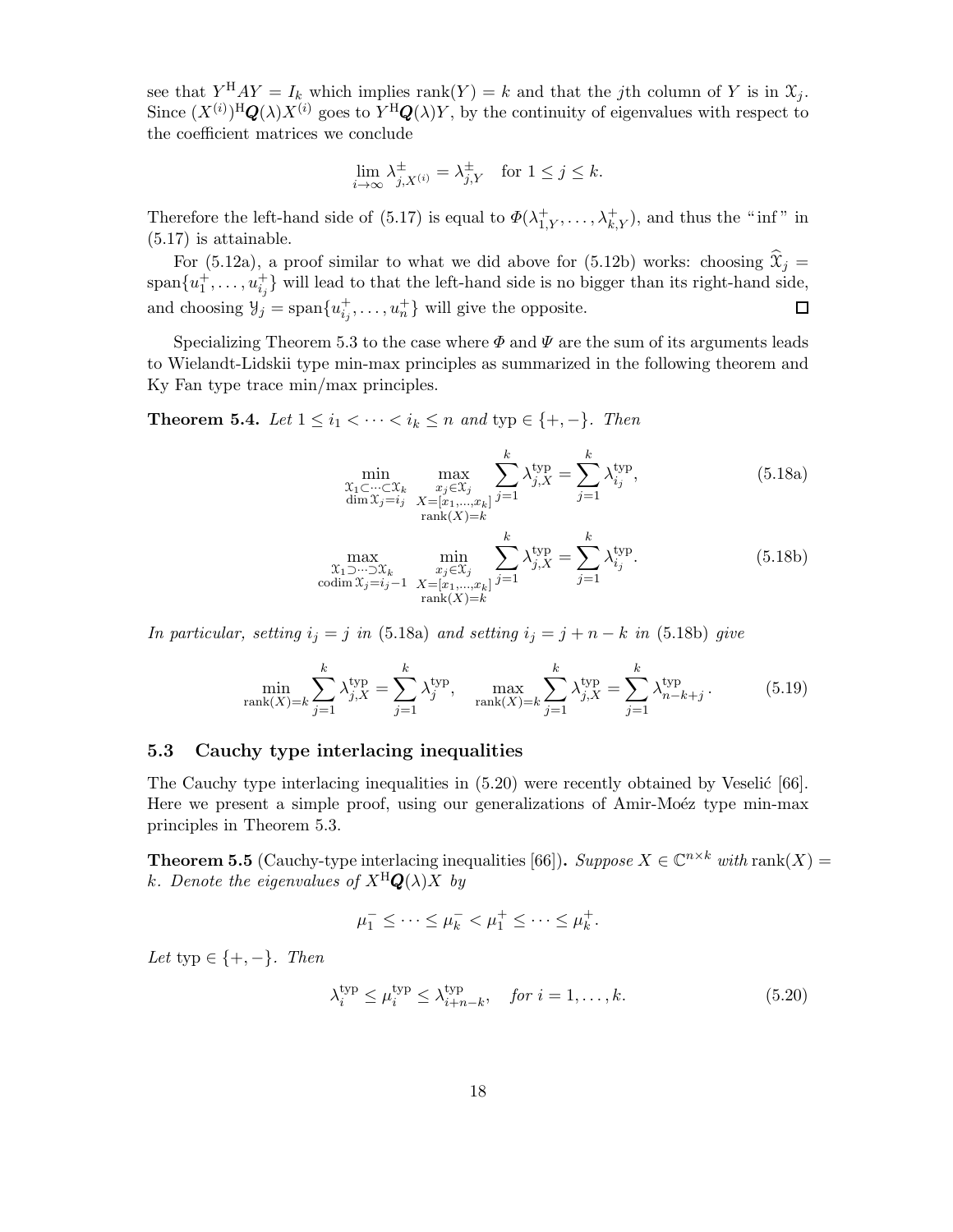see that $Y^{\mathrm{H}}AY = I_k$ which implies $\operatorname{rank}(Y) = k$ and that the $j$th column of $Y$ is in $\mathcal{X}_j$. Since $(X^{(i)})^{\mathrm{H}}\boldsymbol{Q}(\lambda)X^{(i)}$ goes to $Y^{\mathrm{H}}\boldsymbol{Q}(\lambda)Y$, by the continuity of eigenvalues with respect to the coefficient matrices we conclude

$$\lim_{i\to\infty} \lambda^{\pm}_{j,X^{(i)}} = \lambda^{\pm}_{j,Y} \quad \text{for } 1 \le j \le k.$$

Therefore the left-hand side of (5.17) is equal to $\Phi(\lambda^{+}_{1,Y}, \ldots, \lambda^{+}_{k,Y})$, and thus the "inf" in (5.17) is attainable.

For (5.12a), a proof similar to what we did above for (5.12b) works: choosing $\widehat{\mathcal{X}}_j = \operatorname{span}\{u_1^+, \ldots, u_{i_j}^+\}$ will lead to that the left-hand side is no bigger than its right-hand side, and choosing $\mathcal{Y}_j = \operatorname{span}\{u_{i_j}^+, \ldots, u_n^+\}$ will give the opposite. $\square$

Specializing Theorem 5.3 to the case where $\Phi$ and $\Psi$ are the sum of its arguments leads to Wielandt-Lidskii type min-max principles as summarized in the following theorem and Ky Fan type trace min/max principles.

**Theorem 5.4.** *Let $1 \le i_1 < \cdots < i_k \le n$ and $\mathrm{typ} \in \{+,-\}$. Then*

$$\min_{\substack{\mathcal{X}_1 \subset \cdots \subset \mathcal{X}_k \\ \dim \mathcal{X}_j = i_j}} \ \max_{\substack{x_j \in \mathcal{X}_j \\ X=[x_1,\ldots,x_k] \\ \operatorname{rank}(X)=k}} \sum_{j=1}^{k} \lambda^{\mathrm{typ}}_{j,X} = \sum_{j=1}^{k} \lambda^{\mathrm{typ}}_{i_j}, \tag{5.18a}$$

$$\max_{\substack{\mathcal{X}_1 \supset \cdots \supset \mathcal{X}_k \\ \operatorname{codim} \mathcal{X}_j = i_j - 1}} \ \min_{\substack{x_j \in \mathcal{X}_j \\ X=[x_1,\ldots,x_k] \\ \operatorname{rank}(X)=k}} \sum_{j=1}^{k} \lambda^{\mathrm{typ}}_{j,X} = \sum_{j=1}^{k} \lambda^{\mathrm{typ}}_{i_j}. \tag{5.18b}$$

*In particular, setting $i_j = j$ in (5.18a) and setting $i_j = j + n - k$ in (5.18b) give*

$$\min_{\operatorname{rank}(X)=k} \sum_{j=1}^{k} \lambda^{\mathrm{typ}}_{j,X} = \sum_{j=1}^{k} \lambda^{\mathrm{typ}}_{j}, \quad \max_{\operatorname{rank}(X)=k} \sum_{j=1}^{k} \lambda^{\mathrm{typ}}_{j,X} = \sum_{j=1}^{k} \lambda^{\mathrm{typ}}_{n-k+j}. \tag{5.19}$$

### 5.3 Cauchy type interlacing inequalities

The Cauchy type interlacing inequalities in (5.20) were recently obtained by Veselić [66]. Here we present a simple proof, using our generalizations of Amir-Moéz type min-max principles in Theorem 5.3.

**Theorem 5.5** (Cauchy-type interlacing inequalities [66])**.** *Suppose $X \in \mathbb{C}^{n\times k}$ with $\operatorname{rank}(X) = k$. Denote the eigenvalues of $X^{\mathrm{H}}\boldsymbol{Q}(\lambda)X$ by*

$$\mu_1^- \le \cdots \le \mu_k^- < \mu_1^+ \le \cdots \le \mu_k^+.$$

*Let $\mathrm{typ} \in \{+,-\}$. Then*

$$\lambda_i^{\mathrm{typ}} \le \mu_i^{\mathrm{typ}} \le \lambda_{i+n-k}^{\mathrm{typ}}, \quad \textit{for } i = 1, \ldots, k. \tag{5.20}$$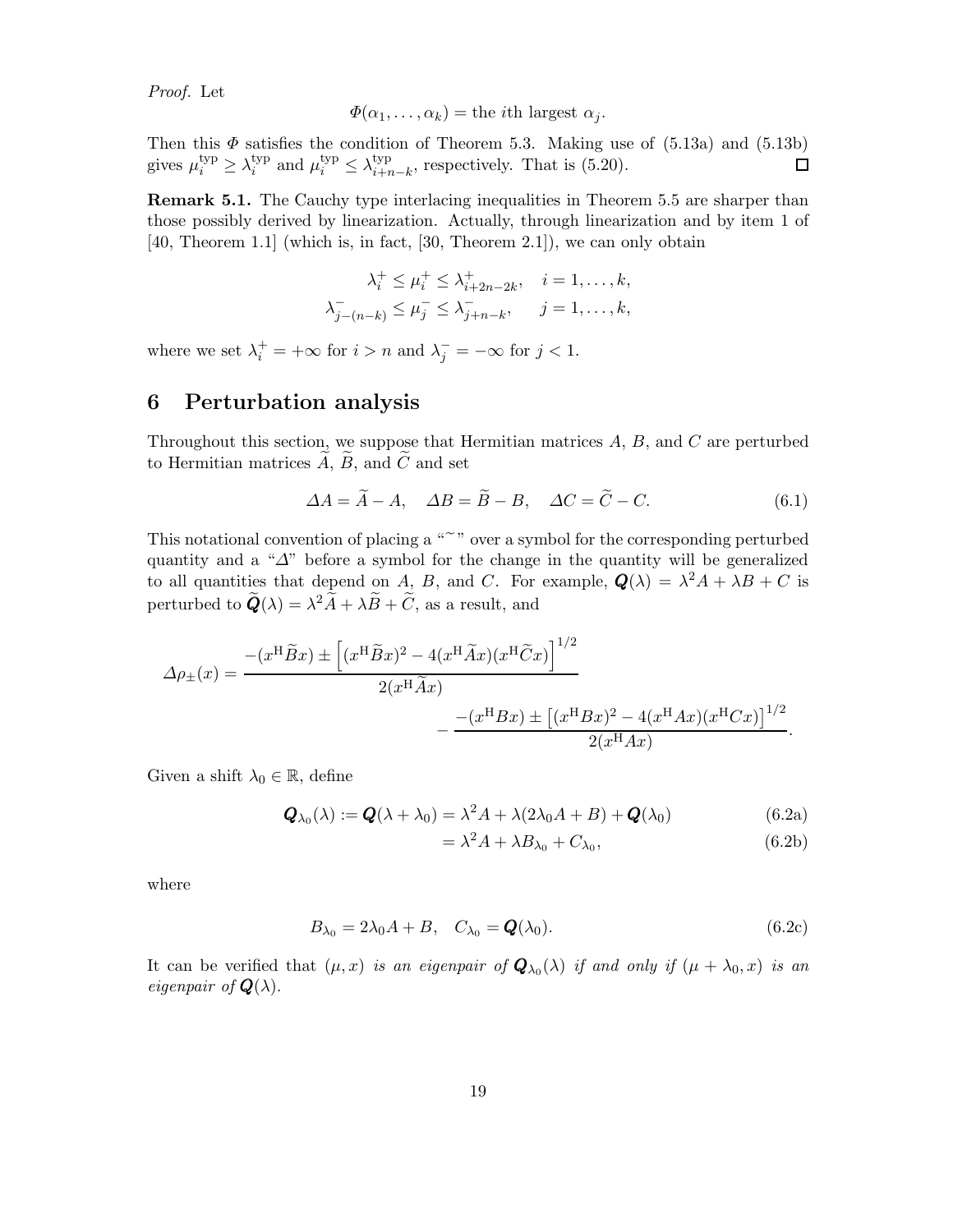*Proof.* Let

$$\Phi(\alpha_1, \ldots, \alpha_k) = \text{the } i\text{th largest } \alpha_j.$$

Then this $\Phi$ satisfies the condition of Theorem 5.3. Making use of (5.13a) and (5.13b) gives $\mu_i^{\rm typ} \geq \lambda_i^{\rm typ}$ and $\mu_i^{\rm typ} \leq \lambda_{i+n-k}^{\rm typ}$, respectively. That is (5.20). $\square$

**Remark 5.1.** The Cauchy type interlacing inequalities in Theorem 5.5 are sharper than those possibly derived by linearization. Actually, through linearization and by item 1 of [40, Theorem 1.1] (which is, in fact, [30, Theorem 2.1]), we can only obtain

$$\lambda_i^+ \leq \mu_i^+ \leq \lambda_{i+2n-2k}^+, \quad i = 1, \ldots, k,$$
$$\lambda_{j-(n-k)}^- \leq \mu_j^- \leq \lambda_{j+n-k}^-, \quad j = 1, \ldots, k,$$

where we set $\lambda_i^+ = +\infty$ for $i > n$ and $\lambda_j^- = -\infty$ for $j < 1$.

## 6 Perturbation analysis

Throughout this section, we suppose that Hermitian matrices $A$, $B$, and $C$ are perturbed to Hermitian matrices $\widetilde{A}$, $\widetilde{B}$, and $\widetilde{C}$ and set

$$\Delta A = \widetilde{A} - A, \quad \Delta B = \widetilde{B} - B, \quad \Delta C = \widetilde{C} - C. \tag{6.1}$$

This notational convention of placing a "$\widetilde{\ }$" over a symbol for the corresponding perturbed quantity and a "$\Delta$" before a symbol for the change in the quantity will be generalized to all quantities that depend on $A$, $B$, and $C$. For example, $\boldsymbol{Q}(\lambda) = \lambda^2 A + \lambda B + C$ is perturbed to $\widetilde{\boldsymbol{Q}}(\lambda) = \lambda^2 \widetilde{A} + \lambda \widetilde{B} + \widetilde{C}$, as a result, and

$$\Delta\rho_\pm(x) = \frac{-(x^{\rm H}\widetilde{B}x) \pm \left[(x^{\rm H}\widetilde{B}x)^2 - 4(x^{\rm H}\widetilde{A}x)(x^{\rm H}\widetilde{C}x)\right]^{1/2}}{2(x^{\rm H}\widetilde{A}x)} - \frac{-(x^{\rm H}Bx) \pm \left[(x^{\rm H}Bx)^2 - 4(x^{\rm H}Ax)(x^{\rm H}Cx)\right]^{1/2}}{2(x^{\rm H}Ax)}.$$

Given a shift $\lambda_0 \in \mathbb{R}$, define

$$\boldsymbol{Q}_{\lambda_0}(\lambda) := \boldsymbol{Q}(\lambda + \lambda_0) = \lambda^2 A + \lambda(2\lambda_0 A + B) + \boldsymbol{Q}(\lambda_0) \tag{6.2a}$$

$$= \lambda^2 A + \lambda B_{\lambda_0} + C_{\lambda_0}, \tag{6.2b}$$

where

$$B_{\lambda_0} = 2\lambda_0 A + B, \quad C_{\lambda_0} = \boldsymbol{Q}(\lambda_0). \tag{6.2c}$$

It can be verified that *$(\mu, x)$ is an eigenpair of $\boldsymbol{Q}_{\lambda_0}(\lambda)$ if and only if $(\mu + \lambda_0, x)$ is an eigenpair of $\boldsymbol{Q}(\lambda)$.*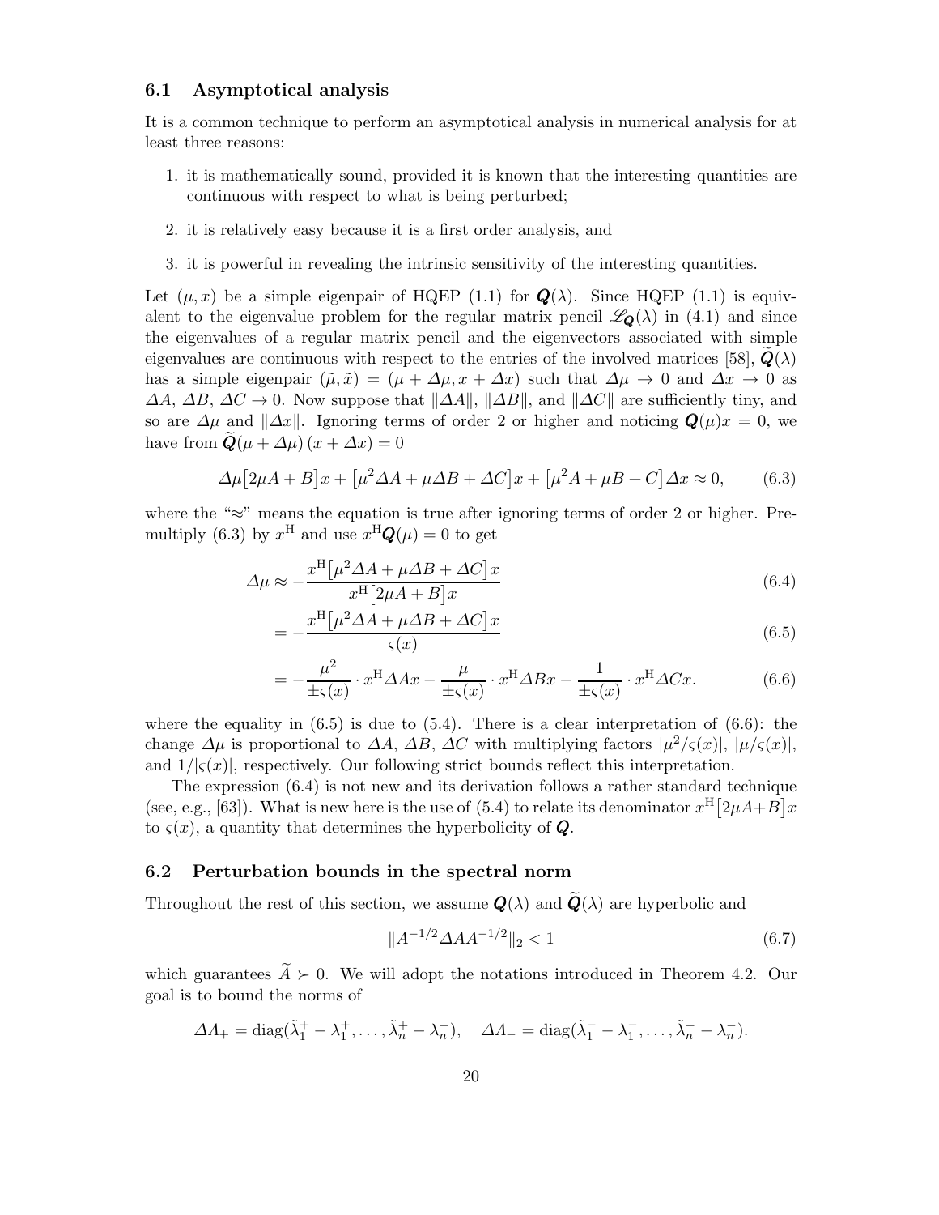### 6.1 Asymptotical analysis

It is a common technique to perform an asymptotical analysis in numerical analysis for at least three reasons:

1. it is mathematically sound, provided it is known that the interesting quantities are continuous with respect to what is being perturbed;
2. it is relatively easy because it is a first order analysis, and
3. it is powerful in revealing the intrinsic sensitivity of the interesting quantities.

Let $(\mu, x)$ be a simple eigenpair of HQEP (1.1) for $\boldsymbol{Q}(\lambda)$. Since HQEP (1.1) is equivalent to the eigenvalue problem for the regular matrix pencil $\mathscr{L}_{\boldsymbol{Q}}(\lambda)$ in (4.1) and since the eigenvalues of a regular matrix pencil and the eigenvectors associated with simple eigenvalues are continuous with respect to the entries of the involved matrices [58], $\widetilde{\boldsymbol{Q}}(\lambda)$ has a simple eigenpair $(\tilde{\mu}, \tilde{x}) = (\mu + \Delta\mu, x + \Delta x)$ such that $\Delta\mu \to 0$ and $\Delta x \to 0$ as $\Delta A$, $\Delta B$, $\Delta C \to 0$. Now suppose that $\|\Delta A\|$, $\|\Delta B\|$, and $\|\Delta C\|$ are sufficiently tiny, and so are $\Delta\mu$ and $\|\Delta x\|$. Ignoring terms of order 2 or higher and noticing $\boldsymbol{Q}(\mu)x = 0$, we have from $\widetilde{\boldsymbol{Q}}(\mu + \Delta\mu)\,(x + \Delta x) = 0$

$$\Delta\mu\big[2\mu A + B\big]x + \big[\mu^2 \Delta A + \mu \Delta B + \Delta C\big]x + \big[\mu^2 A + \mu B + C\big]\Delta x \approx 0, \tag{6.3}$$

where the "$\approx$" means the equation is true after ignoring terms of order 2 or higher. Premultiply (6.3) by $x^{\rm H}$ and use $x^{\rm H}\boldsymbol{Q}(\mu) = 0$ to get

$$\Delta\mu \approx -\frac{x^{\rm H}\big[\mu^2 \Delta A + \mu \Delta B + \Delta C\big]x}{x^{\rm H}\big[2\mu A + B\big]x} \tag{6.4}$$

$$= -\frac{x^{\rm H}\big[\mu^2 \Delta A + \mu \Delta B + \Delta C\big]x}{\varsigma(x)} \tag{6.5}$$

$$= -\frac{\mu^2}{\pm\varsigma(x)} \cdot x^{\rm H}\Delta A x - \frac{\mu}{\pm\varsigma(x)} \cdot x^{\rm H}\Delta B x - \frac{1}{\pm\varsigma(x)} \cdot x^{\rm H}\Delta C x. \tag{6.6}$$

where the equality in (6.5) is due to (5.4). There is a clear interpretation of (6.6): the change $\Delta\mu$ is proportional to $\Delta A$, $\Delta B$, $\Delta C$ with multiplying factors $|\mu^2/\varsigma(x)|$, $|\mu/\varsigma(x)|$, and $1/|\varsigma(x)|$, respectively. Our following strict bounds reflect this interpretation.

The expression (6.4) is not new and its derivation follows a rather standard technique (see, e.g., [63]). What is new here is the use of (5.4) to relate its denominator $x^{\rm H}\big[2\mu A + B\big]x$ to $\varsigma(x)$, a quantity that determines the hyperbolicity of $\boldsymbol{Q}$.

### 6.2 Perturbation bounds in the spectral norm

Throughout the rest of this section, we assume $\boldsymbol{Q}(\lambda)$ and $\widetilde{\boldsymbol{Q}}(\lambda)$ are hyperbolic and

$$\|A^{-1/2}\Delta A A^{-1/2}\|_2 < 1 \tag{6.7}$$

which guarantees $\widetilde{A} \succ 0$. We will adopt the notations introduced in Theorem 4.2. Our goal is to bound the norms of

$$\Delta\Lambda_+ = \operatorname{diag}(\tilde{\lambda}_1^+ - \lambda_1^+, \ldots, \tilde{\lambda}_n^+ - \lambda_n^+), \quad \Delta\Lambda_- = \operatorname{diag}(\tilde{\lambda}_1^- - \lambda_1^-, \ldots, \tilde{\lambda}_n^- - \lambda_n^-).$$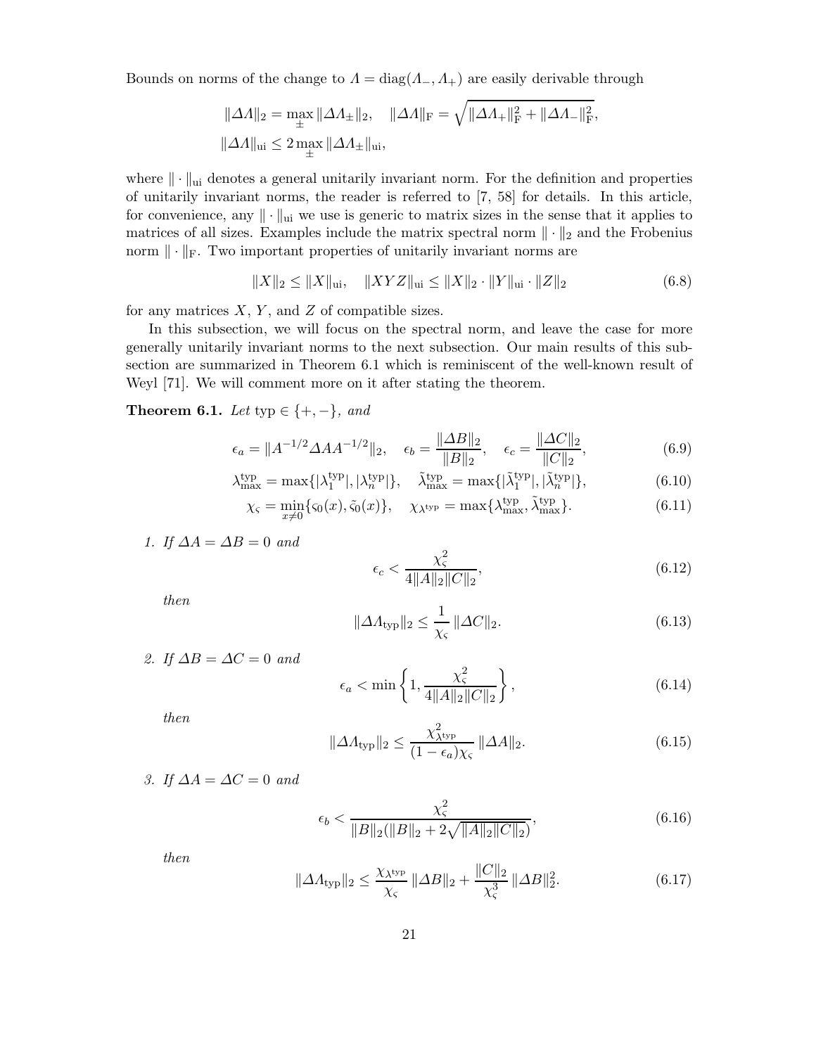Bounds on norms of the change to $\Lambda = \operatorname{diag}(\Lambda_-, \Lambda_+)$ are easily derivable through

$$
\begin{aligned}
&\|\Delta\Lambda\|_2 = \max_{\pm} \|\Delta\Lambda_\pm\|_2, \quad \|\Delta\Lambda\|_{\rm F} = \sqrt{\|\Delta\Lambda_+\|_{\rm F}^2 + \|\Delta\Lambda_-\|_{\rm F}^2}, \\
&\|\Delta\Lambda\|_{\rm ui} \le 2 \max_{\pm} \|\Delta\Lambda_\pm\|_{\rm ui},
\end{aligned}
$$

where $\|\cdot\|_{\rm ui}$ denotes a general unitarily invariant norm. For the definition and properties of unitarily invariant norms, the reader is referred to [7, 58] for details. In this article, for convenience, any $\|\cdot\|_{\rm ui}$ we use is generic to matrix sizes in the sense that it applies to matrices of all sizes. Examples include the matrix spectral norm $\|\cdot\|_2$ and the Frobenius norm $\|\cdot\|_{\rm F}$. Two important properties of unitarily invariant norms are

$$
\|X\|_2 \le \|X\|_{\rm ui}, \quad \|XYZ\|_{\rm ui} \le \|X\|_2 \cdot \|Y\|_{\rm ui} \cdot \|Z\|_2 \tag{6.8}
$$

for any matrices $X$, $Y$, and $Z$ of compatible sizes.

In this subsection, we will focus on the spectral norm, and leave the case for more generally unitarily invariant norms to the next subsection. Our main results of this subsection are summarized in Theorem 6.1 which is reminiscent of the well-known result of Weyl [71]. We will comment more on it after stating the theorem.

**Theorem 6.1.** *Let* $\mathrm{typ} \in \{+, -\}$, *and*

$$
\epsilon_a = \|A^{-1/2}\Delta A A^{-1/2}\|_2, \quad \epsilon_b = \frac{\|\Delta B\|_2}{\|B\|_2}, \quad \epsilon_c = \frac{\|\Delta C\|_2}{\|C\|_2}, \tag{6.9}
$$

$$
\lambda_{\max}^{\mathrm{typ}} = \max\{|\lambda_1^{\mathrm{typ}}|, |\lambda_n^{\mathrm{typ}}|\}, \quad \tilde\lambda_{\max}^{\mathrm{typ}} = \max\{|\tilde\lambda_1^{\mathrm{typ}}|, |\tilde\lambda_n^{\mathrm{typ}}|\}, \tag{6.10}
$$

$$
\chi_\varsigma = \min_{x \ne 0}\{\varsigma_0(x), \tilde\varsigma_0(x)\}, \quad \chi_{\lambda^{\mathrm{typ}}} = \max\{\lambda_{\max}^{\mathrm{typ}}, \tilde\lambda_{\max}^{\mathrm{typ}}\}. \tag{6.11}
$$

1. *If* $\Delta A = \Delta B = 0$ *and*

$$
\epsilon_c < \frac{\chi_\varsigma^2}{4\|A\|_2\|C\|_2}, \tag{6.12}
$$

*then*

$$
\|\Delta\Lambda_{\mathrm{typ}}\|_2 \le \frac{1}{\chi_\varsigma}\,\|\Delta C\|_2. \tag{6.13}
$$

2. *If* $\Delta B = \Delta C = 0$ *and*

$$
\epsilon_a < \min\left\{1, \frac{\chi_\varsigma^2}{4\|A\|_2\|C\|_2}\right\}, \tag{6.14}
$$

*then*

$$
\|\Delta\Lambda_{\mathrm{typ}}\|_2 \le \frac{\chi_{\lambda^{\mathrm{typ}}}^2}{(1-\epsilon_a)\chi_\varsigma}\,\|\Delta A\|_2. \tag{6.15}
$$

3. *If* $\Delta A = \Delta C = 0$ *and*

$$
\epsilon_b < \frac{\chi_\varsigma^2}{\|B\|_2(\|B\|_2 + 2\sqrt{\|A\|_2\|C\|_2})}, \tag{6.16}
$$

*then*

$$
\|\Delta\Lambda_{\mathrm{typ}}\|_2 \le \frac{\chi_{\lambda^{\mathrm{typ}}}}{\chi_\varsigma}\,\|\Delta B\|_2 + \frac{\|C\|_2}{\chi_\varsigma^3}\,\|\Delta B\|_2^2. \tag{6.17}
$$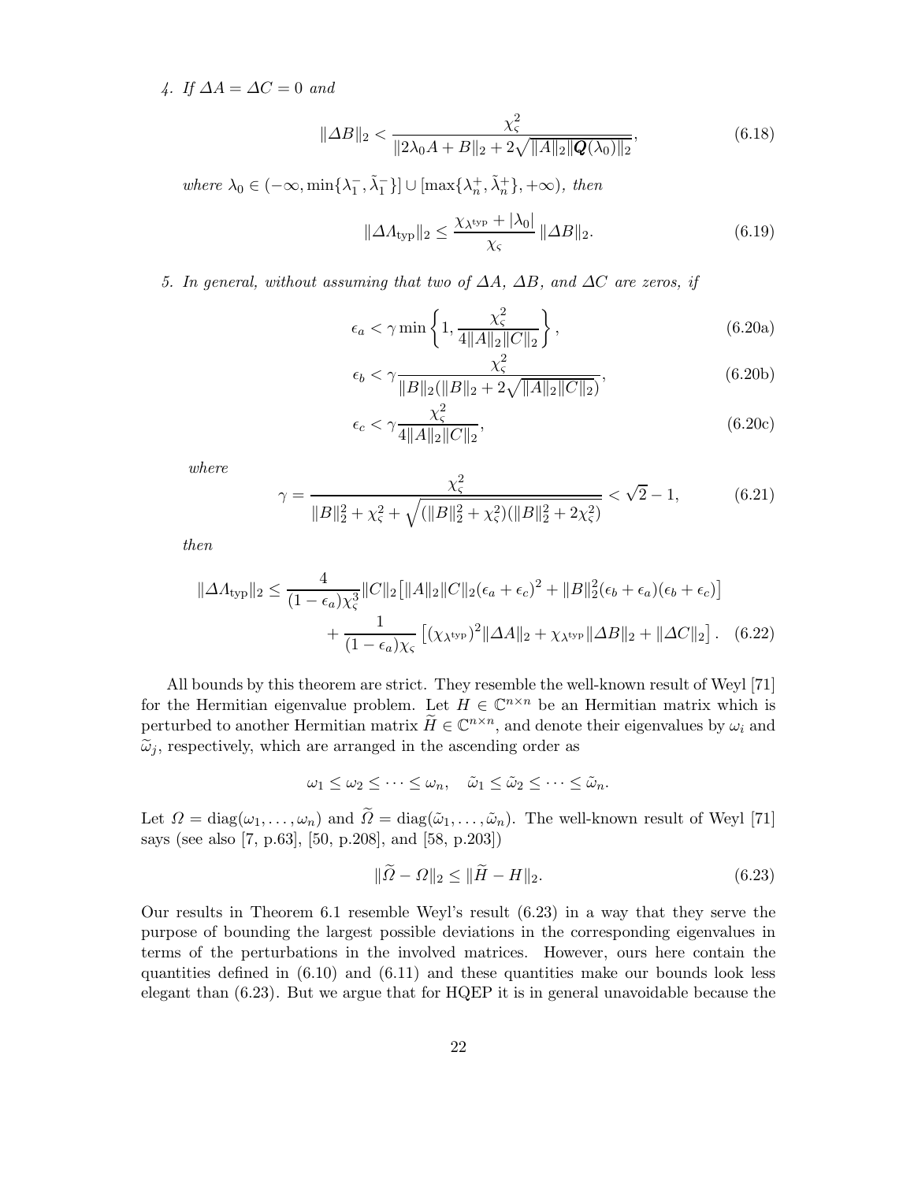*4. If $\Delta A = \Delta C = 0$ and*

$$\|\Delta B\|_2 < \frac{\chi_\varsigma^2}{\|2\lambda_0 A + B\|_2 + 2\sqrt{\|A\|_2\|\boldsymbol{Q}(\lambda_0)\|_2}}, \tag{6.18}$$

*where $\lambda_0 \in (-\infty, \min\{\lambda_1^-, \tilde{\lambda}_1^-\}] \cup [\max\{\lambda_n^+, \tilde{\lambda}_n^+\}, +\infty)$, then*

$$\|\Delta \Lambda_{\rm typ}\|_2 \le \frac{\chi_{\lambda^{\rm typ}} + |\lambda_0|}{\chi_\varsigma}\|\Delta B\|_2. \tag{6.19}$$

*5. In general, without assuming that two of $\Delta A$, $\Delta B$, and $\Delta C$ are zeros, if*

$$\epsilon_a < \gamma \min\left\{1, \frac{\chi_\varsigma^2}{4\|A\|_2\|C\|_2}\right\}, \tag{6.20a}$$

$$\epsilon_b < \gamma \frac{\chi_\varsigma^2}{\|B\|_2(\|B\|_2 + 2\sqrt{\|A\|_2\|C\|_2})}, \tag{6.20b}$$

$$\epsilon_c < \gamma \frac{\chi_\varsigma^2}{4\|A\|_2\|C\|_2}, \tag{6.20c}$$

*where*

$$\gamma = \frac{\chi_\varsigma^2}{\|B\|_2^2 + \chi_\varsigma^2 + \sqrt{(\|B\|_2^2 + \chi_\varsigma^2)(\|B\|_2^2 + 2\chi_\varsigma^2)}} < \sqrt{2} - 1, \tag{6.21}$$

*then*

$$\|\Delta \Lambda_{\rm typ}\|_2 \le \frac{4}{(1-\epsilon_a)\chi_\varsigma^3}\|C\|_2\big[\|A\|_2\|C\|_2(\epsilon_a + \epsilon_c)^2 + \|B\|_2^2(\epsilon_b + \epsilon_a)(\epsilon_b + \epsilon_c)\big] + \frac{1}{(1-\epsilon_a)\chi_\varsigma}\big[(\chi_{\lambda^{\rm typ}})^2\|\Delta A\|_2 + \chi_{\lambda^{\rm typ}}\|\Delta B\|_2 + \|\Delta C\|_2\big]. \tag{6.22}$$

All bounds by this theorem are strict. They resemble the well-known result of Weyl [71] for the Hermitian eigenvalue problem. Let $H \in \mathbb{C}^{n\times n}$ be an Hermitian matrix which is perturbed to another Hermitian matrix $\widetilde{H} \in \mathbb{C}^{n\times n}$, and denote their eigenvalues by $\omega_i$ and $\widetilde{\omega}_j$, respectively, which are arranged in the ascending order as

$$\omega_1 \le \omega_2 \le \cdots \le \omega_n, \quad \tilde{\omega}_1 \le \tilde{\omega}_2 \le \cdots \le \tilde{\omega}_n.$$

Let $\Omega = \mathrm{diag}(\omega_1, \ldots, \omega_n)$ and $\widetilde{\Omega} = \mathrm{diag}(\tilde{\omega}_1, \ldots, \tilde{\omega}_n)$. The well-known result of Weyl [71] says (see also [7, p.63], [50, p.208], and [58, p.203])

$$\|\widetilde{\Omega} - \Omega\|_2 \le \|\widetilde{H} - H\|_2. \tag{6.23}$$

Our results in Theorem 6.1 resemble Weyl's result (6.23) in a way that they serve the purpose of bounding the largest possible deviations in the corresponding eigenvalues in terms of the perturbations in the involved matrices. However, ours here contain the quantities defined in (6.10) and (6.11) and these quantities make our bounds look less elegant than (6.23). But we argue that for HQEP it is in general unavoidable because the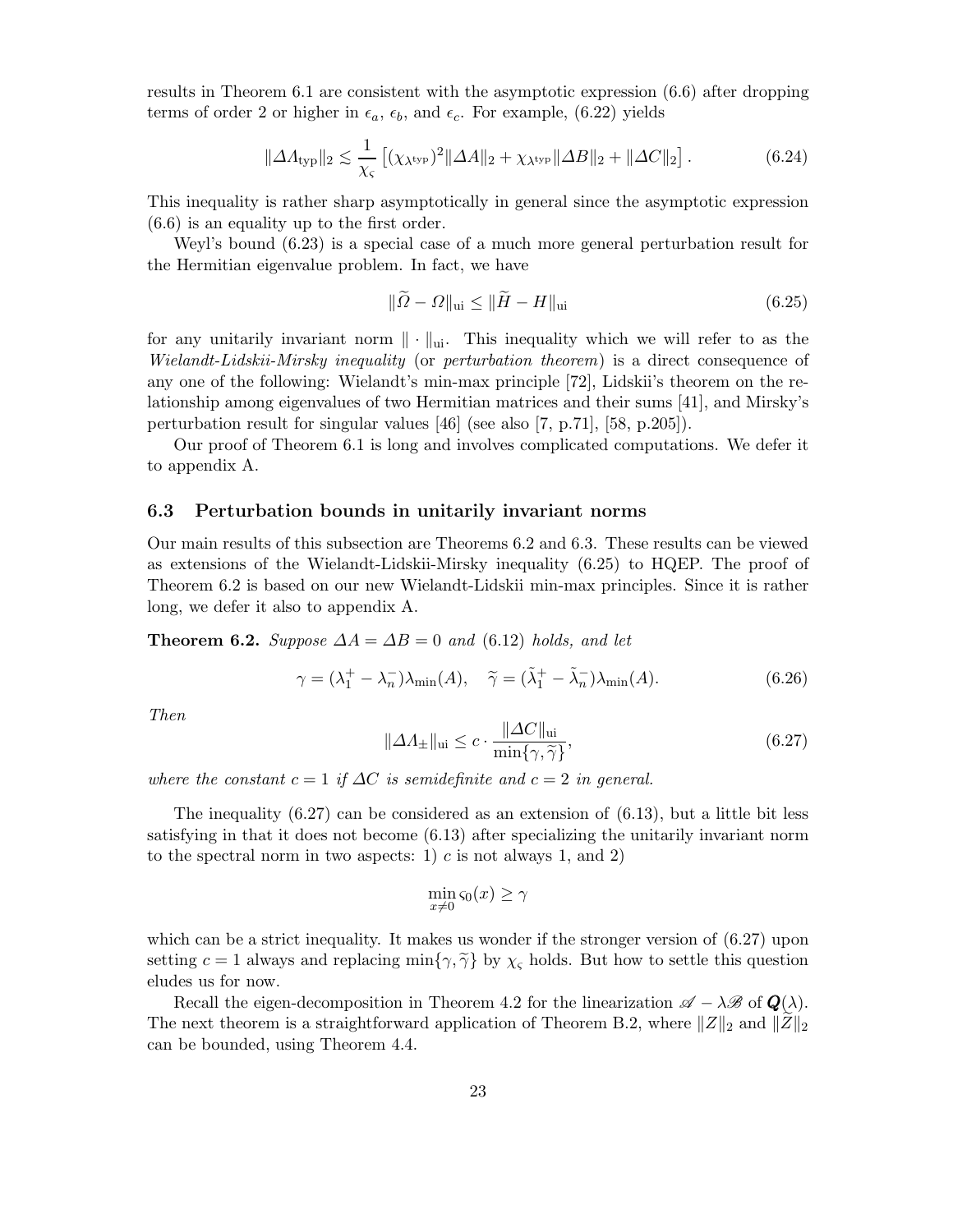results in Theorem 6.1 are consistent with the asymptotic expression (6.6) after dropping terms of order 2 or higher in $\epsilon_a$, $\epsilon_b$, and $\epsilon_c$. For example, (6.22) yields

$$\|\Delta\Lambda_{\rm typ}\|_2 \lesssim \frac{1}{\chi_\varsigma}\left[(\chi_{\lambda^{\rm typ}})^2\|\Delta A\|_2 + \chi_{\lambda^{\rm typ}}\|\Delta B\|_2 + \|\Delta C\|_2\right]. \tag{6.24}$$

This inequality is rather sharp asymptotically in general since the asymptotic expression (6.6) is an equality up to the first order.

Weyl's bound (6.23) is a special case of a much more general perturbation result for the Hermitian eigenvalue problem. In fact, we have

$$\|\widetilde{\Omega} - \Omega\|_{\rm ui} \le \|\widetilde{H} - H\|_{\rm ui} \tag{6.25}$$

for any unitarily invariant norm $\|\cdot\|_{\rm ui}$. This inequality which we will refer to as the *Wielandt-Lidskii-Mirsky inequality* (or *perturbation theorem*) is a direct consequence of any one of the following: Wielandt's min-max principle [72], Lidskii's theorem on the relationship among eigenvalues of two Hermitian matrices and their sums [41], and Mirsky's perturbation result for singular values [46] (see also [7, p.71], [58, p.205]).

Our proof of Theorem 6.1 is long and involves complicated computations. We defer it to appendix A.

### 6.3 Perturbation bounds in unitarily invariant norms

Our main results of this subsection are Theorems 6.2 and 6.3. These results can be viewed as extensions of the Wielandt-Lidskii-Mirsky inequality (6.25) to HQEP. The proof of Theorem 6.2 is based on our new Wielandt-Lidskii min-max principles. Since it is rather long, we defer it also to appendix A.

**Theorem 6.2.** *Suppose $\Delta A = \Delta B = 0$ and (6.12) holds, and let*

$$\gamma = (\lambda_1^+ - \lambda_n^-)\lambda_{\min}(A), \quad \widetilde{\gamma} = (\tilde{\lambda}_1^+ - \tilde{\lambda}_n^-)\lambda_{\min}(A). \tag{6.26}$$

*Then*

$$\|\Delta\Lambda_\pm\|_{\rm ui} \le c \cdot \frac{\|\Delta C\|_{\rm ui}}{\min\{\gamma, \widetilde{\gamma}\}}, \tag{6.27}$$

*where the constant $c = 1$ if $\Delta C$ is semidefinite and $c = 2$ in general.*

The inequality (6.27) can be considered as an extension of (6.13), but a little bit less satisfying in that it does not become (6.13) after specializing the unitarily invariant norm to the spectral norm in two aspects: 1) $c$ is not always 1, and 2)

$$\min_{x\ne 0} \varsigma_0(x) \ge \gamma$$

which can be a strict inequality. It makes us wonder if the stronger version of (6.27) upon setting $c = 1$ always and replacing $\min\{\gamma, \widetilde{\gamma}\}$ by $\chi_\varsigma$ holds. But how to settle this question eludes us for now.

Recall the eigen-decomposition in Theorem 4.2 for the linearization $\mathscr{A} - \lambda\mathscr{B}$ of $\boldsymbol{Q}(\lambda)$. The next theorem is a straightforward application of Theorem B.2, where $\|Z\|_2$ and $\|\widetilde{Z}\|_2$ can be bounded, using Theorem 4.4.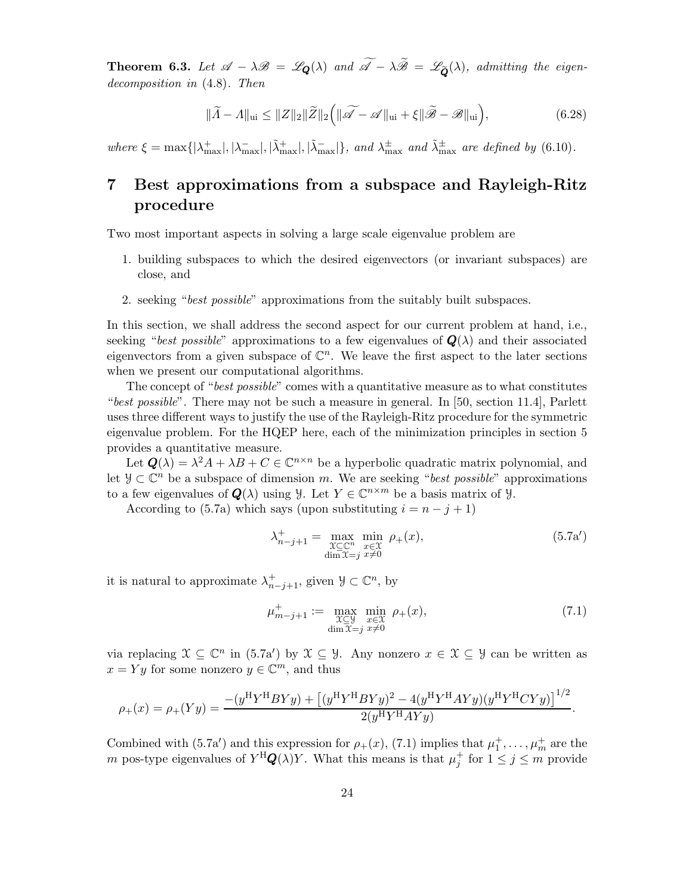**Theorem 6.3.** *Let $\mathscr{A} - \lambda\mathscr{B} = \mathscr{L}_{\boldsymbol{Q}}(\lambda)$ and $\widetilde{\mathscr{A}} - \lambda\widetilde{\mathscr{B}} = \mathscr{L}_{\widetilde{\boldsymbol{Q}}}(\lambda)$, admitting the eigendecomposition in* (4.8)*. Then*

$$\|\widetilde{\Lambda} - \Lambda\|_{\rm ui} \le \|Z\|_2\|\widetilde{Z}\|_2\Big(\|\widetilde{\mathscr{A}} - \mathscr{A}\|_{\rm ui} + \xi\|\widetilde{\mathscr{B}} - \mathscr{B}\|_{\rm ui}\Big), \tag{6.28}$$

*where $\xi = \max\{|\lambda^+_{\max}|, |\lambda^-_{\max}|, |\tilde\lambda^+_{\max}|, |\tilde\lambda^-_{\max}|\}$, and $\lambda^\pm_{\max}$ and $\tilde\lambda^\pm_{\max}$ are defined by* (6.10)*.*

# 7 Best approximations from a subspace and Rayleigh-Ritz procedure

Two most important aspects in solving a large scale eigenvalue problem are

1. building subspaces to which the desired eigenvectors (or invariant subspaces) are close, and
2. seeking "*best possible*" approximations from the suitably built subspaces.

In this section, we shall address the second aspect for our current problem at hand, i.e., seeking "*best possible*" approximations to a few eigenvalues of $\boldsymbol{Q}(\lambda)$ and their associated eigenvectors from a given subspace of $\mathbb{C}^n$. We leave the first aspect to the later sections when we present our computational algorithms.

The concept of "*best possible*" comes with a quantitative measure as to what constitutes "*best possible*". There may not be such a measure in general. In [50, section 11.4], Parlett uses three different ways to justify the use of the Rayleigh-Ritz procedure for the symmetric eigenvalue problem. For the HQEP here, each of the minimization principles in section 5 provides a quantitative measure.

Let $\boldsymbol{Q}(\lambda) = \lambda^2 A + \lambda B + C \in \mathbb{C}^{n\times n}$ be a hyperbolic quadratic matrix polynomial, and let $\mathcal{Y} \subset \mathbb{C}^n$ be a subspace of dimension $m$. We are seeking "*best possible*" approximations to a few eigenvalues of $\boldsymbol{Q}(\lambda)$ using $\mathcal{Y}$. Let $Y \in \mathbb{C}^{n\times m}$ be a basis matrix of $\mathcal{Y}$.

According to (5.7a) which says (upon substituting $i = n - j + 1$)

$$\lambda^+_{n-j+1} = \max_{\substack{\mathcal{X}\subseteq\mathbb{C}^n\\ \dim\mathcal{X}=j}} \min_{\substack{x\in\mathcal{X}\\ x\ne 0}} \rho_+(x), \tag{5.7a$'$}$$

it is natural to approximate $\lambda^+_{n-j+1}$, given $\mathcal{Y} \subset \mathbb{C}^n$, by

$$\mu^+_{m-j+1} := \max_{\substack{\mathcal{X}\subseteq\mathcal{Y}\\ \dim\mathcal{X}=j}} \min_{\substack{x\in\mathcal{X}\\ x\ne 0}} \rho_+(x), \tag{7.1}$$

via replacing $\mathcal{X} \subseteq \mathbb{C}^n$ in (5.7a$'$) by $\mathcal{X} \subseteq \mathcal{Y}$. Any nonzero $x \in \mathcal{X} \subseteq \mathcal{Y}$ can be written as $x = Yy$ for some nonzero $y \in \mathbb{C}^m$, and thus

$$\rho_+(x) = \rho_+(Yy) = \frac{-(y^{\rm H}Y^{\rm H}BYy) + \big[(y^{\rm H}Y^{\rm H}BYy)^2 - 4(y^{\rm H}Y^{\rm H}AYy)(y^{\rm H}Y^{\rm H}CYy)\big]^{1/2}}{2(y^{\rm H}Y^{\rm H}AYy)}.$$

Combined with (5.7a$'$) and this expression for $\rho_+(x)$, (7.1) implies that $\mu^+_1, \ldots, \mu^+_m$ are the $m$ pos-type eigenvalues of $Y^{\rm H}\boldsymbol{Q}(\lambda)Y$. What this means is that $\mu^+_j$ for $1 \le j \le m$ provide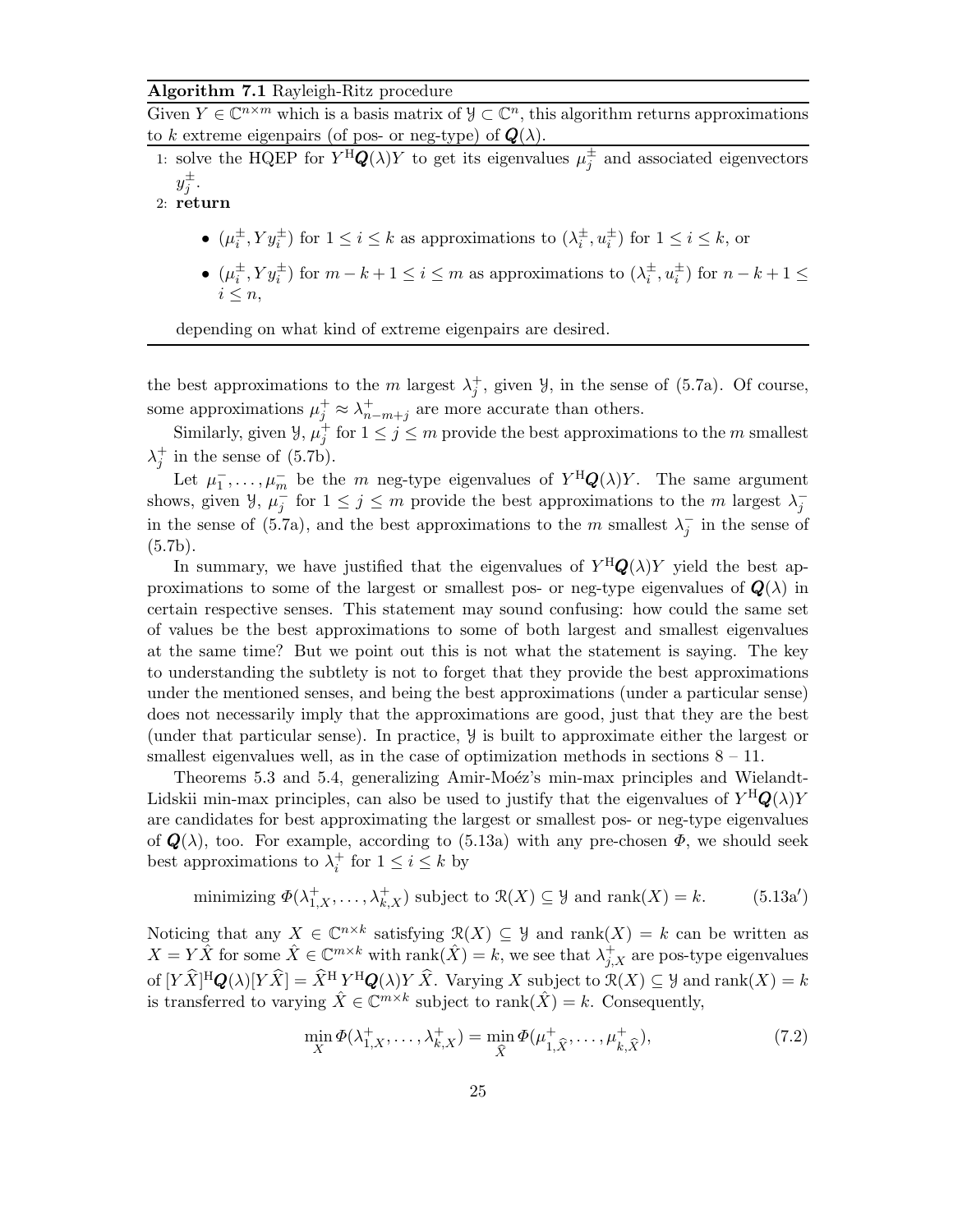**Algorithm 7.1** Rayleigh-Ritz procedure

Given $Y \in \mathbb{C}^{n\times m}$ which is a basis matrix of $\mathcal{Y} \subset \mathbb{C}^n$, this algorithm returns approximations to $k$ extreme eigenpairs (of pos- or neg-type) of $\boldsymbol{Q}(\lambda)$.

1: solve the HQEP for $Y^{\mathrm{H}}\boldsymbol{Q}(\lambda)Y$ to get its eigenvalues $\mu_j^{\pm}$ and associated eigenvectors $y_j^{\pm}$.
2: **return**

- $(\mu_i^{\pm}, Yy_i^{\pm})$ for $1 \le i \le k$ as approximations to $(\lambda_i^{\pm}, u_i^{\pm})$ for $1 \le i \le k$, or
- $(\mu_i^{\pm}, Yy_i^{\pm})$ for $m-k+1 \le i \le m$ as approximations to $(\lambda_i^{\pm}, u_i^{\pm})$ for $n-k+1 \le i \le n$,

depending on what kind of extreme eigenpairs are desired.

---

the best approximations to the $m$ largest $\lambda_j^+$, given $\mathcal{Y}$, in the sense of (5.7a). Of course, some approximations $\mu_j^+ \approx \lambda_{n-m+j}^+$ are more accurate than others.

Similarly, given $\mathcal{Y}$, $\mu_j^+$ for $1 \le j \le m$ provide the best approximations to the $m$ smallest $\lambda_j^+$ in the sense of (5.7b).

Let $\mu_1^-, \dots, \mu_m^-$ be the $m$ neg-type eigenvalues of $Y^{\mathrm{H}}\boldsymbol{Q}(\lambda)Y$. The same argument shows, given $\mathcal{Y}$, $\mu_j^-$ for $1 \le j \le m$ provide the best approximations to the $m$ largest $\lambda_j^-$ in the sense of (5.7a), and the best approximations to the $m$ smallest $\lambda_j^-$ in the sense of (5.7b).

In summary, we have justified that the eigenvalues of $Y^{\mathrm{H}}\boldsymbol{Q}(\lambda)Y$ yield the best approximations to some of the largest or smallest pos- or neg-type eigenvalues of $\boldsymbol{Q}(\lambda)$ in certain respective senses. This statement may sound confusing: how could the same set of values be the best approximations to some of both largest and smallest eigenvalues at the same time? But we point out this is not what the statement is saying. The key to understanding the subtlety is not to forget that they provide the best approximations under the mentioned senses, and being the best approximations (under a particular sense) does not necessarily imply that the approximations are good, just that they are the best (under that particular sense). In practice, $\mathcal{Y}$ is built to approximate either the largest or smallest eigenvalues well, as in the case of optimization methods in sections 8 – 11.

Theorems 5.3 and 5.4, generalizing Amir-Moéz's min-max principles and Wielandt-Lidskii min-max principles, can also be used to justify that the eigenvalues of $Y^{\mathrm{H}}\boldsymbol{Q}(\lambda)Y$ are candidates for best approximating the largest or smallest pos- or neg-type eigenvalues of $\boldsymbol{Q}(\lambda)$, too. For example, according to (5.13a) with any pre-chosen $\Phi$, we should seek best approximations to $\lambda_i^+$ for $1 \le i \le k$ by

$$\text{minimizing } \Phi(\lambda_{1,X}^+, \dots, \lambda_{k,X}^+) \text{ subject to } \mathcal{R}(X) \subseteq \mathcal{Y} \text{ and } \operatorname{rank}(X) = k. \tag{5.13a$'$}$$

Noticing that any $X \in \mathbb{C}^{n\times k}$ satisfying $\mathcal{R}(X) \subseteq \mathcal{Y}$ and $\operatorname{rank}(X) = k$ can be written as $X = Y\hat{X}$ for some $\hat{X} \in \mathbb{C}^{m\times k}$ with $\operatorname{rank}(\hat{X}) = k$, we see that $\lambda_{j,X}^+$ are pos-type eigenvalues of $[Y\widehat{X}]^{\mathrm{H}}\boldsymbol{Q}(\lambda)[Y\widehat{X}] = \widehat{X}^{\mathrm{H}}\, Y^{\mathrm{H}}\boldsymbol{Q}(\lambda)Y\, \widehat{X}$. Varying $X$ subject to $\mathcal{R}(X) \subseteq \mathcal{Y}$ and $\operatorname{rank}(X) = k$ is transferred to varying $\hat{X} \in \mathbb{C}^{m\times k}$ subject to $\operatorname{rank}(\hat{X}) = k$. Consequently,

$$\min_X \Phi(\lambda_{1,X}^+, \dots, \lambda_{k,X}^+) = \min_{\widehat{X}} \Phi(\mu_{1,\widehat{X}}^+, \dots, \mu_{k,\widehat{X}}^+), \tag{7.2}$$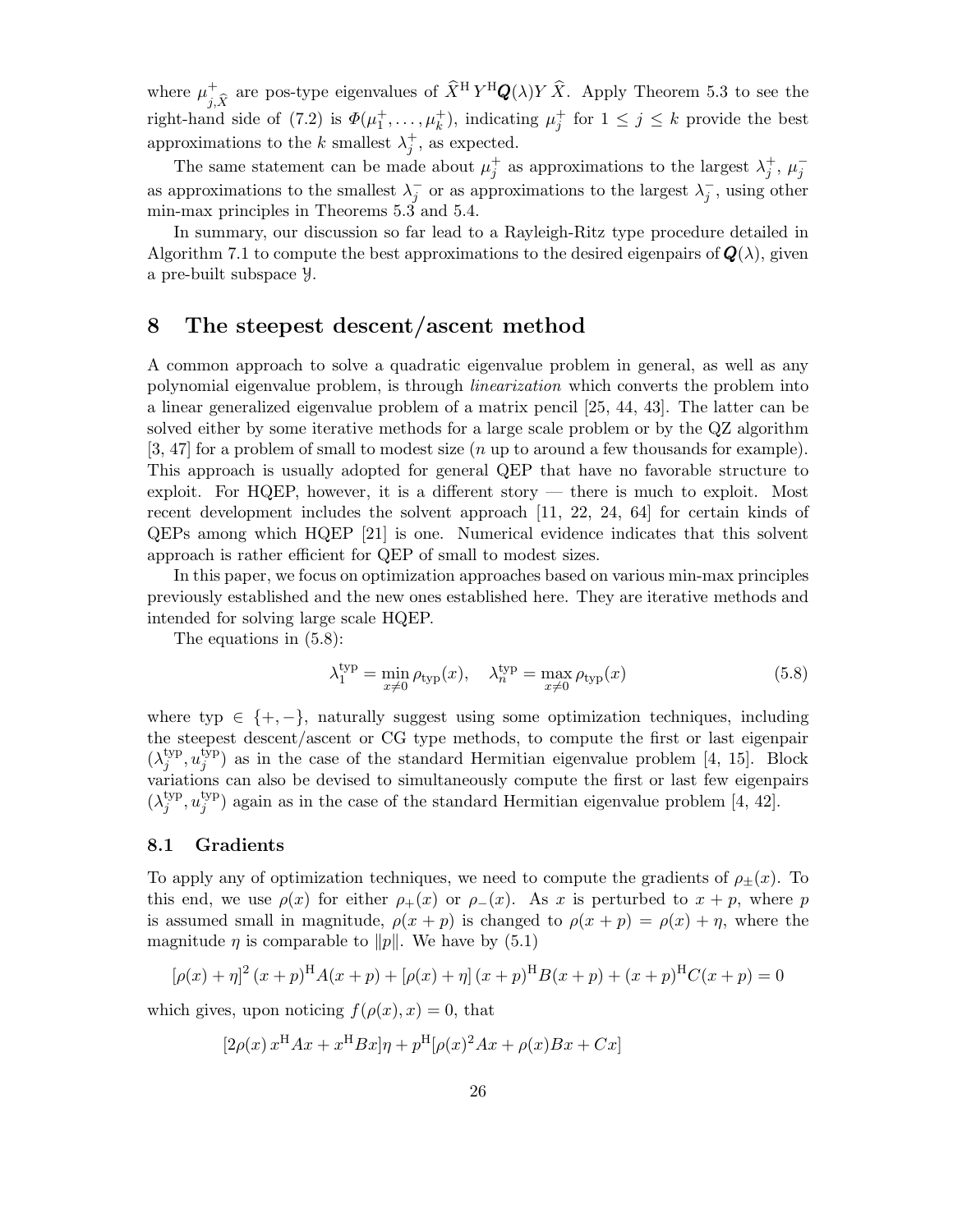where $\mu^+_{j,\widehat{X}}$ are pos-type eigenvalues of $\widehat{X}^{\mathrm{H}}\, Y^{\mathrm{H}} \boldsymbol{Q}(\lambda) Y\, \widehat{X}$. Apply Theorem 5.3 to see the right-hand side of (7.2) is $\Phi(\mu^+_1,\ldots,\mu^+_k)$, indicating $\mu^+_j$ for $1\le j\le k$ provide the best approximations to the $k$ smallest $\lambda^+_j$, as expected.

The same statement can be made about $\mu^+_j$ as approximations to the largest $\lambda^+_j$, $\mu^-_j$ as approximations to the smallest $\lambda^-_j$ or as approximations to the largest $\lambda^-_j$, using other min-max principles in Theorems 5.3 and 5.4.

In summary, our discussion so far lead to a Rayleigh-Ritz type procedure detailed in Algorithm 7.1 to compute the best approximations to the desired eigenpairs of $\boldsymbol{Q}(\lambda)$, given a pre-built subspace $\mathcal{Y}$.

# 8 The steepest descent/ascent method

A common approach to solve a quadratic eigenvalue problem in general, as well as any polynomial eigenvalue problem, is through *linearization* which converts the problem into a linear generalized eigenvalue problem of a matrix pencil [25, 44, 43]. The latter can be solved either by some iterative methods for a large scale problem or by the QZ algorithm [3, 47] for a problem of small to modest size ($n$ up to around a few thousands for example). This approach is usually adopted for general QEP that have no favorable structure to exploit. For HQEP, however, it is a different story — there is much to exploit. Most recent development includes the solvent approach [11, 22, 24, 64] for certain kinds of QEPs among which HQEP [21] is one. Numerical evidence indicates that this solvent approach is rather efficient for QEP of small to modest sizes.

In this paper, we focus on optimization approaches based on various min-max principles previously established and the new ones established here. They are iterative methods and intended for solving large scale HQEP.

The equations in (5.8):

$$\lambda_1^{\mathrm{typ}} = \min_{x\neq 0}\rho_{\mathrm{typ}}(x), \quad \lambda_n^{\mathrm{typ}} = \max_{x\neq 0}\rho_{\mathrm{typ}}(x) \tag{5.8}$$

where typ $\in\{+,-\}$, naturally suggest using some optimization techniques, including the steepest descent/ascent or CG type methods, to compute the first or last eigenpair $(\lambda_j^{\mathrm{typ}}, u_j^{\mathrm{typ}})$ as in the case of the standard Hermitian eigenvalue problem [4, 15]. Block variations can also be devised to simultaneously compute the first or last few eigenpairs $(\lambda_j^{\mathrm{typ}}, u_j^{\mathrm{typ}})$ again as in the case of the standard Hermitian eigenvalue problem [4, 42].

## 8.1 Gradients

To apply any of optimization techniques, we need to compute the gradients of $\rho_\pm(x)$. To this end, we use $\rho(x)$ for either $\rho_+(x)$ or $\rho_-(x)$. As $x$ is perturbed to $x+p$, where $p$ is assumed small in magnitude, $\rho(x+p)$ is changed to $\rho(x+p)=\rho(x)+\eta$, where the magnitude $\eta$ is comparable to $\|p\|$. We have by (5.1)

$$[\rho(x)+\eta]^2\,(x+p)^{\mathrm{H}}A(x+p)+[\rho(x)+\eta]\,(x+p)^{\mathrm{H}}B(x+p)+(x+p)^{\mathrm{H}}C(x+p)=0$$

which gives, upon noticing $f(\rho(x),x)=0$, that

$$[2\rho(x)\,x^{\mathrm{H}}Ax+x^{\mathrm{H}}Bx]\eta+p^{\mathrm{H}}[\rho(x)^2Ax+\rho(x)Bx+Cx]$$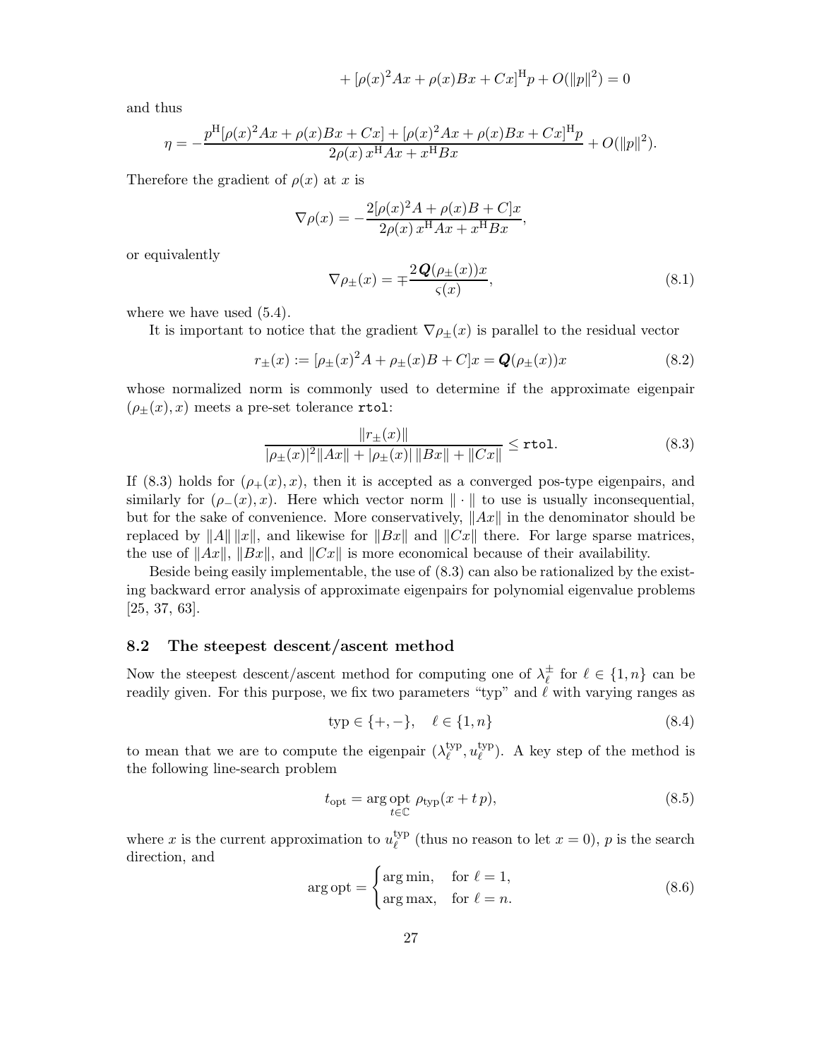$$+ [\rho(x)^2 Ax + \rho(x)Bx + Cx]^{\mathrm{H}} p + O(\|p\|^2) = 0$$

and thus

$$\eta = -\frac{p^{\mathrm{H}}[\rho(x)^2 Ax + \rho(x)Bx + Cx] + [\rho(x)^2 Ax + \rho(x)Bx + Cx]^{\mathrm{H}} p}{2\rho(x)\, x^{\mathrm{H}} Ax + x^{\mathrm{H}} Bx} + O(\|p\|^2).$$

Therefore the gradient of $\rho(x)$ at $x$ is

$$\nabla \rho(x) = -\frac{2[\rho(x)^2 A + \rho(x)B + C]x}{2\rho(x)\, x^{\mathrm{H}} Ax + x^{\mathrm{H}} Bx},$$

or equivalently

$$\nabla \rho_{\pm}(x) = \mp \frac{2\boldsymbol{Q}(\rho_{\pm}(x))x}{\varsigma(x)}, \tag{8.1}$$

where we have used (5.4).

It is important to notice that the gradient $\nabla \rho_{\pm}(x)$ is parallel to the residual vector

$$r_{\pm}(x) := [\rho_{\pm}(x)^2 A + \rho_{\pm}(x)B + C]x = \boldsymbol{Q}(\rho_{\pm}(x))x \tag{8.2}$$

whose normalized norm is commonly used to determine if the approximate eigenpair $(\rho_{\pm}(x), x)$ meets a pre-set tolerance `rtol`:

$$\frac{\|r_{\pm}(x)\|}{|\rho_{\pm}(x)|^2 \|Ax\| + |\rho_{\pm}(x)|\, \|Bx\| + \|Cx\|} \le \texttt{rtol}. \tag{8.3}$$

If (8.3) holds for $(\rho_{+}(x), x)$, then it is accepted as a converged pos-type eigenpairs, and similarly for $(\rho_{-}(x), x)$. Here which vector norm $\|\cdot\|$ to use is usually inconsequential, but for the sake of convenience. More conservatively, $\|Ax\|$ in the denominator should be replaced by $\|A\|\,\|x\|$, and likewise for $\|Bx\|$ and $\|Cx\|$ there. For large sparse matrices, the use of $\|Ax\|$, $\|Bx\|$, and $\|Cx\|$ is more economical because of their availability.

Beside being easily implementable, the use of (8.3) can also be rationalized by the existing backward error analysis of approximate eigenpairs for polynomial eigenvalue problems [25, 37, 63].

## 8.2 The steepest descent/ascent method

Now the steepest descent/ascent method for computing one of $\lambda_{\ell}^{\pm}$ for $\ell \in \{1, n\}$ can be readily given. For this purpose, we fix two parameters "typ" and $\ell$ with varying ranges as

$$\text{typ} \in \{+, -\}, \quad \ell \in \{1, n\} \tag{8.4}$$

to mean that we are to compute the eigenpair $(\lambda_{\ell}^{\text{typ}}, u_{\ell}^{\text{typ}})$. A key step of the method is the following line-search problem

$$t_{\text{opt}} = \operatorname*{arg\,opt}_{t \in \mathbb{C}} \, \rho_{\text{typ}}(x + t\, p), \tag{8.5}$$

where $x$ is the current approximation to $u_{\ell}^{\text{typ}}$ (thus no reason to let $x = 0$), $p$ is the search direction, and

$$\operatorname{arg\,opt} = \begin{cases} \operatorname{arg\,min}, & \text{for } \ell = 1, \\ \operatorname{arg\,max}, & \text{for } \ell = n. \end{cases} \tag{8.6}$$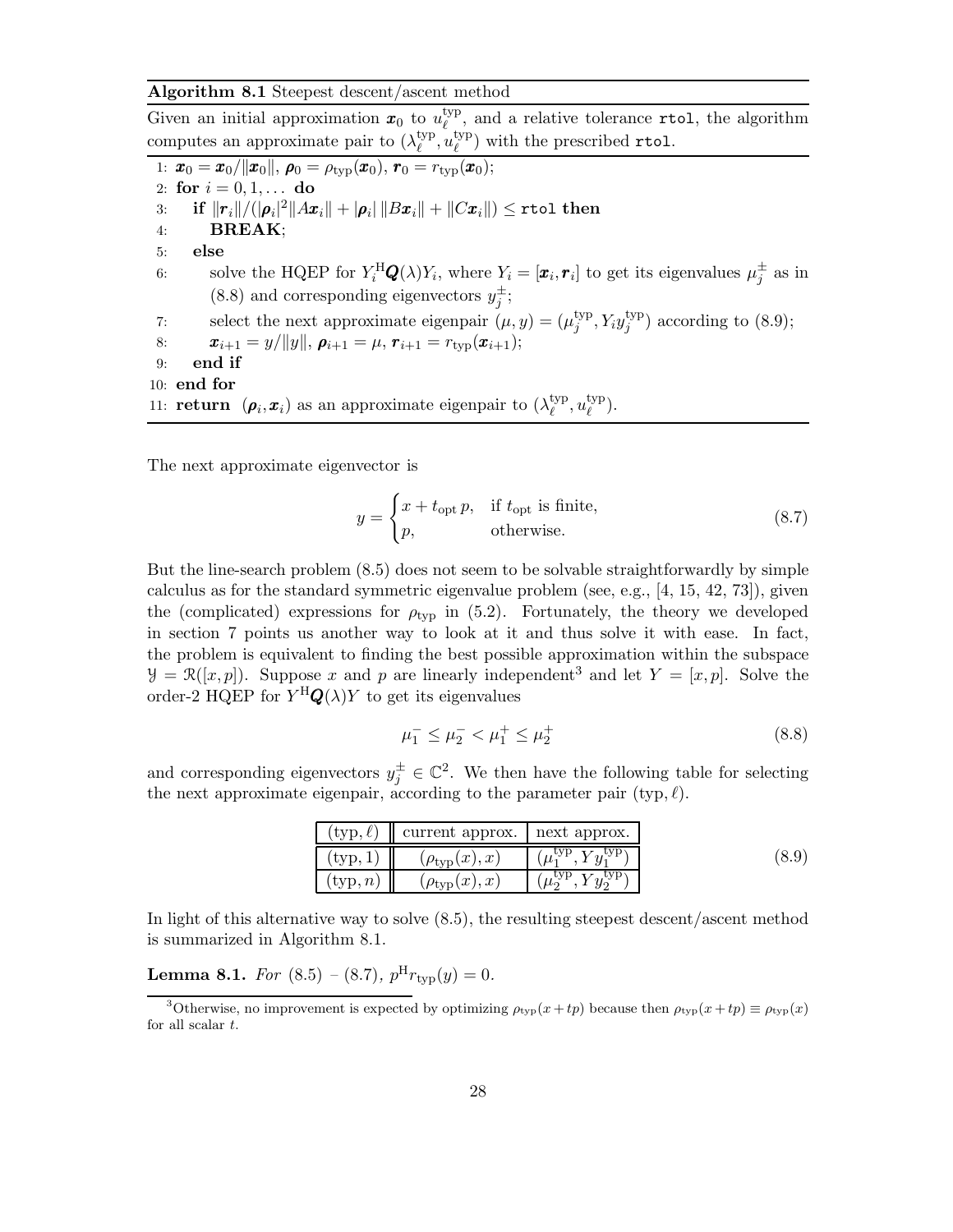**Algorithm 8.1** Steepest descent/ascent method

Given an initial approximation $\boldsymbol{x}_0$ to $u_\ell^{\mathrm{typ}}$, and a relative tolerance `rtol`, the algorithm computes an approximate pair to $(\lambda_\ell^{\mathrm{typ}}, u_\ell^{\mathrm{typ}})$ with the prescribed `rtol`.

1: $\boldsymbol{x}_0 = \boldsymbol{x}_0/\|\boldsymbol{x}_0\|$, $\boldsymbol{\rho}_0 = \rho_{\mathrm{typ}}(\boldsymbol{x}_0)$, $\boldsymbol{r}_0 = r_{\mathrm{typ}}(\boldsymbol{x}_0)$;
2: **for** $i = 0, 1, \dots$ **do**
3: &nbsp;&nbsp;&nbsp;&nbsp;**if** $\|\boldsymbol{r}_i\|/(|\boldsymbol{\rho}_i|^2\|A\boldsymbol{x}_i\| + |\boldsymbol{\rho}_i|\,\|B\boldsymbol{x}_i\| + \|C\boldsymbol{x}_i\|) \le$ `rtol` **then**
4: &nbsp;&nbsp;&nbsp;&nbsp;&nbsp;&nbsp;&nbsp;&nbsp;**BREAK**;
5: &nbsp;&nbsp;&nbsp;&nbsp;**else**
6: &nbsp;&nbsp;&nbsp;&nbsp;&nbsp;&nbsp;&nbsp;&nbsp;solve the HQEP for $Y_i^{\mathrm{H}}\boldsymbol{Q}(\lambda)Y_i$, where $Y_i = [\boldsymbol{x}_i, \boldsymbol{r}_i]$ to get its eigenvalues $\mu_j^{\pm}$ as in (8.8) and corresponding eigenvectors $y_j^{\pm}$;
7: &nbsp;&nbsp;&nbsp;&nbsp;&nbsp;&nbsp;&nbsp;&nbsp;select the next approximate eigenpair $(\mu, y) = (\mu_j^{\mathrm{typ}}, Y_i y_j^{\mathrm{typ}})$ according to (8.9);
8: &nbsp;&nbsp;&nbsp;&nbsp;&nbsp;&nbsp;&nbsp;&nbsp;$\boldsymbol{x}_{i+1} = y/\|y\|$, $\boldsymbol{\rho}_{i+1} = \mu$, $\boldsymbol{r}_{i+1} = r_{\mathrm{typ}}(\boldsymbol{x}_{i+1})$;
9: &nbsp;&nbsp;&nbsp;&nbsp;**end if**
10: **end for**
11: **return** $(\boldsymbol{\rho}_i, \boldsymbol{x}_i)$ as an approximate eigenpair to $(\lambda_\ell^{\mathrm{typ}}, u_\ell^{\mathrm{typ}})$.

The next approximate eigenvector is

$$y = \begin{cases} x + t_{\mathrm{opt}}\, p, & \text{if } t_{\mathrm{opt}} \text{ is finite,} \\ p, & \text{otherwise.} \end{cases} \tag{8.7}$$

But the line-search problem (8.5) does not seem to be solvable straightforwardly by simple calculus as for the standard symmetric eigenvalue problem (see, e.g., [4, 15, 42, 73]), given the (complicated) expressions for $\rho_{\mathrm{typ}}$ in (5.2). Fortunately, the theory we developed in section 7 points us another way to look at it and thus solve it with ease. In fact, the problem is equivalent to finding the best possible approximation within the subspace $\mathcal{Y} = \mathcal{R}([x, p])$. Suppose $x$ and $p$ are linearly independent[3] and let $Y = [x, p]$. Solve the order-2 HQEP for $Y^{\mathrm{H}}\boldsymbol{Q}(\lambda)Y$ to get its eigenvalues

$$\mu_1^- \le \mu_2^- < \mu_1^+ \le \mu_2^+ \tag{8.8}$$

and corresponding eigenvectors $y_j^{\pm} \in \mathbb{C}^2$. We then have the following table for selecting the next approximate eigenpair, according to the parameter pair $(\mathrm{typ}, \ell)$.

| $(\mathrm{typ}, \ell)$ | current approx. | next approx. |
|---|---|---|
| $(\mathrm{typ}, 1)$ | $(\rho_{\mathrm{typ}}(x), x)$ | $(\mu_1^{\mathrm{typ}}, Y y_1^{\mathrm{typ}})$ |
| $(\mathrm{typ}, n)$ | $(\rho_{\mathrm{typ}}(x), x)$ | $(\mu_2^{\mathrm{typ}}, Y y_2^{\mathrm{typ}})$ |

(8.9)

In light of this alternative way to solve (8.5), the resulting steepest descent/ascent method is summarized in Algorithm 8.1.

**Lemma 8.1.** *For* (8.5) – (8.7), $p^{\mathrm{H}} r_{\mathrm{typ}}(y) = 0$.

[3] Otherwise, no improvement is expected by optimizing $\rho_{\mathrm{typ}}(x + tp)$ because then $\rho_{\mathrm{typ}}(x + tp) \equiv \rho_{\mathrm{typ}}(x)$ for all scalar $t$.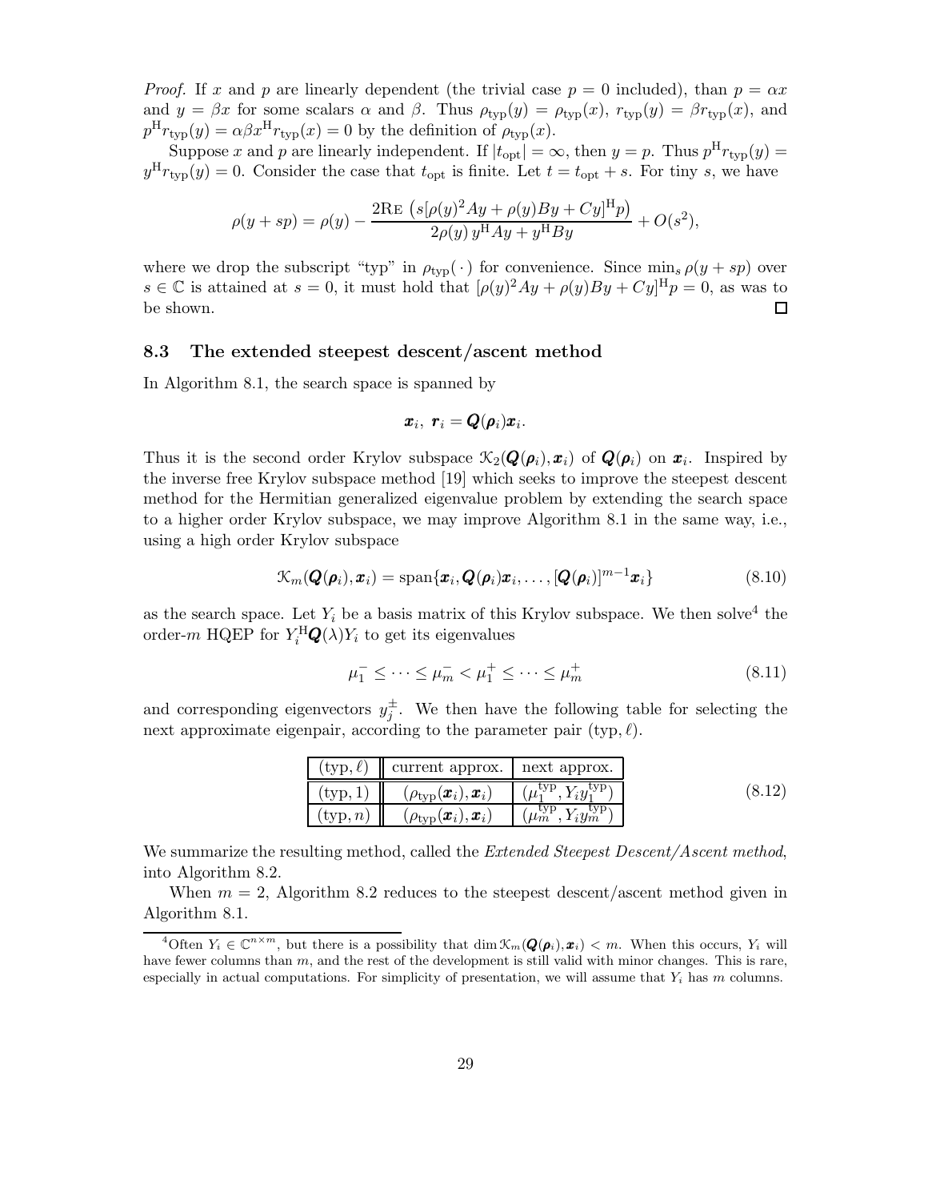*Proof.* If $x$ and $p$ are linearly dependent (the trivial case $p = 0$ included), than $p = \alpha x$ and $y = \beta x$ for some scalars $\alpha$ and $\beta$. Thus $\rho_{\rm typ}(y) = \rho_{\rm typ}(x)$, $r_{\rm typ}(y) = \beta r_{\rm typ}(x)$, and $p^{\rm H} r_{\rm typ}(y) = \alpha\beta x^{\rm H} r_{\rm typ}(x) = 0$ by the definition of $\rho_{\rm typ}(x)$.

Suppose $x$ and $p$ are linearly independent. If $|t_{\rm opt}| = \infty$, then $y = p$. Thus $p^{\rm H} r_{\rm typ}(y) = y^{\rm H} r_{\rm typ}(y) = 0$. Consider the case that $t_{\rm opt}$ is finite. Let $t = t_{\rm opt} + s$. For tiny $s$, we have

$$\rho(y + sp) = \rho(y) - \frac{2\mathrm{Re}\left(s[\rho(y)^2 Ay + \rho(y)By + Cy]^{\rm H} p\right)}{2\rho(y)\, y^{\rm H} Ay + y^{\rm H} By} + O(s^2),$$

where we drop the subscript "typ" in $\rho_{\rm typ}(\,\cdot\,)$ for convenience. Since $\min_s \rho(y + sp)$ over $s \in \mathbb{C}$ is attained at $s = 0$, it must hold that $[\rho(y)^2 Ay + \rho(y)By + Cy]^{\rm H} p = 0$, as was to be shown. ◻

### 8.3 The extended steepest descent/ascent method

In Algorithm 8.1, the search space is spanned by

$$\boldsymbol{x}_i,\ \boldsymbol{r}_i = \boldsymbol{Q}(\boldsymbol{\rho}_i)\boldsymbol{x}_i.$$

Thus it is the second order Krylov subspace $\mathcal{K}_2(\boldsymbol{Q}(\boldsymbol{\rho}_i), \boldsymbol{x}_i)$ of $\boldsymbol{Q}(\boldsymbol{\rho}_i)$ on $\boldsymbol{x}_i$. Inspired by the inverse free Krylov subspace method [19] which seeks to improve the steepest descent method for the Hermitian generalized eigenvalue problem by extending the search space to a higher order Krylov subspace, we may improve Algorithm 8.1 in the same way, i.e., using a high order Krylov subspace

$$\mathcal{K}_m(\boldsymbol{Q}(\boldsymbol{\rho}_i), \boldsymbol{x}_i) = \mathrm{span}\{\boldsymbol{x}_i, \boldsymbol{Q}(\boldsymbol{\rho}_i)\boldsymbol{x}_i, \ldots, [\boldsymbol{Q}(\boldsymbol{\rho}_i)]^{m-1}\boldsymbol{x}_i\} \tag{8.10}$$

as the search space. Let $Y_i$ be a basis matrix of this Krylov subspace. We then solve[4] the order-$m$ HQEP for $Y_i^{\rm H}\boldsymbol{Q}(\lambda)Y_i$ to get its eigenvalues

$$\mu_1^- \le \cdots \le \mu_m^- < \mu_1^+ \le \cdots \le \mu_m^+ \tag{8.11}$$

and corresponding eigenvectors $y_j^{\pm}$. We then have the following table for selecting the next approximate eigenpair, according to the parameter pair (typ, $\ell$).

| (typ, $\ell$) | current approx. | next approx. |
|---|---|---|
| (typ, 1) | $(\rho_{\rm typ}(\boldsymbol{x}_i), \boldsymbol{x}_i)$ | $(\mu_1^{\rm typ}, Y_i y_1^{\rm typ})$ |
| (typ, $n$) | $(\rho_{\rm typ}(\boldsymbol{x}_i), \boldsymbol{x}_i)$ | $(\mu_m^{\rm typ}, Y_i y_m^{\rm typ})$ |

(8.12)

We summarize the resulting method, called the *Extended Steepest Descent/Ascent method*, into Algorithm 8.2.

When $m = 2$, Algorithm 8.2 reduces to the steepest descent/ascent method given in Algorithm 8.1.

[4] Often $Y_i \in \mathbb{C}^{n\times m}$, but there is a possibility that $\dim \mathcal{K}_m(\boldsymbol{Q}(\boldsymbol{\rho}_i), \boldsymbol{x}_i) < m$. When this occurs, $Y_i$ will have fewer columns than $m$, and the rest of the development is still valid with minor changes. This is rare, especially in actual computations. For simplicity of presentation, we will assume that $Y_i$ has $m$ columns.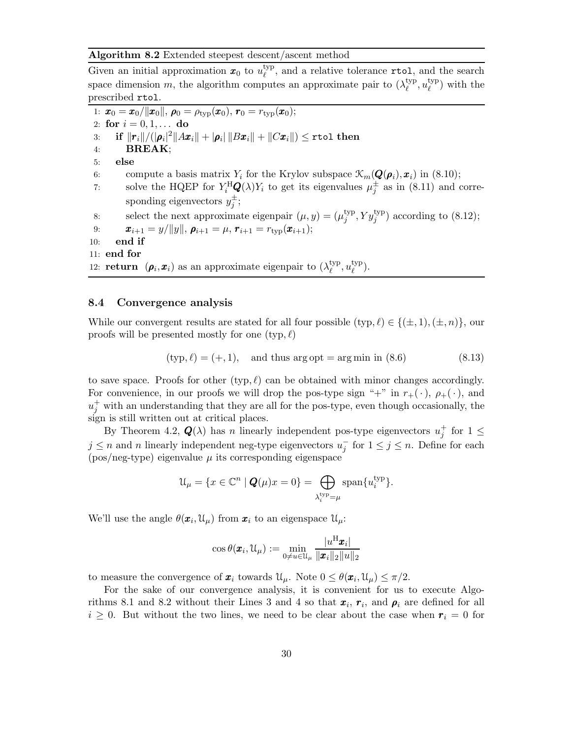**Algorithm 8.2** Extended steepest descent/ascent method

Given an initial approximation $\boldsymbol{x}_0$ to $u_\ell^{\rm typ}$, and a relative tolerance `rtol`, and the search space dimension $m$, the algorithm computes an approximate pair to $(\lambda_\ell^{\rm typ}, u_\ell^{\rm typ})$ with the prescribed `rtol`.

1: $\boldsymbol{x}_0 = \boldsymbol{x}_0/\|\boldsymbol{x}_0\|$, $\boldsymbol{\rho}_0 = \rho_{\rm typ}(\boldsymbol{x}_0)$, $\boldsymbol{r}_0 = r_{\rm typ}(\boldsymbol{x}_0)$;
2: **for** $i = 0, 1, \dots$ **do**
3: &nbsp;&nbsp;&nbsp;**if** $\|\boldsymbol{r}_i\|/(|\boldsymbol{\rho}_i|^2\|A\boldsymbol{x}_i\| + |\boldsymbol{\rho}_i|\,\|B\boldsymbol{x}_i\| + \|C\boldsymbol{x}_i\|) \le$ `rtol` **then**
4: &nbsp;&nbsp;&nbsp;&nbsp;&nbsp;&nbsp;**BREAK**;
5: &nbsp;&nbsp;&nbsp;**else**
6: &nbsp;&nbsp;&nbsp;&nbsp;&nbsp;&nbsp;compute a basis matrix $Y_i$ for the Krylov subspace $\mathcal{K}_m(\boldsymbol{Q}(\boldsymbol{\rho}_i), \boldsymbol{x}_i)$ in (8.10);
7: &nbsp;&nbsp;&nbsp;&nbsp;&nbsp;&nbsp;solve the HQEP for $Y_i^{\rm H}\boldsymbol{Q}(\lambda)Y_i$ to get its eigenvalues $\mu_j^{\pm}$ as in (8.11) and corresponding eigenvectors $y_j^{\pm}$;
8: &nbsp;&nbsp;&nbsp;&nbsp;&nbsp;&nbsp;select the next approximate eigenpair $(\mu, y) = (\mu_j^{\rm typ}, Y y_j^{\rm typ})$ according to (8.12);
9: &nbsp;&nbsp;&nbsp;&nbsp;&nbsp;&nbsp;$\boldsymbol{x}_{i+1} = y/\|y\|$, $\boldsymbol{\rho}_{i+1} = \mu$, $\boldsymbol{r}_{i+1} = r_{\rm typ}(\boldsymbol{x}_{i+1})$;
10: &nbsp;&nbsp;&nbsp;**end if**
11: **end for**
12: **return** $(\boldsymbol{\rho}_i, \boldsymbol{x}_i)$ as an approximate eigenpair to $(\lambda_\ell^{\rm typ}, u_\ell^{\rm typ})$.

### 8.4 Convergence analysis

While our convergent results are stated for all four possible $({\rm typ}, \ell) \in \{(\pm, 1), (\pm, n)\}$, our proofs will be presented mostly for one $({\rm typ}, \ell)$

$$({\rm typ}, \ell) = (+, 1), \quad \text{and thus } \arg{\rm opt} = \arg\min \text{ in (8.6)} \tag{8.13}$$

to save space. Proofs for other $({\rm typ}, \ell)$ can be obtained with minor changes accordingly. For convenience, in our proofs we will drop the pos-type sign "+" in $r_+(\,\cdot\,)$, $\rho_+(\,\cdot\,)$, and $u_j^+$ with an understanding that they are all for the pos-type, even though occasionally, the sign is still written out at critical places.

By Theorem 4.2, $\boldsymbol{Q}(\lambda)$ has $n$ linearly independent pos-type eigenvectors $u_j^+$ for $1 \le j \le n$ and $n$ linearly independent neg-type eigenvectors $u_j^-$ for $1 \le j \le n$. Define for each (pos/neg-type) eigenvalue $\mu$ its corresponding eigenspace

$$\mathcal{U}_\mu = \{x \in \mathbb{C}^n \mid \boldsymbol{Q}(\mu)x = 0\} = \bigoplus_{\lambda_i^{\rm typ} = \mu} {\rm span}\{u_i^{\rm typ}\}.$$

We'll use the angle $\theta(\boldsymbol{x}_i, \mathcal{U}_\mu)$ from $\boldsymbol{x}_i$ to an eigenspace $\mathcal{U}_\mu$:

$$\cos\theta(\boldsymbol{x}_i, \mathcal{U}_\mu) := \min_{0 \ne u \in \mathcal{U}_\mu} \frac{|u^{\rm H}\boldsymbol{x}_i|}{\|\boldsymbol{x}_i\|_2\|u\|_2}$$

to measure the convergence of $\boldsymbol{x}_i$ towards $\mathcal{U}_\mu$. Note $0 \le \theta(\boldsymbol{x}_i, \mathcal{U}_\mu) \le \pi/2$.

For the sake of our convergence analysis, it is convenient for us to execute Algorithms 8.1 and 8.2 without their Lines 3 and 4 so that $\boldsymbol{x}_i$, $\boldsymbol{r}_i$, and $\boldsymbol{\rho}_i$ are defined for all $i \ge 0$. But without the two lines, we need to be clear about the case when $\boldsymbol{r}_i = 0$ for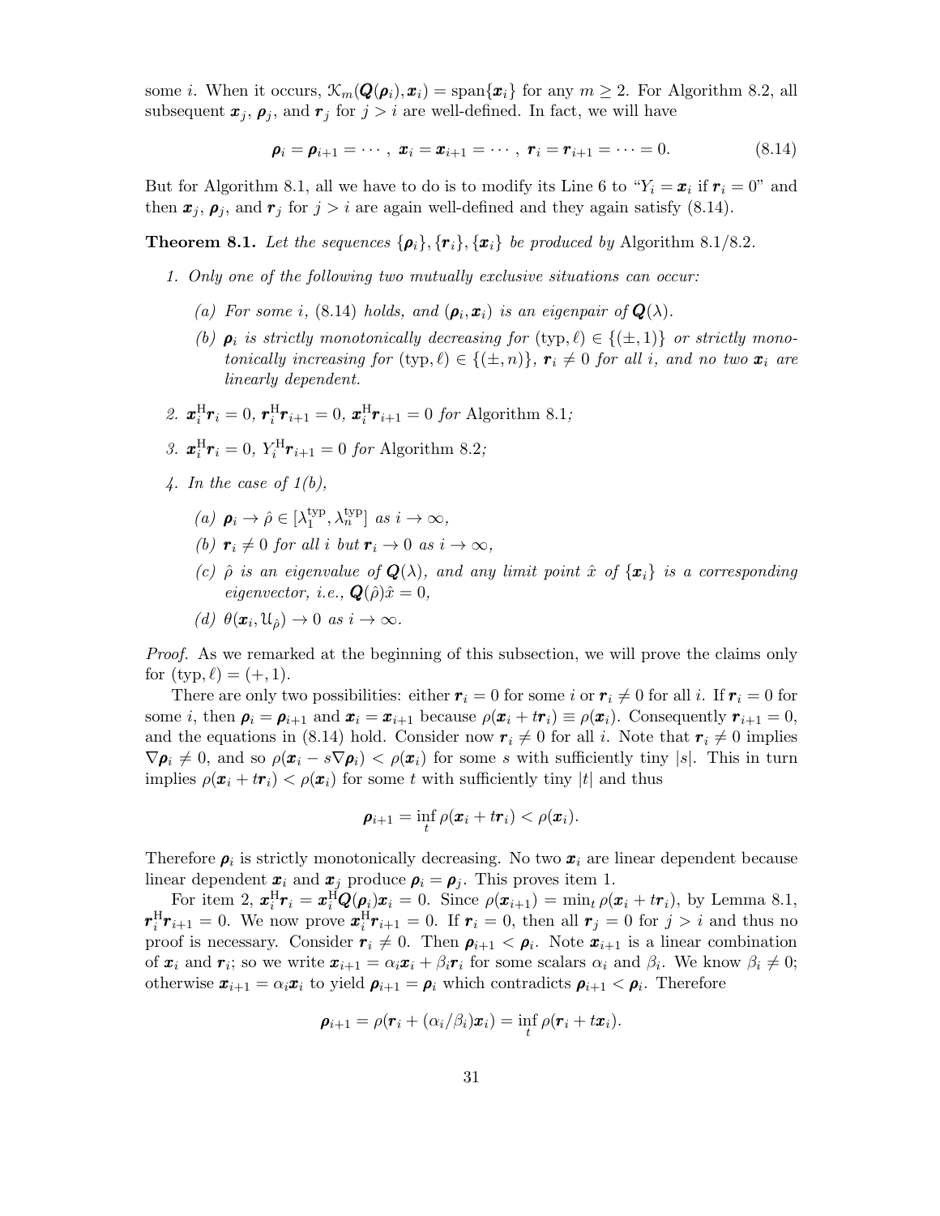some $i$. When it occurs, $\mathcal{K}_m(\boldsymbol{Q}(\boldsymbol{\rho}_i), \boldsymbol{x}_i) = \operatorname{span}\{\boldsymbol{x}_i\}$ for any $m \geq 2$. For Algorithm 8.2, all subsequent $\boldsymbol{x}_j$, $\boldsymbol{\rho}_j$, and $\boldsymbol{r}_j$ for $j > i$ are well-defined. In fact, we will have

$$\boldsymbol{\rho}_i = \boldsymbol{\rho}_{i+1} = \cdots, \ \boldsymbol{x}_i = \boldsymbol{x}_{i+1} = \cdots, \ \boldsymbol{r}_i = \boldsymbol{r}_{i+1} = \cdots = 0. \tag{8.14}$$

But for Algorithm 8.1, all we have to do is to modify its Line 6 to "$Y_i = \boldsymbol{x}_i$ if $\boldsymbol{r}_i = 0$" and then $\boldsymbol{x}_j$, $\boldsymbol{\rho}_j$, and $\boldsymbol{r}_j$ for $j > i$ are again well-defined and they again satisfy (8.14).

**Theorem 8.1.** *Let the sequences $\{\boldsymbol{\rho}_i\}, \{\boldsymbol{r}_i\}, \{\boldsymbol{x}_i\}$ be produced by* Algorithm 8.1/8.2.

1. *Only one of the following two mutually exclusive situations can occur:*
   - *(a) For some $i$, (8.14) holds, and $(\boldsymbol{\rho}_i, \boldsymbol{x}_i)$ is an eigenpair of $\boldsymbol{Q}(\lambda)$.*
   - *(b) $\boldsymbol{\rho}_i$ is strictly monotonically decreasing for $(\mathrm{typ}, \ell) \in \{(\pm, 1)\}$ or strictly monotonically increasing for $(\mathrm{typ}, \ell) \in \{(\pm, n)\}$, $\boldsymbol{r}_i \neq 0$ for all $i$, and no two $\boldsymbol{x}_i$ are linearly dependent.*
2. *$\boldsymbol{x}_i^{\mathrm{H}} \boldsymbol{r}_i = 0$, $\boldsymbol{r}_i^{\mathrm{H}} \boldsymbol{r}_{i+1} = 0$, $\boldsymbol{x}_i^{\mathrm{H}} \boldsymbol{r}_{i+1} = 0$ for* Algorithm 8.1*;*
3. *$\boldsymbol{x}_i^{\mathrm{H}} \boldsymbol{r}_i = 0$, $Y_i^{\mathrm{H}} \boldsymbol{r}_{i+1} = 0$ for* Algorithm 8.2*;*
4. *In the case of 1(b),*
   - *(a) $\boldsymbol{\rho}_i \to \hat{\rho} \in [\lambda_1^{\mathrm{typ}}, \lambda_n^{\mathrm{typ}}]$ as $i \to \infty$,*
   - *(b) $\boldsymbol{r}_i \neq 0$ for all $i$ but $\boldsymbol{r}_i \to 0$ as $i \to \infty$,*
   - *(c) $\hat{\rho}$ is an eigenvalue of $\boldsymbol{Q}(\lambda)$, and any limit point $\hat{x}$ of $\{\boldsymbol{x}_i\}$ is a corresponding eigenvector, i.e., $\boldsymbol{Q}(\hat{\rho})\hat{x} = 0$,*
   - *(d) $\theta(\boldsymbol{x}_i, \mathcal{U}_{\hat{\rho}}) \to 0$ as $i \to \infty$.*

*Proof.* As we remarked at the beginning of this subsection, we will prove the claims only for $(\mathrm{typ}, \ell) = (+, 1)$.

There are only two possibilities: either $\boldsymbol{r}_i = 0$ for some $i$ or $\boldsymbol{r}_i \neq 0$ for all $i$. If $\boldsymbol{r}_i = 0$ for some $i$, then $\boldsymbol{\rho}_i = \boldsymbol{\rho}_{i+1}$ and $\boldsymbol{x}_i = \boldsymbol{x}_{i+1}$ because $\rho(\boldsymbol{x}_i + t\boldsymbol{r}_i) \equiv \rho(\boldsymbol{x}_i)$. Consequently $\boldsymbol{r}_{i+1} = 0$, and the equations in (8.14) hold. Consider now $\boldsymbol{r}_i \neq 0$ for all $i$. Note that $\boldsymbol{r}_i \neq 0$ implies $\nabla \boldsymbol{\rho}_i \neq 0$, and so $\rho(\boldsymbol{x}_i - s\nabla \boldsymbol{\rho}_i) < \rho(\boldsymbol{x}_i)$ for some $s$ with sufficiently tiny $|s|$. This in turn implies $\rho(\boldsymbol{x}_i + t\boldsymbol{r}_i) < \rho(\boldsymbol{x}_i)$ for some $t$ with sufficiently tiny $|t|$ and thus

$$\boldsymbol{\rho}_{i+1} = \inf_t \rho(\boldsymbol{x}_i + t\boldsymbol{r}_i) < \rho(\boldsymbol{x}_i).$$

Therefore $\boldsymbol{\rho}_i$ is strictly monotonically decreasing. No two $\boldsymbol{x}_i$ are linear dependent because linear dependent $\boldsymbol{x}_i$ and $\boldsymbol{x}_j$ produce $\boldsymbol{\rho}_i = \boldsymbol{\rho}_j$. This proves item 1.

For item 2, $\boldsymbol{x}_i^{\mathrm{H}} \boldsymbol{r}_i = \boldsymbol{x}_i^{\mathrm{H}} \boldsymbol{Q}(\boldsymbol{\rho}_i) \boldsymbol{x}_i = 0$. Since $\rho(\boldsymbol{x}_{i+1}) = \min_t \rho(\boldsymbol{x}_i + t\boldsymbol{r}_i)$, by Lemma 8.1, $\boldsymbol{r}_i^{\mathrm{H}} \boldsymbol{r}_{i+1} = 0$. We now prove $\boldsymbol{x}_i^{\mathrm{H}} \boldsymbol{r}_{i+1} = 0$. If $\boldsymbol{r}_i = 0$, then all $\boldsymbol{r}_j = 0$ for $j > i$ and thus no proof is necessary. Consider $\boldsymbol{r}_i \neq 0$. Then $\boldsymbol{\rho}_{i+1} < \boldsymbol{\rho}_i$. Note $\boldsymbol{x}_{i+1}$ is a linear combination of $\boldsymbol{x}_i$ and $\boldsymbol{r}_i$; so we write $\boldsymbol{x}_{i+1} = \alpha_i \boldsymbol{x}_i + \beta_i \boldsymbol{r}_i$ for some scalars $\alpha_i$ and $\beta_i$. We know $\beta_i \neq 0$; otherwise $\boldsymbol{x}_{i+1} = \alpha_i \boldsymbol{x}_i$ to yield $\boldsymbol{\rho}_{i+1} = \boldsymbol{\rho}_i$ which contradicts $\boldsymbol{\rho}_{i+1} < \boldsymbol{\rho}_i$. Therefore

$$\boldsymbol{\rho}_{i+1} = \rho(\boldsymbol{r}_i + (\alpha_i/\beta_i)\boldsymbol{x}_i) = \inf_t \rho(\boldsymbol{r}_i + t\boldsymbol{x}_i).$$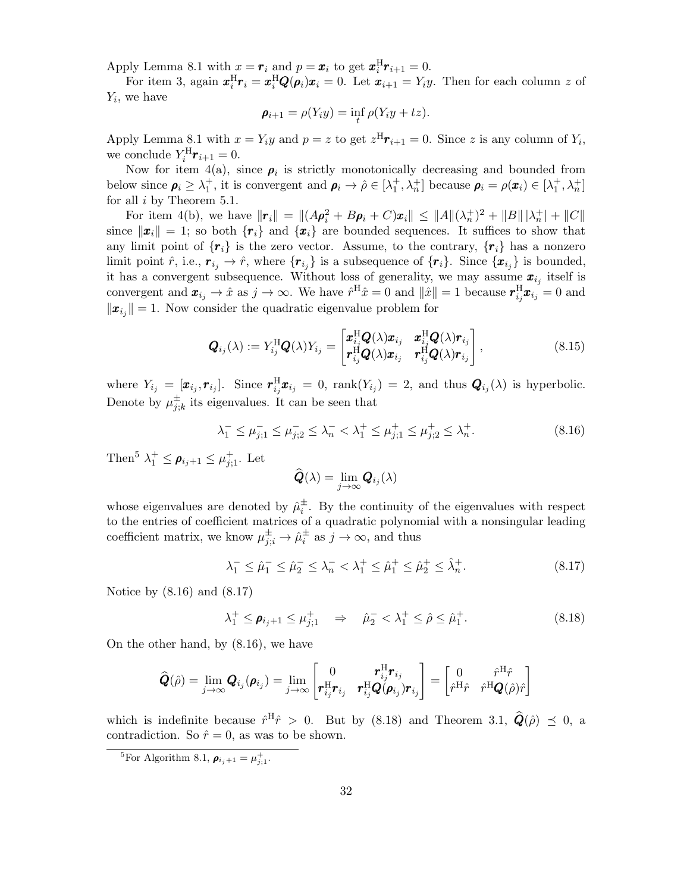Apply Lemma 8.1 with $x = \boldsymbol{r}_i$ and $p = \boldsymbol{x}_i$ to get $\boldsymbol{x}_i^{\mathrm{H}}\boldsymbol{r}_{i+1} = 0$.

For item 3, again $\boldsymbol{x}_i^{\mathrm{H}}\boldsymbol{r}_i = \boldsymbol{x}_i^{\mathrm{H}}\boldsymbol{Q}(\boldsymbol{\rho}_i)\boldsymbol{x}_i = 0$. Let $\boldsymbol{x}_{i+1} = Y_i y$. Then for each column $z$ of $Y_i$, we have

$$\boldsymbol{\rho}_{i+1} = \rho(Y_i y) = \inf_t \rho(Y_i y + tz).$$

Apply Lemma 8.1 with $x = Y_i y$ and $p = z$ to get $z^{\mathrm{H}}\boldsymbol{r}_{i+1} = 0$. Since $z$ is any column of $Y_i$, we conclude $Y_i^{\mathrm{H}}\boldsymbol{r}_{i+1} = 0$.

Now for item 4(a), since $\boldsymbol{\rho}_i$ is strictly monotonically decreasing and bounded from below since $\boldsymbol{\rho}_i \ge \lambda_1^+$, it is convergent and $\boldsymbol{\rho}_i \to \hat{\rho} \in [\lambda_1^+, \lambda_n^+]$ because $\boldsymbol{\rho}_i = \rho(\boldsymbol{x}_i) \in [\lambda_1^+, \lambda_n^+]$ for all $i$ by Theorem 5.1.

For item 4(b), we have $\|\boldsymbol{r}_i\| = \|(A\boldsymbol{\rho}_i^2 + B\boldsymbol{\rho}_i + C)\boldsymbol{x}_i\| \le \|A\|(\lambda_n^+)^2 + \|B\|\,|\lambda_n^+| + \|C\|$ since $\|\boldsymbol{x}_i\| = 1$; so both $\{\boldsymbol{r}_i\}$ and $\{\boldsymbol{x}_i\}$ are bounded sequences. It suffices to show that any limit point of $\{\boldsymbol{r}_i\}$ is the zero vector. Assume, to the contrary, $\{\boldsymbol{r}_i\}$ has a nonzero limit point $\hat{r}$, i.e., $\boldsymbol{r}_{i_j} \to \hat{r}$, where $\{\boldsymbol{r}_{i_j}\}$ is a subsequence of $\{\boldsymbol{r}_i\}$. Since $\{\boldsymbol{x}_{i_j}\}$ is bounded, it has a convergent subsequence. Without loss of generality, we may assume $\boldsymbol{x}_{i_j}$ itself is convergent and $\boldsymbol{x}_{i_j} \to \hat{x}$ as $j \to \infty$. We have $\hat{r}^{\mathrm{H}}\hat{x} = 0$ and $\|\hat{x}\| = 1$ because $\boldsymbol{r}_{i_j}^{\mathrm{H}}\boldsymbol{x}_{i_j} = 0$ and $\|\boldsymbol{x}_{i_j}\| = 1$. Now consider the quadratic eigenvalue problem for

$$\boldsymbol{Q}_{i_j}(\lambda) := Y_{i_j}^{\mathrm{H}}\boldsymbol{Q}(\lambda)Y_{i_j} = \begin{bmatrix} \boldsymbol{x}_{i_j}^{\mathrm{H}}\boldsymbol{Q}(\lambda)\boldsymbol{x}_{i_j} & \boldsymbol{x}_{i_j}^{\mathrm{H}}\boldsymbol{Q}(\lambda)\boldsymbol{r}_{i_j} \\ \boldsymbol{r}_{i_j}^{\mathrm{H}}\boldsymbol{Q}(\lambda)\boldsymbol{x}_{i_j} & \boldsymbol{r}_{i_j}^{\mathrm{H}}\boldsymbol{Q}(\lambda)\boldsymbol{r}_{i_j} \end{bmatrix}, \tag{8.15}$$

where $Y_{i_j} = [\boldsymbol{x}_{i_j}, \boldsymbol{r}_{i_j}]$. Since $\boldsymbol{r}_{i_j}^{\mathrm{H}}\boldsymbol{x}_{i_j} = 0$, $\operatorname{rank}(Y_{i_j}) = 2$, and thus $\boldsymbol{Q}_{i_j}(\lambda)$ is hyperbolic. Denote by $\mu_{j;k}^{\pm}$ its eigenvalues. It can be seen that

$$\lambda_1^- \le \mu_{j;1}^- \le \mu_{j;2}^- \le \lambda_n^- < \lambda_1^+ \le \mu_{j;1}^+ \le \mu_{j;2}^+ \le \lambda_n^+. \tag{8.16}$$

Then[5] $\lambda_1^+ \le \boldsymbol{\rho}_{i_j+1} \le \mu_{j;1}^+$. Let

$$\widehat{\boldsymbol{Q}}(\lambda) = \lim_{j\to\infty} \boldsymbol{Q}_{i_j}(\lambda)$$

whose eigenvalues are denoted by $\hat{\mu}_i^{\pm}$. By the continuity of the eigenvalues with respect to the entries of coefficient matrices of a quadratic polynomial with a nonsingular leading coefficient matrix, we know $\mu_{j;i}^{\pm} \to \hat{\mu}_i^{\pm}$ as $j \to \infty$, and thus

$$\lambda_1^- \le \hat{\mu}_1^- \le \hat{\mu}_2^- \le \lambda_n^- < \lambda_1^+ \le \hat{\mu}_1^+ \le \hat{\mu}_2^+ \le \hat{\lambda}_n^+. \tag{8.17}$$

Notice by (8.16) and (8.17)

$$\lambda_1^+ \le \boldsymbol{\rho}_{i_j+1} \le \mu_{j;1}^+ \quad \Rightarrow \quad \hat{\mu}_2^- < \lambda_1^+ \le \hat{\rho} \le \hat{\mu}_1^+. \tag{8.18}$$

On the other hand, by (8.16), we have

$$\widehat{\boldsymbol{Q}}(\hat{\rho}) = \lim_{j\to\infty} \boldsymbol{Q}_{i_j}(\boldsymbol{\rho}_{i_j}) = \lim_{j\to\infty} \begin{bmatrix} 0 & \boldsymbol{r}_{i_j}^{\mathrm{H}}\boldsymbol{r}_{i_j} \\ \boldsymbol{r}_{i_j}^{\mathrm{H}}\boldsymbol{r}_{i_j} & \boldsymbol{r}_{i_j}^{\mathrm{H}}\boldsymbol{Q}(\boldsymbol{\rho}_{i_j})\boldsymbol{r}_{i_j} \end{bmatrix} = \begin{bmatrix} 0 & \hat{r}^{\mathrm{H}}\hat{r} \\ \hat{r}^{\mathrm{H}}\hat{r} & \hat{r}^{\mathrm{H}}\boldsymbol{Q}(\hat{\rho})\hat{r} \end{bmatrix}$$

which is indefinite because $\hat{r}^{\mathrm{H}}\hat{r} > 0$. But by (8.18) and Theorem 3.1, $\widehat{\boldsymbol{Q}}(\hat{\rho}) \preceq 0$, a contradiction. So $\hat{r} = 0$, as was to be shown.

---

[5] For Algorithm 8.1, $\boldsymbol{\rho}_{i_j+1} = \mu_{j;1}^+$.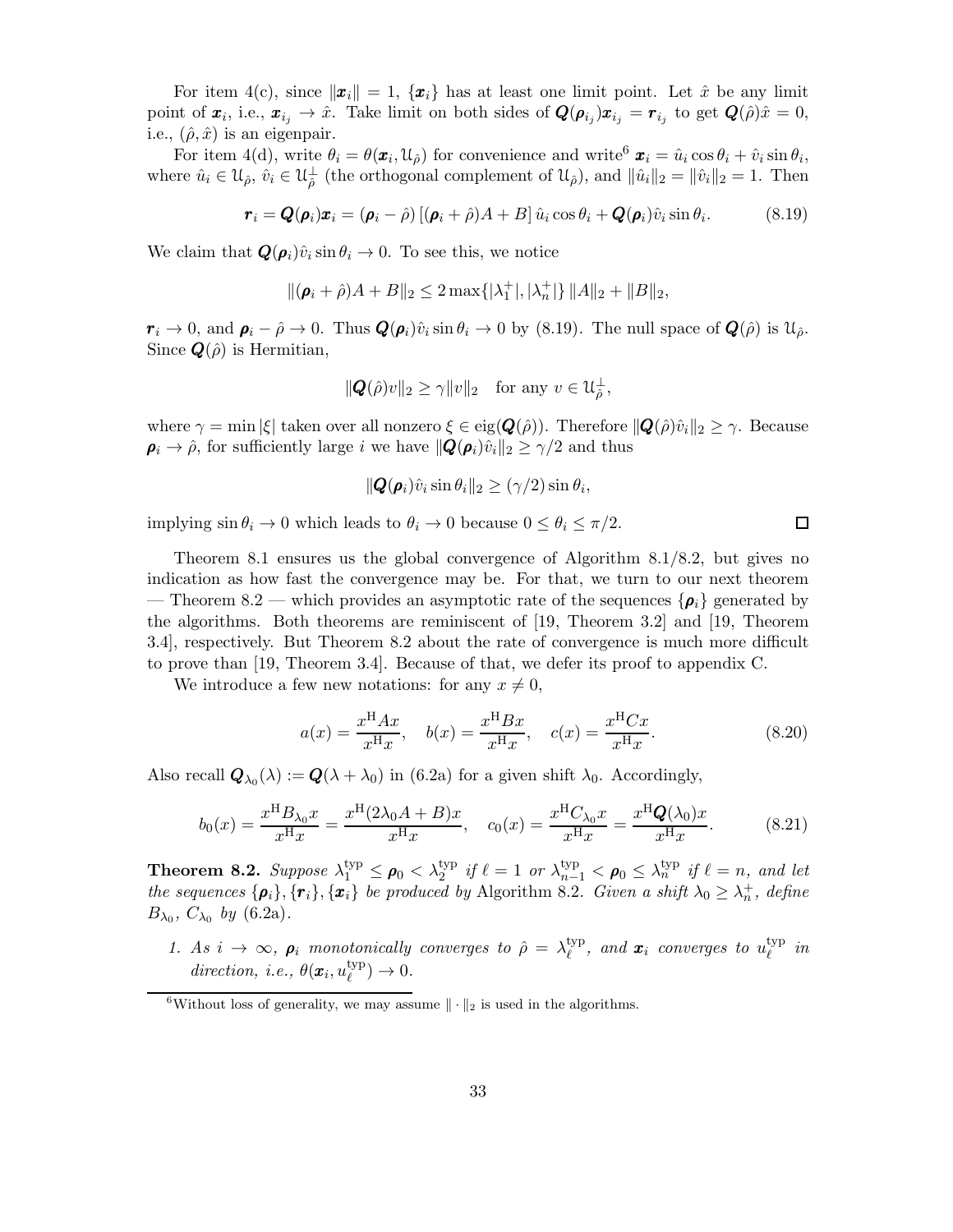For item 4(c), since $\|\boldsymbol{x}_i\| = 1$, $\{\boldsymbol{x}_i\}$ has at least one limit point. Let $\hat{x}$ be any limit point of $\boldsymbol{x}_i$, i.e., $\boldsymbol{x}_{i_j} \to \hat{x}$. Take limit on both sides of $\boldsymbol{Q}(\boldsymbol{\rho}_{i_j})\boldsymbol{x}_{i_j} = \boldsymbol{r}_{i_j}$ to get $\boldsymbol{Q}(\hat{\rho})\hat{x} = 0$, i.e., $(\hat{\rho}, \hat{x})$ is an eigenpair.

For item 4(d), write $\theta_i = \theta(\boldsymbol{x}_i, \mathcal{U}_{\hat{\rho}})$ for convenience and write[6] $\boldsymbol{x}_i = \hat{u}_i \cos\theta_i + \hat{v}_i \sin\theta_i$, where $\hat{u}_i \in \mathcal{U}_{\hat{\rho}}$, $\hat{v}_i \in \mathcal{U}_{\hat{\rho}}^{\perp}$ (the orthogonal complement of $\mathcal{U}_{\hat{\rho}}$), and $\|\hat{u}_i\|_2 = \|\hat{v}_i\|_2 = 1$. Then

$$\boldsymbol{r}_i = \boldsymbol{Q}(\boldsymbol{\rho}_i)\boldsymbol{x}_i = (\boldsymbol{\rho}_i - \hat{\rho})\left[(\boldsymbol{\rho}_i + \hat{\rho})A + B\right]\hat{u}_i \cos\theta_i + \boldsymbol{Q}(\boldsymbol{\rho}_i)\hat{v}_i \sin\theta_i. \tag{8.19}$$

We claim that $\boldsymbol{Q}(\boldsymbol{\rho}_i)\hat{v}_i \sin\theta_i \to 0$. To see this, we notice

$$\|(\boldsymbol{\rho}_i + \hat{\rho})A + B\|_2 \le 2\max\{|\lambda_1^+|, |\lambda_n^+|\}\,\|A\|_2 + \|B\|_2,$$

$\boldsymbol{r}_i \to 0$, and $\boldsymbol{\rho}_i - \hat{\rho} \to 0$. Thus $\boldsymbol{Q}(\boldsymbol{\rho}_i)\hat{v}_i \sin\theta_i \to 0$ by (8.19). The null space of $\boldsymbol{Q}(\hat{\rho})$ is $\mathcal{U}_{\hat{\rho}}$. Since $\boldsymbol{Q}(\hat{\rho})$ is Hermitian,

$$\|\boldsymbol{Q}(\hat{\rho})v\|_2 \ge \gamma\|v\|_2 \quad \text{for any } v \in \mathcal{U}_{\hat{\rho}}^{\perp},$$

where $\gamma = \min|\xi|$ taken over all nonzero $\xi \in \operatorname{eig}(\boldsymbol{Q}(\hat{\rho}))$. Therefore $\|\boldsymbol{Q}(\hat{\rho})\hat{v}_i\|_2 \ge \gamma$. Because $\boldsymbol{\rho}_i \to \hat{\rho}$, for sufficiently large $i$ we have $\|\boldsymbol{Q}(\boldsymbol{\rho}_i)\hat{v}_i\|_2 \ge \gamma/2$ and thus

$$\|\boldsymbol{Q}(\boldsymbol{\rho}_i)\hat{v}_i \sin\theta_i\|_2 \ge (\gamma/2)\sin\theta_i,$$

implying $\sin\theta_i \to 0$ which leads to $\theta_i \to 0$ because $0 \le \theta_i \le \pi/2$. ∎

Theorem 8.1 ensures us the global convergence of Algorithm 8.1/8.2, but gives no indication as how fast the convergence may be. For that, we turn to our next theorem — Theorem 8.2 — which provides an asymptotic rate of the sequences $\{\boldsymbol{\rho}_i\}$ generated by the algorithms. Both theorems are reminiscent of [19, Theorem 3.2] and [19, Theorem 3.4], respectively. But Theorem 8.2 about the rate of convergence is much more difficult to prove than [19, Theorem 3.4]. Because of that, we defer its proof to appendix C.

We introduce a few new notations: for any $x \ne 0$,

$$a(x) = \frac{x^{\mathrm{H}}Ax}{x^{\mathrm{H}}x}, \quad b(x) = \frac{x^{\mathrm{H}}Bx}{x^{\mathrm{H}}x}, \quad c(x) = \frac{x^{\mathrm{H}}Cx}{x^{\mathrm{H}}x}. \tag{8.20}$$

Also recall $\boldsymbol{Q}_{\lambda_0}(\lambda) := \boldsymbol{Q}(\lambda + \lambda_0)$ in (6.2a) for a given shift $\lambda_0$. Accordingly,

$$b_0(x) = \frac{x^{\mathrm{H}}B_{\lambda_0}x}{x^{\mathrm{H}}x} = \frac{x^{\mathrm{H}}(2\lambda_0 A + B)x}{x^{\mathrm{H}}x}, \quad c_0(x) = \frac{x^{\mathrm{H}}C_{\lambda_0}x}{x^{\mathrm{H}}x} = \frac{x^{\mathrm{H}}\boldsymbol{Q}(\lambda_0)x}{x^{\mathrm{H}}x}. \tag{8.21}$$

**Theorem 8.2.** *Suppose $\lambda_1^{\mathrm{typ}} \le \boldsymbol{\rho}_0 < \lambda_2^{\mathrm{typ}}$ if $\ell = 1$ or $\lambda_{n-1}^{\mathrm{typ}} < \boldsymbol{\rho}_0 \le \lambda_n^{\mathrm{typ}}$ if $\ell = n$, and let the sequences $\{\boldsymbol{\rho}_i\}, \{\boldsymbol{r}_i\}, \{\boldsymbol{x}_i\}$ be produced by* Algorithm 8.2. *Given a shift $\lambda_0 \ge \lambda_n^+$, define $B_{\lambda_0}$, $C_{\lambda_0}$ by* (6.2a).

1. *As $i \to \infty$, $\boldsymbol{\rho}_i$ monotonically converges to $\hat{\rho} = \lambda_\ell^{\mathrm{typ}}$, and $\boldsymbol{x}_i$ converges to $u_\ell^{\mathrm{typ}}$ in direction, i.e., $\theta(\boldsymbol{x}_i, u_\ell^{\mathrm{typ}}) \to 0$.*

[6] Without loss of generality, we may assume $\|\cdot\|_2$ is used in the algorithms.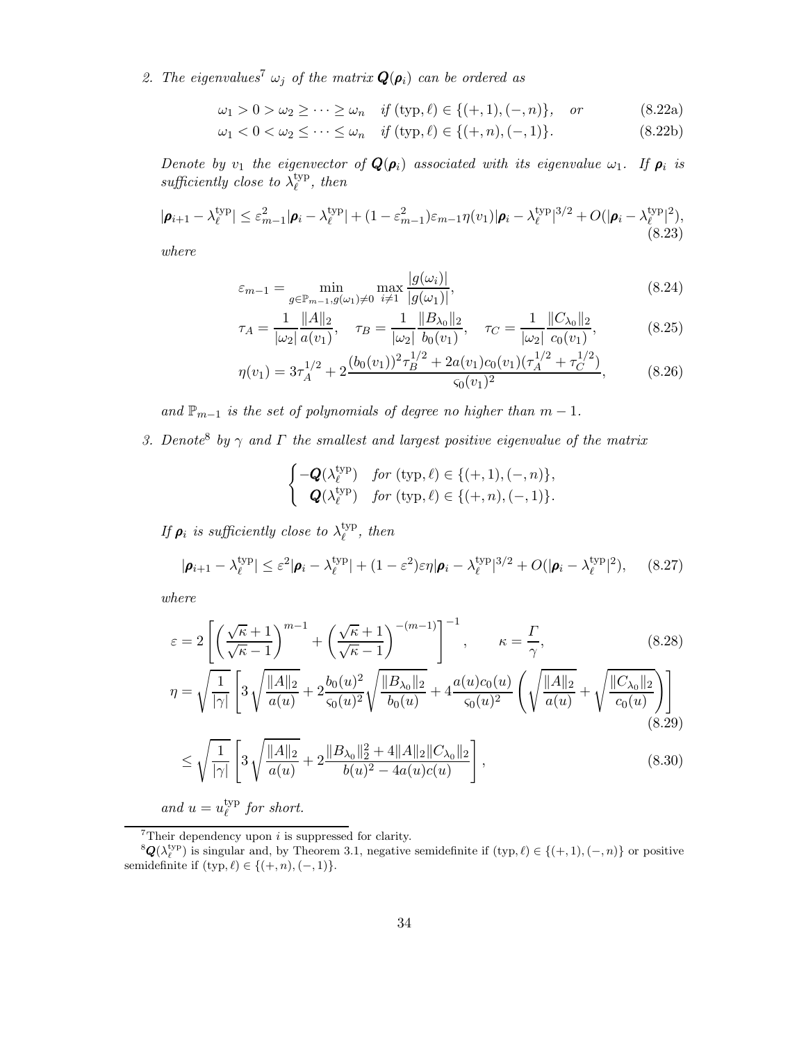2. *The eigenvalues*[7] $\omega_j$ *of the matrix* $\boldsymbol{Q}(\boldsymbol{\rho}_i)$ *can be ordered as*

$$\omega_1 > 0 > \omega_2 \geq \cdots \geq \omega_n \quad \text{if } (\text{typ}, \ell) \in \{(+,1), (-,n)\}, \quad \text{or} \tag{8.22a}$$

$$\omega_1 < 0 < \omega_2 \leq \cdots \leq \omega_n \quad \text{if } (\text{typ}, \ell) \in \{(+,n), (-,1)\}. \tag{8.22b}$$

*Denote by* $v_1$ *the eigenvector of* $\boldsymbol{Q}(\boldsymbol{\rho}_i)$ *associated with its eigenvalue* $\omega_1$*. If* $\boldsymbol{\rho}_i$ *is sufficiently close to* $\lambda_\ell^{\text{typ}}$*, then*

$$|\boldsymbol{\rho}_{i+1} - \lambda_\ell^{\text{typ}}| \leq \varepsilon_{m-1}^2 |\boldsymbol{\rho}_i - \lambda_\ell^{\text{typ}}| + (1 - \varepsilon_{m-1}^2)\varepsilon_{m-1}\eta(v_1)|\boldsymbol{\rho}_i - \lambda_\ell^{\text{typ}}|^{3/2} + O(|\boldsymbol{\rho}_i - \lambda_\ell^{\text{typ}}|^2), \tag{8.23}$$

*where*

$$\varepsilon_{m-1} = \min_{g \in \mathbb{P}_{m-1}, g(\omega_1) \neq 0} \max_{i \neq 1} \frac{|g(\omega_i)|}{|g(\omega_1)|}, \tag{8.24}$$

$$\tau_A = \frac{1}{|\omega_2|} \frac{\|A\|_2}{a(v_1)}, \quad \tau_B = \frac{1}{|\omega_2|} \frac{\|B_{\lambda_0}\|_2}{b_0(v_1)}, \quad \tau_C = \frac{1}{|\omega_2|} \frac{\|C_{\lambda_0}\|_2}{c_0(v_1)}, \tag{8.25}$$

$$\eta(v_1) = 3\tau_A^{1/2} + 2\frac{(b_0(v_1))^2 \tau_B^{1/2} + 2a(v_1)c_0(v_1)(\tau_A^{1/2} + \tau_C^{1/2})}{\varsigma_0(v_1)^2}, \tag{8.26}$$

*and* $\mathbb{P}_{m-1}$ *is the set of polynomials of degree no higher than* $m-1$*.*

3. *Denote*[8] *by* $\gamma$ *and* $\Gamma$ *the smallest and largest positive eigenvalue of the matrix*

$$\begin{cases} -\boldsymbol{Q}(\lambda_\ell^{\text{typ}}) & \text{for } (\text{typ}, \ell) \in \{(+,1), (-,n)\}, \\ \ \ \boldsymbol{Q}(\lambda_\ell^{\text{typ}}) & \text{for } (\text{typ}, \ell) \in \{(+,n), (-,1)\}. \end{cases}$$

*If* $\boldsymbol{\rho}_i$ *is sufficiently close to* $\lambda_\ell^{\text{typ}}$*, then*

$$|\boldsymbol{\rho}_{i+1} - \lambda_\ell^{\text{typ}}| \leq \varepsilon^2 |\boldsymbol{\rho}_i - \lambda_\ell^{\text{typ}}| + (1 - \varepsilon^2)\varepsilon\eta|\boldsymbol{\rho}_i - \lambda_\ell^{\text{typ}}|^{3/2} + O(|\boldsymbol{\rho}_i - \lambda_\ell^{\text{typ}}|^2), \tag{8.27}$$

*where*

$$\varepsilon = 2\left[\left(\frac{\sqrt{\kappa}+1}{\sqrt{\kappa}-1}\right)^{m-1} + \left(\frac{\sqrt{\kappa}+1}{\sqrt{\kappa}-1}\right)^{-(m-1)}\right]^{-1}, \qquad \kappa = \frac{\Gamma}{\gamma}, \tag{8.28}$$

$$\eta = \sqrt{\frac{1}{|\gamma|}}\left[3\sqrt{\frac{\|A\|_2}{a(u)}} + 2\frac{b_0(u)^2}{\varsigma_0(u)^2}\sqrt{\frac{\|B_{\lambda_0}\|_2}{b_0(u)}} + 4\frac{a(u)c_0(u)}{\varsigma_0(u)^2}\left(\sqrt{\frac{\|A\|_2}{a(u)}} + \sqrt{\frac{\|C_{\lambda_0}\|_2}{c_0(u)}}\right)\right] \tag{8.29}$$

$$\leq \sqrt{\frac{1}{|\gamma|}}\left[3\sqrt{\frac{\|A\|_2}{a(u)}} + 2\frac{\|B_{\lambda_0}\|_2^2 + 4\|A\|_2\|C_{\lambda_0}\|_2}{b(u)^2 - 4a(u)c(u)}\right], \tag{8.30}$$

*and* $u = u_\ell^{\text{typ}}$ *for short.*

---

[7] Their dependency upon $i$ is suppressed for clarity.

[8] $\boldsymbol{Q}(\lambda_\ell^{\text{typ}})$ is singular and, by Theorem 3.1, negative semidefinite if $(\text{typ}, \ell) \in \{(+,1), (-,n)\}$ or positive semidefinite if $(\text{typ}, \ell) \in \{(+,n), (-,1)\}$.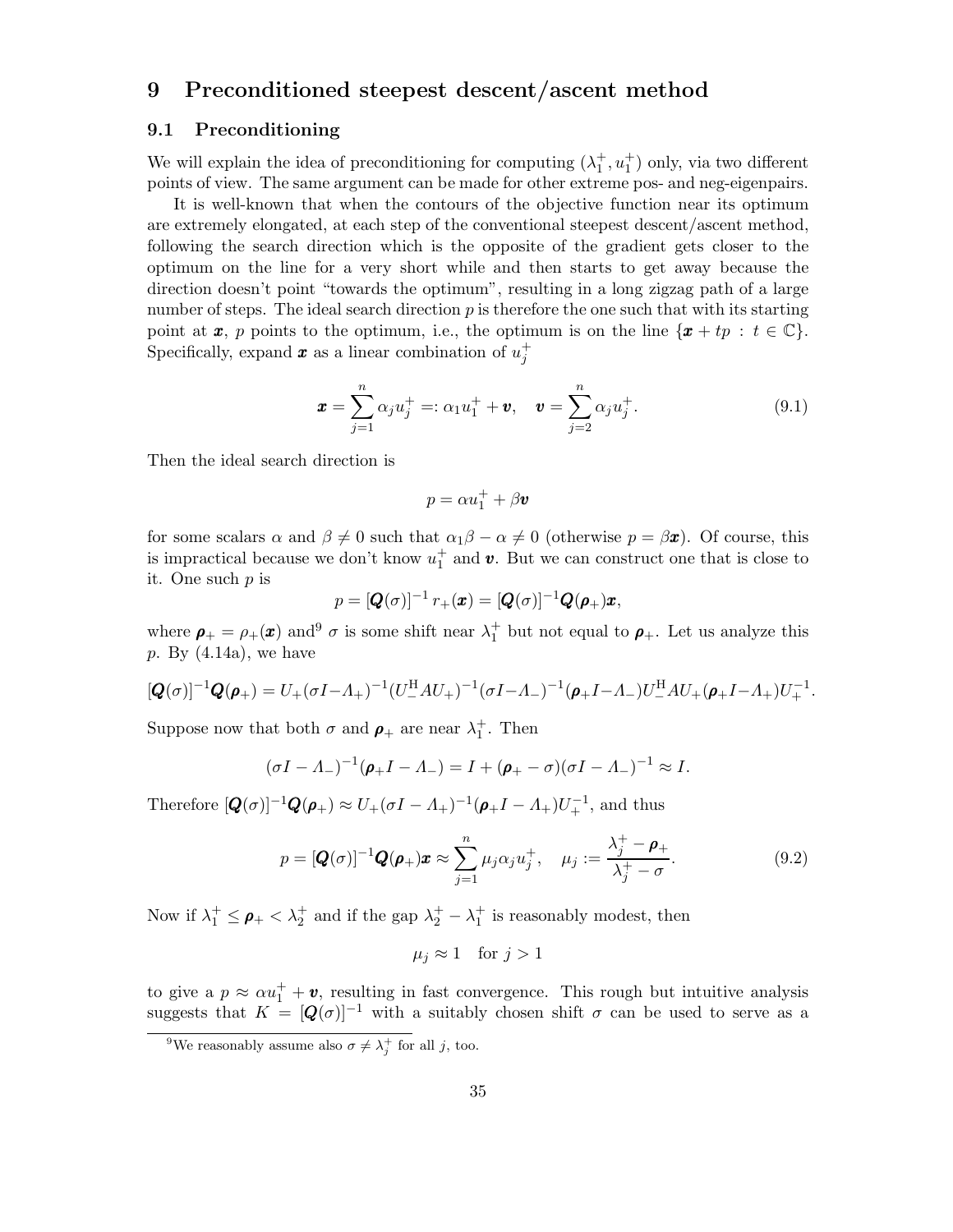# 9 Preconditioned steepest descent/ascent method

## 9.1 Preconditioning

We will explain the idea of preconditioning for computing $(\lambda_1^+, u_1^+)$ only, via two different points of view. The same argument can be made for other extreme pos- and neg-eigenpairs.

It is well-known that when the contours of the objective function near its optimum are extremely elongated, at each step of the conventional steepest descent/ascent method, following the search direction which is the opposite of the gradient gets closer to the optimum on the line for a very short while and then starts to get away because the direction doesn't point "towards the optimum", resulting in a long zigzag path of a large number of steps. The ideal search direction $p$ is therefore the one such that with its starting point at $\boldsymbol{x}$, $p$ points to the optimum, i.e., the optimum is on the line $\{\boldsymbol{x} + tp \,:\, t \in \mathbb{C}\}$. Specifically, expand $\boldsymbol{x}$ as a linear combination of $u_j^+$

$$\boldsymbol{x} = \sum_{j=1}^{n} \alpha_j u_j^+ =: \alpha_1 u_1^+ + \boldsymbol{v}, \quad \boldsymbol{v} = \sum_{j=2}^{n} \alpha_j u_j^+. \tag{9.1}$$

Then the ideal search direction is

$$p = \alpha u_1^+ + \beta \boldsymbol{v}$$

for some scalars $\alpha$ and $\beta \neq 0$ such that $\alpha_1 \beta - \alpha \neq 0$ (otherwise $p = \beta \boldsymbol{x}$). Of course, this is impractical because we don't know $u_1^+$ and $\boldsymbol{v}$. But we can construct one that is close to it. One such $p$ is

$$p = [\boldsymbol{Q}(\sigma)]^{-1}\, r_+(\boldsymbol{x}) = [\boldsymbol{Q}(\sigma)]^{-1} \boldsymbol{Q}(\boldsymbol{\rho}_+)\boldsymbol{x},$$

where $\boldsymbol{\rho}_+ = \rho_+(\boldsymbol{x})$ and[9] $\sigma$ is some shift near $\lambda_1^+$ but not equal to $\boldsymbol{\rho}_+$. Let us analyze this $p$. By (4.14a), we have

$$[\boldsymbol{Q}(\sigma)]^{-1}\boldsymbol{Q}(\boldsymbol{\rho}_+) = U_+(\sigma I - \Lambda_+)^{-1}(U_-^{\mathrm{H}} A U_+)^{-1}(\sigma I - \Lambda_-)^{-1}(\boldsymbol{\rho}_+ I - \Lambda_-) U_-^{\mathrm{H}} A U_+ (\boldsymbol{\rho}_+ I - \Lambda_+) U_+^{-1}.$$

Suppose now that both $\sigma$ and $\boldsymbol{\rho}_+$ are near $\lambda_1^+$. Then

$$(\sigma I - \Lambda_-)^{-1}(\boldsymbol{\rho}_+ I - \Lambda_-) = I + (\boldsymbol{\rho}_+ - \sigma)(\sigma I - \Lambda_-)^{-1} \approx I.$$

Therefore $[\boldsymbol{Q}(\sigma)]^{-1}\boldsymbol{Q}(\boldsymbol{\rho}_+) \approx U_+(\sigma I - \Lambda_+)^{-1}(\boldsymbol{\rho}_+ I - \Lambda_+)U_+^{-1}$, and thus

$$p = [\boldsymbol{Q}(\sigma)]^{-1}\boldsymbol{Q}(\boldsymbol{\rho}_+)\boldsymbol{x} \approx \sum_{j=1}^{n} \mu_j \alpha_j u_j^+, \quad \mu_j := \frac{\lambda_j^+ - \boldsymbol{\rho}_+}{\lambda_j^+ - \sigma}. \tag{9.2}$$

Now if $\lambda_1^+ \leq \boldsymbol{\rho}_+ < \lambda_2^+$ and if the gap $\lambda_2^+ - \lambda_1^+$ is reasonably modest, then

$$\mu_j \approx 1 \quad \text{for } j > 1$$

to give a $p \approx \alpha u_1^+ + \boldsymbol{v}$, resulting in fast convergence. This rough but intuitive analysis suggests that $K = [\boldsymbol{Q}(\sigma)]^{-1}$ with a suitably chosen shift $\sigma$ can be used to serve as a

[9] We reasonably assume also $\sigma \neq \lambda_j^+$ for all $j$, too.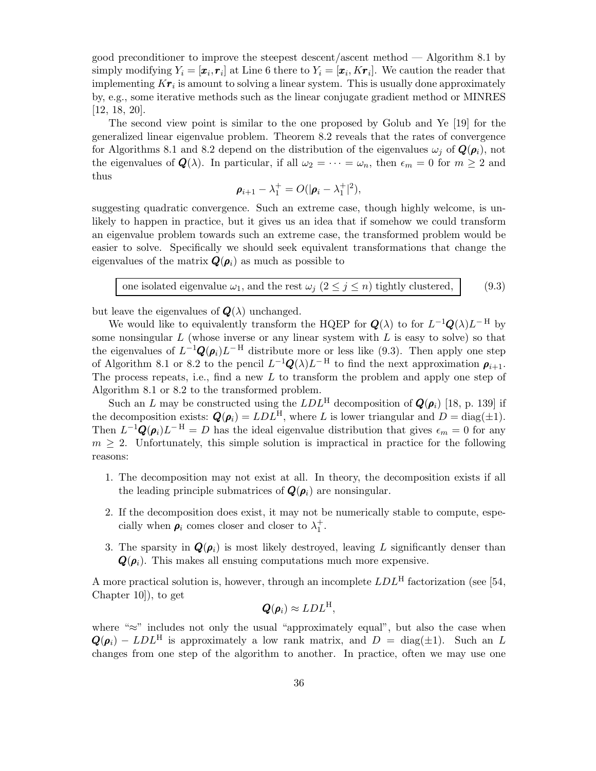good preconditioner to improve the steepest descent/ascent method — Algorithm 8.1 by simply modifying $Y_i = [\boldsymbol{x}_i, \boldsymbol{r}_i]$ at Line 6 there to $Y_i = [\boldsymbol{x}_i, K\boldsymbol{r}_i]$. We caution the reader that implementing $K\boldsymbol{r}_i$ is amount to solving a linear system. This is usually done approximately by, e.g., some iterative methods such as the linear conjugate gradient method or MINRES [12, 18, 20].

The second view point is similar to the one proposed by Golub and Ye [19] for the generalized linear eigenvalue problem. Theorem 8.2 reveals that the rates of convergence for Algorithms 8.1 and 8.2 depend on the distribution of the eigenvalues $\omega_j$ of $\boldsymbol{Q}(\boldsymbol{\rho}_i)$, not the eigenvalues of $\boldsymbol{Q}(\lambda)$. In particular, if all $\omega_2 = \cdots = \omega_n$, then $\epsilon_m = 0$ for $m \geq 2$ and thus

$$\boldsymbol{\rho}_{i+1} - \lambda_1^+ = O(|\boldsymbol{\rho}_i - \lambda_1^+|^2),$$

suggesting quadratic convergence. Such an extreme case, though highly welcome, is unlikely to happen in practice, but it gives us an idea that if somehow we could transform an eigenvalue problem towards such an extreme case, the transformed problem would be easier to solve. Specifically we should seek equivalent transformations that change the eigenvalues of the matrix $\boldsymbol{Q}(\boldsymbol{\rho}_i)$ as much as possible to

$$\boxed{\text{one isolated eigenvalue } \omega_1, \text{ and the rest } \omega_j \ (2 \leq j \leq n) \text{ tightly clustered,}} \tag{9.3}$$

but leave the eigenvalues of $\boldsymbol{Q}(\lambda)$ unchanged.

We would like to equivalently transform the HQEP for $\boldsymbol{Q}(\lambda)$ to for $L^{-1}\boldsymbol{Q}(\lambda)L^{-\mathrm{H}}$ by some nonsingular $L$ (whose inverse or any linear system with $L$ is easy to solve) so that the eigenvalues of $L^{-1}\boldsymbol{Q}(\boldsymbol{\rho}_i)L^{-\mathrm{H}}$ distribute more or less like (9.3). Then apply one step of Algorithm 8.1 or 8.2 to the pencil $L^{-1}\boldsymbol{Q}(\lambda)L^{-\mathrm{H}}$ to find the next approximation $\boldsymbol{\rho}_{i+1}$. The process repeats, i.e., find a new $L$ to transform the problem and apply one step of Algorithm 8.1 or 8.2 to the transformed problem.

Such an $L$ may be constructed using the $LDL^{\mathrm{H}}$ decomposition of $\boldsymbol{Q}(\boldsymbol{\rho}_i)$ [18, p. 139] if the decomposition exists: $\boldsymbol{Q}(\boldsymbol{\rho}_i) = LDL^{\mathrm{H}}$, where $L$ is lower triangular and $D = \mathrm{diag}(\pm 1)$. Then $L^{-1}\boldsymbol{Q}(\boldsymbol{\rho}_i)L^{-\mathrm{H}} = D$ has the ideal eigenvalue distribution that gives $\epsilon_m = 0$ for any $m \geq 2$. Unfortunately, this simple solution is impractical in practice for the following reasons:

1. The decomposition may not exist at all. In theory, the decomposition exists if all the leading principle submatrices of $\boldsymbol{Q}(\boldsymbol{\rho}_i)$ are nonsingular.
2. If the decomposition does exist, it may not be numerically stable to compute, especially when $\boldsymbol{\rho}_i$ comes closer and closer to $\lambda_1^+$.
3. The sparsity in $\boldsymbol{Q}(\boldsymbol{\rho}_i)$ is most likely destroyed, leaving $L$ significantly denser than $\boldsymbol{Q}(\boldsymbol{\rho}_i)$. This makes all ensuing computations much more expensive.

A more practical solution is, however, through an incomplete $LDL^{\mathrm{H}}$ factorization (see [54, Chapter 10]), to get

$$\boldsymbol{Q}(\boldsymbol{\rho}_i) \approx LDL^{\mathrm{H}},$$

where "≈" includes not only the usual "approximately equal", but also the case when $\boldsymbol{Q}(\boldsymbol{\rho}_i) - LDL^{\mathrm{H}}$ is approximately a low rank matrix, and $D = \mathrm{diag}(\pm 1)$. Such an $L$ changes from one step of the algorithm to another. In practice, often we may use one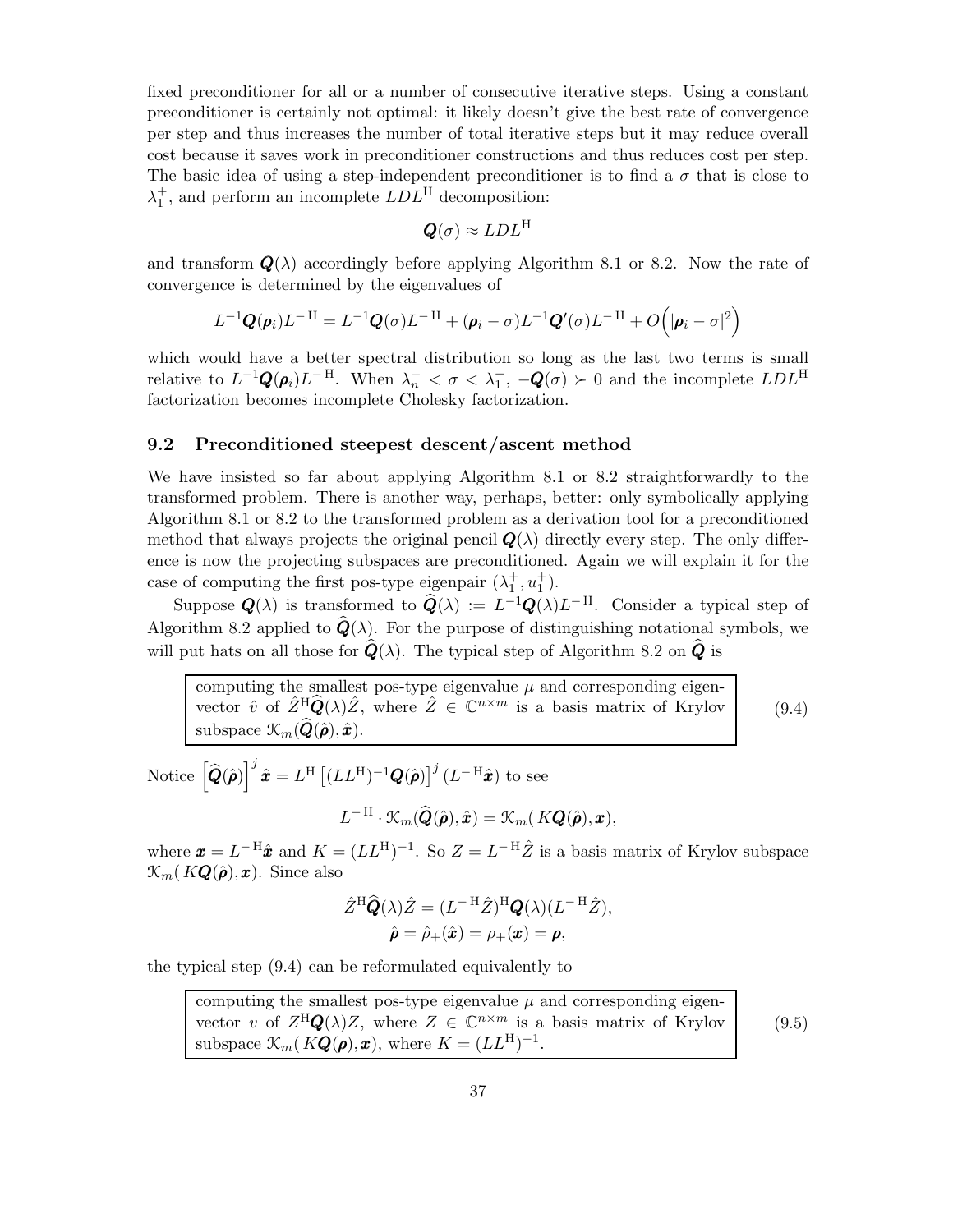fixed preconditioner for all or a number of consecutive iterative steps. Using a constant preconditioner is certainly not optimal: it likely doesn't give the best rate of convergence per step and thus increases the number of total iterative steps but it may reduce overall cost because it saves work in preconditioner constructions and thus reduces cost per step. The basic idea of using a step-independent preconditioner is to find a $\sigma$ that is close to $\lambda_1^+$, and perform an incomplete $LDL^{\mathrm{H}}$ decomposition:

$$\boldsymbol{Q}(\sigma) \approx LDL^{\mathrm{H}}$$

and transform $\boldsymbol{Q}(\lambda)$ accordingly before applying Algorithm 8.1 or 8.2. Now the rate of convergence is determined by the eigenvalues of

$$L^{-1}\boldsymbol{Q}(\boldsymbol{\rho}_i)L^{-\mathrm{H}} = L^{-1}\boldsymbol{Q}(\sigma)L^{-\mathrm{H}} + (\boldsymbol{\rho}_i - \sigma)L^{-1}\boldsymbol{Q}'(\sigma)L^{-\mathrm{H}} + O\Big(|\boldsymbol{\rho}_i - \sigma|^2\Big)$$

which would have a better spectral distribution so long as the last two terms is small relative to $L^{-1}\boldsymbol{Q}(\boldsymbol{\rho}_i)L^{-\mathrm{H}}$. When $\lambda_n^- < \sigma < \lambda_1^+$, $-\boldsymbol{Q}(\sigma) \succ 0$ and the incomplete $LDL^{\mathrm{H}}$ factorization becomes incomplete Cholesky factorization.

## 9.2 Preconditioned steepest descent/ascent method

We have insisted so far about applying Algorithm 8.1 or 8.2 straightforwardly to the transformed problem. There is another way, perhaps, better: only symbolically applying Algorithm 8.1 or 8.2 to the transformed problem as a derivation tool for a preconditioned method that always projects the original pencil $\boldsymbol{Q}(\lambda)$ directly every step. The only difference is now the projecting subspaces are preconditioned. Again we will explain it for the case of computing the first pos-type eigenpair $(\lambda_1^+, u_1^+)$.

Suppose $\boldsymbol{Q}(\lambda)$ is transformed to $\widehat{\boldsymbol{Q}}(\lambda) := L^{-1}\boldsymbol{Q}(\lambda)L^{-\mathrm{H}}$. Consider a typical step of Algorithm 8.2 applied to $\widehat{\boldsymbol{Q}}(\lambda)$. For the purpose of distinguishing notational symbols, we will put hats on all those for $\widehat{\boldsymbol{Q}}(\lambda)$. The typical step of Algorithm 8.2 on $\widehat{\boldsymbol{Q}}$ is

> computing the smallest pos-type eigenvalue $\mu$ and corresponding eigenvector $\hat{v}$ of $\hat{Z}^{\mathrm{H}}\widehat{\boldsymbol{Q}}(\lambda)\hat{Z}$, where $\hat{Z} \in \mathbb{C}^{n\times m}$ is a basis matrix of Krylov subspace $\mathcal{K}_m(\widehat{\boldsymbol{Q}}(\hat{\boldsymbol{\rho}}), \hat{\boldsymbol{x}})$. (9.4)

Notice $\Big[\widehat{\boldsymbol{Q}}(\hat{\boldsymbol{\rho}})\Big]^j \hat{\boldsymbol{x}} = L^{\mathrm{H}}\left[(LL^{\mathrm{H}})^{-1}\boldsymbol{Q}(\hat{\boldsymbol{\rho}})\right]^j(L^{-\mathrm{H}}\hat{\boldsymbol{x}})$ to see

$$L^{-\mathrm{H}} \cdot \mathcal{K}_m(\widehat{\boldsymbol{Q}}(\hat{\boldsymbol{\rho}}), \hat{\boldsymbol{x}}) = \mathcal{K}_m(\,K\boldsymbol{Q}(\hat{\boldsymbol{\rho}}), \boldsymbol{x}),$$

where $\boldsymbol{x} = L^{-\mathrm{H}}\hat{\boldsymbol{x}}$ and $K = (LL^{\mathrm{H}})^{-1}$. So $Z = L^{-\mathrm{H}}\hat{Z}$ is a basis matrix of Krylov subspace $\mathcal{K}_m(\,K\boldsymbol{Q}(\hat{\boldsymbol{\rho}}), \boldsymbol{x})$. Since also

$$\hat{Z}^{\mathrm{H}}\widehat{\boldsymbol{Q}}(\lambda)\hat{Z} = (L^{-\mathrm{H}}\hat{Z})^{\mathrm{H}}\boldsymbol{Q}(\lambda)(L^{-\mathrm{H}}\hat{Z}),$$
$$\hat{\boldsymbol{\rho}} = \hat{\rho}_+(\hat{\boldsymbol{x}}) = \rho_+(\boldsymbol{x}) = \boldsymbol{\rho},$$

the typical step (9.4) can be reformulated equivalently to

> computing the smallest pos-type eigenvalue $\mu$ and corresponding eigenvector $v$ of $Z^{\mathrm{H}}\boldsymbol{Q}(\lambda)Z$, where $Z \in \mathbb{C}^{n\times m}$ is a basis matrix of Krylov subspace $\mathcal{K}_m(\,K\boldsymbol{Q}(\boldsymbol{\rho}), \boldsymbol{x})$, where $K = (LL^{\mathrm{H}})^{-1}$. (9.5)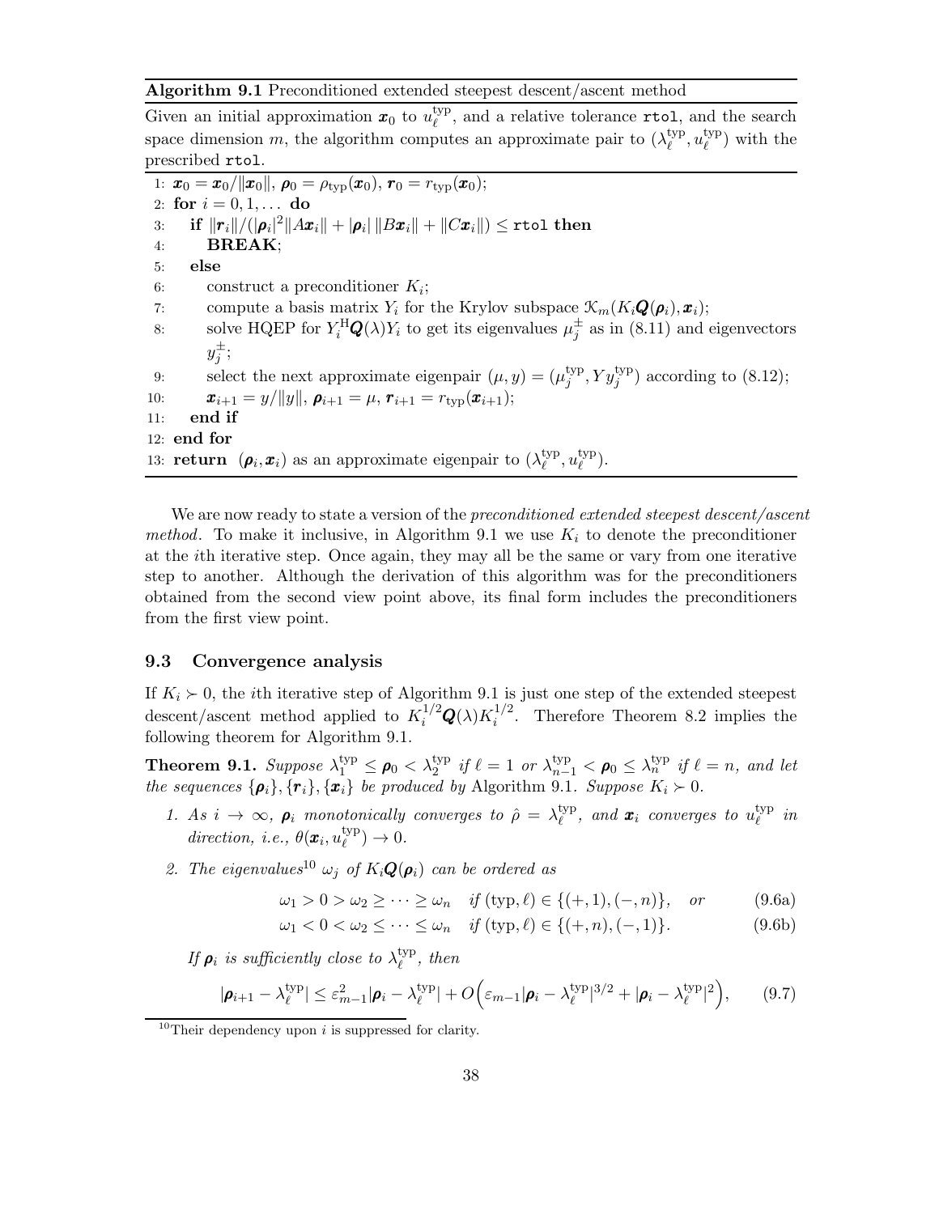**Algorithm 9.1** Preconditioned extended steepest descent/ascent method

Given an initial approximation $\boldsymbol{x}_0$ to $u_\ell^{\rm typ}$, and a relative tolerance `rtol`, and the search space dimension $m$, the algorithm computes an approximate pair to $(\lambda_\ell^{\rm typ}, u_\ell^{\rm typ})$ with the prescribed `rtol`.

1: $\boldsymbol{x}_0 = \boldsymbol{x}_0/\|\boldsymbol{x}_0\|$, $\boldsymbol{\rho}_0 = \rho_{\rm typ}(\boldsymbol{x}_0)$, $\boldsymbol{r}_0 = r_{\rm typ}(\boldsymbol{x}_0)$;
2: **for** $i = 0, 1, \ldots$ **do**
3: &nbsp;&nbsp;**if** $\|\boldsymbol{r}_i\|/(|\boldsymbol{\rho}_i|^2\|A\boldsymbol{x}_i\| + |\boldsymbol{\rho}_i|\,\|B\boldsymbol{x}_i\| + \|C\boldsymbol{x}_i\|) \le$ `rtol` **then**
4: &nbsp;&nbsp;&nbsp;&nbsp;**BREAK**;
5: &nbsp;&nbsp;**else**
6: &nbsp;&nbsp;&nbsp;&nbsp;construct a preconditioner $K_i$;
7: &nbsp;&nbsp;&nbsp;&nbsp;compute a basis matrix $Y_i$ for the Krylov subspace $\mathcal{K}_m(K_i\boldsymbol{Q}(\boldsymbol{\rho}_i), \boldsymbol{x}_i)$;
8: &nbsp;&nbsp;&nbsp;&nbsp;solve HQEP for $Y_i^{\rm H}\boldsymbol{Q}(\lambda)Y_i$ to get its eigenvalues $\mu_j^{\pm}$ as in (8.11) and eigenvectors $y_j^{\pm}$;
9: &nbsp;&nbsp;&nbsp;&nbsp;select the next approximate eigenpair $(\mu, y) = (\mu_j^{\rm typ}, Yy_j^{\rm typ})$ according to (8.12);
10: &nbsp;&nbsp;&nbsp;&nbsp;$\boldsymbol{x}_{i+1} = y/\|y\|$, $\boldsymbol{\rho}_{i+1} = \mu$, $\boldsymbol{r}_{i+1} = r_{\rm typ}(\boldsymbol{x}_{i+1})$;
11: &nbsp;&nbsp;**end if**
12: **end for**
13: **return** $(\boldsymbol{\rho}_i, \boldsymbol{x}_i)$ as an approximate eigenpair to $(\lambda_\ell^{\rm typ}, u_\ell^{\rm typ})$.

We are now ready to state a version of the *preconditioned extended steepest descent/ascent method*. To make it inclusive, in Algorithm 9.1 we use $K_i$ to denote the preconditioner at the $i$th iterative step. Once again, they may all be the same or vary from one iterative step to another. Although the derivation of this algorithm was for the preconditioners obtained from the second view point above, its final form includes the preconditioners from the first view point.

### 9.3 Convergence analysis

If $K_i \succ 0$, the $i$th iterative step of Algorithm 9.1 is just one step of the extended steepest descent/ascent method applied to $K_i^{1/2}\boldsymbol{Q}(\lambda)K_i^{1/2}$. Therefore Theorem 8.2 implies the following theorem for Algorithm 9.1.

**Theorem 9.1.** *Suppose $\lambda_1^{\rm typ} \le \boldsymbol{\rho}_0 < \lambda_2^{\rm typ}$ if $\ell = 1$ or $\lambda_{n-1}^{\rm typ} < \boldsymbol{\rho}_0 \le \lambda_n^{\rm typ}$ if $\ell = n$, and let the sequences $\{\boldsymbol{\rho}_i\}, \{\boldsymbol{r}_i\}, \{\boldsymbol{x}_i\}$ be produced by* Algorithm 9.1. *Suppose $K_i \succ 0$.*

1. *As $i \to \infty$, $\boldsymbol{\rho}_i$ monotonically converges to $\hat{\rho} = \lambda_\ell^{\rm typ}$, and $\boldsymbol{x}_i$ converges to $u_\ell^{\rm typ}$ in direction, i.e., $\theta(\boldsymbol{x}_i, u_\ell^{\rm typ}) \to 0$.*

2. *The eigenvalues*[10] *$\omega_j$ of $K_i\boldsymbol{Q}(\boldsymbol{\rho}_i)$ can be ordered as*

$$\omega_1 > 0 > \omega_2 \ge \cdots \ge \omega_n \quad \text{if } (\mathrm{typ}, \ell) \in \{(+,1), (-,n)\}, \quad \text{or} \tag{9.6a}$$

$$\omega_1 < 0 < \omega_2 \le \cdots \le \omega_n \quad \text{if } (\mathrm{typ}, \ell) \in \{(+,n), (-,1)\}. \tag{9.6b}$$

*If $\boldsymbol{\rho}_i$ is sufficiently close to $\lambda_\ell^{\rm typ}$, then*

$$|\boldsymbol{\rho}_{i+1} - \lambda_\ell^{\rm typ}| \le \varepsilon_{m-1}^2|\boldsymbol{\rho}_i - \lambda_\ell^{\rm typ}| + O\Big(\varepsilon_{m-1}|\boldsymbol{\rho}_i - \lambda_\ell^{\rm typ}|^{3/2} + |\boldsymbol{\rho}_i - \lambda_\ell^{\rm typ}|^2\Big), \tag{9.7}$$

[10] Their dependency upon $i$ is suppressed for clarity.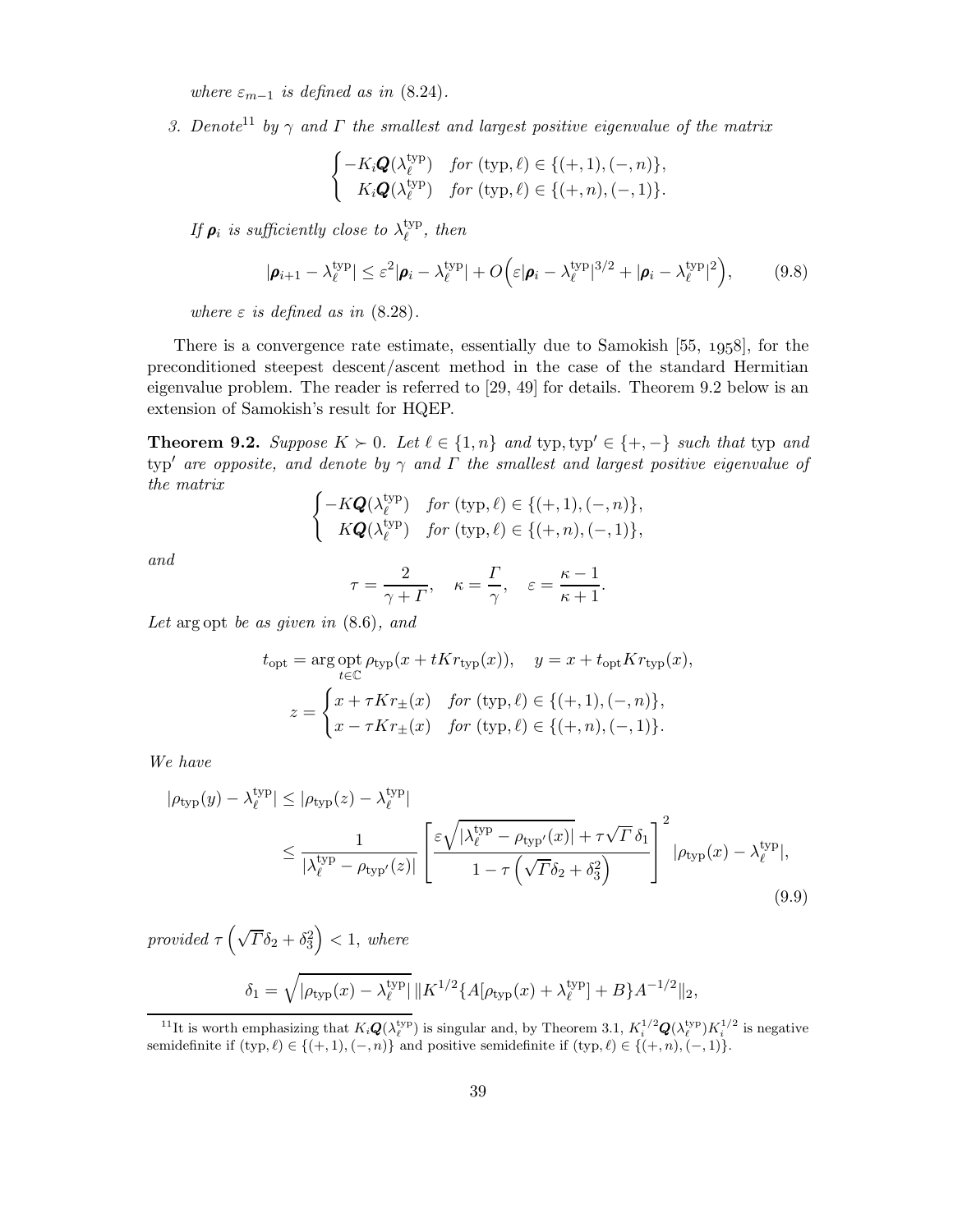*where $\varepsilon_{m-1}$ is defined as in (8.24).*

3. *Denote*[11] *by $\gamma$ and $\Gamma$ the smallest and largest positive eigenvalue of the matrix*

$$\begin{cases} -K_i\boldsymbol{Q}(\lambda_\ell^{\rm typ}) & \textit{for } (\mathrm{typ},\ell)\in\{(+,1),(-,n)\},\\ \phantom{-}K_i\boldsymbol{Q}(\lambda_\ell^{\rm typ}) & \textit{for } (\mathrm{typ},\ell)\in\{(+,n),(-,1)\}.\end{cases}$$

*If $\boldsymbol{\rho}_i$ is sufficiently close to $\lambda_\ell^{\rm typ}$, then*

$$|\boldsymbol{\rho}_{i+1}-\lambda_\ell^{\rm typ}|\le\varepsilon^2|\boldsymbol{\rho}_i-\lambda_\ell^{\rm typ}|+O\Big(\varepsilon|\boldsymbol{\rho}_i-\lambda_\ell^{\rm typ}|^{3/2}+|\boldsymbol{\rho}_i-\lambda_\ell^{\rm typ}|^2\Big),\tag{9.8}$$

*where $\varepsilon$ is defined as in (8.28).*

There is a convergence rate estimate, essentially due to Samokish [55, 1958], for the preconditioned steepest descent/ascent method in the case of the standard Hermitian eigenvalue problem. The reader is referred to [29, 49] for details. Theorem 9.2 below is an extension of Samokish's result for HQEP.

**Theorem 9.2.** *Suppose $K\succ 0$. Let $\ell\in\{1,n\}$ and $\mathrm{typ},\mathrm{typ}'\in\{+,-\}$ such that $\mathrm{typ}$ and $\mathrm{typ}'$ are opposite, and denote by $\gamma$ and $\Gamma$ the smallest and largest positive eigenvalue of the matrix*

$$\begin{cases} -K\boldsymbol{Q}(\lambda_\ell^{\rm typ}) & \textit{for } (\mathrm{typ},\ell)\in\{(+,1),(-,n)\},\\ \phantom{-}K\boldsymbol{Q}(\lambda_\ell^{\rm typ}) & \textit{for } (\mathrm{typ},\ell)\in\{(+,n),(-,1)\},\end{cases}$$

*and*

$$\tau=\frac{2}{\gamma+\Gamma},\quad \kappa=\frac{\Gamma}{\gamma},\quad \varepsilon=\frac{\kappa-1}{\kappa+1}.$$

*Let* $\arg\operatorname{opt}$ *be as given in* (8.6)*, and*

$$t_{\rm opt}=\arg\operatorname*{opt}_{t\in\mathbb{C}}\rho_{\rm typ}(x+tKr_{\rm typ}(x)),\quad y=x+t_{\rm opt}Kr_{\rm typ}(x),$$

$$z=\begin{cases} x+\tau Kr_{\pm}(x) & \textit{for } (\mathrm{typ},\ell)\in\{(+,1),(-,n)\},\\ x-\tau Kr_{\pm}(x) & \textit{for } (\mathrm{typ},\ell)\in\{(+,n),(-,1)\}.\end{cases}$$

*We have*

$$\begin{aligned}|\rho_{\rm typ}(y)-\lambda_\ell^{\rm typ}|&\le|\rho_{\rm typ}(z)-\lambda_\ell^{\rm typ}|\\&\le\frac{1}{|\lambda_\ell^{\rm typ}-\rho_{{\rm typ}'}(z)|}\left[\frac{\varepsilon\sqrt{|\lambda_\ell^{\rm typ}-\rho_{{\rm typ}'}(x)|}+\tau\sqrt{\Gamma}\,\delta_1}{1-\tau\left(\sqrt{\Gamma}\delta_2+\delta_3^2\right)}\right]^2|\rho_{\rm typ}(x)-\lambda_\ell^{\rm typ}|,\end{aligned}\tag{9.9}$$

*provided $\tau\left(\sqrt{\Gamma}\delta_2+\delta_3^2\right)<1$, where*

$$\delta_1=\sqrt{|\rho_{\rm typ}(x)-\lambda_\ell^{\rm typ}|}\,\|K^{1/2}\{A[\rho_{\rm typ}(x)+\lambda_\ell^{\rm typ}]+B\}A^{-1/2}\|_2,$$

---

[11] It is worth emphasizing that $K_i\boldsymbol{Q}(\lambda_\ell^{\rm typ})$ is singular and, by Theorem 3.1, $K_i^{1/2}\boldsymbol{Q}(\lambda_\ell^{\rm typ})K_i^{1/2}$ is negative semidefinite if $(\mathrm{typ},\ell)\in\{(+,1),(-,n)\}$ and positive semidefinite if $(\mathrm{typ},\ell)\in\{(+,n),(-,1)\}$.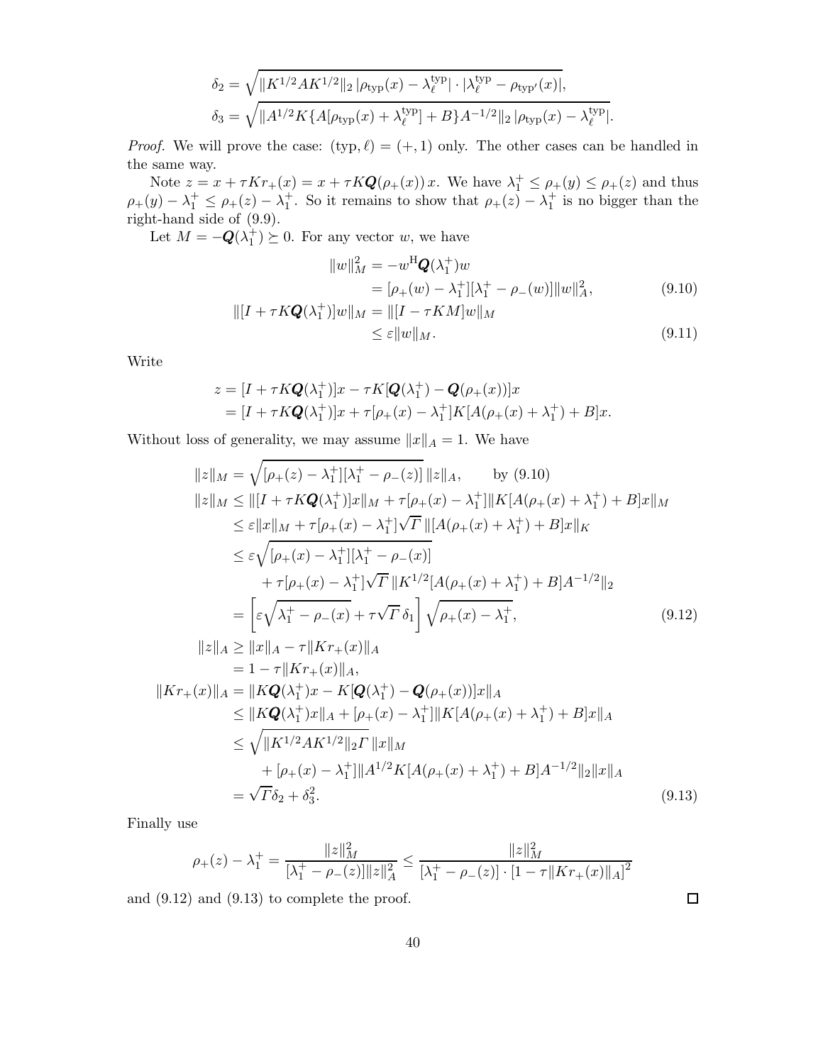$$\delta_2 = \sqrt{\|K^{1/2}AK^{1/2}\|_2\, |\rho_{\rm typ}(x) - \lambda_\ell^{\rm typ}| \cdot |\lambda_\ell^{\rm typ} - \rho_{{\rm typ}'}(x)|},$$
$$\delta_3 = \sqrt{\|A^{1/2}K\{A[\rho_{\rm typ}(x) + \lambda_\ell^{\rm typ}] + B\}A^{-1/2}\|_2\, |\rho_{\rm typ}(x) - \lambda_\ell^{\rm typ}|}.$$

*Proof.* We will prove the case: $({\rm typ}, \ell) = (+, 1)$ only. The other cases can be handled in the same way.

Note $z = x + \tau K r_+(x) = x + \tau K \boldsymbol{Q}(\rho_+(x))\, x$. We have $\lambda_1^+ \le \rho_+(y) \le \rho_+(z)$ and thus $\rho_+(y) - \lambda_1^+ \le \rho_+(z) - \lambda_1^+$. So it remains to show that $\rho_+(z) - \lambda_1^+$ is no bigger than the right-hand side of (9.9).

Let $M = -\boldsymbol{Q}(\lambda_1^+) \succeq 0$. For any vector $w$, we have

$$\begin{aligned}
\|w\|_M^2 &= -w^{\rm H}\boldsymbol{Q}(\lambda_1^+)w \\
&= [\rho_+(w) - \lambda_1^+][\lambda_1^+ - \rho_-(w)]\|w\|_A^2, \qquad (9.10)\\
\|[I + \tau K\boldsymbol{Q}(\lambda_1^+)]w\|_M &= \|[I - \tau KM]w\|_M \\
&\le \varepsilon \|w\|_M. \qquad (9.11)
\end{aligned}$$

Write

$$\begin{aligned}
z &= [I + \tau K\boldsymbol{Q}(\lambda_1^+)]x - \tau K[\boldsymbol{Q}(\lambda_1^+) - \boldsymbol{Q}(\rho_+(x))]x \\
&= [I + \tau K\boldsymbol{Q}(\lambda_1^+)]x + \tau[\rho_+(x) - \lambda_1^+]K[A(\rho_+(x) + \lambda_1^+) + B]x.
\end{aligned}$$

Without loss of generality, we may assume $\|x\|_A = 1$. We have

$$\begin{aligned}
\|z\|_M &= \sqrt{[\rho_+(z) - \lambda_1^+][\lambda_1^+ - \rho_-(z)]}\,\|z\|_A, \qquad \text{by (9.10)}\\
\|z\|_M &\le \|[I + \tau K\boldsymbol{Q}(\lambda_1^+)]x\|_M + \tau[\rho_+(x) - \lambda_1^+]\|K[A(\rho_+(x) + \lambda_1^+) + B]x\|_M \\
&\le \varepsilon\|x\|_M + \tau[\rho_+(x) - \lambda_1^+]\sqrt{\varGamma}\,\|[A(\rho_+(x) + \lambda_1^+) + B]x\|_K \\
&\le \varepsilon\sqrt{[\rho_+(x) - \lambda_1^+][\lambda_1^+ - \rho_-(x)]} \\
&\qquad + \tau[\rho_+(x) - \lambda_1^+]\sqrt{\varGamma}\,\|K^{1/2}[A(\rho_+(x) + \lambda_1^+) + B]A^{-1/2}\|_2 \\
&= \left[\varepsilon\sqrt{\lambda_1^+ - \rho_-(x)} + \tau\sqrt{\varGamma}\,\delta_1\right]\sqrt{\rho_+(x) - \lambda_1^+}, \qquad (9.12)\\
\|z\|_A &\ge \|x\|_A - \tau\|Kr_+(x)\|_A \\
&= 1 - \tau\|Kr_+(x)\|_A, \\
\|Kr_+(x)\|_A &= \|K\boldsymbol{Q}(\lambda_1^+)x - K[\boldsymbol{Q}(\lambda_1^+) - \boldsymbol{Q}(\rho_+(x))]x\|_A \\
&\le \|K\boldsymbol{Q}(\lambda_1^+)x\|_A + [\rho_+(x) - \lambda_1^+]\|K[A(\rho_+(x) + \lambda_1^+) + B]x\|_A \\
&\le \sqrt{\|K^{1/2}AK^{1/2}\|_2\varGamma}\,\|x\|_M \\
&\qquad + [\rho_+(x) - \lambda_1^+]\|A^{1/2}K[A(\rho_+(x) + \lambda_1^+) + B]A^{-1/2}\|_2\|x\|_A \\
&= \sqrt{\varGamma}\delta_2 + \delta_3^2. \qquad (9.13)
\end{aligned}$$

Finally use

$$\rho_+(z) - \lambda_1^+ = \frac{\|z\|_M^2}{[\lambda_1^+ - \rho_-(z)]\|z\|_A^2} \le \frac{\|z\|_M^2}{[\lambda_1^+ - \rho_-(z)]\cdot[1 - \tau\|Kr_+(x)\|_A]^2}$$

and (9.12) and (9.13) to complete the proof. ∎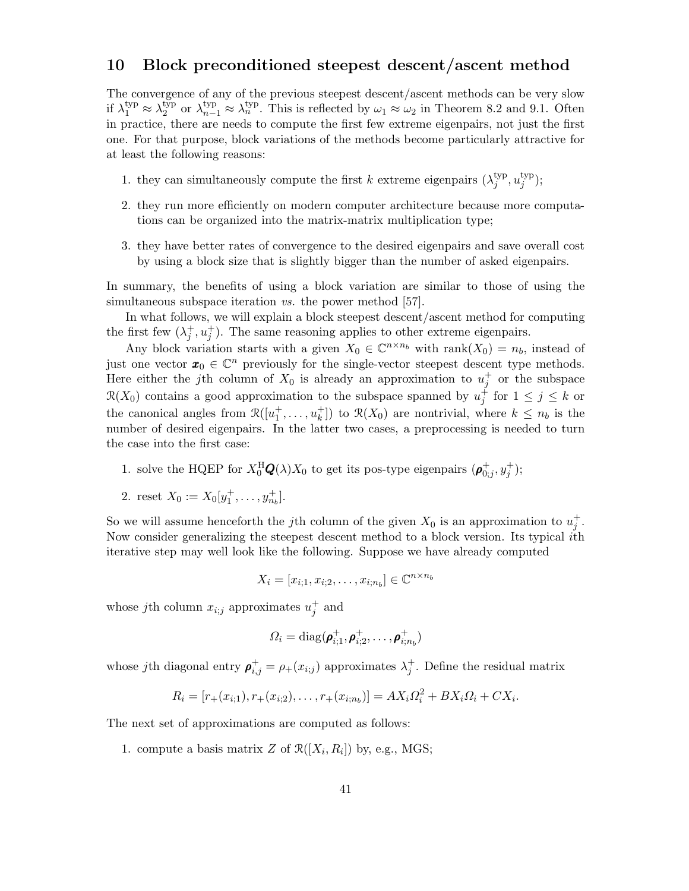## 10 Block preconditioned steepest descent/ascent method

The convergence of any of the previous steepest descent/ascent methods can be very slow if $\lambda_1^{\rm typ} \approx \lambda_2^{\rm typ}$ or $\lambda_{n-1}^{\rm typ} \approx \lambda_n^{\rm typ}$. This is reflected by $\omega_1 \approx \omega_2$ in Theorem 8.2 and 9.1. Often in practice, there are needs to compute the first few extreme eigenpairs, not just the first one. For that purpose, block variations of the methods become particularly attractive for at least the following reasons:

1. they can simultaneously compute the first $k$ extreme eigenpairs $(\lambda_j^{\rm typ}, u_j^{\rm typ})$;
2. they run more efficiently on modern computer architecture because more computations can be organized into the matrix-matrix multiplication type;
3. they have better rates of convergence to the desired eigenpairs and save overall cost by using a block size that is slightly bigger than the number of asked eigenpairs.

In summary, the benefits of using a block variation are similar to those of using the simultaneous subspace iteration *vs.* the power method [57].

In what follows, we will explain a block steepest descent/ascent method for computing the first few $(\lambda_j^+, u_j^+)$. The same reasoning applies to other extreme eigenpairs.

Any block variation starts with a given $X_0 \in \mathbb{C}^{n\times n_b}$ with $\operatorname{rank}(X_0) = n_b$, instead of just one vector $\boldsymbol{x}_0 \in \mathbb{C}^n$ previously for the single-vector steepest descent type methods. Here either the $j$th column of $X_0$ is already an approximation to $u_j^+$ or the subspace $\mathcal{R}(X_0)$ contains a good approximation to the subspace spanned by $u_j^+$ for $1 \le j \le k$ or the canonical angles from $\mathcal{R}([u_1^+, \dots, u_k^+])$ to $\mathcal{R}(X_0)$ are nontrivial, where $k \le n_b$ is the number of desired eigenpairs. In the latter two cases, a preprocessing is needed to turn the case into the first case:

1. solve the HQEP for $X_0^{\rm H}\boldsymbol{Q}(\lambda)X_0$ to get its pos-type eigenpairs $(\boldsymbol{\rho}_{0;j}^+, y_j^+)$;
2. reset $X_0 := X_0[y_1^+, \dots, y_{n_b}^+]$.

So we will assume henceforth the $j$th column of the given $X_0$ is an approximation to $u_j^+$. Now consider generalizing the steepest descent method to a block version. Its typical $i$th iterative step may well look like the following. Suppose we have already computed

$$X_i = [x_{i;1}, x_{i;2}, \dots, x_{i;n_b}] \in \mathbb{C}^{n\times n_b}$$

whose $j$th column $x_{i;j}$ approximates $u_j^+$ and

$$\varOmega_i = \operatorname{diag}(\boldsymbol{\rho}_{i;1}^+, \boldsymbol{\rho}_{i;2}^+, \dots, \boldsymbol{\rho}_{i;n_b}^+)$$

whose $j$th diagonal entry $\boldsymbol{\rho}_{i,j}^+ = \rho_+(x_{i;j})$ approximates $\lambda_j^+$. Define the residual matrix

$$R_i = [r_+(x_{i;1}), r_+(x_{i;2}), \dots, r_+(x_{i;n_b})] = AX_i\varOmega_i^2 + BX_i\varOmega_i + CX_i.$$

The next set of approximations are computed as follows:

1. compute a basis matrix $Z$ of $\mathcal{R}([X_i, R_i])$ by, e.g., MGS;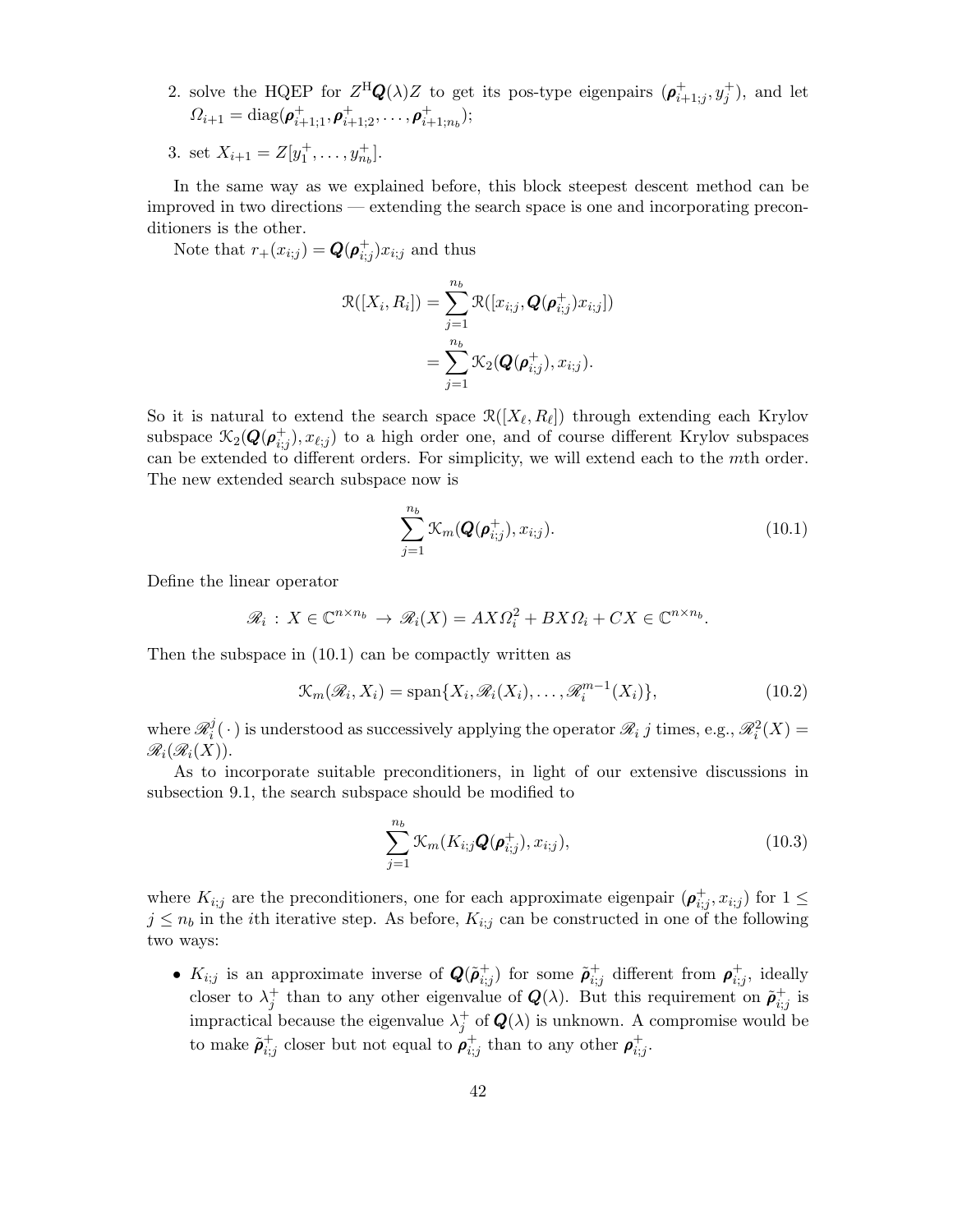2. solve the HQEP for $Z^{\rm H}\boldsymbol{Q}(\lambda)Z$ to get its pos-type eigenpairs $(\boldsymbol{\rho}^+_{i+1;j}, y^+_j)$, and let $\Omega_{i+1} = \operatorname{diag}(\boldsymbol{\rho}^+_{i+1;1}, \boldsymbol{\rho}^+_{i+1;2}, \ldots, \boldsymbol{\rho}^+_{i+1;n_b})$;

3. set $X_{i+1} = Z[y^+_1, \ldots, y^+_{n_b}]$.

In the same way as we explained before, this block steepest descent method can be improved in two directions — extending the search space is one and incorporating preconditioners is the other.

Note that $r_+(x_{i;j}) = \boldsymbol{Q}(\boldsymbol{\rho}^+_{i;j})x_{i;j}$ and thus

$$
\begin{aligned}
\mathcal{R}([X_i, R_i]) &= \sum_{j=1}^{n_b} \mathcal{R}([x_{i;j}, \boldsymbol{Q}(\boldsymbol{\rho}^+_{i;j})x_{i;j}]) \\
&= \sum_{j=1}^{n_b} \mathcal{K}_2(\boldsymbol{Q}(\boldsymbol{\rho}^+_{i;j}), x_{i;j}).
\end{aligned}
$$

So it is natural to extend the search space $\mathcal{R}([X_\ell, R_\ell])$ through extending each Krylov subspace $\mathcal{K}_2(\boldsymbol{Q}(\boldsymbol{\rho}^+_{i;j}), x_{\ell;j})$ to a high order one, and of course different Krylov subspaces can be extended to different orders. For simplicity, we will extend each to the $m$th order. The new extended search subspace now is

$$
\sum_{j=1}^{n_b} \mathcal{K}_m(\boldsymbol{Q}(\boldsymbol{\rho}^+_{i;j}), x_{i;j}). \tag{10.1}
$$

Define the linear operator

$$
\mathscr{R}_i \,:\, X \in \mathbb{C}^{n \times n_b} \;\to\; \mathscr{R}_i(X) = AX\Omega_i^2 + BX\Omega_i + CX \in \mathbb{C}^{n \times n_b}.
$$

Then the subspace in (10.1) can be compactly written as

$$
\mathcal{K}_m(\mathscr{R}_i, X_i) = \operatorname{span}\{X_i, \mathscr{R}_i(X_i), \ldots, \mathscr{R}_i^{m-1}(X_i)\}, \tag{10.2}
$$

where $\mathscr{R}_i^j(\,\cdot\,)$ is understood as successively applying the operator $\mathscr{R}_i$ $j$ times, e.g., $\mathscr{R}_i^2(X) = \mathscr{R}_i(\mathscr{R}_i(X))$.

As to incorporate suitable preconditioners, in light of our extensive discussions in subsection 9.1, the search subspace should be modified to

$$
\sum_{j=1}^{n_b} \mathcal{K}_m(K_{i;j}\boldsymbol{Q}(\boldsymbol{\rho}^+_{i;j}), x_{i;j}), \tag{10.3}
$$

where $K_{i;j}$ are the preconditioners, one for each approximate eigenpair $(\boldsymbol{\rho}^+_{i;j}, x_{i;j})$ for $1 \le j \le n_b$ in the $i$th iterative step. As before, $K_{i;j}$ can be constructed in one of the following two ways:

- $K_{i;j}$ is an approximate inverse of $\boldsymbol{Q}(\tilde{\boldsymbol{\rho}}^+_{i;j})$ for some $\tilde{\boldsymbol{\rho}}^+_{i;j}$ different from $\boldsymbol{\rho}^+_{i;j}$, ideally closer to $\lambda^+_j$ than to any other eigenvalue of $\boldsymbol{Q}(\lambda)$. But this requirement on $\tilde{\boldsymbol{\rho}}^+_{i;j}$ is impractical because the eigenvalue $\lambda^+_j$ of $\boldsymbol{Q}(\lambda)$ is unknown. A compromise would be to make $\tilde{\boldsymbol{\rho}}^+_{i;j}$ closer but not equal to $\boldsymbol{\rho}^+_{i;j}$ than to any other $\boldsymbol{\rho}^+_{i;j}$.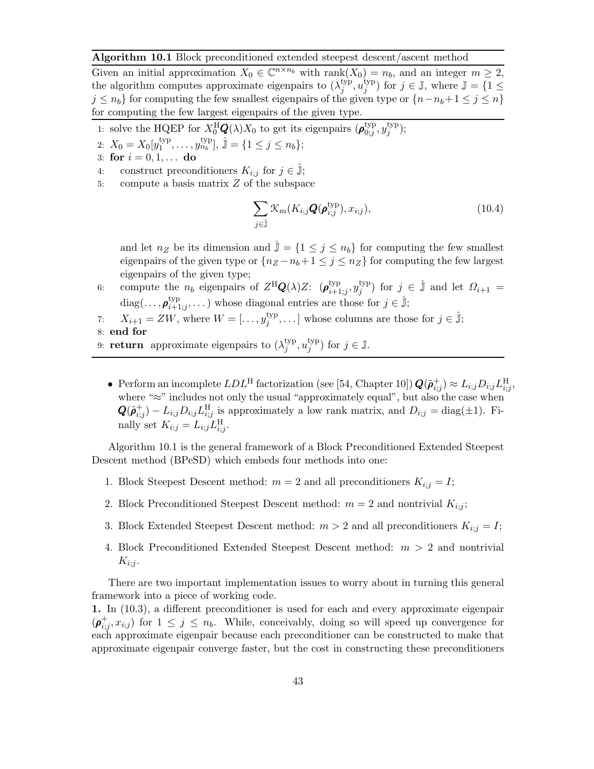**Algorithm 10.1** Block preconditioned extended steepest descent/ascent method

Given an initial approximation $X_0 \in \mathbb{C}^{n\times n_b}$ with $\operatorname{rank}(X_0) = n_b$, and an integer $m \geq 2$, the algorithm computes approximate eigenpairs to $(\lambda_j^{\rm typ}, u_j^{\rm typ})$ for $j \in \mathbb{J}$, where $\mathbb{J} = \{1 \leq j \leq n_b\}$ for computing the few smallest eigenpairs of the given type or $\{n-n_b+1 \leq j \leq n\}$ for computing the few largest eigenpairs of the given type.

1: solve the HQEP for $X_0^{\rm H}\boldsymbol{Q}(\lambda)X_0$ to get its eigenpairs $(\boldsymbol{\rho}_{0;j}^{\rm typ}, y_j^{\rm typ})$;
2: $X_0 = X_0[y_1^{\rm typ}, \dots, y_{n_b}^{\rm typ}]$, $\hat{\mathbb{J}} = \{1 \leq j \leq n_b\}$;
3: **for** $i = 0, 1, \dots$ **do**
4: construct preconditioners $K_{i;j}$ for $j \in \hat{\mathbb{J}}$;
5: compute a basis matrix $Z$ of the subspace

$$\sum_{j\in\hat{\mathbb{J}}} \mathcal{K}_m(K_{i;j}\boldsymbol{Q}(\boldsymbol{\rho}_{i;j}^{\rm typ}), x_{i;j}), \tag{10.4}$$

and let $n_Z$ be its dimension and $\hat{\mathbb{J}} = \{1 \leq j \leq n_b\}$ for computing the few smallest eigenpairs of the given type or $\{n_Z-n_b+1 \leq j \leq n_Z\}$ for computing the few largest eigenpairs of the given type;
6: compute the $n_b$ eigenpairs of $Z^{\rm H}\boldsymbol{Q}(\lambda)Z$: $(\boldsymbol{\rho}_{i+1;j}^{\rm typ}, y_j^{\rm typ})$ for $j \in \hat{\mathbb{J}}$ and let $\Omega_{i+1} = \operatorname{diag}(\dots, \boldsymbol{\rho}_{i+1;j}^{\rm typ}, \dots)$ whose diagonal entries are those for $j \in \hat{\mathbb{J}}$;
7: $X_{i+1} = ZW$, where $W = [\dots, y_j^{\rm typ}, \dots]$ whose columns are those for $j \in \hat{\mathbb{J}}$;
8: **end for**
9: **return** approximate eigenpairs to $(\lambda_j^{\rm typ}, u_j^{\rm typ})$ for $j \in \mathbb{J}$.

- Perform an incomplete $LDL^{\rm H}$ factorization (see [54, Chapter 10]) $\boldsymbol{Q}(\tilde{\boldsymbol{\rho}}_{i;j}^{+}) \approx L_{i;j}D_{i;j}L_{i;j}^{\rm H}$, where "$\approx$" includes not only the usual "approximately equal", but also the case when $\boldsymbol{Q}(\tilde{\boldsymbol{\rho}}_{i;j}^{+}) - L_{i;j}D_{i;j}L_{i;j}^{\rm H}$ is approximately a low rank matrix, and $D_{i;j} = \operatorname{diag}(\pm 1)$. Finally set $K_{i;j} = L_{i;j}L_{i;j}^{\rm H}$.

Algorithm 10.1 is the general framework of a Block Preconditioned Extended Steepest Descent method (BPeSD) which embeds four methods into one:

1. Block Steepest Descent method: $m = 2$ and all preconditioners $K_{i;j} = I$;
2. Block Preconditioned Steepest Descent method: $m = 2$ and nontrivial $K_{i;j}$;
3. Block Extended Steepest Descent method: $m > 2$ and all preconditioners $K_{i;j} = I$;
4. Block Preconditioned Extended Steepest Descent method: $m > 2$ and nontrivial $K_{i;j}$.

There are two important implementation issues to worry about in turning this general framework into a piece of working code.

**1.** In (10.3), a different preconditioner is used for each and every approximate eigenpair $(\boldsymbol{\rho}_{i;j}^{+}, x_{i;j})$ for $1 \leq j \leq n_b$. While, conceivably, doing so will speed up convergence for each approximate eigenpair because each preconditioner can be constructed to make that approximate eigenpair converge faster, but the cost in constructing these preconditioners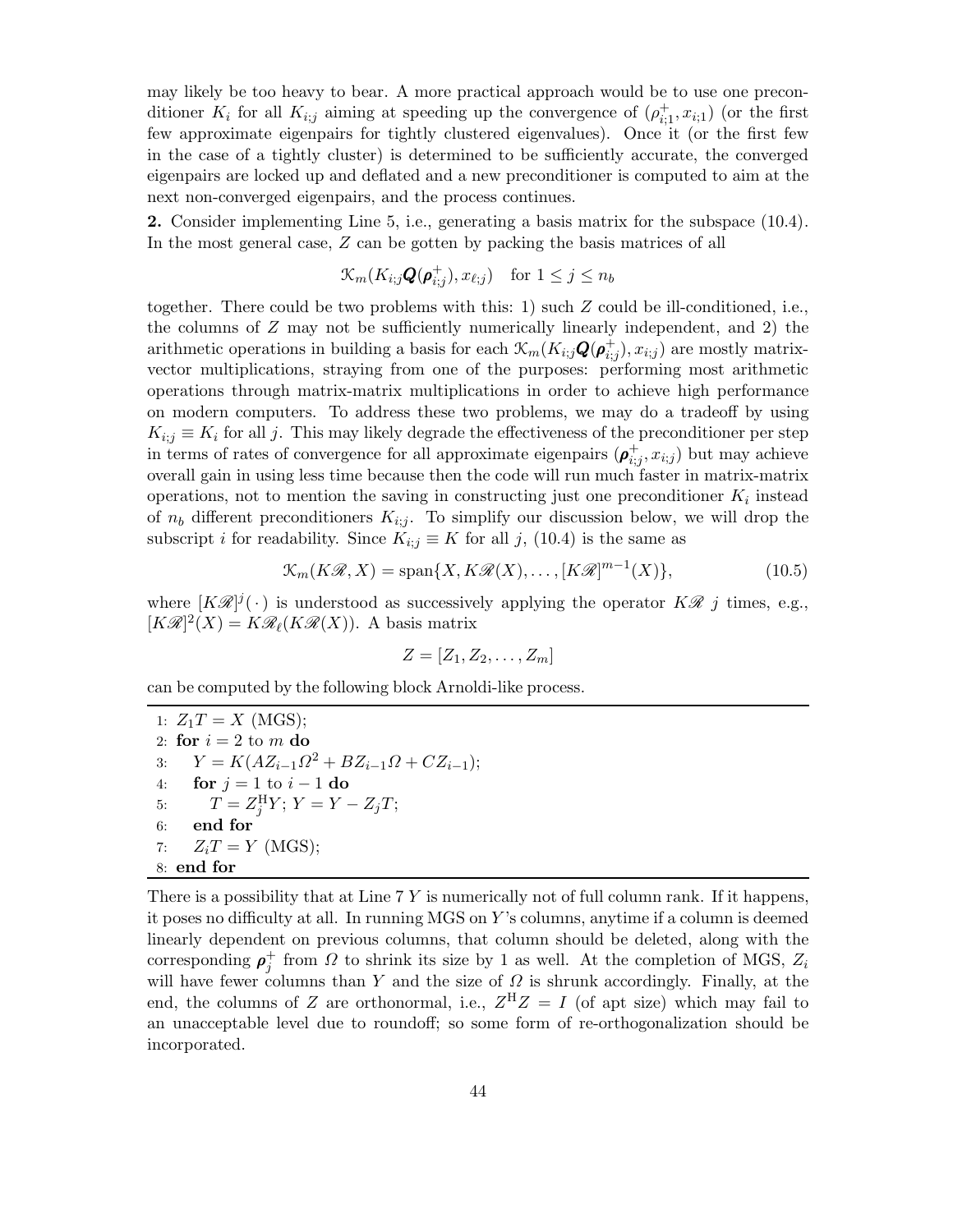may likely be too heavy to bear. A more practical approach would be to use one preconditioner $K_i$ for all $K_{i;j}$ aiming at speeding up the convergence of $(\rho_{i;1}^+, x_{i;1})$ (or the first few approximate eigenpairs for tightly clustered eigenvalues). Once it (or the first few in the case of a tightly cluster) is determined to be sufficiently accurate, the converged eigenpairs are locked up and deflated and a new preconditioner is computed to aim at the next non-converged eigenpairs, and the process continues.

**2.** Consider implementing Line 5, i.e., generating a basis matrix for the subspace (10.4). In the most general case, $Z$ can be gotten by packing the basis matrices of all

$$\mathcal{K}_m(K_{i;j}\boldsymbol{Q}(\boldsymbol{\rho}_{i;j}^+), x_{\ell;j}) \quad \text{for } 1 \le j \le n_b$$

together. There could be two problems with this: 1) such $Z$ could be ill-conditioned, i.e., the columns of $Z$ may not be sufficiently numerically linearly independent, and 2) the arithmetic operations in building a basis for each $\mathcal{K}_m(K_{i;j}\boldsymbol{Q}(\boldsymbol{\rho}_{i;j}^+), x_{i;j})$ are mostly matrix-vector multiplications, straying from one of the purposes: performing most arithmetic operations through matrix-matrix multiplications in order to achieve high performance on modern computers. To address these two problems, we may do a tradeoff by using $K_{i;j} \equiv K_i$ for all $j$. This may likely degrade the effectiveness of the preconditioner per step in terms of rates of convergence for all approximate eigenpairs $(\boldsymbol{\rho}_{i;j}^+, x_{i;j})$ but may achieve overall gain in using less time because then the code will run much faster in matrix-matrix operations, not to mention the saving in constructing just one preconditioner $K_i$ instead of $n_b$ different preconditioners $K_{i;j}$. To simplify our discussion below, we will drop the subscript $i$ for readability. Since $K_{i;j} \equiv K$ for all $j$, (10.4) is the same as

$$\mathcal{K}_m(K\mathscr{R}, X) = \operatorname{span}\{X, K\mathscr{R}(X), \ldots, [K\mathscr{R}]^{m-1}(X)\}, \tag{10.5}$$

where $[K\mathscr{R}]^j(\cdot)$ is understood as successively applying the operator $K\mathscr{R}$ $j$ times, e.g., $[K\mathscr{R}]^2(X) = K\mathscr{R}_\ell(K\mathscr{R}(X))$. A basis matrix

$$Z = [Z_1, Z_2, \ldots, Z_m]$$

can be computed by the following block Arnoldi-like process.

```
1: Z_1 T = X (MGS);
2: for i = 2 to m do
3:    Y = K(A Z_{i-1} Ω^2 + B Z_{i-1} Ω + C Z_{i-1});
4:    for j = 1 to i - 1 do
5:       T = Z_j^H Y; Y = Y - Z_j T;
6:    end for
7:    Z_i T = Y (MGS);
8: end for
```

There is a possibility that at Line 7 $Y$ is numerically not of full column rank. If it happens, it poses no difficulty at all. In running MGS on $Y$'s columns, anytime if a column is deemed linearly dependent on previous columns, that column should be deleted, along with the corresponding $\boldsymbol{\rho}_j^+$ from $\Omega$ to shrink its size by 1 as well. At the completion of MGS, $Z_i$ will have fewer columns than $Y$ and the size of $\Omega$ is shrunk accordingly. Finally, at the end, the columns of $Z$ are orthonormal, i.e., $Z^{\mathrm{H}}Z = I$ (of apt size) which may fail to an unacceptable level due to roundoff; so some form of re-orthogonalization should be incorporated.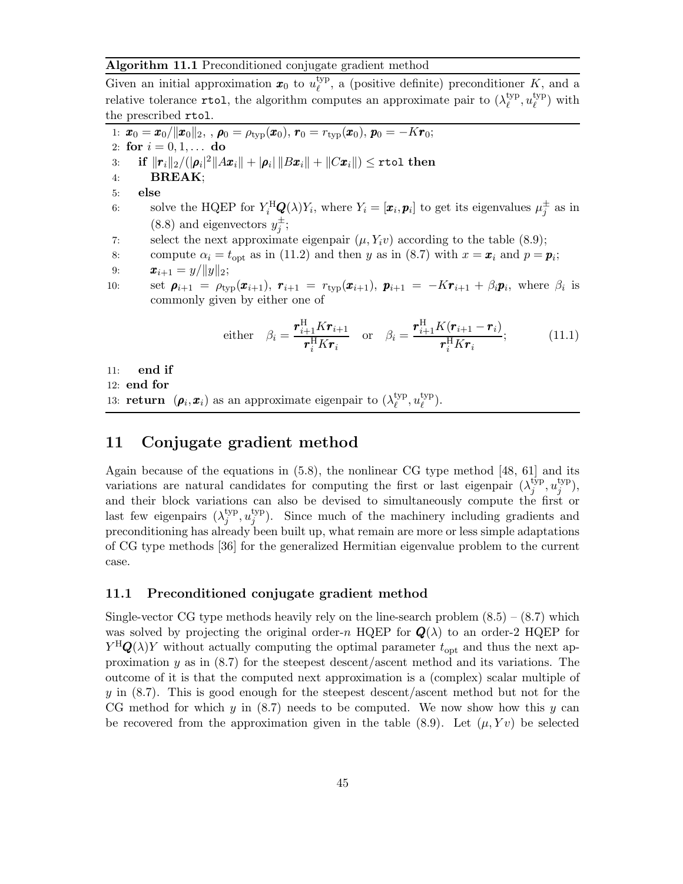**Algorithm 11.1** Preconditioned conjugate gradient method

Given an initial approximation $\boldsymbol{x}_0$ to $u_\ell^{\rm typ}$, a (positive definite) preconditioner $K$, and a relative tolerance `rtol`, the algorithm computes an approximate pair to $(\lambda_\ell^{\rm typ}, u_\ell^{\rm typ})$ with the prescribed `rtol`.

1: $\boldsymbol{x}_0 = \boldsymbol{x}_0/\|\boldsymbol{x}_0\|_2$, , $\boldsymbol{\rho}_0 = \rho_{\rm typ}(\boldsymbol{x}_0)$, $\boldsymbol{r}_0 = r_{\rm typ}(\boldsymbol{x}_0)$, $\boldsymbol{p}_0 = -K\boldsymbol{r}_0$;
2: **for** $i = 0, 1, \ldots$ **do**
3: &nbsp;&nbsp;&nbsp;**if** $\|\boldsymbol{r}_i\|_2/(|\boldsymbol{\rho}_i|^2\|A\boldsymbol{x}_i\| + |\boldsymbol{\rho}_i|\,\|B\boldsymbol{x}_i\| + \|C\boldsymbol{x}_i\|) \le$ `rtol` **then**
4: &nbsp;&nbsp;&nbsp;&nbsp;&nbsp;&nbsp;**BREAK**;
5: &nbsp;&nbsp;&nbsp;**else**
6: &nbsp;&nbsp;&nbsp;&nbsp;&nbsp;&nbsp;solve the HQEP for $Y_i^{\rm H}\boldsymbol{Q}(\lambda)Y_i$, where $Y_i = [\boldsymbol{x}_i, \boldsymbol{p}_i]$ to get its eigenvalues $\mu_j^\pm$ as in (8.8) and eigenvectors $y_j^\pm$;
7: &nbsp;&nbsp;&nbsp;&nbsp;&nbsp;&nbsp;select the next approximate eigenpair $(\mu, Y_i v)$ according to the table (8.9);
8: &nbsp;&nbsp;&nbsp;&nbsp;&nbsp;&nbsp;compute $\alpha_i = t_{\rm opt}$ as in (11.2) and then $y$ as in (8.7) with $x = \boldsymbol{x}_i$ and $p = \boldsymbol{p}_i$;
9: &nbsp;&nbsp;&nbsp;&nbsp;&nbsp;&nbsp;$\boldsymbol{x}_{i+1} = y/\|y\|_2$;
10: &nbsp;&nbsp;&nbsp;&nbsp;&nbsp;&nbsp;set $\boldsymbol{\rho}_{i+1} = \rho_{\rm typ}(\boldsymbol{x}_{i+1})$, $\boldsymbol{r}_{i+1} = r_{\rm typ}(\boldsymbol{x}_{i+1})$, $\boldsymbol{p}_{i+1} = -K\boldsymbol{r}_{i+1} + \beta_i\boldsymbol{p}_i$, where $\beta_i$ is commonly given by either one of

$$\text{either} \quad \beta_i = \frac{\boldsymbol{r}_{i+1}^{\rm H}K\boldsymbol{r}_{i+1}}{\boldsymbol{r}_i^{\rm H}K\boldsymbol{r}_i} \quad \text{or} \quad \beta_i = \frac{\boldsymbol{r}_{i+1}^{\rm H}K(\boldsymbol{r}_{i+1} - \boldsymbol{r}_i)}{\boldsymbol{r}_i^{\rm H}K\boldsymbol{r}_i}; \tag{11.1}$$

11: &nbsp;&nbsp;&nbsp;**end if**
12: **end for**
13: **return** $(\boldsymbol{\rho}_i, \boldsymbol{x}_i)$ as an approximate eigenpair to $(\lambda_\ell^{\rm typ}, u_\ell^{\rm typ})$.

# 11 Conjugate gradient method

Again because of the equations in (5.8), the nonlinear CG type method [48, 61] and its variations are natural candidates for computing the first or last eigenpair $(\lambda_j^{\rm typ}, u_j^{\rm typ})$, and their block variations can also be devised to simultaneously compute the first or last few eigenpairs $(\lambda_j^{\rm typ}, u_j^{\rm typ})$. Since much of the machinery including gradients and preconditioning has already been built up, what remain are more or less simple adaptations of CG type methods [36] for the generalized Hermitian eigenvalue problem to the current case.

## 11.1 Preconditioned conjugate gradient method

Single-vector CG type methods heavily rely on the line-search problem (8.5) – (8.7) which was solved by projecting the original order-$n$ HQEP for $\boldsymbol{Q}(\lambda)$ to an order-2 HQEP for $Y^{\rm H}\boldsymbol{Q}(\lambda)Y$ without actually computing the optimal parameter $t_{\rm opt}$ and thus the next approximation $y$ as in (8.7) for the steepest descent/ascent method and its variations. The outcome of it is that the computed next approximation is a (complex) scalar multiple of $y$ in (8.7). This is good enough for the steepest descent/ascent method but not for the CG method for which $y$ in (8.7) needs to be computed. We now show how this $y$ can be recovered from the approximation given in the table (8.9). Let $(\mu, Yv)$ be selected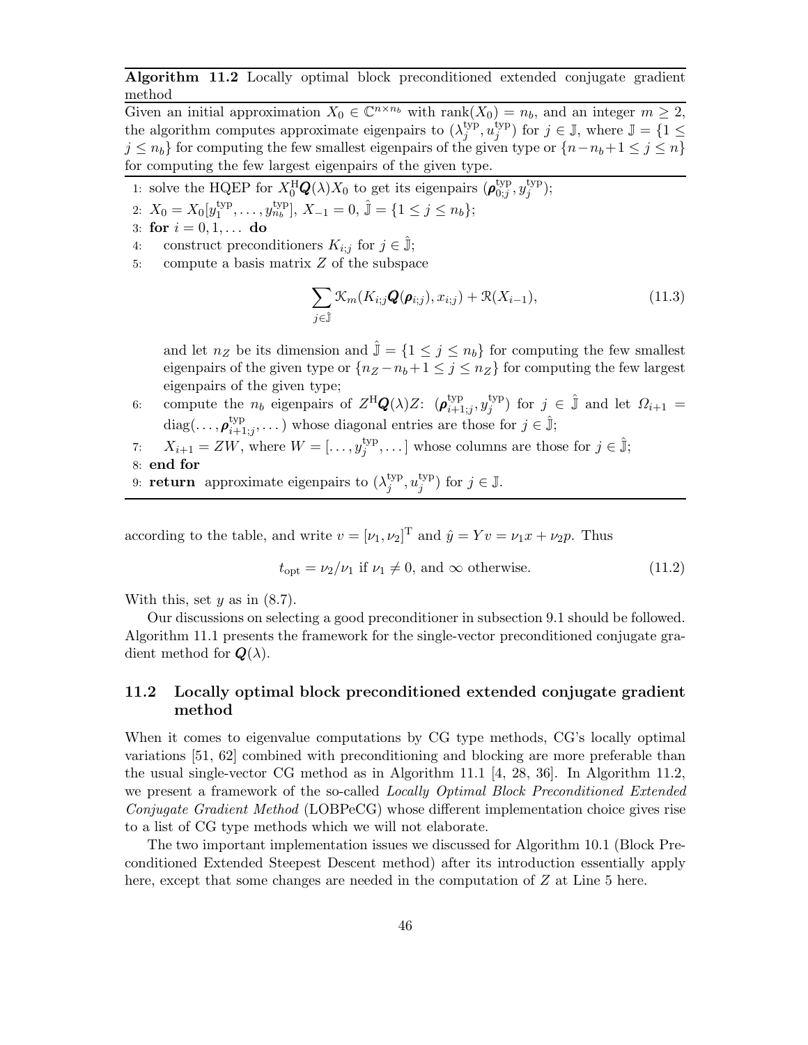**Algorithm 11.2** Locally optimal block preconditioned extended conjugate gradient method

Given an initial approximation $X_0 \in \mathbb{C}^{n\times n_b}$ with $\operatorname{rank}(X_0) = n_b$, and an integer $m \geq 2$, the algorithm computes approximate eigenpairs to $(\lambda_j^{\text{typ}}, u_j^{\text{typ}})$ for $j \in \mathbb{J}$, where $\mathbb{J} = \{1 \leq j \leq n_b\}$ for computing the few smallest eigenpairs of the given type or $\{n-n_b+1 \leq j \leq n\}$ for computing the few largest eigenpairs of the given type.

1: solve the HQEP for $X_0^{\mathrm{H}}\boldsymbol{Q}(\lambda)X_0$ to get its eigenpairs $(\boldsymbol{\rho}_{0;j}^{\text{typ}}, y_j^{\text{typ}})$;

2: $X_0 = X_0[y_1^{\text{typ}}, \dots, y_{n_b}^{\text{typ}}]$, $X_{-1} = 0$, $\hat{\mathbb{J}} = \{1 \leq j \leq n_b\}$;

3: **for** $i = 0, 1, \dots$ **do**

4: construct preconditioners $K_{i;j}$ for $j \in \hat{\mathbb{J}}$;

5: compute a basis matrix $Z$ of the subspace

$$\sum_{j\in\hat{\mathbb{J}}} \mathcal{K}_m(K_{i;j}\boldsymbol{Q}(\boldsymbol{\rho}_{i;j}), x_{i;j}) + \mathcal{R}(X_{i-1}), \tag{11.3}$$

and let $n_Z$ be its dimension and $\hat{\mathbb{J}} = \{1 \leq j \leq n_b\}$ for computing the few smallest eigenpairs of the given type or $\{n_Z - n_b + 1 \leq j \leq n_Z\}$ for computing the few largest eigenpairs of the given type;

6: compute the $n_b$ eigenpairs of $Z^{\mathrm{H}}\boldsymbol{Q}(\lambda)Z$: $(\boldsymbol{\rho}_{i+1;j}^{\text{typ}}, y_j^{\text{typ}})$ for $j \in \hat{\mathbb{J}}$ and let $\Omega_{i+1} = \operatorname{diag}(\dots, \boldsymbol{\rho}_{i+1;j}^{\text{typ}}, \dots)$ whose diagonal entries are those for $j \in \hat{\mathbb{J}}$;

7: $X_{i+1} = ZW$, where $W = [\dots, y_j^{\text{typ}}, \dots]$ whose columns are those for $j \in \hat{\mathbb{J}}$;

8: **end for**

9: **return** approximate eigenpairs to $(\lambda_j^{\text{typ}}, u_j^{\text{typ}})$ for $j \in \mathbb{J}$.

according to the table, and write $v = [\nu_1, \nu_2]^{\mathrm{T}}$ and $\hat{y} = Yv = \nu_1 x + \nu_2 p$. Thus

$$t_{\text{opt}} = \nu_2/\nu_1 \text{ if } \nu_1 \neq 0, \text{ and } \infty \text{ otherwise.} \tag{11.2}$$

With this, set $y$ as in (8.7).

Our discussions on selecting a good preconditioner in subsection 9.1 should be followed. Algorithm 11.1 presents the framework for the single-vector preconditioned conjugate gradient method for $\boldsymbol{Q}(\lambda)$.

## 11.2 Locally optimal block preconditioned extended conjugate gradient method

When it comes to eigenvalue computations by CG type methods, CG's locally optimal variations [51, 62] combined with preconditioning and blocking are more preferable than the usual single-vector CG method as in Algorithm 11.1 [4, 28, 36]. In Algorithm 11.2, we present a framework of the so-called *Locally Optimal Block Preconditioned Extended Conjugate Gradient Method* (LOBPeCG) whose different implementation choice gives rise to a list of CG type methods which we will not elaborate.

The two important implementation issues we discussed for Algorithm 10.1 (Block Preconditioned Extended Steepest Descent method) after its introduction essentially apply here, except that some changes are needed in the computation of $Z$ at Line 5 here.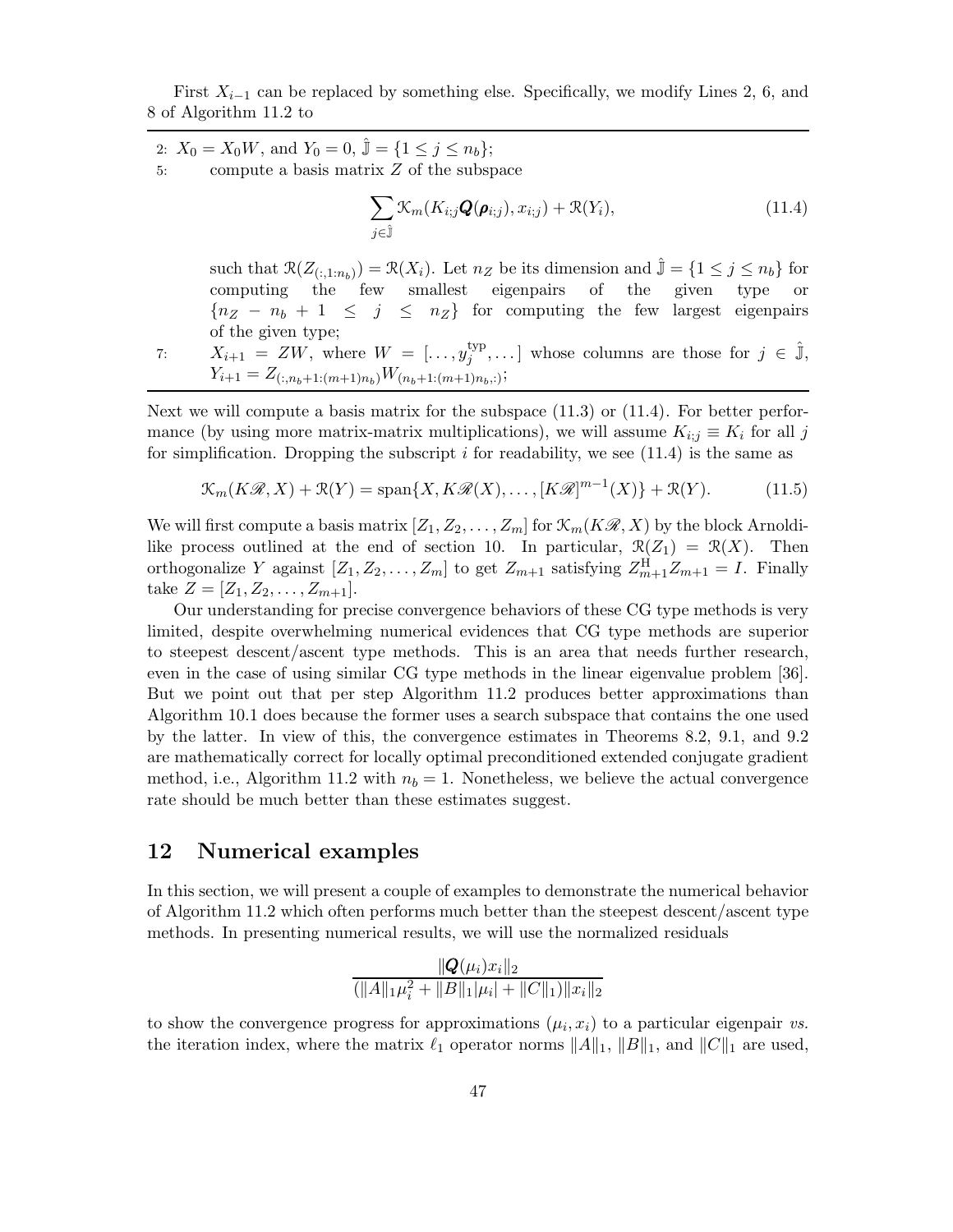First $X_{i-1}$ can be replaced by something else. Specifically, we modify Lines 2, 6, and 8 of Algorithm 11.2 to

---

2: $X_0 = X_0 W$, and $Y_0 = 0$, $\hat{\mathbb{J}} = \{1 \le j \le n_b\}$;

5: compute a basis matrix $Z$ of the subspace

$$\sum_{j \in \hat{\mathbb{J}}} \mathcal{K}_m(K_{i;j}\boldsymbol{Q}(\boldsymbol{\rho}_{i;j}), x_{i;j}) + \mathcal{R}(Y_i), \tag{11.4}$$

such that $\mathcal{R}(Z_{(:,1:n_b)}) = \mathcal{R}(X_i)$. Let $n_Z$ be its dimension and $\hat{\mathbb{J}} = \{1 \le j \le n_b\}$ for computing the few smallest eigenpairs of the given type or $\{n_Z - n_b + 1 \le j \le n_Z\}$ for computing the few largest eigenpairs of the given type;

7: $X_{i+1} = ZW$, where $W = [\ldots, y_j^{\rm typ}, \ldots]$ whose columns are those for $j \in \hat{\mathbb{J}}$, $Y_{i+1} = Z_{(:,n_b+1:(m+1)n_b)} W_{(n_b+1:(m+1)n_b,:)}$;

---

Next we will compute a basis matrix for the subspace (11.3) or (11.4). For better performance (by using more matrix-matrix multiplications), we will assume $K_{i;j} \equiv K_i$ for all $j$ for simplification. Dropping the subscript $i$ for readability, we see (11.4) is the same as

$$\mathcal{K}_m(K\mathscr{R}, X) + \mathcal{R}(Y) = \operatorname{span}\{X, K\mathscr{R}(X), \ldots, [K\mathscr{R}]^{m-1}(X)\} + \mathcal{R}(Y). \tag{11.5}$$

We will first compute a basis matrix $[Z_1, Z_2, \ldots, Z_m]$ for $\mathcal{K}_m(K\mathscr{R}, X)$ by the block Arnoldi-like process outlined at the end of section 10. In particular, $\mathcal{R}(Z_1) = \mathcal{R}(X)$. Then orthogonalize $Y$ against $[Z_1, Z_2, \ldots, Z_m]$ to get $Z_{m+1}$ satisfying $Z_{m+1}^{\rm H} Z_{m+1} = I$. Finally take $Z = [Z_1, Z_2, \ldots, Z_{m+1}]$.

Our understanding for precise convergence behaviors of these CG type methods is very limited, despite overwhelming numerical evidences that CG type methods are superior to steepest descent/ascent type methods. This is an area that needs further research, even in the case of using similar CG type methods in the linear eigenvalue problem [36]. But we point out that per step Algorithm 11.2 produces better approximations than Algorithm 10.1 does because the former uses a search subspace that contains the one used by the latter. In view of this, the convergence estimates in Theorems 8.2, 9.1, and 9.2 are mathematically correct for locally optimal preconditioned extended conjugate gradient method, i.e., Algorithm 11.2 with $n_b = 1$. Nonetheless, we believe the actual convergence rate should be much better than these estimates suggest.

## 12 Numerical examples

In this section, we will present a couple of examples to demonstrate the numerical behavior of Algorithm 11.2 which often performs much better than the steepest descent/ascent type methods. In presenting numerical results, we will use the normalized residuals

$$\frac{\|\boldsymbol{Q}(\mu_i)x_i\|_2}{(\|A\|_1\mu_i^2 + \|B\|_1|\mu_i| + \|C\|_1)\|x_i\|_2}$$

to show the convergence progress for approximations $(\mu_i, x_i)$ to a particular eigenpair *vs.* the iteration index, where the matrix $\ell_1$ operator norms $\|A\|_1$, $\|B\|_1$, and $\|C\|_1$ are used,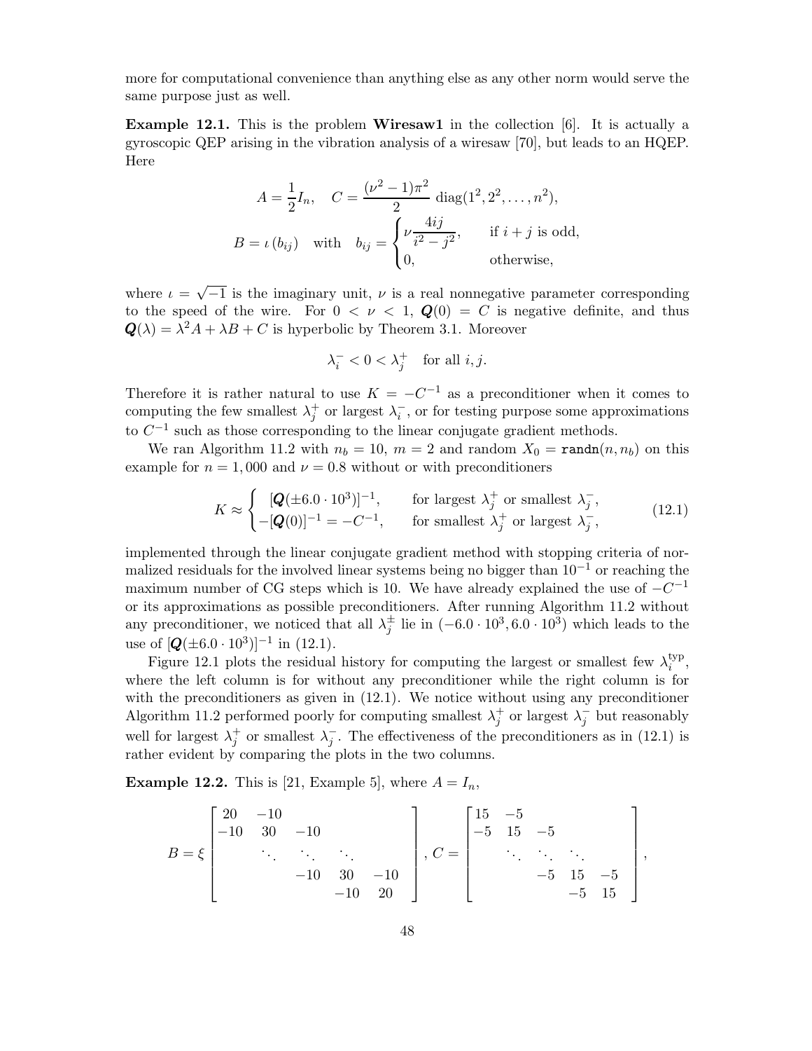more for computational convenience than anything else as any other norm would serve the same purpose just as well.

**Example 12.1.** This is the problem **Wiresaw1** in the collection [6]. It is actually a gyroscopic QEP arising in the vibration analysis of a wiresaw [70], but leads to an HQEP. Here

$$A = \frac{1}{2} I_n, \quad C = \frac{(\nu^2 - 1)\pi^2}{2} \operatorname{diag}(1^2, 2^2, \dots, n^2),$$

$$B = \iota\,(b_{ij}) \quad \text{with} \quad b_{ij} = \begin{cases} \nu \dfrac{4ij}{i^2 - j^2}, & \text{if } i + j \text{ is odd,} \\ 0, & \text{otherwise,} \end{cases}$$

where $\iota = \sqrt{-1}$ is the imaginary unit, $\nu$ is a real nonnegative parameter corresponding to the speed of the wire. For $0 < \nu < 1$, $\boldsymbol{Q}(0) = C$ is negative definite, and thus $\boldsymbol{Q}(\lambda) = \lambda^2 A + \lambda B + C$ is hyperbolic by Theorem 3.1. Moreover

$$\lambda_i^- < 0 < \lambda_j^+ \quad \text{for all } i, j.$$

Therefore it is rather natural to use $K = -C^{-1}$ as a preconditioner when it comes to computing the few smallest $\lambda_j^+$ or largest $\lambda_i^-$, or for testing purpose some approximations to $C^{-1}$ such as those corresponding to the linear conjugate gradient methods.

We ran Algorithm 11.2 with $n_b = 10$, $m = 2$ and random $X_0 = \texttt{randn}(n, n_b)$ on this example for $n = 1,000$ and $\nu = 0.8$ without or with preconditioners

$$K \approx \begin{cases} [\boldsymbol{Q}(\pm 6.0 \cdot 10^3)]^{-1}, & \text{for largest } \lambda_j^+ \text{ or smallest } \lambda_j^-, \\ -[\boldsymbol{Q}(0)]^{-1} = -C^{-1}, & \text{for smallest } \lambda_j^+ \text{ or largest } \lambda_j^-, \end{cases} \tag{12.1}$$

implemented through the linear conjugate gradient method with stopping criteria of normalized residuals for the involved linear systems being no bigger than $10^{-1}$ or reaching the maximum number of CG steps which is 10. We have already explained the use of $-C^{-1}$ or its approximations as possible preconditioners. After running Algorithm 11.2 without any preconditioner, we noticed that all $\lambda_j^\pm$ lie in $(-6.0 \cdot 10^3, 6.0 \cdot 10^3)$ which leads to the use of $[\boldsymbol{Q}(\pm 6.0 \cdot 10^3)]^{-1}$ in (12.1).

Figure 12.1 plots the residual history for computing the largest or smallest few $\lambda_i^{\rm typ}$, where the left column is for without any preconditioner while the right column is for with the preconditioners as given in (12.1). We notice without using any preconditioner Algorithm 11.2 performed poorly for computing smallest $\lambda_j^+$ or largest $\lambda_j^-$ but reasonably well for largest $\lambda_j^+$ or smallest $\lambda_j^-$. The effectiveness of the preconditioners as in (12.1) is rather evident by comparing the plots in the two columns.

**Example 12.2.** This is [21, Example 5], where $A = I_n$,

$$B = \xi \begin{bmatrix} 20 & -10 & & & \\ -10 & 30 & -10 & & \\ & \ddots & \ddots & \ddots & \\ & & -10 & 30 & -10 \\ & & & -10 & 20 \end{bmatrix}, \quad C = \begin{bmatrix} 15 & -5 & & & \\ -5 & 15 & -5 & & \\ & \ddots & \ddots & \ddots & \\ & & -5 & 15 & -5 \\ & & & -5 & 15 \end{bmatrix},$$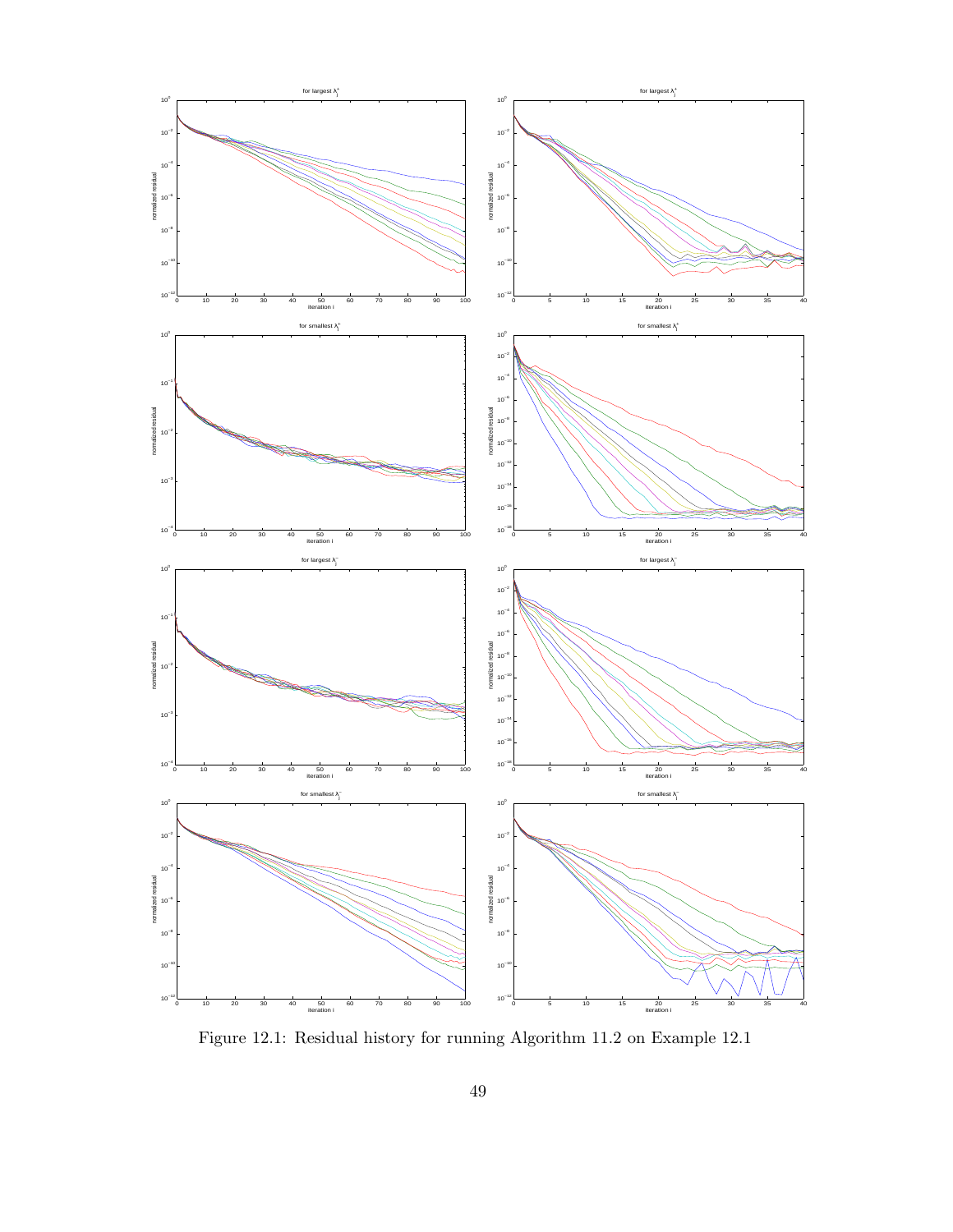Figure 12.1: Residual history for running Algorithm 11.2 on Example 12.1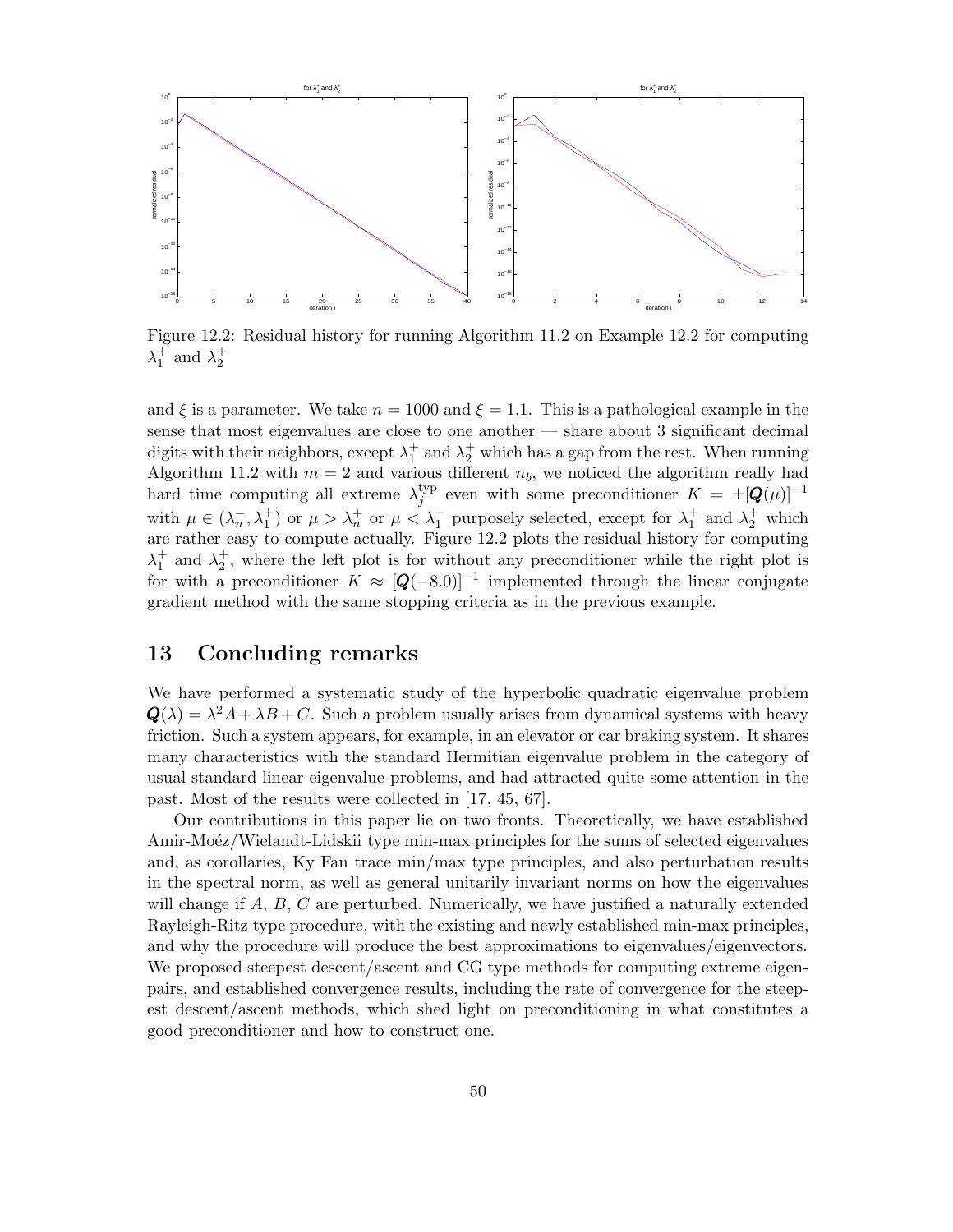Figure 12.2: Residual history for running Algorithm 11.2 on Example 12.2 for computing $\lambda_1^+$ and $\lambda_2^+$

and $\xi$ is a parameter. We take $n = 1000$ and $\xi = 1.1$. This is a pathological example in the sense that most eigenvalues are close to one another — share about 3 significant decimal digits with their neighbors, except $\lambda_1^+$ and $\lambda_2^+$ which has a gap from the rest. When running Algorithm 11.2 with $m = 2$ and various different $n_b$, we noticed the algorithm really had hard time computing all extreme $\lambda_j^{\rm typ}$ even with some preconditioner $K = \pm[\boldsymbol{Q}(\mu)]^{-1}$ with $\mu \in (\lambda_n^-, \lambda_1^+)$ or $\mu > \lambda_n^+$ or $\mu < \lambda_1^-$ purposely selected, except for $\lambda_1^+$ and $\lambda_2^+$ which are rather easy to compute actually. Figure 12.2 plots the residual history for computing $\lambda_1^+$ and $\lambda_2^+$, where the left plot is for without any preconditioner while the right plot is for with a preconditioner $K \approx [\boldsymbol{Q}(-8.0)]^{-1}$ implemented through the linear conjugate gradient method with the same stopping criteria as in the previous example.

## 13 Concluding remarks

We have performed a systematic study of the hyperbolic quadratic eigenvalue problem $\boldsymbol{Q}(\lambda) = \lambda^2 A + \lambda B + C$. Such a problem usually arises from dynamical systems with heavy friction. Such a system appears, for example, in an elevator or car braking system. It shares many characteristics with the standard Hermitian eigenvalue problem in the category of usual standard linear eigenvalue problems, and had attracted quite some attention in the past. Most of the results were collected in [17, 45, 67].

Our contributions in this paper lie on two fronts. Theoretically, we have established Amir-Moéz/Wielandt-Lidskii type min-max principles for the sums of selected eigenvalues and, as corollaries, Ky Fan trace min/max type principles, and also perturbation results in the spectral norm, as well as general unitarily invariant norms on how the eigenvalues will change if $A$, $B$, $C$ are perturbed. Numerically, we have justified a naturally extended Rayleigh-Ritz type procedure, with the existing and newly established min-max principles, and why the procedure will produce the best approximations to eigenvalues/eigenvectors. We proposed steepest descent/ascent and CG type methods for computing extreme eigenpairs, and established convergence results, including the rate of convergence for the steepest descent/ascent methods, which shed light on preconditioning in what constitutes a good preconditioner and how to construct one.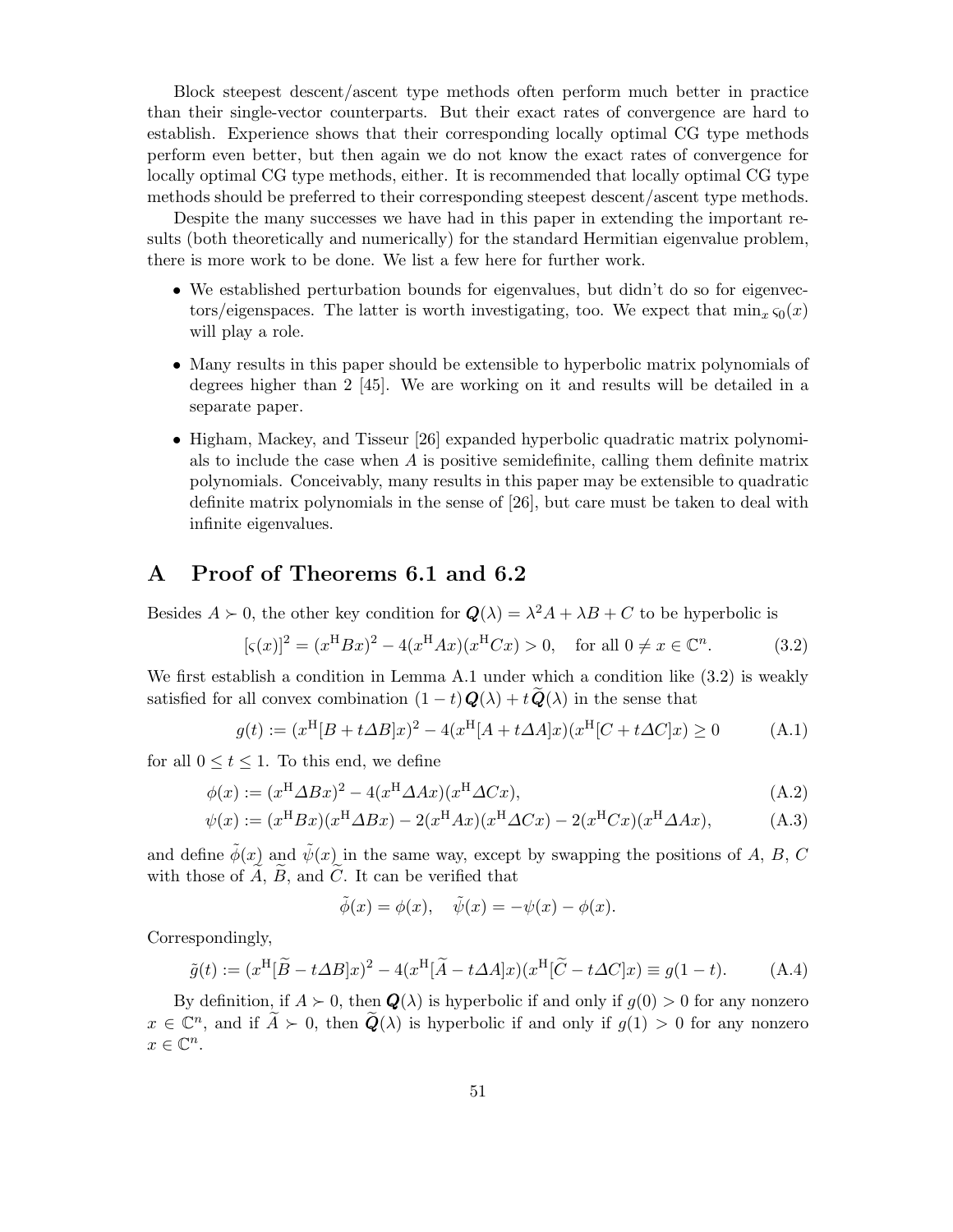Block steepest descent/ascent type methods often perform much better in practice than their single-vector counterparts. But their exact rates of convergence are hard to establish. Experience shows that their corresponding locally optimal CG type methods perform even better, but then again we do not know the exact rates of convergence for locally optimal CG type methods, either. It is recommended that locally optimal CG type methods should be preferred to their corresponding steepest descent/ascent type methods.

Despite the many successes we have had in this paper in extending the important results (both theoretically and numerically) for the standard Hermitian eigenvalue problem, there is more work to be done. We list a few here for further work.

- We established perturbation bounds for eigenvalues, but didn't do so for eigenvectors/eigenspaces. The latter is worth investigating, too. We expect that $\min_x \varsigma_0(x)$ will play a role.
- Many results in this paper should be extensible to hyperbolic matrix polynomials of degrees higher than 2 [45]. We are working on it and results will be detailed in a separate paper.
- Higham, Mackey, and Tisseur [26] expanded hyperbolic quadratic matrix polynomials to include the case when $A$ is positive semidefinite, calling them definite matrix polynomials. Conceivably, many results in this paper may be extensible to quadratic definite matrix polynomials in the sense of [26], but care must be taken to deal with infinite eigenvalues.

# A Proof of Theorems 6.1 and 6.2

Besides $A \succ 0$, the other key condition for $\boldsymbol{Q}(\lambda) = \lambda^2 A + \lambda B + C$ to be hyperbolic is

$$[\varsigma(x)]^2 = (x^{\rm H}Bx)^2 - 4(x^{\rm H}Ax)(x^{\rm H}Cx) > 0, \quad \text{for all } 0 \neq x \in \mathbb{C}^n. \tag{3.2}$$

We first establish a condition in Lemma A.1 under which a condition like (3.2) is weakly satisfied for all convex combination $(1-t)\boldsymbol{Q}(\lambda) + t\widetilde{\boldsymbol{Q}}(\lambda)$ in the sense that

$$g(t) := (x^{\rm H}[B + t\Delta B]x)^2 - 4(x^{\rm H}[A + t\Delta A]x)(x^{\rm H}[C + t\Delta C]x) \geq 0 \tag{A.1}$$

for all $0 \leq t \leq 1$. To this end, we define

$$\phi(x) := (x^{\rm H}\Delta Bx)^2 - 4(x^{\rm H}\Delta Ax)(x^{\rm H}\Delta Cx), \tag{A.2}$$

$$\psi(x) := (x^{\rm H}Bx)(x^{\rm H}\Delta Bx) - 2(x^{\rm H}Ax)(x^{\rm H}\Delta Cx) - 2(x^{\rm H}Cx)(x^{\rm H}\Delta Ax), \tag{A.3}$$

and define $\tilde{\phi}(x)$ and $\tilde{\psi}(x)$ in the same way, except by swapping the positions of $A$, $B$, $C$ with those of $\widetilde{A}$, $\widetilde{B}$, and $\widetilde{C}$. It can be verified that

$$\tilde{\phi}(x) = \phi(x), \quad \tilde{\psi}(x) = -\psi(x) - \phi(x).$$

Correspondingly,

$$\tilde{g}(t) := (x^{\rm H}[\widetilde{B} - t\Delta B]x)^2 - 4(x^{\rm H}[\widetilde{A} - t\Delta A]x)(x^{\rm H}[\widetilde{C} - t\Delta C]x) \equiv g(1-t). \tag{A.4}$$

By definition, if $A \succ 0$, then $\boldsymbol{Q}(\lambda)$ is hyperbolic if and only if $g(0) > 0$ for any nonzero $x \in \mathbb{C}^n$, and if $\widetilde{A} \succ 0$, then $\widetilde{\boldsymbol{Q}}(\lambda)$ is hyperbolic if and only if $g(1) > 0$ for any nonzero $x \in \mathbb{C}^n$.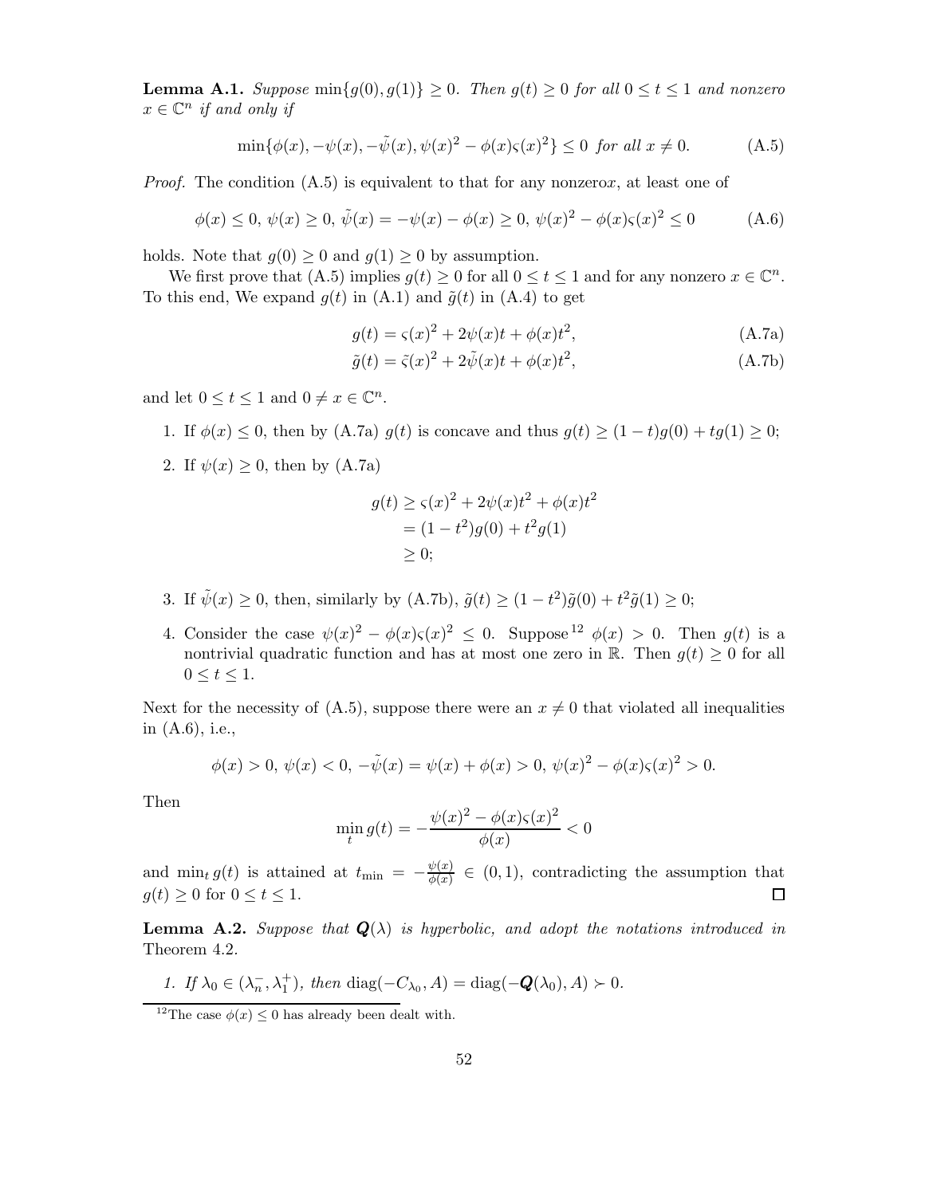**Lemma A.1.** *Suppose* $\min\{g(0), g(1)\} \geq 0$*. Then* $g(t) \geq 0$ *for all* $0 \leq t \leq 1$ *and nonzero* $x \in \mathbb{C}^n$ *if and only if*

$$\min\{\phi(x), -\psi(x), -\tilde{\psi}(x), \psi(x)^2 - \phi(x)\varsigma(x)^2\} \leq 0 \ \text{for all } x \neq 0. \tag{A.5}$$

*Proof.* The condition (A.5) is equivalent to that for any nonzero$x$, at least one of

$$\phi(x) \leq 0,\ \psi(x) \geq 0,\ \tilde{\psi}(x) = -\psi(x) - \phi(x) \geq 0,\ \psi(x)^2 - \phi(x)\varsigma(x)^2 \leq 0 \tag{A.6}$$

holds. Note that $g(0) \geq 0$ and $g(1) \geq 0$ by assumption.

We first prove that (A.5) implies $g(t) \geq 0$ for all $0 \leq t \leq 1$ and for any nonzero $x \in \mathbb{C}^n$. To this end, We expand $g(t)$ in (A.1) and $\tilde{g}(t)$ in (A.4) to get

$$g(t) = \varsigma(x)^2 + 2\psi(x)t + \phi(x)t^2, \tag{A.7a}$$

$$\tilde{g}(t) = \tilde{\varsigma}(x)^2 + 2\tilde{\psi}(x)t + \phi(x)t^2, \tag{A.7b}$$

and let $0 \leq t \leq 1$ and $0 \neq x \in \mathbb{C}^n$.

1. If $\phi(x) \leq 0$, then by (A.7a) $g(t)$ is concave and thus $g(t) \geq (1-t)g(0) + tg(1) \geq 0$;
2. If $\psi(x) \geq 0$, then by (A.7a)
$$\begin{aligned} g(t) &\geq \varsigma(x)^2 + 2\psi(x)t^2 + \phi(x)t^2 \\ &= (1-t^2)g(0) + t^2 g(1) \\ &\geq 0; \end{aligned}$$
3. If $\tilde{\psi}(x) \geq 0$, then, similarly by (A.7b), $\tilde{g}(t) \geq (1-t^2)\tilde{g}(0) + t^2\tilde{g}(1) \geq 0$;
4. Consider the case $\psi(x)^2 - \phi(x)\varsigma(x)^2 \leq 0$. Suppose[12] $\phi(x) > 0$. Then $g(t)$ is a nontrivial quadratic function and has at most one zero in $\mathbb{R}$. Then $g(t) \geq 0$ for all $0 \leq t \leq 1$.

Next for the necessity of (A.5), suppose there were an $x \neq 0$ that violated all inequalities in (A.6), i.e.,

$$\phi(x) > 0,\ \psi(x) < 0,\ -\tilde{\psi}(x) = \psi(x) + \phi(x) > 0,\ \psi(x)^2 - \phi(x)\varsigma(x)^2 > 0.$$

Then

$$\min_t g(t) = -\frac{\psi(x)^2 - \phi(x)\varsigma(x)^2}{\phi(x)} < 0$$

and $\min_t g(t)$ is attained at $t_{\min} = -\frac{\psi(x)}{\phi(x)} \in (0, 1)$, contradicting the assumption that $g(t) \geq 0$ for $0 \leq t \leq 1$. $\square$

**Lemma A.2.** *Suppose that* $\boldsymbol{Q}(\lambda)$ *is hyperbolic, and adopt the notations introduced in* Theorem 4.2*.*

1. *If* $\lambda_0 \in (\lambda_n^-, \lambda_1^+)$*, then* $\operatorname{diag}(-C_{\lambda_0}, A) = \operatorname{diag}(-\boldsymbol{Q}(\lambda_0), A) \succ 0$*.*

[12] The case $\phi(x) \leq 0$ has already been dealt with.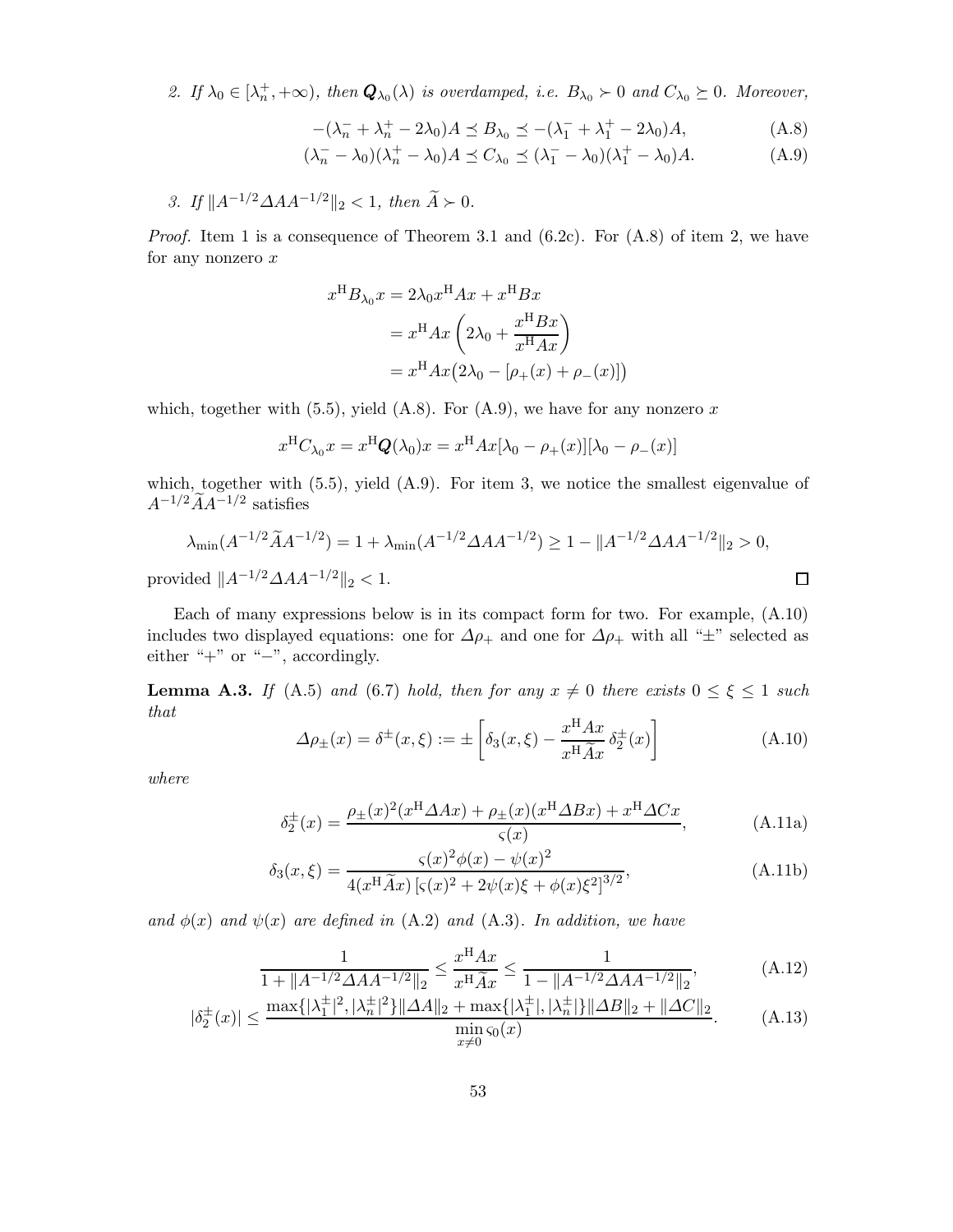2. *If $\lambda_0 \in [\lambda_n^+, +\infty)$, then $\boldsymbol{Q}_{\lambda_0}(\lambda)$ is overdamped, i.e. $B_{\lambda_0} \succ 0$ and $C_{\lambda_0} \succeq 0$. Moreover,*

$$-(\lambda_n^- + \lambda_n^+ - 2\lambda_0)A \preceq B_{\lambda_0} \preceq -(\lambda_1^- + \lambda_1^+ - 2\lambda_0)A, \tag{A.8}$$

$$(\lambda_n^- - \lambda_0)(\lambda_n^+ - \lambda_0)A \preceq C_{\lambda_0} \preceq (\lambda_1^- - \lambda_0)(\lambda_1^+ - \lambda_0)A. \tag{A.9}$$

3. *If $\|A^{-1/2}\Delta A A^{-1/2}\|_2 < 1$, then $\widetilde{A} \succ 0$.*

*Proof.* Item 1 is a consequence of Theorem 3.1 and (6.2c). For (A.8) of item 2, we have for any nonzero $x$

$$\begin{aligned}
x^{\mathrm{H}} B_{\lambda_0} x &= 2\lambda_0 x^{\mathrm{H}} A x + x^{\mathrm{H}} B x \\
&= x^{\mathrm{H}} A x \left( 2\lambda_0 + \frac{x^{\mathrm{H}} B x}{x^{\mathrm{H}} A x} \right) \\
&= x^{\mathrm{H}} A x \big( 2\lambda_0 - [\rho_+(x) + \rho_-(x)] \big)
\end{aligned}$$

which, together with (5.5), yield (A.8). For (A.9), we have for any nonzero $x$

$$x^{\mathrm{H}} C_{\lambda_0} x = x^{\mathrm{H}} \boldsymbol{Q}(\lambda_0) x = x^{\mathrm{H}} A x [\lambda_0 - \rho_+(x)][\lambda_0 - \rho_-(x)]$$

which, together with (5.5), yield (A.9). For item 3, we notice the smallest eigenvalue of $A^{-1/2}\widetilde{A}A^{-1/2}$ satisfies

$$\lambda_{\min}(A^{-1/2}\widetilde{A}A^{-1/2}) = 1 + \lambda_{\min}(A^{-1/2}\Delta A A^{-1/2}) \geq 1 - \|A^{-1/2}\Delta A A^{-1/2}\|_2 > 0,$$

provided $\|A^{-1/2}\Delta A A^{-1/2}\|_2 < 1$. $\square$

Each of many expressions below is in its compact form for two. For example, (A.10) includes two displayed equations: one for $\Delta\rho_+$ and one for $\Delta\rho_+$ with all "$\pm$" selected as either "+" or "−", accordingly.

**Lemma A.3.** *If* (A.5) *and* (6.7) *hold, then for any $x \neq 0$ there exists $0 \leq \xi \leq 1$ such that*

$$\Delta\rho_\pm(x) = \delta^\pm(x, \xi) := \pm \left[ \delta_3(x, \xi) - \frac{x^{\mathrm{H}} A x}{x^{\mathrm{H}} \widetilde{A} x} \, \delta_2^\pm(x) \right] \tag{A.10}$$

*where*

$$\delta_2^\pm(x) = \frac{\rho_\pm(x)^2 (x^{\mathrm{H}} \Delta A x) + \rho_\pm(x)(x^{\mathrm{H}} \Delta B x) + x^{\mathrm{H}} \Delta C x}{\varsigma(x)}, \tag{A.11a}$$

$$\delta_3(x, \xi) = \frac{\varsigma(x)^2 \phi(x) - \psi(x)^2}{4(x^{\mathrm{H}} \widetilde{A} x) \left[ \varsigma(x)^2 + 2\psi(x)\xi + \phi(x)\xi^2 \right]^{3/2}}, \tag{A.11b}$$

*and $\phi(x)$ and $\psi(x)$ are defined in* (A.2) *and* (A.3). *In addition, we have*

$$\frac{1}{1 + \|A^{-1/2}\Delta A A^{-1/2}\|_2} \leq \frac{x^{\mathrm{H}} A x}{x^{\mathrm{H}} \widetilde{A} x} \leq \frac{1}{1 - \|A^{-1/2}\Delta A A^{-1/2}\|_2}, \tag{A.12}$$

$$|\delta_2^\pm(x)| \leq \frac{\max\{|\lambda_1^\pm|^2, |\lambda_n^\pm|^2\} \|\Delta A\|_2 + \max\{|\lambda_1^\pm|, |\lambda_n^\pm|\} \|\Delta B\|_2 + \|\Delta C\|_2}{\min\limits_{x \neq 0} \varsigma_0(x)}. \tag{A.13}$$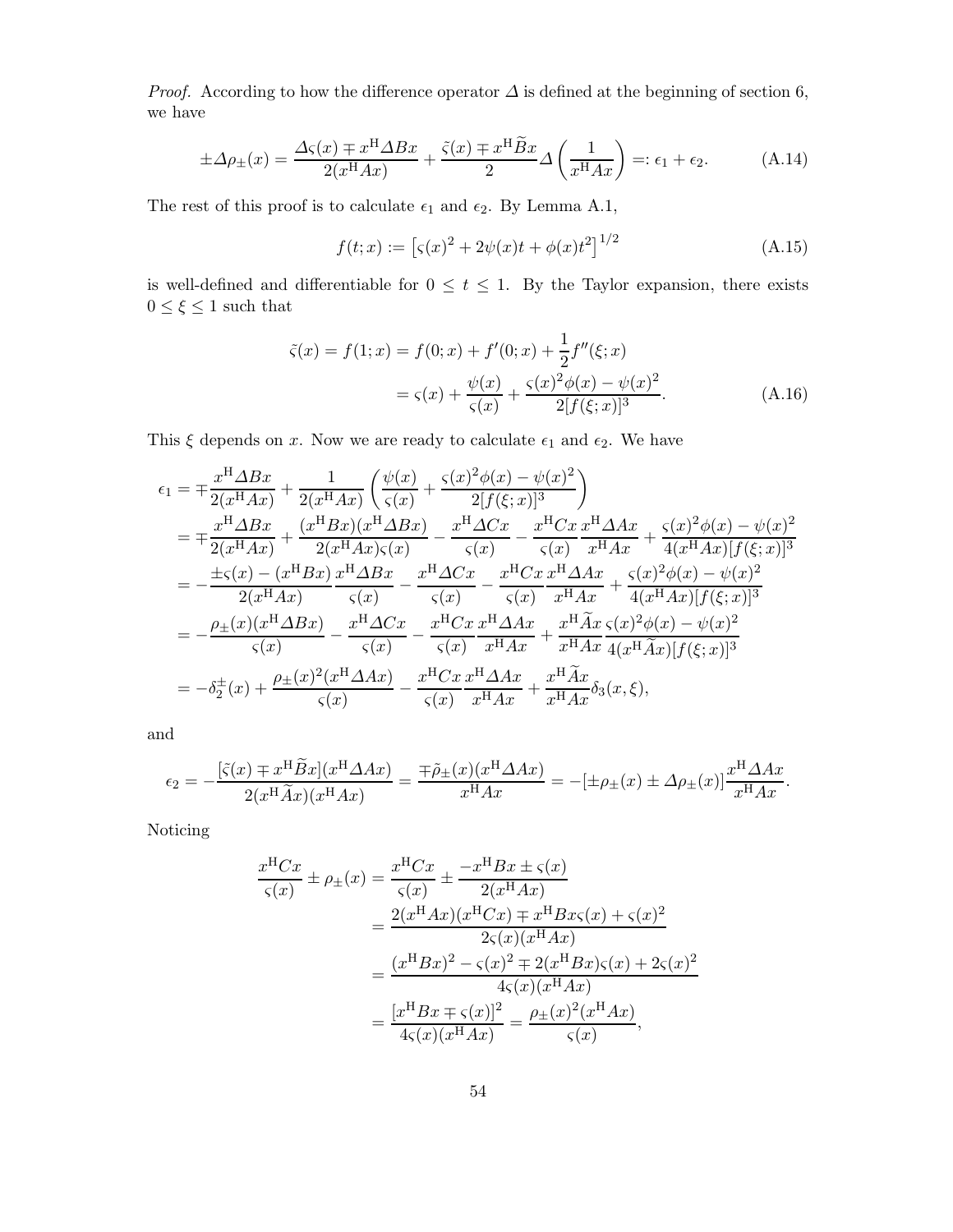*Proof.* According to how the difference operator $\varDelta$ is defined at the beginning of section 6, we have

$$\pm\varDelta\rho_{\pm}(x) = \frac{\varDelta\varsigma(x) \mp x^{\rm H}\varDelta Bx}{2(x^{\rm H}Ax)} + \frac{\tilde{\varsigma}(x) \mp x^{\rm H}\widetilde{B}x}{2}\varDelta\left(\frac{1}{x^{\rm H}Ax}\right) =: \epsilon_1 + \epsilon_2. \tag{A.14}$$

The rest of this proof is to calculate $\epsilon_1$ and $\epsilon_2$. By Lemma A.1,

$$f(t;x) := \left[\varsigma(x)^2 + 2\psi(x)t + \phi(x)t^2\right]^{1/2} \tag{A.15}$$

is well-defined and differentiable for $0 \le t \le 1$. By the Taylor expansion, there exists $0 \le \xi \le 1$ such that

$$\begin{aligned}
\tilde{\varsigma}(x) = f(1;x) &= f(0;x) + f'(0;x) + \frac{1}{2}f''(\xi;x) \\
&= \varsigma(x) + \frac{\psi(x)}{\varsigma(x)} + \frac{\varsigma(x)^2\phi(x) - \psi(x)^2}{2[f(\xi;x)]^3}.
\end{aligned} \tag{A.16}$$

This $\xi$ depends on $x$. Now we are ready to calculate $\epsilon_1$ and $\epsilon_2$. We have

$$\begin{aligned}
\epsilon_1 &= \mp\frac{x^{\rm H}\varDelta Bx}{2(x^{\rm H}Ax)} + \frac{1}{2(x^{\rm H}Ax)}\left(\frac{\psi(x)}{\varsigma(x)} + \frac{\varsigma(x)^2\phi(x) - \psi(x)^2}{2[f(\xi;x)]^3}\right) \\
&= \mp\frac{x^{\rm H}\varDelta Bx}{2(x^{\rm H}Ax)} + \frac{(x^{\rm H}Bx)(x^{\rm H}\varDelta Bx)}{2(x^{\rm H}Ax)\varsigma(x)} - \frac{x^{\rm H}\varDelta Cx}{\varsigma(x)} - \frac{x^{\rm H}Cx}{\varsigma(x)}\frac{x^{\rm H}\varDelta Ax}{x^{\rm H}Ax} + \frac{\varsigma(x)^2\phi(x) - \psi(x)^2}{4(x^{\rm H}Ax)[f(\xi;x)]^3} \\
&= -\frac{\pm\varsigma(x) - (x^{\rm H}Bx)}{2(x^{\rm H}Ax)}\frac{x^{\rm H}\varDelta Bx}{\varsigma(x)} - \frac{x^{\rm H}\varDelta Cx}{\varsigma(x)} - \frac{x^{\rm H}Cx}{\varsigma(x)}\frac{x^{\rm H}\varDelta Ax}{x^{\rm H}Ax} + \frac{\varsigma(x)^2\phi(x) - \psi(x)^2}{4(x^{\rm H}Ax)[f(\xi;x)]^3} \\
&= -\frac{\rho_{\pm}(x)(x^{\rm H}\varDelta Bx)}{\varsigma(x)} - \frac{x^{\rm H}\varDelta Cx}{\varsigma(x)} - \frac{x^{\rm H}Cx}{\varsigma(x)}\frac{x^{\rm H}\varDelta Ax}{x^{\rm H}Ax} + \frac{x^{\rm H}\widetilde{A}x}{x^{\rm H}Ax}\frac{\varsigma(x)^2\phi(x) - \psi(x)^2}{4(x^{\rm H}\widetilde{A}x)[f(\xi;x)]^3} \\
&= -\delta_2^{\pm}(x) + \frac{\rho_{\pm}(x)^2(x^{\rm H}\varDelta Ax)}{\varsigma(x)} - \frac{x^{\rm H}Cx}{\varsigma(x)}\frac{x^{\rm H}\varDelta Ax}{x^{\rm H}Ax} + \frac{x^{\rm H}\widetilde{A}x}{x^{\rm H}Ax}\delta_3(x,\xi),
\end{aligned}$$

and

$$\epsilon_2 = -\frac{[\tilde{\varsigma}(x) \mp x^{\rm H}\widetilde{B}x](x^{\rm H}\varDelta Ax)}{2(x^{\rm H}\widetilde{A}x)(x^{\rm H}Ax)} = \frac{\mp\tilde{\rho}_{\pm}(x)(x^{\rm H}\varDelta Ax)}{x^{\rm H}Ax} = -[\pm\rho_{\pm}(x) \pm \varDelta\rho_{\pm}(x)]\frac{x^{\rm H}\varDelta Ax}{x^{\rm H}Ax}.$$

Noticing

$$\begin{aligned}
\frac{x^{\rm H}Cx}{\varsigma(x)} \pm \rho_{\pm}(x) &= \frac{x^{\rm H}Cx}{\varsigma(x)} \pm \frac{-x^{\rm H}Bx \pm \varsigma(x)}{2(x^{\rm H}Ax)} \\
&= \frac{2(x^{\rm H}Ax)(x^{\rm H}Cx) \mp x^{\rm H}Bx\varsigma(x) + \varsigma(x)^2}{2\varsigma(x)(x^{\rm H}Ax)} \\
&= \frac{(x^{\rm H}Bx)^2 - \varsigma(x)^2 \mp 2(x^{\rm H}Bx)\varsigma(x) + 2\varsigma(x)^2}{4\varsigma(x)(x^{\rm H}Ax)} \\
&= \frac{[x^{\rm H}Bx \mp \varsigma(x)]^2}{4\varsigma(x)(x^{\rm H}Ax)} = \frac{\rho_{\pm}(x)^2(x^{\rm H}Ax)}{\varsigma(x)},
\end{aligned}$$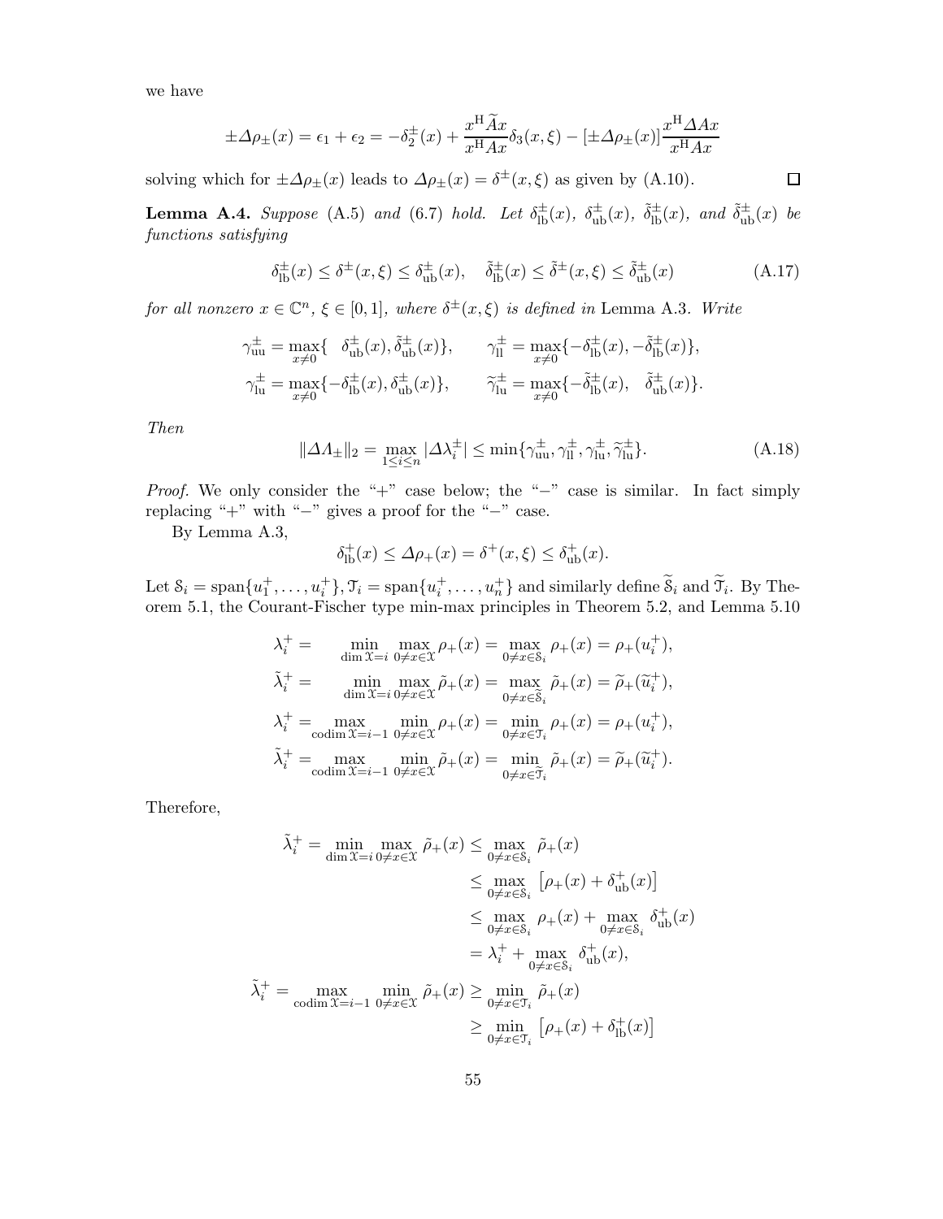we have

$$\pm \Delta\rho_{\pm}(x) = \epsilon_1 + \epsilon_2 = -\delta_2^{\pm}(x) + \frac{x^{\mathrm{H}}\widetilde{A}x}{x^{\mathrm{H}}Ax}\delta_3(x,\xi) - [\pm\Delta\rho_{\pm}(x)]\frac{x^{\mathrm{H}}\Delta Ax}{x^{\mathrm{H}}Ax}$$

solving which for $\pm\Delta\rho_{\pm}(x)$ leads to $\Delta\rho_{\pm}(x) = \delta^{\pm}(x,\xi)$ as given by (A.10). $\square$

**Lemma A.4.** *Suppose* (A.5) *and* (6.7) *hold. Let $\delta_{\mathrm{lb}}^{\pm}(x)$, $\delta_{\mathrm{ub}}^{\pm}(x)$, $\tilde{\delta}_{\mathrm{lb}}^{\pm}(x)$, and $\tilde{\delta}_{\mathrm{ub}}^{\pm}(x)$ be functions satisfying*

$$\delta_{\mathrm{lb}}^{\pm}(x) \le \delta^{\pm}(x,\xi) \le \delta_{\mathrm{ub}}^{\pm}(x), \quad \tilde{\delta}_{\mathrm{lb}}^{\pm}(x) \le \tilde{\delta}^{\pm}(x,\xi) \le \tilde{\delta}_{\mathrm{ub}}^{\pm}(x) \tag{A.17}$$

*for all nonzero $x \in \mathbb{C}^n$, $\xi \in [0,1]$, where $\delta^{\pm}(x,\xi)$ is defined in* Lemma A.3. *Write*

$$\gamma_{\mathrm{uu}}^{\pm} = \max_{x\ne 0}\{\ \ \delta_{\mathrm{ub}}^{\pm}(x), \tilde{\delta}_{\mathrm{ub}}^{\pm}(x)\}, \qquad \gamma_{\mathrm{ll}}^{\pm} = \max_{x\ne 0}\{-\delta_{\mathrm{lb}}^{\pm}(x), -\tilde{\delta}_{\mathrm{lb}}^{\pm}(x)\},$$

$$\gamma_{\mathrm{lu}}^{\pm} = \max_{x\ne 0}\{-\delta_{\mathrm{lb}}^{\pm}(x), \delta_{\mathrm{ub}}^{\pm}(x)\}, \qquad \widetilde{\gamma}_{\mathrm{lu}}^{\pm} = \max_{x\ne 0}\{-\tilde{\delta}_{\mathrm{lb}}^{\pm}(x), \quad \tilde{\delta}_{\mathrm{ub}}^{\pm}(x)\}.$$

*Then*

$$\|\Delta\Lambda_{\pm}\|_2 = \max_{1\le i\le n}|\Delta\lambda_i^{\pm}| \le \min\{\gamma_{\mathrm{uu}}^{\pm}, \gamma_{\mathrm{ll}}^{\pm}, \gamma_{\mathrm{lu}}^{\pm}, \widetilde{\gamma}_{\mathrm{lu}}^{\pm}\}. \tag{A.18}$$

*Proof.* We only consider the "+" case below; the "−" case is similar. In fact simply replacing "+" with "−" gives a proof for the "−" case.

By Lemma A.3,

$$\delta_{\mathrm{lb}}^{+}(x) \le \Delta\rho_{+}(x) = \delta^{+}(x,\xi) \le \delta_{\mathrm{ub}}^{+}(x).$$

Let $\mathcal{S}_i = \mathrm{span}\{u_1^+,\dots,u_i^+\}$, $\mathcal{T}_i = \mathrm{span}\{u_i^+,\dots,u_n^+\}$ and similarly define $\widetilde{\mathcal{S}}_i$ and $\widetilde{\mathcal{T}}_i$. By Theorem 5.1, the Courant-Fischer type min-max principles in Theorem 5.2, and Lemma 5.10

$$\begin{aligned}
\lambda_i^+ &= \min_{\dim\mathcal{X}=i}\max_{0\ne x\in\mathcal{X}}\rho_+(x) = \max_{0\ne x\in\mathcal{S}_i}\rho_+(x) = \rho_+(u_i^+),\\
\tilde{\lambda}_i^+ &= \min_{\dim\mathcal{X}=i}\max_{0\ne x\in\mathcal{X}}\tilde{\rho}_+(x) = \max_{0\ne x\in\widetilde{\mathcal{S}}_i}\tilde{\rho}_+(x) = \widetilde{\rho}_+(\widetilde{u}_i^+),\\
\lambda_i^+ &= \max_{\mathrm{codim}\,\mathcal{X}=i-1}\min_{0\ne x\in\mathcal{X}}\rho_+(x) = \min_{0\ne x\in\mathcal{T}_i}\rho_+(x) = \rho_+(u_i^+),\\
\tilde{\lambda}_i^+ &= \max_{\mathrm{codim}\,\mathcal{X}=i-1}\min_{0\ne x\in\mathcal{X}}\tilde{\rho}_+(x) = \min_{0\ne x\in\widetilde{\mathcal{T}}_i}\tilde{\rho}_+(x) = \widetilde{\rho}_+(\widetilde{u}_i^+).
\end{aligned}$$

Therefore,

$$\begin{aligned}
\tilde{\lambda}_i^+ = \min_{\dim\mathcal{X}=i}\max_{0\ne x\in\mathcal{X}}\tilde{\rho}_+(x) &\le \max_{0\ne x\in\mathcal{S}_i}\tilde{\rho}_+(x)\\
&\le \max_{0\ne x\in\mathcal{S}_i}\left[\rho_+(x) + \delta_{\mathrm{ub}}^+(x)\right]\\
&\le \max_{0\ne x\in\mathcal{S}_i}\rho_+(x) + \max_{0\ne x\in\mathcal{S}_i}\delta_{\mathrm{ub}}^+(x)\\
&= \lambda_i^+ + \max_{0\ne x\in\mathcal{S}_i}\delta_{\mathrm{ub}}^+(x),\\
\tilde{\lambda}_i^+ = \max_{\mathrm{codim}\,\mathcal{X}=i-1}\min_{0\ne x\in\mathcal{X}}\tilde{\rho}_+(x) &\ge \min_{0\ne x\in\mathcal{T}_i}\tilde{\rho}_+(x)\\
&\ge \min_{0\ne x\in\mathcal{T}_i}\left[\rho_+(x) + \delta_{\mathrm{lb}}^+(x)\right]
\end{aligned}$$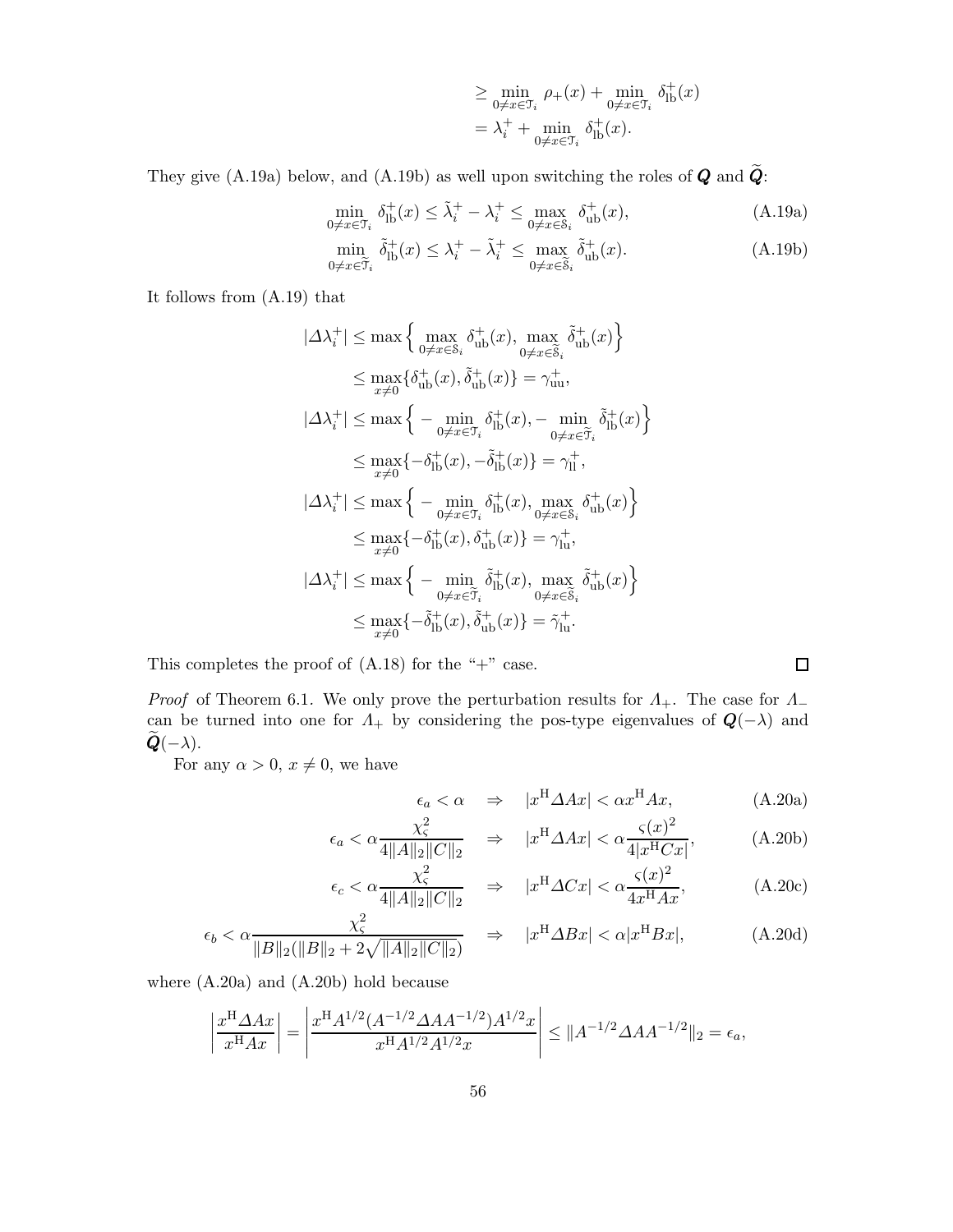$$
\begin{aligned}
&\geq \min_{0\neq x\in \mathcal{T}_i} \rho_+(x) + \min_{0\neq x\in \mathcal{T}_i} \delta^+_{\rm lb}(x) \\
&= \lambda_i^+ + \min_{0\neq x\in \mathcal{T}_i} \delta^+_{\rm lb}(x).
\end{aligned}
$$

They give (A.19a) below, and (A.19b) as well upon switching the roles of $\boldsymbol{Q}$ and $\widetilde{\boldsymbol{Q}}$:

$$
\min_{0\neq x\in \mathcal{T}_i} \delta^+_{\rm lb}(x) \leq \tilde{\lambda}_i^+ - \lambda_i^+ \leq \max_{0\neq x\in \mathcal{S}_i} \delta^+_{\rm ub}(x), \tag{A.19a}
$$

$$
\min_{0\neq x\in \widetilde{\mathcal{T}}_i} \tilde{\delta}^+_{\rm lb}(x) \leq \lambda_i^+ - \tilde{\lambda}_i^+ \leq \max_{0\neq x\in \widetilde{\mathcal{S}}_i} \tilde{\delta}^+_{\rm ub}(x). \tag{A.19b}
$$

It follows from (A.19) that

$$
\begin{aligned}
|\varDelta\lambda_i^+| &\leq \max\Big\{ \max_{0\neq x\in \mathcal{S}_i} \delta^+_{\rm ub}(x), \max_{0\neq x\in \widetilde{\mathcal{S}}_i} \tilde{\delta}^+_{\rm ub}(x) \Big\} \\
&\leq \max_{x\neq 0} \{\delta^+_{\rm ub}(x), \tilde{\delta}^+_{\rm ub}(x)\} = \gamma^+_{\rm uu}, \\
|\varDelta\lambda_i^+| &\leq \max\Big\{ -\min_{0\neq x\in \mathcal{T}_i} \delta^+_{\rm lb}(x), -\min_{0\neq x\in \widetilde{\mathcal{T}}_i} \tilde{\delta}^+_{\rm lb}(x) \Big\} \\
&\leq \max_{x\neq 0} \{-\delta^+_{\rm lb}(x), -\tilde{\delta}^+_{\rm lb}(x)\} = \gamma^+_{\rm ll}, \\
|\varDelta\lambda_i^+| &\leq \max\Big\{ -\min_{0\neq x\in \mathcal{T}_i} \delta^+_{\rm lb}(x), \max_{0\neq x\in \mathcal{S}_i} \delta^+_{\rm ub}(x) \Big\} \\
&\leq \max_{x\neq 0} \{-\delta^+_{\rm lb}(x), \delta^+_{\rm ub}(x)\} = \gamma^+_{\rm lu}, \\
|\varDelta\lambda_i^+| &\leq \max\Big\{ -\min_{0\neq x\in \widetilde{\mathcal{T}}_i} \tilde{\delta}^+_{\rm lb}(x), \max_{0\neq x\in \widetilde{\mathcal{S}}_i} \tilde{\delta}^+_{\rm ub}(x) \Big\} \\
&\leq \max_{x\neq 0} \{-\tilde{\delta}^+_{\rm lb}(x), \tilde{\delta}^+_{\rm ub}(x)\} = \tilde{\gamma}^+_{\rm lu}.
\end{aligned}
$$

This completes the proof of (A.18) for the "+" case. $\square$

*Proof* of Theorem 6.1. We only prove the perturbation results for $\varLambda_+$. The case for $\varLambda_-$ can be turned into one for $\varLambda_+$ by considering the pos-type eigenvalues of $\boldsymbol{Q}(-\lambda)$ and $\widetilde{\boldsymbol{Q}}(-\lambda)$.

For any $\alpha > 0$, $x \neq 0$, we have

$$
\epsilon_a < \alpha \quad \Rightarrow \quad |x^{\rm H}\varDelta Ax| < \alpha x^{\rm H}Ax, \tag{A.20a}
$$

$$
\epsilon_a < \alpha\frac{\chi_\varsigma^2}{4\|A\|_2\|C\|_2} \quad \Rightarrow \quad |x^{\rm H}\varDelta Ax| < \alpha\frac{\varsigma(x)^2}{4|x^{\rm H}Cx|}, \tag{A.20b}
$$

$$
\epsilon_c < \alpha\frac{\chi_\varsigma^2}{4\|A\|_2\|C\|_2} \quad \Rightarrow \quad |x^{\rm H}\varDelta Cx| < \alpha\frac{\varsigma(x)^2}{4x^{\rm H}Ax}, \tag{A.20c}
$$

$$
\epsilon_b < \alpha\frac{\chi_\varsigma^2}{\|B\|_2(\|B\|_2 + 2\sqrt{\|A\|_2\|C\|_2})} \quad \Rightarrow \quad |x^{\rm H}\varDelta Bx| < \alpha|x^{\rm H}Bx|, \tag{A.20d}
$$

where (A.20a) and (A.20b) hold because

$$
\left|\frac{x^{\rm H}\varDelta Ax}{x^{\rm H}Ax}\right| = \left|\frac{x^{\rm H}A^{1/2}(A^{-1/2}\varDelta AA^{-1/2})A^{1/2}x}{x^{\rm H}A^{1/2}A^{1/2}x}\right| \leq \|A^{-1/2}\varDelta AA^{-1/2}\|_2 = \epsilon_a,
$$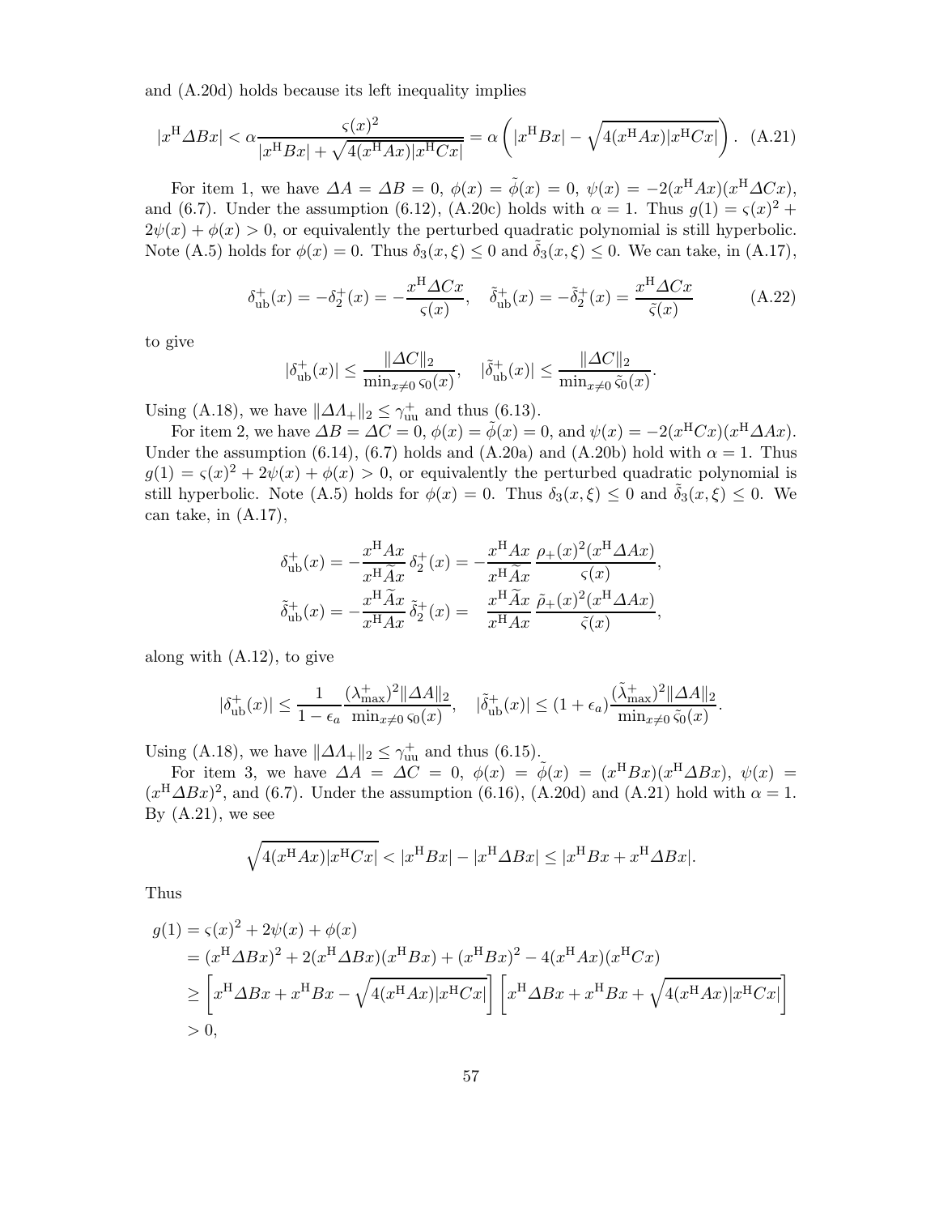and (A.20d) holds because its left inequality implies

$$|x^{\mathrm{H}} \varDelta B x| < \alpha \frac{\varsigma(x)^2}{|x^{\mathrm{H}} B x| + \sqrt{4(x^{\mathrm{H}} A x)|x^{\mathrm{H}} C x|}} = \alpha \left( |x^{\mathrm{H}} B x| - \sqrt{4(x^{\mathrm{H}} A x)|x^{\mathrm{H}} C x|} \right). \quad \text{(A.21)}$$

For item 1, we have $\varDelta A = \varDelta B = 0$, $\phi(x) = \tilde{\phi}(x) = 0$, $\psi(x) = -2(x^{\mathrm{H}} A x)(x^{\mathrm{H}} \varDelta C x)$, and (6.7). Under the assumption (6.12), (A.20c) holds with $\alpha = 1$. Thus $g(1) = \varsigma(x)^2 + 2\psi(x) + \phi(x) > 0$, or equivalently the perturbed quadratic polynomial is still hyperbolic. Note (A.5) holds for $\phi(x) = 0$. Thus $\delta_3(x, \xi) \le 0$ and $\tilde{\delta}_3(x, \xi) \le 0$. We can take, in (A.17),

$$\delta^+_{\mathrm{ub}}(x) = -\delta^+_2(x) = -\frac{x^{\mathrm{H}} \varDelta C x}{\varsigma(x)}, \quad \tilde{\delta}^+_{\mathrm{ub}}(x) = -\tilde{\delta}^+_2(x) = \frac{x^{\mathrm{H}} \varDelta C x}{\tilde{\varsigma}(x)} \qquad \text{(A.22)}$$

to give

$$|\delta^+_{\mathrm{ub}}(x)| \le \frac{\|\varDelta C\|_2}{\min_{x \ne 0} \varsigma_0(x)}, \quad |\tilde{\delta}^+_{\mathrm{ub}}(x)| \le \frac{\|\varDelta C\|_2}{\min_{x \ne 0} \tilde{\varsigma}_0(x)}.$$

Using (A.18), we have $\|\varDelta \Lambda_+\|_2 \le \gamma^+_{\mathrm{uu}}$ and thus (6.13).

For item 2, we have $\varDelta B = \varDelta C = 0$, $\phi(x) = \tilde{\phi}(x) = 0$, and $\psi(x) = -2(x^{\mathrm{H}} C x)(x^{\mathrm{H}} \varDelta A x)$. Under the assumption (6.14), (6.7) holds and (A.20a) and (A.20b) hold with $\alpha = 1$. Thus $g(1) = \varsigma(x)^2 + 2\psi(x) + \phi(x) > 0$, or equivalently the perturbed quadratic polynomial is still hyperbolic. Note (A.5) holds for $\phi(x) = 0$. Thus $\delta_3(x, \xi) \le 0$ and $\tilde{\delta}_3(x, \xi) \le 0$. We can take, in (A.17),

$$\delta^+_{\mathrm{ub}}(x) = -\frac{x^{\mathrm{H}} A x}{x^{\mathrm{H}} \widetilde{A} x}\, \delta^+_2(x) = -\frac{x^{\mathrm{H}} A x}{x^{\mathrm{H}} \widetilde{A} x}\, \frac{\rho_+(x)^2 (x^{\mathrm{H}} \varDelta A x)}{\varsigma(x)},$$

$$\tilde{\delta}^+_{\mathrm{ub}}(x) = -\frac{x^{\mathrm{H}} \widetilde{A} x}{x^{\mathrm{H}} A x}\, \tilde{\delta}^+_2(x) = \frac{x^{\mathrm{H}} \widetilde{A} x}{x^{\mathrm{H}} A x}\, \frac{\tilde{\rho}_+(x)^2 (x^{\mathrm{H}} \varDelta A x)}{\tilde{\varsigma}(x)},$$

along with (A.12), to give

$$|\delta^+_{\mathrm{ub}}(x)| \le \frac{1}{1 - \epsilon_a} \frac{(\lambda^+_{\max})^2 \|\varDelta A\|_2}{\min_{x \ne 0} \varsigma_0(x)}, \quad |\tilde{\delta}^+_{\mathrm{ub}}(x)| \le (1 + \epsilon_a) \frac{(\tilde{\lambda}^+_{\max})^2 \|\varDelta A\|_2}{\min_{x \ne 0} \tilde{\varsigma}_0(x)}.$$

Using (A.18), we have $\|\varDelta \Lambda_+\|_2 \le \gamma^+_{\mathrm{uu}}$ and thus (6.15).

For item 3, we have $\varDelta A = \varDelta C = 0$, $\phi(x) = \tilde{\phi}(x) = (x^{\mathrm{H}} B x)(x^{\mathrm{H}} \varDelta B x)$, $\psi(x) = (x^{\mathrm{H}} \varDelta B x)^2$, and (6.7). Under the assumption (6.16), (A.20d) and (A.21) hold with $\alpha = 1$. By (A.21), we see

$$\sqrt{4(x^{\mathrm{H}} A x)|x^{\mathrm{H}} C x|} < |x^{\mathrm{H}} B x| - |x^{\mathrm{H}} \varDelta B x| \le |x^{\mathrm{H}} B x + x^{\mathrm{H}} \varDelta B x|.$$

Thus

$$\begin{aligned}
g(1) &= \varsigma(x)^2 + 2\psi(x) + \phi(x) \\
&= (x^{\mathrm{H}} \varDelta B x)^2 + 2(x^{\mathrm{H}} \varDelta B x)(x^{\mathrm{H}} B x) + (x^{\mathrm{H}} B x)^2 - 4(x^{\mathrm{H}} A x)(x^{\mathrm{H}} C x) \\
&\ge \left[ x^{\mathrm{H}} \varDelta B x + x^{\mathrm{H}} B x - \sqrt{4(x^{\mathrm{H}} A x)|x^{\mathrm{H}} C x|} \right] \left[ x^{\mathrm{H}} \varDelta B x + x^{\mathrm{H}} B x + \sqrt{4(x^{\mathrm{H}} A x)|x^{\mathrm{H}} C x|} \right] \\
&> 0,
\end{aligned}$$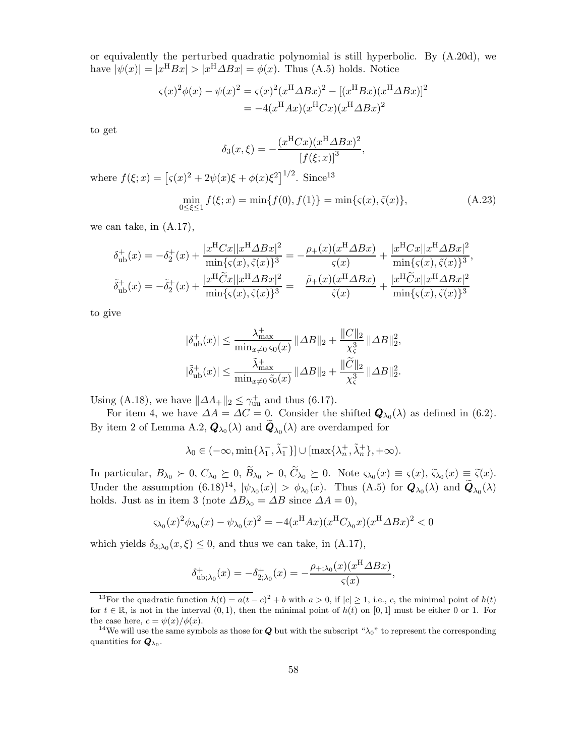or equivalently the perturbed quadratic polynomial is still hyperbolic. By (A.20d), we have $|\psi(x)| = |x^{\rm H}Bx| > |x^{\rm H}\varDelta Bx| = \phi(x)$. Thus (A.5) holds. Notice

$$
\begin{aligned}
\varsigma(x)^2\phi(x) - \psi(x)^2 &= \varsigma(x)^2(x^{\rm H}\varDelta Bx)^2 - [(x^{\rm H}Bx)(x^{\rm H}\varDelta Bx)]^2 \\
&= -4(x^{\rm H}Ax)(x^{\rm H}Cx)(x^{\rm H}\varDelta Bx)^2
\end{aligned}
$$

to get

$$
\delta_3(x,\xi) = -\frac{(x^{\rm H}Cx)(x^{\rm H}\varDelta Bx)^2}{[f(\xi;x)]^3},
$$

where $f(\xi;x) = \left[\varsigma(x)^2 + 2\psi(x)\xi + \phi(x)\xi^2\right]^{1/2}$. Since[13]

$$
\min_{0\le\xi\le1} f(\xi;x) = \min\{f(0),f(1)\} = \min\{\varsigma(x),\tilde{\varsigma}(x)\}, \tag{A.23}
$$

we can take, in (A.17),

$$
\begin{aligned}
\delta_{\rm ub}^{+}(x) &= -\delta_2^{+}(x) + \frac{|x^{\rm H}Cx||x^{\rm H}\varDelta Bx|^2}{\min\{\varsigma(x),\tilde{\varsigma}(x)\}^3} = -\frac{\rho_+(x)(x^{\rm H}\varDelta Bx)}{\varsigma(x)} + \frac{|x^{\rm H}Cx||x^{\rm H}\varDelta Bx|^2}{\min\{\varsigma(x),\tilde{\varsigma}(x)\}^3}, \\
\tilde{\delta}_{\rm ub}^{+}(x) &= -\tilde{\delta}_2^{+}(x) + \frac{|x^{\rm H}\widetilde{C}x||x^{\rm H}\varDelta Bx|^2}{\min\{\varsigma(x),\tilde{\varsigma}(x)\}^3} = \quad \frac{\tilde{\rho}_+(x)(x^{\rm H}\varDelta Bx)}{\tilde{\varsigma}(x)} + \frac{|x^{\rm H}\widetilde{C}x||x^{\rm H}\varDelta Bx|^2}{\min\{\varsigma(x),\tilde{\varsigma}(x)\}^3}
\end{aligned}
$$

to give

$$
\begin{aligned}
|\delta_{\rm ub}^{+}(x)| &\le \frac{\lambda_{\max}^{+}}{\min_{x\ne0}\varsigma_0(x)}\,\|\varDelta B\|_2 + \frac{\|C\|_2}{\chi_\varsigma^3}\,\|\varDelta B\|_2^2, \\
|\tilde{\delta}_{\rm ub}^{+}(x)| &\le \frac{\tilde{\lambda}_{\max}^{+}}{\min_{x\ne0}\tilde{\varsigma}_0(x)}\,\|\varDelta B\|_2 + \frac{\|\widetilde{C}\|_2}{\chi_\varsigma^3}\,\|\varDelta B\|_2^2.
\end{aligned}
$$

Using (A.18), we have $\|\varDelta\varLambda_+\|_2 \le \gamma_{\rm uu}^{+}$ and thus (6.17).

For item 4, we have $\varDelta A = \varDelta C = 0$. Consider the shifted $\boldsymbol{Q}_{\lambda_0}(\lambda)$ as defined in (6.2). By item 2 of Lemma A.2, $\boldsymbol{Q}_{\lambda_0}(\lambda)$ and $\widetilde{\boldsymbol{Q}}_{\lambda_0}(\lambda)$ are overdamped for

$$
\lambda_0 \in (-\infty, \min\{\lambda_1^-, \tilde{\lambda}_1^-\}] \cup [\max\{\lambda_n^+, \tilde{\lambda}_n^+\}, +\infty).
$$

In particular, $B_{\lambda_0} \succ 0$, $C_{\lambda_0} \succeq 0$, $\widetilde{B}_{\lambda_0} \succ 0$, $\widetilde{C}_{\lambda_0} \succeq 0$. Note $\varsigma_{\lambda_0}(x) \equiv \varsigma(x)$, $\tilde{\varsigma}_{\lambda_0}(x) \equiv \tilde{\varsigma}(x)$. Under the assumption (6.18)[14], $|\psi_{\lambda_0}(x)| > \phi_{\lambda_0}(x)$. Thus (A.5) for $\boldsymbol{Q}_{\lambda_0}(\lambda)$ and $\widetilde{\boldsymbol{Q}}_{\lambda_0}(\lambda)$ holds. Just as in item 3 (note $\varDelta B_{\lambda_0} = \varDelta B$ since $\varDelta A = 0$),

$$
\varsigma_{\lambda_0}(x)^2\phi_{\lambda_0}(x) - \psi_{\lambda_0}(x)^2 = -4(x^{\rm H}Ax)(x^{\rm H}C_{\lambda_0}x)(x^{\rm H}\varDelta Bx)^2 < 0
$$

which yields $\delta_{3;\lambda_0}(x,\xi) \le 0$, and thus we can take, in (A.17),

$$
\delta_{{\rm ub};\lambda_0}^{+}(x) = -\delta_{2;\lambda_0}^{+}(x) = -\frac{\rho_{+;\lambda_0}(x)(x^{\rm H}\varDelta Bx)}{\varsigma(x)},
$$

---

[13] For the quadratic function $h(t) = a(t-c)^2 + b$ with $a > 0$, if $|c| \ge 1$, i.e., $c$, the minimal point of $h(t)$ for $t \in \mathbb{R}$, is not in the interval $(0,1)$, then the minimal point of $h(t)$ on $[0,1]$ must be either 0 or 1. For the case here, $c = \psi(x)/\phi(x)$.

[14] We will use the same symbols as those for $\boldsymbol{Q}$ but with the subscript "$\lambda_0$" to represent the corresponding quantities for $\boldsymbol{Q}_{\lambda_0}$.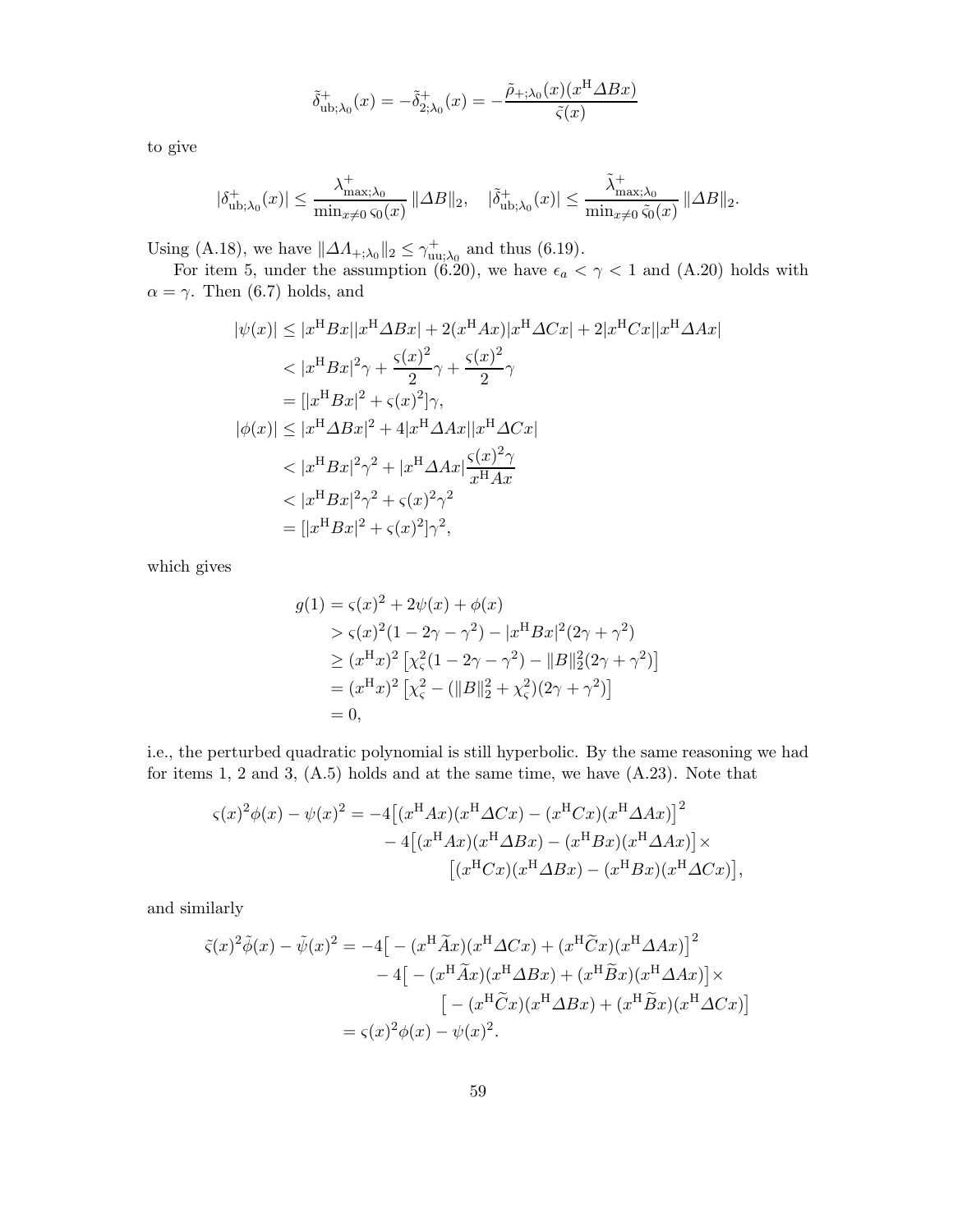$$\tilde{\delta}^{+}_{\mathrm{ub};\lambda_0}(x) = -\tilde{\delta}^{+}_{2;\lambda_0}(x) = -\frac{\tilde{\rho}_{+;\lambda_0}(x)(x^{\mathrm{H}}\Delta Bx)}{\tilde{\varsigma}(x)}$$

to give

$$|\delta^{+}_{\mathrm{ub};\lambda_0}(x)| \le \frac{\lambda^{+}_{\max;\lambda_0}}{\min_{x\neq 0}\varsigma_0(x)}\,\|\Delta B\|_2, \quad |\tilde{\delta}^{+}_{\mathrm{ub};\lambda_0}(x)| \le \frac{\tilde{\lambda}^{+}_{\max;\lambda_0}}{\min_{x\neq 0}\tilde{\varsigma}_0(x)}\,\|\Delta B\|_2.$$

Using (A.18), we have $\|\Delta\Lambda_{+;\lambda_0}\|_2 \le \gamma^{+}_{\mathrm{uu};\lambda_0}$ and thus (6.19).

For item 5, under the assumption (6.20), we have $\epsilon_a < \gamma < 1$ and (A.20) holds with $\alpha = \gamma$. Then (6.7) holds, and

$$\begin{aligned}
|\psi(x)| &\le |x^{\mathrm{H}}Bx||x^{\mathrm{H}}\Delta Bx| + 2(x^{\mathrm{H}}Ax)|x^{\mathrm{H}}\Delta Cx| + 2|x^{\mathrm{H}}Cx||x^{\mathrm{H}}\Delta Ax| \\
&< |x^{\mathrm{H}}Bx|^2\gamma + \frac{\varsigma(x)^2}{2}\gamma + \frac{\varsigma(x)^2}{2}\gamma \\
&= [|x^{\mathrm{H}}Bx|^2 + \varsigma(x)^2]\gamma, \\
|\phi(x)| &\le |x^{\mathrm{H}}\Delta Bx|^2 + 4|x^{\mathrm{H}}\Delta Ax||x^{\mathrm{H}}\Delta Cx| \\
&< |x^{\mathrm{H}}Bx|^2\gamma^2 + |x^{\mathrm{H}}\Delta Ax|\frac{\varsigma(x)^2\gamma}{x^{\mathrm{H}}Ax} \\
&< |x^{\mathrm{H}}Bx|^2\gamma^2 + \varsigma(x)^2\gamma^2 \\
&= [|x^{\mathrm{H}}Bx|^2 + \varsigma(x)^2]\gamma^2,
\end{aligned}$$

which gives

$$\begin{aligned}
g(1) &= \varsigma(x)^2 + 2\psi(x) + \phi(x) \\
&> \varsigma(x)^2(1 - 2\gamma - \gamma^2) - |x^{\mathrm{H}}Bx|^2(2\gamma + \gamma^2) \\
&\ge (x^{\mathrm{H}}x)^2\left[\chi_\varsigma^2(1 - 2\gamma - \gamma^2) - \|B\|_2^2(2\gamma + \gamma^2)\right] \\
&= (x^{\mathrm{H}}x)^2\left[\chi_\varsigma^2 - (\|B\|_2^2 + \chi_\varsigma^2)(2\gamma + \gamma^2)\right] \\
&= 0,
\end{aligned}$$

i.e., the perturbed quadratic polynomial is still hyperbolic. By the same reasoning we had for items 1, 2 and 3, (A.5) holds and at the same time, we have (A.23). Note that

$$\begin{aligned}
\varsigma(x)^2\phi(x) - \psi(x)^2 = &-4\big[(x^{\mathrm{H}}Ax)(x^{\mathrm{H}}\Delta Cx) - (x^{\mathrm{H}}Cx)(x^{\mathrm{H}}\Delta Ax)\big]^2 \\
&- 4\big[(x^{\mathrm{H}}Ax)(x^{\mathrm{H}}\Delta Bx) - (x^{\mathrm{H}}Bx)(x^{\mathrm{H}}\Delta Ax)\big]\times \\
&\qquad \big[(x^{\mathrm{H}}Cx)(x^{\mathrm{H}}\Delta Bx) - (x^{\mathrm{H}}Bx)(x^{\mathrm{H}}\Delta Cx)\big],
\end{aligned}$$

and similarly

$$\begin{aligned}
\tilde{\varsigma}(x)^2\tilde{\phi}(x) - \tilde{\psi}(x)^2 = &-4\big[-(x^{\mathrm{H}}\widetilde{A}x)(x^{\mathrm{H}}\Delta Cx) + (x^{\mathrm{H}}\widetilde{C}x)(x^{\mathrm{H}}\Delta Ax)\big]^2 \\
&- 4\big[-(x^{\mathrm{H}}\widetilde{A}x)(x^{\mathrm{H}}\Delta Bx) + (x^{\mathrm{H}}\widetilde{B}x)(x^{\mathrm{H}}\Delta Ax)\big]\times \\
&\qquad \big[-(x^{\mathrm{H}}\widetilde{C}x)(x^{\mathrm{H}}\Delta Bx) + (x^{\mathrm{H}}\widetilde{B}x)(x^{\mathrm{H}}\Delta Cx)\big] \\
= &\ \varsigma(x)^2\phi(x) - \psi(x)^2.
\end{aligned}$$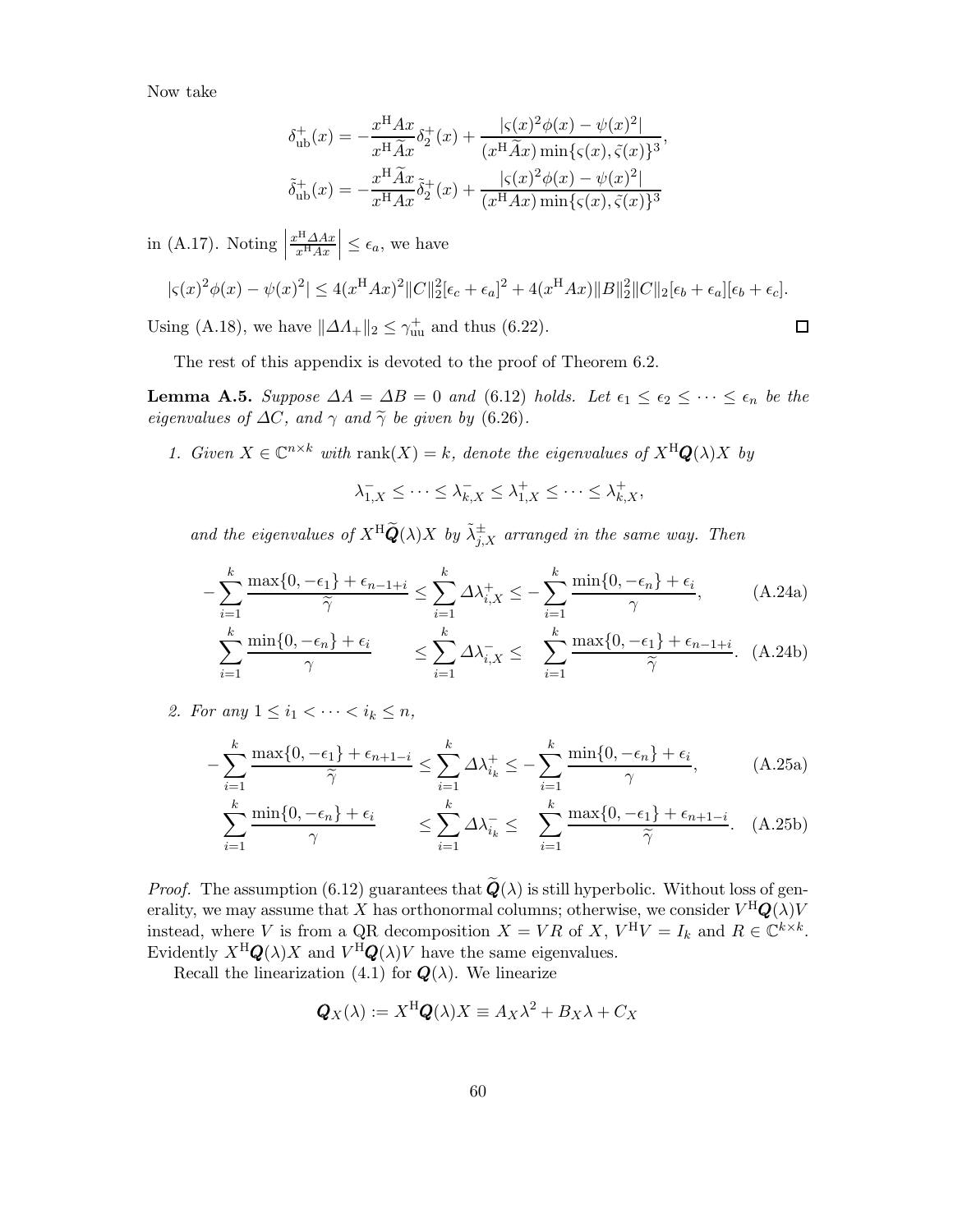Now take

$$
\delta^{+}_{\rm ub}(x) = -\frac{x^{\rm H}Ax}{x^{\rm H}\widetilde{A}x}\delta^{+}_{2}(x) + \frac{|\varsigma(x)^2\phi(x) - \psi(x)^2|}{(x^{\rm H}\widetilde{A}x)\min\{\varsigma(x),\tilde{\varsigma}(x)\}^3},
$$

$$
\tilde{\delta}^{+}_{\rm ub}(x) = -\frac{x^{\rm H}\widetilde{A}x}{x^{\rm H}Ax}\tilde{\delta}^{+}_{2}(x) + \frac{|\varsigma(x)^2\phi(x) - \psi(x)^2|}{(x^{\rm H}Ax)\min\{\varsigma(x),\tilde{\varsigma}(x)\}^3}
$$

in (A.17). Noting $\left|\frac{x^{\rm H}\Delta Ax}{x^{\rm H}Ax}\right| \le \epsilon_a$, we have

$$
|\varsigma(x)^2\phi(x) - \psi(x)^2| \le 4(x^{\rm H}Ax)^2\|C\|_2^2[\epsilon_c + \epsilon_a]^2 + 4(x^{\rm H}Ax)\|B\|_2^2\|C\|_2[\epsilon_b + \epsilon_a][\epsilon_b + \epsilon_c].
$$

Using (A.18), we have $\|\Delta\Lambda_+\|_2 \le \gamma^{+}_{\rm uu}$ and thus (6.22). $\square$

The rest of this appendix is devoted to the proof of Theorem 6.2.

**Lemma A.5.** *Suppose $\Delta A = \Delta B = 0$ and (6.12) holds. Let $\epsilon_1 \le \epsilon_2 \le \cdots \le \epsilon_n$ be the eigenvalues of $\Delta C$, and $\gamma$ and $\widetilde{\gamma}$ be given by (6.26).*

1. *Given $X \in \mathbb{C}^{n\times k}$ with $\operatorname{rank}(X) = k$, denote the eigenvalues of $X^{\rm H}\boldsymbol{Q}(\lambda)X$ by*

$$
\lambda^{-}_{1,X} \le \cdots \le \lambda^{-}_{k,X} \le \lambda^{+}_{1,X} \le \cdots \le \lambda^{+}_{k,X},
$$

*and the eigenvalues of $X^{\rm H}\widetilde{\boldsymbol{Q}}(\lambda)X$ by $\tilde{\lambda}^{\pm}_{j,X}$ arranged in the same way. Then*

$$
-\sum_{i=1}^{k}\frac{\max\{0,-\epsilon_1\} + \epsilon_{n-1+i}}{\widetilde{\gamma}} \le \sum_{i=1}^{k}\Delta\lambda^{+}_{i,X} \le -\sum_{i=1}^{k}\frac{\min\{0,-\epsilon_n\} + \epsilon_i}{\gamma}, \tag{A.24a}
$$

$$
\sum_{i=1}^{k}\frac{\min\{0,-\epsilon_n\} + \epsilon_i}{\gamma} \le \sum_{i=1}^{k}\Delta\lambda^{-}_{i,X} \le \sum_{i=1}^{k}\frac{\max\{0,-\epsilon_1\} + \epsilon_{n-1+i}}{\widetilde{\gamma}}. \tag{A.24b}
$$

2. *For any $1 \le i_1 < \cdots < i_k \le n$,*

$$
-\sum_{i=1}^{k}\frac{\max\{0,-\epsilon_1\} + \epsilon_{n+1-i}}{\widetilde{\gamma}} \le \sum_{i=1}^{k}\Delta\lambda^{+}_{i_k} \le -\sum_{i=1}^{k}\frac{\min\{0,-\epsilon_n\} + \epsilon_i}{\gamma}, \tag{A.25a}
$$

$$
\sum_{i=1}^{k}\frac{\min\{0,-\epsilon_n\} + \epsilon_i}{\gamma} \le \sum_{i=1}^{k}\Delta\lambda^{-}_{i_k} \le \sum_{i=1}^{k}\frac{\max\{0,-\epsilon_1\} + \epsilon_{n+1-i}}{\widetilde{\gamma}}. \tag{A.25b}
$$

*Proof.* The assumption (6.12) guarantees that $\widetilde{\boldsymbol{Q}}(\lambda)$ is still hyperbolic. Without loss of generality, we may assume that $X$ has orthonormal columns; otherwise, we consider $V^{\rm H}\boldsymbol{Q}(\lambda)V$ instead, where $V$ is from a QR decomposition $X = VR$ of $X$, $V^{\rm H}V = I_k$ and $R \in \mathbb{C}^{k\times k}$. Evidently $X^{\rm H}\boldsymbol{Q}(\lambda)X$ and $V^{\rm H}\boldsymbol{Q}(\lambda)V$ have the same eigenvalues.

Recall the linearization (4.1) for $\boldsymbol{Q}(\lambda)$. We linearize

$$
\boldsymbol{Q}_X(\lambda) := X^{\rm H}\boldsymbol{Q}(\lambda)X \equiv A_X\lambda^2 + B_X\lambda + C_X
$$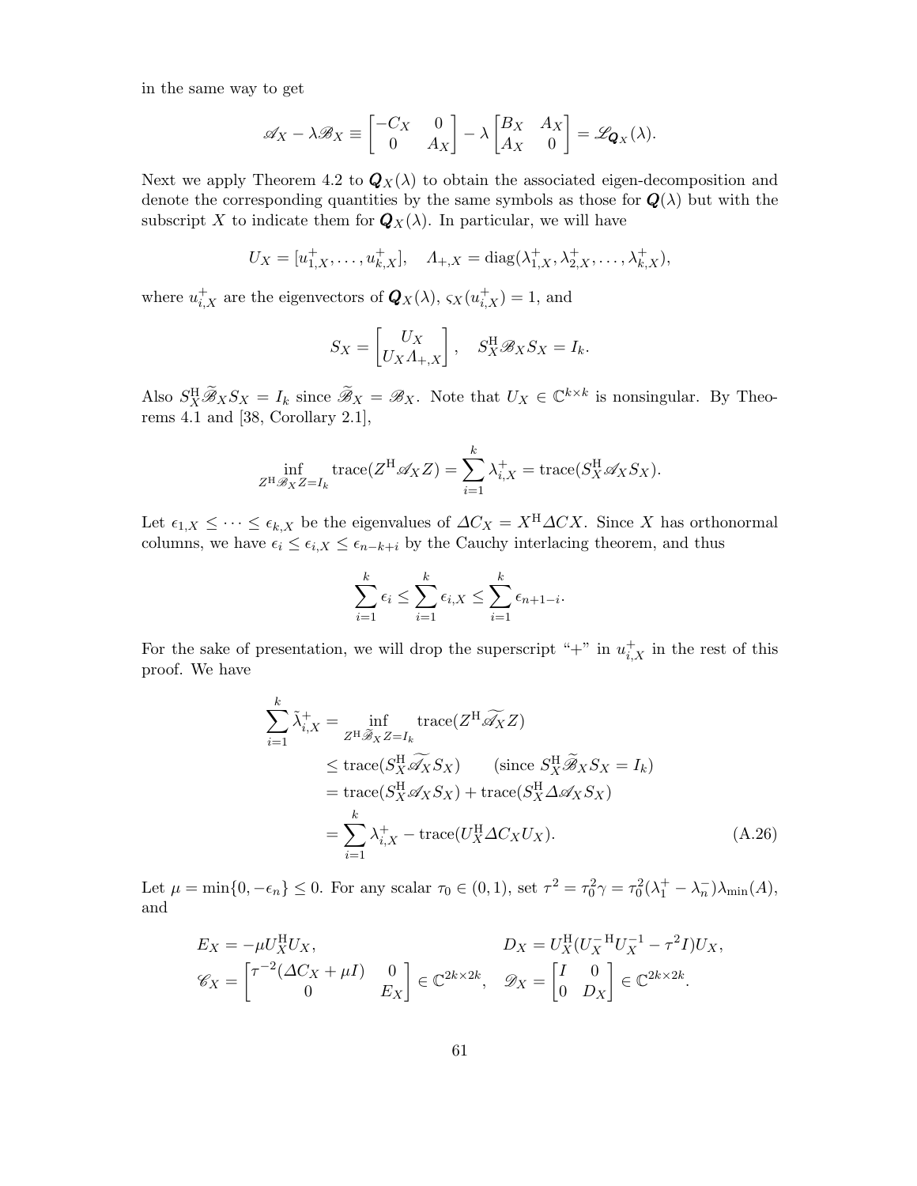in the same way to get

$$\mathscr{A}_X - \lambda \mathscr{B}_X \equiv \begin{bmatrix} -C_X & 0 \\ 0 & A_X \end{bmatrix} - \lambda \begin{bmatrix} B_X & A_X \\ A_X & 0 \end{bmatrix} = \mathscr{L}_{\boldsymbol{Q}_X}(\lambda).$$

Next we apply Theorem 4.2 to $\boldsymbol{Q}_X(\lambda)$ to obtain the associated eigen-decomposition and denote the corresponding quantities by the same symbols as those for $\boldsymbol{Q}(\lambda)$ but with the subscript $X$ to indicate them for $\boldsymbol{Q}_X(\lambda)$. In particular, we will have

$$U_X = [u_{1,X}^+, \dots, u_{k,X}^+], \quad \Lambda_{+,X} = \operatorname{diag}(\lambda_{1,X}^+, \lambda_{2,X}^+, \dots, \lambda_{k,X}^+),$$

where $u_{i,X}^+$ are the eigenvectors of $\boldsymbol{Q}_X(\lambda)$, $\varsigma_X(u_{i,X}^+) = 1$, and

$$S_X = \begin{bmatrix} U_X \\ U_X \Lambda_{+,X} \end{bmatrix}, \quad S_X^{\mathrm{H}} \mathscr{B}_X S_X = I_k.$$

Also $S_X^{\mathrm{H}} \widetilde{\mathscr{B}}_X S_X = I_k$ since $\widetilde{\mathscr{B}}_X = \mathscr{B}_X$. Note that $U_X \in \mathbb{C}^{k \times k}$ is nonsingular. By Theorems 4.1 and [38, Corollary 2.1],

$$\inf_{Z^{\mathrm{H}} \mathscr{B}_X Z = I_k} \operatorname{trace}(Z^{\mathrm{H}} \mathscr{A}_X Z) = \sum_{i=1}^{k} \lambda_{i,X}^+ = \operatorname{trace}(S_X^{\mathrm{H}} \mathscr{A}_X S_X).$$

Let $\epsilon_{1,X} \le \cdots \le \epsilon_{k,X}$ be the eigenvalues of $\Delta C_X = X^{\mathrm{H}} \Delta C X$. Since $X$ has orthonormal columns, we have $\epsilon_i \le \epsilon_{i,X} \le \epsilon_{n-k+i}$ by the Cauchy interlacing theorem, and thus

$$\sum_{i=1}^{k} \epsilon_i \le \sum_{i=1}^{k} \epsilon_{i,X} \le \sum_{i=1}^{k} \epsilon_{n+1-i}.$$

For the sake of presentation, we will drop the superscript "+" in $u_{i,X}^+$ in the rest of this proof. We have

$$\begin{aligned} \sum_{i=1}^{k} \tilde{\lambda}_{i,X}^+ &= \inf_{Z^{\mathrm{H}} \widetilde{\mathscr{B}}_X Z = I_k} \operatorname{trace}(Z^{\mathrm{H}} \widetilde{\mathscr{A}_X} Z) \\ &\le \operatorname{trace}(S_X^{\mathrm{H}} \widetilde{\mathscr{A}_X} S_X) \qquad (\text{since } S_X^{\mathrm{H}} \widetilde{\mathscr{B}}_X S_X = I_k) \\ &= \operatorname{trace}(S_X^{\mathrm{H}} \mathscr{A}_X S_X) + \operatorname{trace}(S_X^{\mathrm{H}} \Delta \mathscr{A}_X S_X) \\ &= \sum_{i=1}^{k} \lambda_{i,X}^+ - \operatorname{trace}(U_X^{\mathrm{H}} \Delta C_X U_X). \end{aligned} \tag{A.26}$$

Let $\mu = \min\{0, -\epsilon_n\} \le 0$. For any scalar $\tau_0 \in (0,1)$, set $\tau^2 = \tau_0^2 \gamma = \tau_0^2 (\lambda_1^+ - \lambda_n^-) \lambda_{\min}(A)$, and

$$\begin{aligned} E_X &= -\mu U_X^{\mathrm{H}} U_X, & D_X &= U_X^{\mathrm{H}} (U_X^{-\mathrm{H}} U_X^{-1} - \tau^2 I) U_X, \\ \mathscr{C}_X &= \begin{bmatrix} \tau^{-2}(\Delta C_X + \mu I) & 0 \\ 0 & E_X \end{bmatrix} \in \mathbb{C}^{2k \times 2k}, & \mathscr{D}_X &= \begin{bmatrix} I & 0 \\ 0 & D_X \end{bmatrix} \in \mathbb{C}^{2k \times 2k}. \end{aligned}$$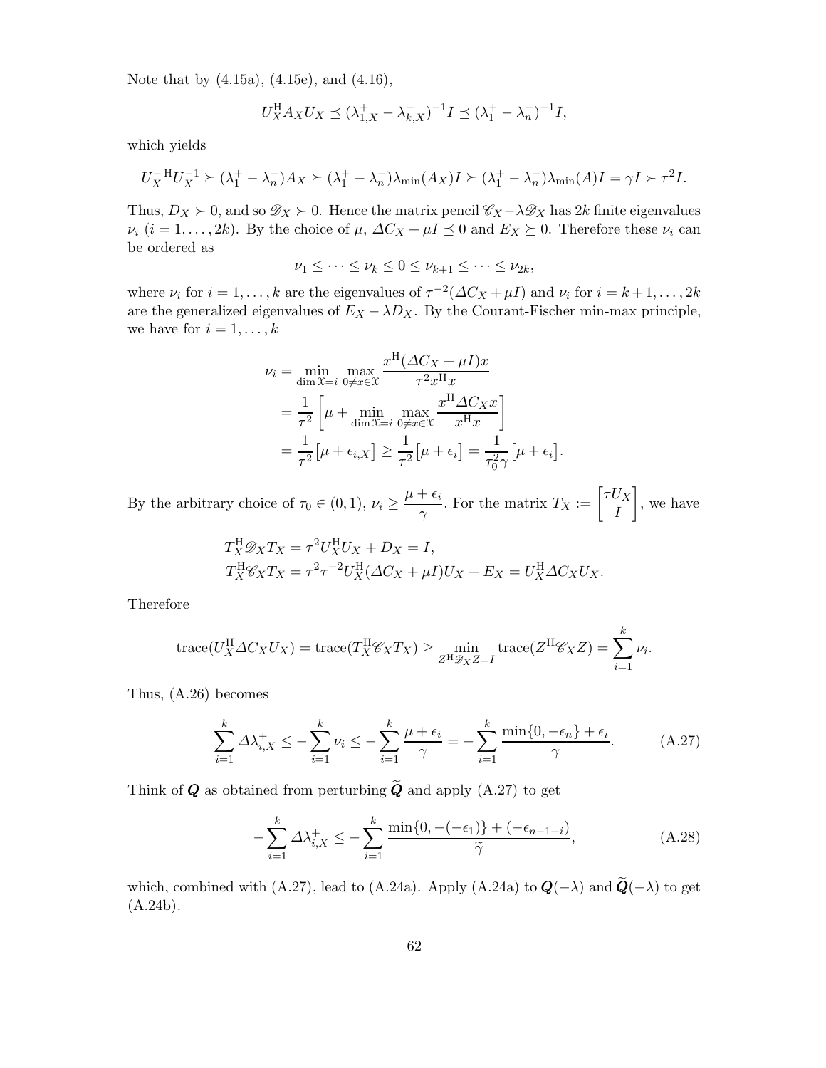Note that by (4.15a), (4.15e), and (4.16),

$$U_X^{\mathrm{H}} A_X U_X \preceq (\lambda_{1,X}^+ - \lambda_{k,X}^-)^{-1} I \preceq (\lambda_1^+ - \lambda_n^-)^{-1} I,$$

which yields

$$U_X^{-\mathrm{H}} U_X^{-1} \succeq (\lambda_1^+ - \lambda_n^-) A_X \succeq (\lambda_1^+ - \lambda_n^-) \lambda_{\min}(A_X) I \succeq (\lambda_1^+ - \lambda_n^-) \lambda_{\min}(A) I = \gamma I \succ \tau^2 I.$$

Thus, $D_X \succ 0$, and so $\mathscr{D}_X \succ 0$. Hence the matrix pencil $\mathscr{C}_X - \lambda \mathscr{D}_X$ has $2k$ finite eigenvalues $\nu_i$ ($i = 1, \dots, 2k$). By the choice of $\mu$, $\Delta C_X + \mu I \preceq 0$ and $E_X \succeq 0$. Therefore these $\nu_i$ can be ordered as

$$\nu_1 \le \cdots \le \nu_k \le 0 \le \nu_{k+1} \le \cdots \le \nu_{2k},$$

where $\nu_i$ for $i = 1, \dots, k$ are the eigenvalues of $\tau^{-2}(\Delta C_X + \mu I)$ and $\nu_i$ for $i = k+1, \dots, 2k$ are the generalized eigenvalues of $E_X - \lambda D_X$. By the Courant-Fischer min-max principle, we have for $i = 1, \dots, k$

$$\begin{aligned}
\nu_i &= \min_{\dim \mathcal{X} = i} \max_{0 \ne x \in \mathcal{X}} \frac{x^{\mathrm{H}} (\Delta C_X + \mu I) x}{\tau^2 x^{\mathrm{H}} x} \\
&= \frac{1}{\tau^2} \left[ \mu + \min_{\dim \mathcal{X} = i} \max_{0 \ne x \in \mathcal{X}} \frac{x^{\mathrm{H}} \Delta C_X x}{x^{\mathrm{H}} x} \right] \\
&= \frac{1}{\tau^2} \big[ \mu + \epsilon_{i,X} \big] \ge \frac{1}{\tau^2} \big[ \mu + \epsilon_i \big] = \frac{1}{\tau_0^2 \gamma} \big[ \mu + \epsilon_i \big].
\end{aligned}$$

By the arbitrary choice of $\tau_0 \in (0,1)$, $\nu_i \ge \dfrac{\mu + \epsilon_i}{\gamma}$. For the matrix $T_X := \begin{bmatrix} \tau U_X \\ I \end{bmatrix}$, we have

$$\begin{aligned}
T_X^{\mathrm{H}} \mathscr{D}_X T_X &= \tau^2 U_X^{\mathrm{H}} U_X + D_X = I, \\
T_X^{\mathrm{H}} \mathscr{C}_X T_X &= \tau^2 \tau^{-2} U_X^{\mathrm{H}} (\Delta C_X + \mu I) U_X + E_X = U_X^{\mathrm{H}} \Delta C_X U_X.
\end{aligned}$$

Therefore

$$\operatorname{trace}(U_X^{\mathrm{H}} \Delta C_X U_X) = \operatorname{trace}(T_X^{\mathrm{H}} \mathscr{C}_X T_X) \ge \min_{Z^{\mathrm{H}} \mathscr{D}_X Z = I} \operatorname{trace}(Z^{\mathrm{H}} \mathscr{C}_X Z) = \sum_{i=1}^{k} \nu_i.$$

Thus, (A.26) becomes

$$\sum_{i=1}^{k} \Delta \lambda_{i,X}^+ \le -\sum_{i=1}^{k} \nu_i \le -\sum_{i=1}^{k} \frac{\mu + \epsilon_i}{\gamma} = -\sum_{i=1}^{k} \frac{\min\{0, -\epsilon_n\} + \epsilon_i}{\gamma}. \tag{A.27}$$

Think of $\boldsymbol{Q}$ as obtained from perturbing $\widetilde{\boldsymbol{Q}}$ and apply (A.27) to get

$$-\sum_{i=1}^{k} \Delta \lambda_{i,X}^+ \le -\sum_{i=1}^{k} \frac{\min\{0, -(-\epsilon_1)\} + (-\epsilon_{n-1+i})}{\widetilde{\gamma}}, \tag{A.28}$$

which, combined with (A.27), lead to (A.24a). Apply (A.24a) to $\boldsymbol{Q}(-\lambda)$ and $\widetilde{\boldsymbol{Q}}(-\lambda)$ to get (A.24b).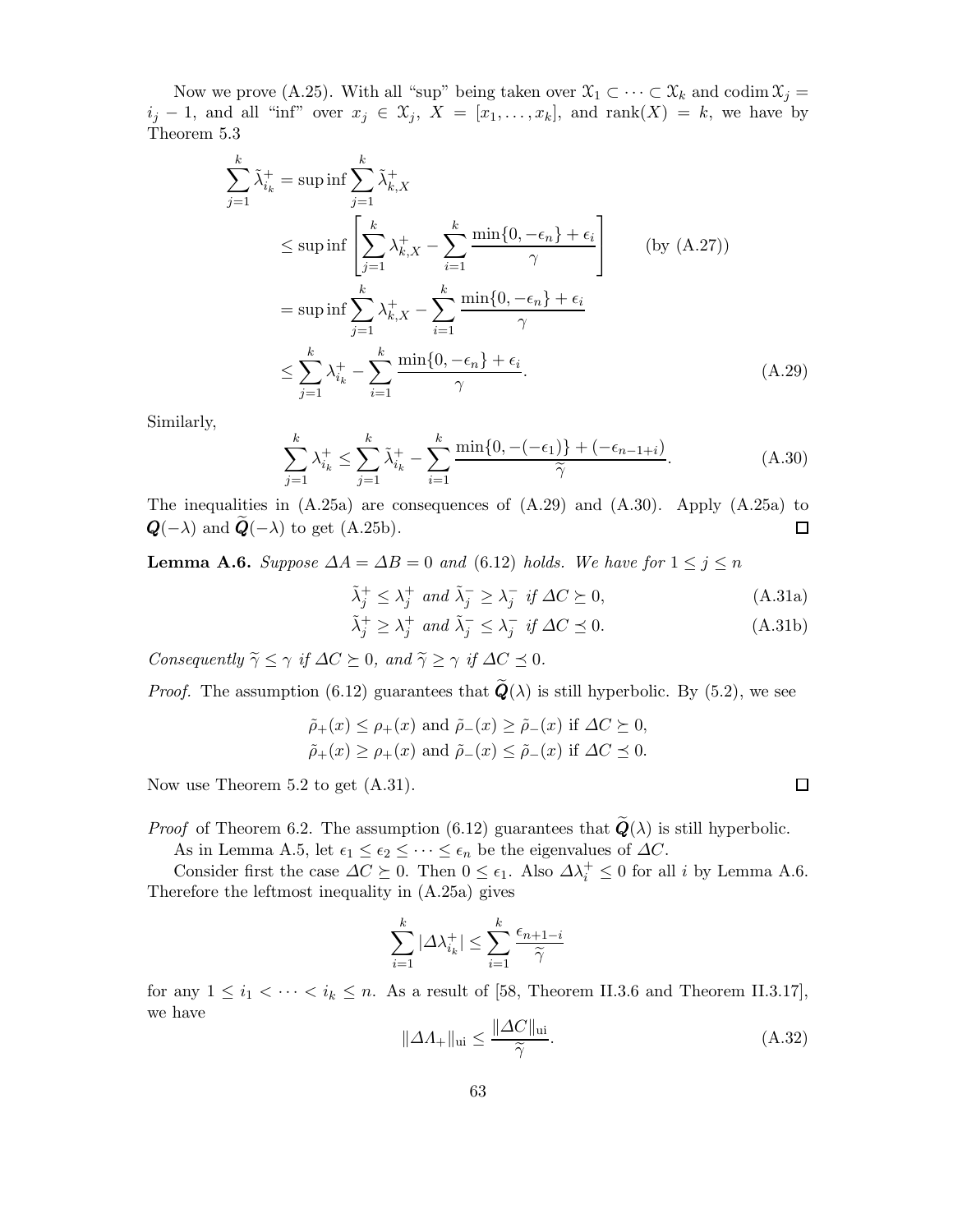Now we prove (A.25). With all "sup" being taken over $\mathcal{X}_1 \subset \cdots \subset \mathcal{X}_k$ and $\operatorname{codim} \mathcal{X}_j = i_j - 1$, and all "inf" over $x_j \in \mathcal{X}_j$, $X = [x_1, \ldots, x_k]$, and $\operatorname{rank}(X) = k$, we have by Theorem 5.3

$$
\begin{aligned}
\sum_{j=1}^{k} \tilde{\lambda}_{i_k}^{+} &= \sup \inf \sum_{j=1}^{k} \tilde{\lambda}_{k,X}^{+} \\
&\le \sup \inf \left[ \sum_{j=1}^{k} \lambda_{k,X}^{+} - \sum_{i=1}^{k} \frac{\min\{0, -\epsilon_n\} + \epsilon_i}{\gamma} \right] \qquad \text{(by (A.27))} \\
&= \sup \inf \sum_{j=1}^{k} \lambda_{k,X}^{+} - \sum_{i=1}^{k} \frac{\min\{0, -\epsilon_n\} + \epsilon_i}{\gamma} \\
&\le \sum_{j=1}^{k} \lambda_{i_k}^{+} - \sum_{i=1}^{k} \frac{\min\{0, -\epsilon_n\} + \epsilon_i}{\gamma}.
\end{aligned} \tag{A.29}
$$

Similarly,

$$
\sum_{j=1}^{k} \lambda_{i_k}^{+} \le \sum_{j=1}^{k} \tilde{\lambda}_{i_k}^{+} - \sum_{i=1}^{k} \frac{\min\{0, -(-\epsilon_1)\} + (-\epsilon_{n-1+i})}{\widetilde{\gamma}}. \tag{A.30}
$$

The inequalities in (A.25a) are consequences of (A.29) and (A.30). Apply (A.25a) to $\boldsymbol{Q}(-\lambda)$ and $\widetilde{\boldsymbol{Q}}(-\lambda)$ to get (A.25b). $\square$

**Lemma A.6.** *Suppose $\Delta A = \Delta B = 0$ and (6.12) holds. We have for $1 \le j \le n$*

$$
\tilde{\lambda}_j^{+} \le \lambda_j^{+} \text{ and } \tilde{\lambda}_j^{-} \ge \lambda_j^{-} \text{ if } \Delta C \succeq 0, \tag{A.31a}
$$

$$
\tilde{\lambda}_j^{+} \ge \lambda_j^{+} \text{ and } \tilde{\lambda}_j^{-} \le \lambda_j^{-} \text{ if } \Delta C \preceq 0. \tag{A.31b}
$$

*Consequently $\widetilde{\gamma} \le \gamma$ if $\Delta C \succeq 0$, and $\widetilde{\gamma} \ge \gamma$ if $\Delta C \preceq 0$.*

*Proof.* The assumption (6.12) guarantees that $\widetilde{\boldsymbol{Q}}(\lambda)$ is still hyperbolic. By (5.2), we see

$$
\begin{aligned}
&\tilde{\rho}_+(x) \le \rho_+(x) \text{ and } \tilde{\rho}_-(x) \ge \tilde{\rho}_-(x) \text{ if } \Delta C \succeq 0, \\
&\tilde{\rho}_+(x) \ge \rho_+(x) \text{ and } \tilde{\rho}_-(x) \le \tilde{\rho}_-(x) \text{ if } \Delta C \preceq 0.
\end{aligned}
$$

Now use Theorem 5.2 to get (A.31). $\square$

*Proof* of Theorem 6.2. The assumption (6.12) guarantees that $\widetilde{\boldsymbol{Q}}(\lambda)$ is still hyperbolic.

As in Lemma A.5, let $\epsilon_1 \le \epsilon_2 \le \cdots \le \epsilon_n$ be the eigenvalues of $\Delta C$.

Consider first the case $\Delta C \succeq 0$. Then $0 \le \epsilon_1$. Also $\Delta \lambda_i^{+} \le 0$ for all $i$ by Lemma A.6. Therefore the leftmost inequality in (A.25a) gives

$$
\sum_{i=1}^{k} |\Delta \lambda_{i_k}^{+}| \le \sum_{i=1}^{k} \frac{\epsilon_{n+1-i}}{\widetilde{\gamma}}
$$

for any $1 \le i_1 < \cdots < i_k \le n$. As a result of [58, Theorem II.3.6 and Theorem II.3.17], we have

$$
\|\Delta \Lambda_+\|_{\mathrm{ui}} \le \frac{\|\Delta C\|_{\mathrm{ui}}}{\widetilde{\gamma}}. \tag{A.32}
$$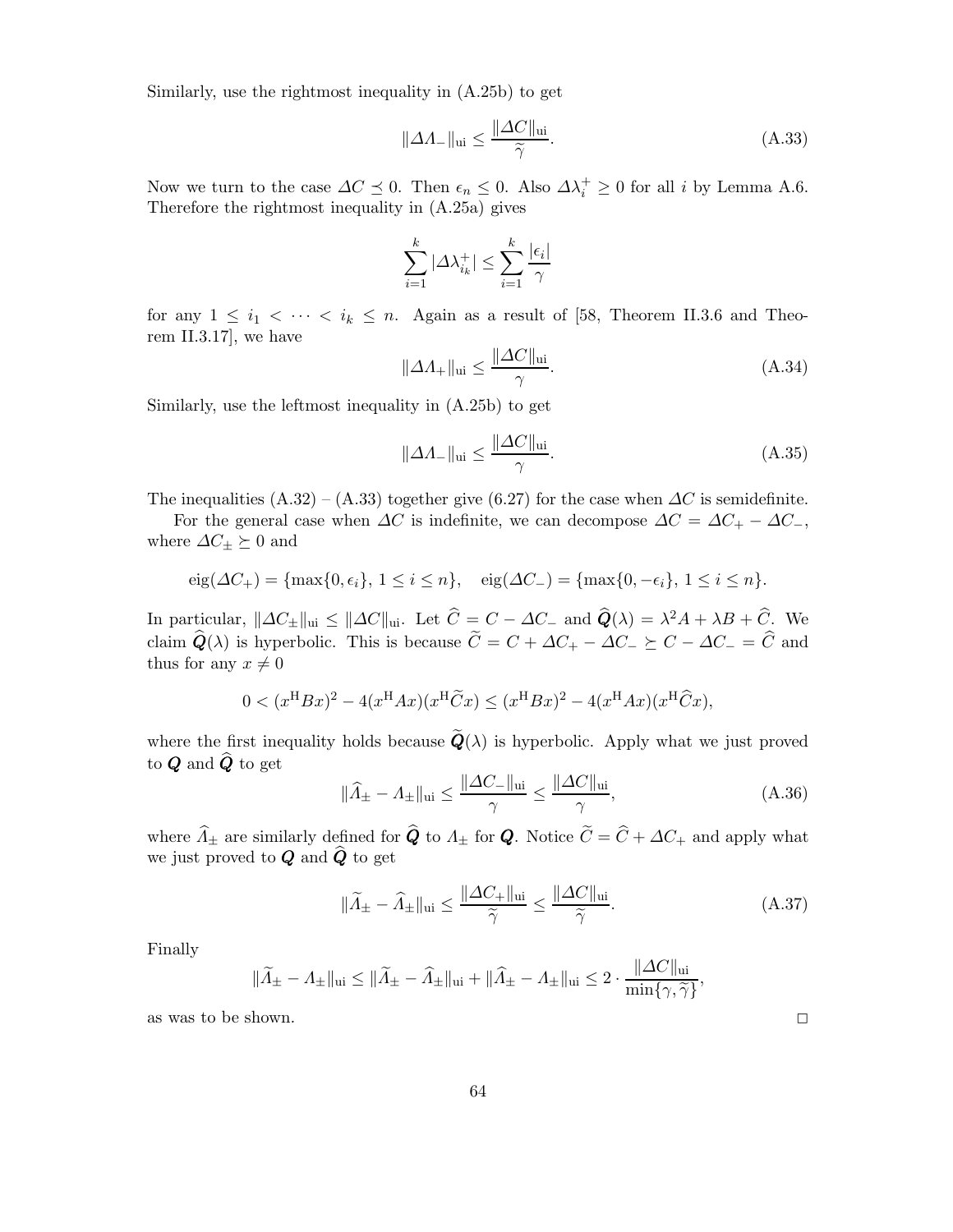Similarly, use the rightmost inequality in (A.25b) to get

$$\|\varDelta\varLambda_-\|_{\rm ui} \le \frac{\|\varDelta C\|_{\rm ui}}{\widetilde{\gamma}}. \tag{A.33}$$

Now we turn to the case $\varDelta C \preceq 0$. Then $\epsilon_n \le 0$. Also $\varDelta\lambda_i^+ \ge 0$ for all $i$ by Lemma A.6. Therefore the rightmost inequality in (A.25a) gives

$$\sum_{i=1}^{k} |\varDelta\lambda_{i_k}^+| \le \sum_{i=1}^{k} \frac{|\epsilon_i|}{\gamma}$$

for any $1 \le i_1 < \cdots < i_k \le n$. Again as a result of [58, Theorem II.3.6 and Theorem II.3.17], we have

$$\|\varDelta\varLambda_+\|_{\rm ui} \le \frac{\|\varDelta C\|_{\rm ui}}{\gamma}. \tag{A.34}$$

Similarly, use the leftmost inequality in (A.25b) to get

$$\|\varDelta\varLambda_-\|_{\rm ui} \le \frac{\|\varDelta C\|_{\rm ui}}{\gamma}. \tag{A.35}$$

The inequalities (A.32) – (A.33) together give (6.27) for the case when $\varDelta C$ is semidefinite.

For the general case when $\varDelta C$ is indefinite, we can decompose $\varDelta C = \varDelta C_+ - \varDelta C_-$, where $\varDelta C_\pm \succeq 0$ and

$$\mathrm{eig}(\varDelta C_+) = \{\max\{0,\epsilon_i\},\, 1 \le i \le n\}, \quad \mathrm{eig}(\varDelta C_-) = \{\max\{0,-\epsilon_i\},\, 1 \le i \le n\}.$$

In particular, $\|\varDelta C_\pm\|_{\rm ui} \le \|\varDelta C\|_{\rm ui}$. Let $\widehat{C} = C - \varDelta C_-$ and $\widehat{\boldsymbol{Q}}(\lambda) = \lambda^2 A + \lambda B + \widehat{C}$. We claim $\widehat{\boldsymbol{Q}}(\lambda)$ is hyperbolic. This is because $\widetilde{C} = C + \varDelta C_+ - \varDelta C_- \succeq C - \varDelta C_- = \widehat{C}$ and thus for any $x \ne 0$

$$0 < (x^{\rm H}Bx)^2 - 4(x^{\rm H}Ax)(x^{\rm H}\widetilde{C}x) \le (x^{\rm H}Bx)^2 - 4(x^{\rm H}Ax)(x^{\rm H}\widehat{C}x),$$

where the first inequality holds because $\widetilde{\boldsymbol{Q}}(\lambda)$ is hyperbolic. Apply what we just proved to $\boldsymbol{Q}$ and $\widehat{\boldsymbol{Q}}$ to get

$$\|\widehat{\varLambda}_\pm - \varLambda_\pm\|_{\rm ui} \le \frac{\|\varDelta C_-\|_{\rm ui}}{\gamma} \le \frac{\|\varDelta C\|_{\rm ui}}{\gamma}, \tag{A.36}$$

where $\widehat{\varLambda}_\pm$ are similarly defined for $\widehat{\boldsymbol{Q}}$ to $\varLambda_\pm$ for $\boldsymbol{Q}$. Notice $\widetilde{C} = \widehat{C} + \varDelta C_+$ and apply what we just proved to $\boldsymbol{Q}$ and $\widehat{\boldsymbol{Q}}$ to get

$$\|\widetilde{\varLambda}_\pm - \widehat{\varLambda}_\pm\|_{\rm ui} \le \frac{\|\varDelta C_+\|_{\rm ui}}{\widetilde{\gamma}} \le \frac{\|\varDelta C\|_{\rm ui}}{\widetilde{\gamma}}. \tag{A.37}$$

Finally

$$\|\widetilde{\varLambda}_\pm - \varLambda_\pm\|_{\rm ui} \le \|\widetilde{\varLambda}_\pm - \widehat{\varLambda}_\pm\|_{\rm ui} + \|\widehat{\varLambda}_\pm - \varLambda_\pm\|_{\rm ui} \le 2 \cdot \frac{\|\varDelta C\|_{\rm ui}}{\min\{\gamma, \widetilde{\gamma}\}},$$

as was to be shown. $\square$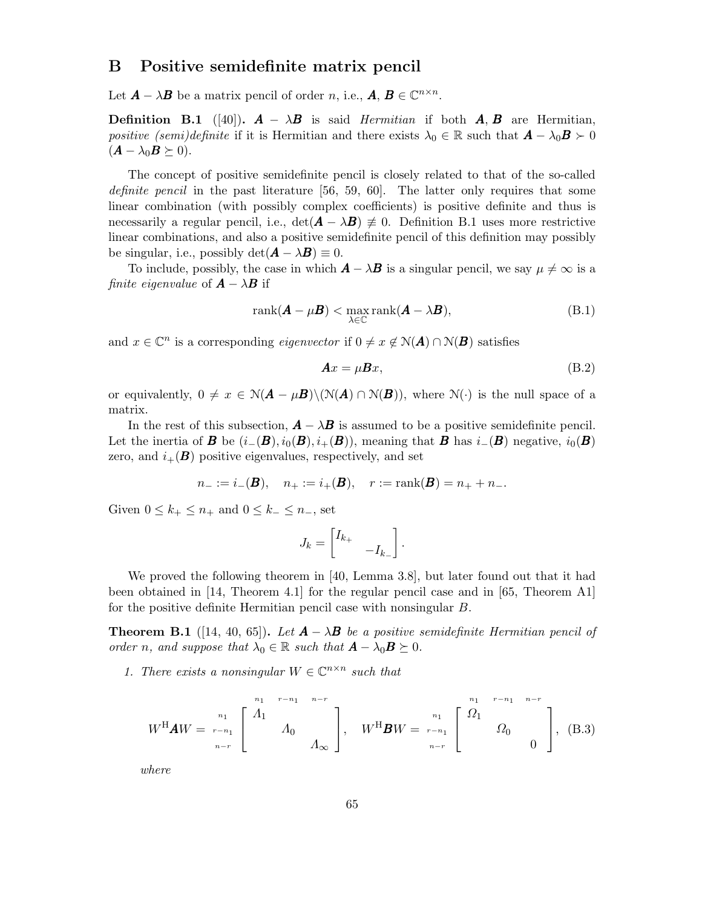## B Positive semidefinite matrix pencil

Let $\boldsymbol{A} - \lambda \boldsymbol{B}$ be a matrix pencil of order $n$, i.e., $\boldsymbol{A}, \boldsymbol{B} \in \mathbb{C}^{n\times n}$.

**Definition B.1** ([40])**.** $\boldsymbol{A} - \lambda \boldsymbol{B}$ is said *Hermitian* if both $\boldsymbol{A}, \boldsymbol{B}$ are Hermitian, *positive (semi)definite* if it is Hermitian and there exists $\lambda_0 \in \mathbb{R}$ such that $\boldsymbol{A} - \lambda_0 \boldsymbol{B} \succ 0$ ($\boldsymbol{A} - \lambda_0 \boldsymbol{B} \succeq 0$).

The concept of positive semidefinite pencil is closely related to that of the so-called *definite pencil* in the past literature [56, 59, 60]. The latter only requires that some linear combination (with possibly complex coefficients) is positive definite and thus is necessarily a regular pencil, i.e., $\det(\boldsymbol{A} - \lambda \boldsymbol{B}) \not\equiv 0$. Definition B.1 uses more restrictive linear combinations, and also a positive semidefinite pencil of this definition may possibly be singular, i.e., possibly $\det(\boldsymbol{A} - \lambda \boldsymbol{B}) \equiv 0$.

To include, possibly, the case in which $\boldsymbol{A} - \lambda \boldsymbol{B}$ is a singular pencil, we say $\mu \neq \infty$ is a *finite eigenvalue* of $\boldsymbol{A} - \lambda \boldsymbol{B}$ if

$$\operatorname{rank}(\boldsymbol{A} - \mu \boldsymbol{B}) < \max_{\lambda\in\mathbb{C}} \operatorname{rank}(\boldsymbol{A} - \lambda \boldsymbol{B}), \tag{B.1}$$

and $x \in \mathbb{C}^n$ is a corresponding *eigenvector* if $0 \neq x \notin \mathcal{N}(\boldsymbol{A}) \cap \mathcal{N}(\boldsymbol{B})$ satisfies

$$\boldsymbol{A}x = \mu \boldsymbol{B}x, \tag{B.2}$$

or equivalently, $0 \neq x \in \mathcal{N}(\boldsymbol{A} - \mu \boldsymbol{B}) \backslash (\mathcal{N}(\boldsymbol{A}) \cap \mathcal{N}(\boldsymbol{B}))$, where $\mathcal{N}(\cdot)$ is the null space of a matrix.

In the rest of this subsection, $\boldsymbol{A} - \lambda \boldsymbol{B}$ is assumed to be a positive semidefinite pencil. Let the inertia of $\boldsymbol{B}$ be $(i_-(\boldsymbol{B}), i_0(\boldsymbol{B}), i_+(\boldsymbol{B}))$, meaning that $\boldsymbol{B}$ has $i_-(\boldsymbol{B})$ negative, $i_0(\boldsymbol{B})$ zero, and $i_+(\boldsymbol{B})$ positive eigenvalues, respectively, and set

$$n_- := i_-(\boldsymbol{B}), \quad n_+ := i_+(\boldsymbol{B}), \quad r := \operatorname{rank}(\boldsymbol{B}) = n_+ + n_-.$$

Given $0 \le k_+ \le n_+$ and $0 \le k_- \le n_-$, set

$$J_k = \begin{bmatrix} I_{k_+} & \\ & -I_{k_-} \end{bmatrix}.$$

We proved the following theorem in [40, Lemma 3.8], but later found out that it had been obtained in [14, Theorem 4.1] for the regular pencil case and in [65, Theorem A1] for the positive definite Hermitian pencil case with nonsingular $B$.

**Theorem B.1** ([14, 40, 65])**.** *Let $\boldsymbol{A} - \lambda \boldsymbol{B}$ be a positive semidefinite Hermitian pencil of order $n$, and suppose that $\lambda_0 \in \mathbb{R}$ such that $\boldsymbol{A} - \lambda_0 \boldsymbol{B} \succeq 0$.*

1. *There exists a nonsingular $W \in \mathbb{C}^{n\times n}$ such that*

$$W^{\mathrm{H}} \boldsymbol{A} W = \begin{array}{c} {\scriptstyle n_1} \\ {\scriptstyle r-n_1} \\ {\scriptstyle n-r} \end{array} \!\!\overset{\begin{array}{ccc} {\scriptstyle n_1} & {\scriptstyle r-n_1} & {\scriptstyle n-r} \end{array}}{\begin{bmatrix} \Lambda_1 & & \\ & \Lambda_0 & \\ & & \Lambda_\infty \end{bmatrix}}, \quad W^{\mathrm{H}} \boldsymbol{B} W = \begin{array}{c} {\scriptstyle n_1} \\ {\scriptstyle r-n_1} \\ {\scriptstyle n-r} \end{array} \!\!\overset{\begin{array}{ccc} {\scriptstyle n_1} & {\scriptstyle r-n_1} & {\scriptstyle n-r} \end{array}}{\begin{bmatrix} \Omega_1 & & \\ & \Omega_0 & \\ & & 0 \end{bmatrix}}, \tag{B.3}$$

*where*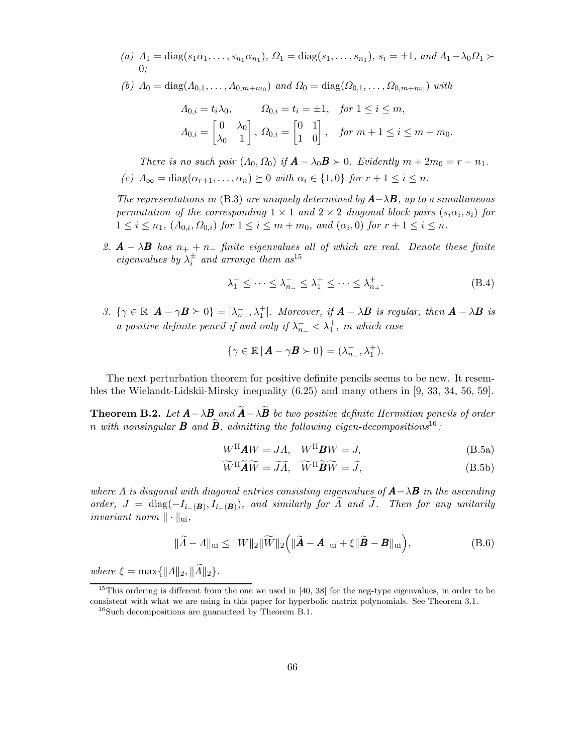(a) $\Lambda_1 = \operatorname{diag}(s_1\alpha_1, \ldots, s_{n_1}\alpha_{n_1})$, $\Omega_1 = \operatorname{diag}(s_1, \ldots, s_{n_1})$, $s_i = \pm 1$, and $\Lambda_1 - \lambda_0\Omega_1 \succ 0$;

(b) $\Lambda_0 = \operatorname{diag}(\Lambda_{0,1}, \ldots, \Lambda_{0,m+m_0})$ and $\Omega_0 = \operatorname{diag}(\Omega_{0,1}, \ldots, \Omega_{0,m+m_0})$ with

$$\Lambda_{0,i} = t_i\lambda_0, \qquad \Omega_{0,i} = t_i = \pm 1, \quad \text{for } 1 \le i \le m,$$
$$\Lambda_{0,i} = \begin{bmatrix} 0 & \lambda_0 \\ \lambda_0 & 1 \end{bmatrix}, \; \Omega_{0,i} = \begin{bmatrix} 0 & 1 \\ 1 & 0 \end{bmatrix}, \quad \text{for } m+1 \le i \le m+m_0.$$

*There is no such pair* $(\Lambda_0, \Omega_0)$ *if* $\boldsymbol{A} - \lambda_0\boldsymbol{B} \succ 0$. *Evidently* $m + 2m_0 = r - n_1$.

(c) $\Lambda_\infty = \operatorname{diag}(\alpha_{r+1}, \ldots, \alpha_n) \succeq 0$ with $\alpha_i \in \{1, 0\}$ for $r+1 \le i \le n$.

*The representations in* (B.3) *are uniquely determined by* $\boldsymbol{A} - \lambda\boldsymbol{B}$, *up to a simultaneous permutation of the corresponding* $1 \times 1$ *and* $2 \times 2$ *diagonal block pairs* $(s_i\alpha_i, s_i)$ *for* $1 \le i \le n_1$, $(\Lambda_{0,i}, \Omega_{0,i})$ *for* $1 \le i \le m + m_0$, *and* $(\alpha_i, 0)$ *for* $r+1 \le i \le n$.

2. $\boldsymbol{A} - \lambda\boldsymbol{B}$ *has* $n_+ + n_-$ *finite eigenvalues all of which are real. Denote these finite eigenvalues by* $\lambda_i^\pm$ *and arrange them as*[15]

$$\lambda_1^- \le \cdots \le \lambda_{n_-}^- \le \lambda_1^+ \le \cdots \le \lambda_{n_+}^+. \tag{B.4}$$

3. $\{\gamma \in \mathbb{R} \,|\, \boldsymbol{A} - \gamma\boldsymbol{B} \succeq 0\} = [\lambda_{n_-}^-, \lambda_1^+]$. *Moreover, if* $\boldsymbol{A} - \lambda\boldsymbol{B}$ *is regular, then* $\boldsymbol{A} - \lambda\boldsymbol{B}$ *is a positive definite pencil if and only if* $\lambda_{n_-}^- < \lambda_1^+$, *in which case*

$$\{\gamma \in \mathbb{R} \,|\, \boldsymbol{A} - \gamma\boldsymbol{B} \succ 0\} = (\lambda_{n_-}^-, \lambda_1^+).$$

The next perturbation theorem for positive definite pencils seems to be new. It resembles the Wielandt-Lidskii-Mirsky inequality (6.25) and many others in [9, 33, 34, 56, 59].

**Theorem B.2.** *Let* $\boldsymbol{A} - \lambda\boldsymbol{B}$ *and* $\widetilde{\boldsymbol{A}} - \lambda\widetilde{\boldsymbol{B}}$ *be two positive definite Hermitian pencils of order* $n$ *with nonsingular* $\boldsymbol{B}$ *and* $\widetilde{\boldsymbol{B}}$, *admitting the following eigen-decompositions*[16]:

$$W^{\mathrm{H}}\boldsymbol{A}W = J\Lambda, \quad W^{\mathrm{H}}\boldsymbol{B}W = J, \tag{B.5a}$$
$$\widetilde{W}^{\mathrm{H}}\widetilde{\boldsymbol{A}}\widetilde{W} = \widetilde{J}\widetilde{\Lambda}, \quad \widetilde{W}^{\mathrm{H}}\widetilde{\boldsymbol{B}}\widetilde{W} = \widetilde{J}, \tag{B.5b}$$

*where* $\Lambda$ *is diagonal with diagonal entries consisting eigenvalues of* $\boldsymbol{A} - \lambda\boldsymbol{B}$ *in the ascending order,* $J = \operatorname{diag}(-I_{i_-(\boldsymbol{B})}, I_{i_+(\boldsymbol{B})})$, *and similarly for* $\widetilde{\Lambda}$ *and* $\widetilde{J}$. *Then for any unitarily invariant norm* $\|\cdot\|_{\mathrm{ui}}$,

$$\|\widetilde{\Lambda} - \Lambda\|_{\mathrm{ui}} \le \|W\|_2\|\widetilde{W}\|_2\Big(\|\widetilde{\boldsymbol{A}} - \boldsymbol{A}\|_{\mathrm{ui}} + \xi\|\widetilde{\boldsymbol{B}} - \boldsymbol{B}\|_{\mathrm{ui}}\Big), \tag{B.6}$$

*where* $\xi = \max\{\|\Lambda\|_2, \|\widetilde{\Lambda}\|_2\}$.

---

[15] This ordering is different from the one we used in [40, 38] for the neg-type eigenvalues, in order to be consistent with what we are using in this paper for hyperbolic matrix polynomials. See Theorem 3.1.

[16] Such decompositions are guaranteed by Theorem B.1.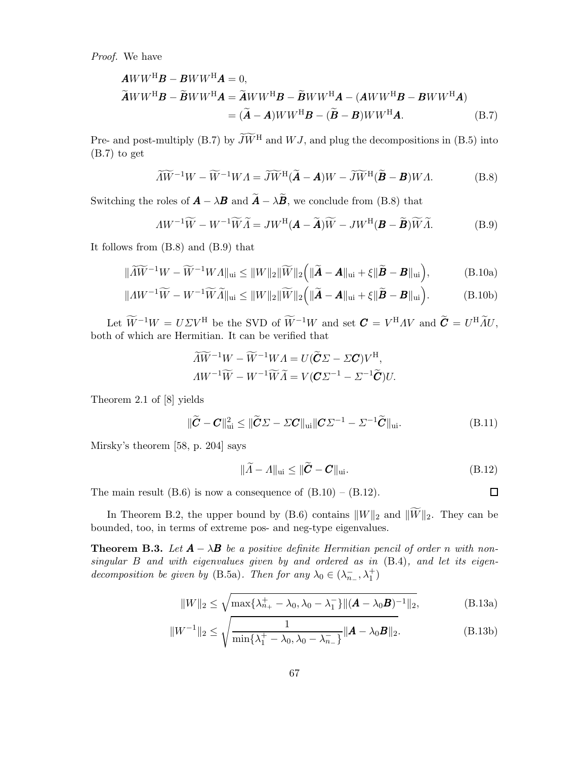*Proof.* We have

$$\boldsymbol{A}WW^{\mathrm{H}}\boldsymbol{B} - \boldsymbol{B}WW^{\mathrm{H}}\boldsymbol{A} = 0,$$

$$\begin{aligned}
\widetilde{\boldsymbol{A}}WW^{\mathrm{H}}\boldsymbol{B} - \widetilde{\boldsymbol{B}}WW^{\mathrm{H}}\boldsymbol{A} &= \widetilde{\boldsymbol{A}}WW^{\mathrm{H}}\boldsymbol{B} - \widetilde{\boldsymbol{B}}WW^{\mathrm{H}}\boldsymbol{A} - (\boldsymbol{A}WW^{\mathrm{H}}\boldsymbol{B} - \boldsymbol{B}WW^{\mathrm{H}}\boldsymbol{A}) \\
&= (\widetilde{\boldsymbol{A}} - \boldsymbol{A})WW^{\mathrm{H}}\boldsymbol{B} - (\widetilde{\boldsymbol{B}} - \boldsymbol{B})WW^{\mathrm{H}}\boldsymbol{A}. \qquad \text{(B.7)}
\end{aligned}$$

Pre- and post-multiply (B.7) by $\widetilde{J}\widetilde{W}^{\mathrm{H}}$ and $WJ$, and plug the decompositions in (B.5) into (B.7) to get

$$\widetilde{\Lambda}\widetilde{W}^{-1}W - \widetilde{W}^{-1}W\Lambda = \widetilde{J}\widetilde{W}^{\mathrm{H}}(\widetilde{\boldsymbol{A}} - \boldsymbol{A})W - \widetilde{J}\widetilde{W}^{\mathrm{H}}(\widetilde{\boldsymbol{B}} - \boldsymbol{B})W\Lambda. \qquad \text{(B.8)}$$

Switching the roles of $\boldsymbol{A} - \lambda\boldsymbol{B}$ and $\widetilde{\boldsymbol{A}} - \lambda\widetilde{\boldsymbol{B}}$, we conclude from (B.8) that

$$\Lambda W^{-1}\widetilde{W} - W^{-1}\widetilde{W}\widetilde{\Lambda} = JW^{\mathrm{H}}(\boldsymbol{A} - \widetilde{\boldsymbol{A}})\widetilde{W} - JW^{\mathrm{H}}(\boldsymbol{B} - \widetilde{\boldsymbol{B}})\widetilde{W}\widetilde{\Lambda}. \qquad \text{(B.9)}$$

It follows from (B.8) and (B.9) that

$$\|\widetilde{\Lambda}\widetilde{W}^{-1}W - \widetilde{W}^{-1}W\Lambda\|_{\mathrm{ui}} \le \|W\|_2\|\widetilde{W}\|_2\Big(\|\widetilde{\boldsymbol{A}} - \boldsymbol{A}\|_{\mathrm{ui}} + \xi\|\widetilde{\boldsymbol{B}} - \boldsymbol{B}\|_{\mathrm{ui}}\Big), \qquad \text{(B.10a)}$$

$$\|\Lambda W^{-1}\widetilde{W} - W^{-1}\widetilde{W}\widetilde{\Lambda}\|_{\mathrm{ui}} \le \|W\|_2\|\widetilde{W}\|_2\Big(\|\widetilde{\boldsymbol{A}} - \boldsymbol{A}\|_{\mathrm{ui}} + \xi\|\widetilde{\boldsymbol{B}} - \boldsymbol{B}\|_{\mathrm{ui}}\Big). \qquad \text{(B.10b)}$$

Let $\widetilde{W}^{-1}W = U\Sigma V^{\mathrm{H}}$ be the SVD of $\widetilde{W}^{-1}W$ and set $\boldsymbol{C} = V^{\mathrm{H}}\Lambda V$ and $\widetilde{\boldsymbol{C}} = U^{\mathrm{H}}\widetilde{\Lambda}U$, both of which are Hermitian. It can be verified that

$$\widetilde{\Lambda}\widetilde{W}^{-1}W - \widetilde{W}^{-1}W\Lambda = U(\widetilde{\boldsymbol{C}}\Sigma - \Sigma\boldsymbol{C})V^{\mathrm{H}},$$

$$\Lambda W^{-1}\widetilde{W} - W^{-1}\widetilde{W}\widetilde{\Lambda} = V(\boldsymbol{C}\Sigma^{-1} - \Sigma^{-1}\widetilde{\boldsymbol{C}})U.$$

Theorem 2.1 of [8] yields

$$\|\widetilde{\boldsymbol{C}} - \boldsymbol{C}\|_{\mathrm{ui}}^2 \le \|\widetilde{\boldsymbol{C}}\Sigma - \Sigma\boldsymbol{C}\|_{\mathrm{ui}}\|\boldsymbol{C}\Sigma^{-1} - \Sigma^{-1}\widetilde{\boldsymbol{C}}\|_{\mathrm{ui}}. \qquad \text{(B.11)}$$

Mirsky's theorem [58, p. 204] says

$$\|\widetilde{\Lambda} - \Lambda\|_{\mathrm{ui}} \le \|\widetilde{\boldsymbol{C}} - \boldsymbol{C}\|_{\mathrm{ui}}. \qquad \text{(B.12)}$$

The main result (B.6) is now a consequence of (B.10) – (B.12). ◻

In Theorem B.2, the upper bound by (B.6) contains $\|W\|_2$ and $\|\widetilde{W}\|_2$. They can be bounded, too, in terms of extreme pos- and neg-type eigenvalues.

**Theorem B.3.** *Let $\boldsymbol{A} - \lambda\boldsymbol{B}$ be a positive definite Hermitian pencil of order $n$ with nonsingular $B$ and with eigenvalues given by and ordered as in* (B.4)*, and let its eigendecomposition be given by* (B.5a)*. Then for any $\lambda_0 \in (\lambda_{n_-}^-, \lambda_1^+)$*

$$\|W\|_2 \le \sqrt{\max\{\lambda_{n_+}^+ - \lambda_0, \lambda_0 - \lambda_1^-\}\|(\boldsymbol{A} - \lambda_0\boldsymbol{B})^{-1}\|_2}, \qquad \text{(B.13a)}$$

$$\|W^{-1}\|_2 \le \sqrt{\frac{1}{\min\{\lambda_1^+ - \lambda_0, \lambda_0 - \lambda_{n_-}^-\}}\|\boldsymbol{A} - \lambda_0\boldsymbol{B}\|_2}. \qquad \text{(B.13b)}$$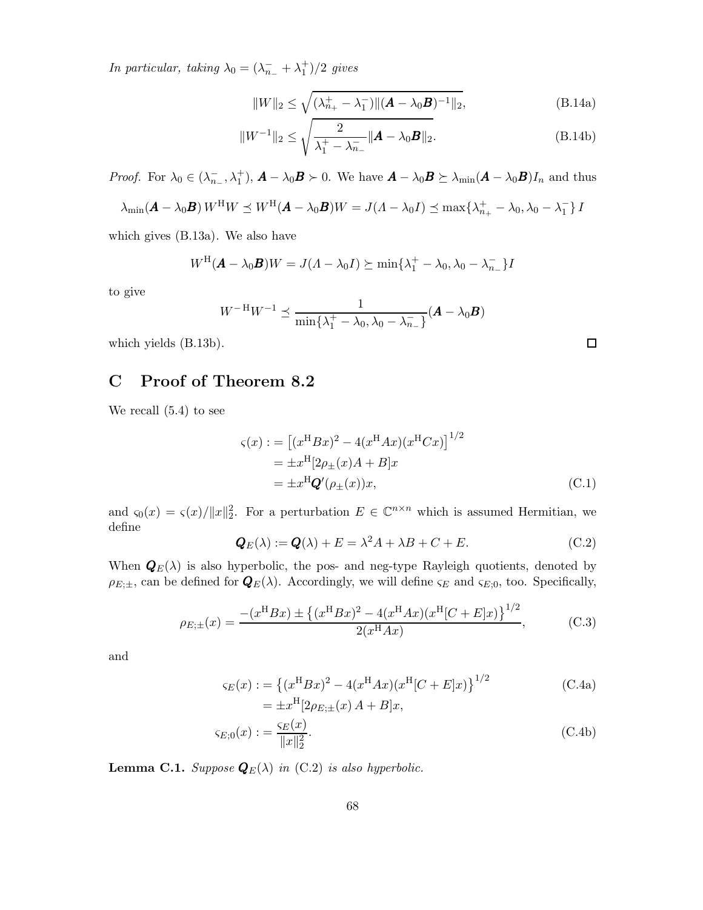*In particular, taking* $\lambda_0 = (\lambda_{n_-}^- + \lambda_1^+)/2$ *gives*

$$\|W\|_2 \le \sqrt{(\lambda_{n_+}^+ - \lambda_1^-)\|(\boldsymbol{A} - \lambda_0 \boldsymbol{B})^{-1}\|_2}, \tag{B.14a}$$

$$\|W^{-1}\|_2 \le \sqrt{\frac{2}{\lambda_1^+ - \lambda_{n_-}^-}\|\boldsymbol{A} - \lambda_0 \boldsymbol{B}\|_2}. \tag{B.14b}$$

*Proof.* For $\lambda_0 \in (\lambda_{n_-}^-, \lambda_1^+)$, $\boldsymbol{A} - \lambda_0\boldsymbol{B} \succ 0$. We have $\boldsymbol{A} - \lambda_0\boldsymbol{B} \succeq \lambda_{\min}(\boldsymbol{A} - \lambda_0\boldsymbol{B}) I_n$ and thus

$$\lambda_{\min}(\boldsymbol{A} - \lambda_0\boldsymbol{B})\, W^{\mathrm{H}}W \preceq W^{\mathrm{H}}(\boldsymbol{A} - \lambda_0\boldsymbol{B})W = J(\Lambda - \lambda_0 I) \preceq \max\{\lambda_{n_+}^+ - \lambda_0, \lambda_0 - \lambda_1^-\}\, I$$

which gives (B.13a). We also have

$$W^{\mathrm{H}}(\boldsymbol{A} - \lambda_0\boldsymbol{B})W = J(\Lambda - \lambda_0 I) \succeq \min\{\lambda_1^+ - \lambda_0, \lambda_0 - \lambda_{n_-}^-\} I$$

to give

$$W^{-\mathrm{H}}W^{-1} \preceq \frac{1}{\min\{\lambda_1^+ - \lambda_0, \lambda_0 - \lambda_{n_-}^-\}}(\boldsymbol{A} - \lambda_0\boldsymbol{B})$$

which yields (B.13b). ∎

# C Proof of Theorem 8.2

We recall (5.4) to see

$$\begin{aligned}
\varsigma(x) :&= \left[(x^{\mathrm{H}}Bx)^2 - 4(x^{\mathrm{H}}Ax)(x^{\mathrm{H}}Cx)\right]^{1/2} \\
&= \pm x^{\mathrm{H}}[2\rho_\pm(x)A + B]x \\
&= \pm x^{\mathrm{H}}\boldsymbol{Q}'(\rho_\pm(x))x,
\end{aligned} \tag{C.1}$$

and $\varsigma_0(x) = \varsigma(x)/\|x\|_2^2$. For a perturbation $E \in \mathbb{C}^{n\times n}$ which is assumed Hermitian, we define

$$\boldsymbol{Q}_E(\lambda) := \boldsymbol{Q}(\lambda) + E = \lambda^2 A + \lambda B + C + E. \tag{C.2}$$

When $\boldsymbol{Q}_E(\lambda)$ is also hyperbolic, the pos- and neg-type Rayleigh quotients, denoted by $\rho_{E;\pm}$, can be defined for $\boldsymbol{Q}_E(\lambda)$. Accordingly, we will define $\varsigma_E$ and $\varsigma_{E;0}$, too. Specifically,

$$\rho_{E;\pm}(x) = \frac{-(x^{\mathrm{H}}Bx) \pm \left\{(x^{\mathrm{H}}Bx)^2 - 4(x^{\mathrm{H}}Ax)(x^{\mathrm{H}}[C+E]x)\right\}^{1/2}}{2(x^{\mathrm{H}}Ax)}, \tag{C.3}$$

and

$$\begin{aligned}
\varsigma_E(x) :&= \left\{(x^{\mathrm{H}}Bx)^2 - 4(x^{\mathrm{H}}Ax)(x^{\mathrm{H}}[C+E]x)\right\}^{1/2} \qquad \text{(C.4a)} \\
&= \pm x^{\mathrm{H}}[2\rho_{E;\pm}(x)\, A + B]x, \\
\varsigma_{E;0}(x) :&= \frac{\varsigma_E(x)}{\|x\|_2^2}. \qquad \text{(C.4b)}
\end{aligned}$$

**Lemma C.1.** *Suppose* $\boldsymbol{Q}_E(\lambda)$ *in* (C.2) *is also hyperbolic.*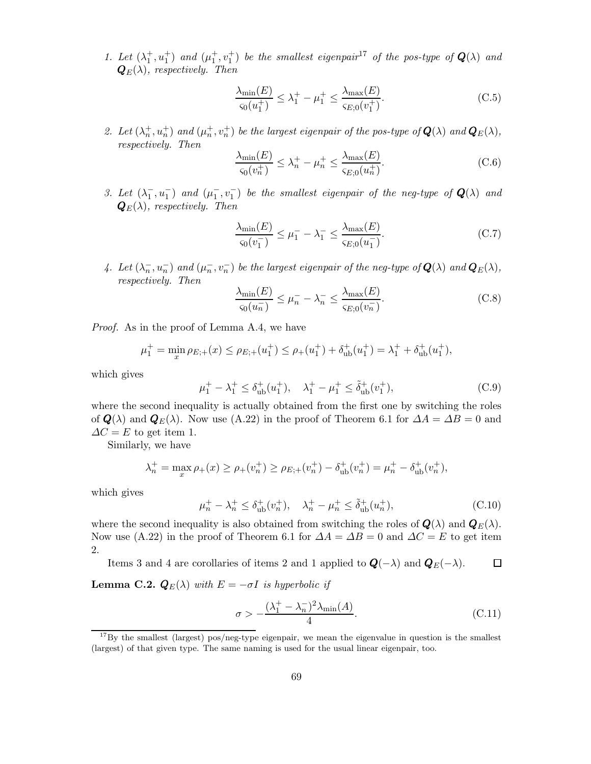1. Let $(\lambda_1^+, u_1^+)$ and $(\mu_1^+, v_1^+)$ be the smallest eigenpair[17] of the pos-type of $\boldsymbol{Q}(\lambda)$ and $\boldsymbol{Q}_E(\lambda)$, respectively. Then

$$\frac{\lambda_{\min}(E)}{\varsigma_0(u_1^+)} \le \lambda_1^+ - \mu_1^+ \le \frac{\lambda_{\max}(E)}{\varsigma_{E;0}(v_1^+)}. \tag{C.5}$$

2. Let $(\lambda_n^+, u_n^+)$ and $(\mu_n^+, v_n^+)$ be the largest eigenpair of the pos-type of $\boldsymbol{Q}(\lambda)$ and $\boldsymbol{Q}_E(\lambda)$, respectively. Then

$$\frac{\lambda_{\min}(E)}{\varsigma_0(v_n^+)} \le \lambda_n^+ - \mu_n^+ \le \frac{\lambda_{\max}(E)}{\varsigma_{E;0}(u_n^+)}. \tag{C.6}$$

3. Let $(\lambda_1^-, u_1^-)$ and $(\mu_1^-, v_1^-)$ be the smallest eigenpair of the neg-type of $\boldsymbol{Q}(\lambda)$ and $\boldsymbol{Q}_E(\lambda)$, respectively. Then

$$\frac{\lambda_{\min}(E)}{\varsigma_0(v_1^-)} \le \mu_1^- - \lambda_1^- \le \frac{\lambda_{\max}(E)}{\varsigma_{E;0}(u_1^-)}. \tag{C.7}$$

4. Let $(\lambda_n^-, u_n^-)$ and $(\mu_n^-, v_n^-)$ be the largest eigenpair of the neg-type of $\boldsymbol{Q}(\lambda)$ and $\boldsymbol{Q}_E(\lambda)$, respectively. Then

$$\frac{\lambda_{\min}(E)}{\varsigma_0(u_n^-)} \le \mu_n^- - \lambda_n^- \le \frac{\lambda_{\max}(E)}{\varsigma_{E;0}(v_n^-)}. \tag{C.8}$$

*Proof.* As in the proof of Lemma A.4, we have

$$\mu_1^+ = \min_x \rho_{E;+}(x) \le \rho_{E;+}(u_1^+) \le \rho_+(u_1^+) + \delta_{\rm ub}^+(u_1^+) = \lambda_1^+ + \delta_{\rm ub}^+(u_1^+),$$

which gives

$$\mu_1^+ - \lambda_1^+ \le \delta_{\rm ub}^+(u_1^+), \quad \lambda_1^+ - \mu_1^+ \le \tilde{\delta}_{\rm ub}^+(v_1^+), \tag{C.9}$$

where the second inequality is actually obtained from the first one by switching the roles of $\boldsymbol{Q}(\lambda)$ and $\boldsymbol{Q}_E(\lambda)$. Now use (A.22) in the proof of Theorem 6.1 for $\Delta A = \Delta B = 0$ and $\Delta C = E$ to get item 1.

Similarly, we have

$$\lambda_n^+ = \max_x \rho_+(x) \ge \rho_+(v_n^+) \ge \rho_{E;+}(v_n^+) - \delta_{\rm ub}^+(v_n^+) = \mu_n^+ - \delta_{\rm ub}^+(v_n^+),$$

which gives

$$\mu_n^+ - \lambda_n^+ \le \delta_{\rm ub}^+(v_n^+), \quad \lambda_n^+ - \mu_n^+ \le \tilde{\delta}_{\rm ub}^+(u_n^+), \tag{C.10}$$

where the second inequality is also obtained from switching the roles of $\boldsymbol{Q}(\lambda)$ and $\boldsymbol{Q}_E(\lambda)$. Now use (A.22) in the proof of Theorem 6.1 for $\Delta A = \Delta B = 0$ and $\Delta C = E$ to get item 2.

Items 3 and 4 are corollaries of items 2 and 1 applied to $\boldsymbol{Q}(-\lambda)$ and $\boldsymbol{Q}_E(-\lambda)$. ☐

**Lemma C.2.** *$\boldsymbol{Q}_E(\lambda)$ with $E = -\sigma I$ is hyperbolic if*

$$\sigma > -\frac{(\lambda_1^+ - \lambda_n^-)^2 \lambda_{\min}(A)}{4}. \tag{C.11}$$

[17] By the smallest (largest) pos/neg-type eigenpair, we mean the eigenvalue in question is the smallest (largest) of that given type. The same naming is used for the usual linear eigenpair, too.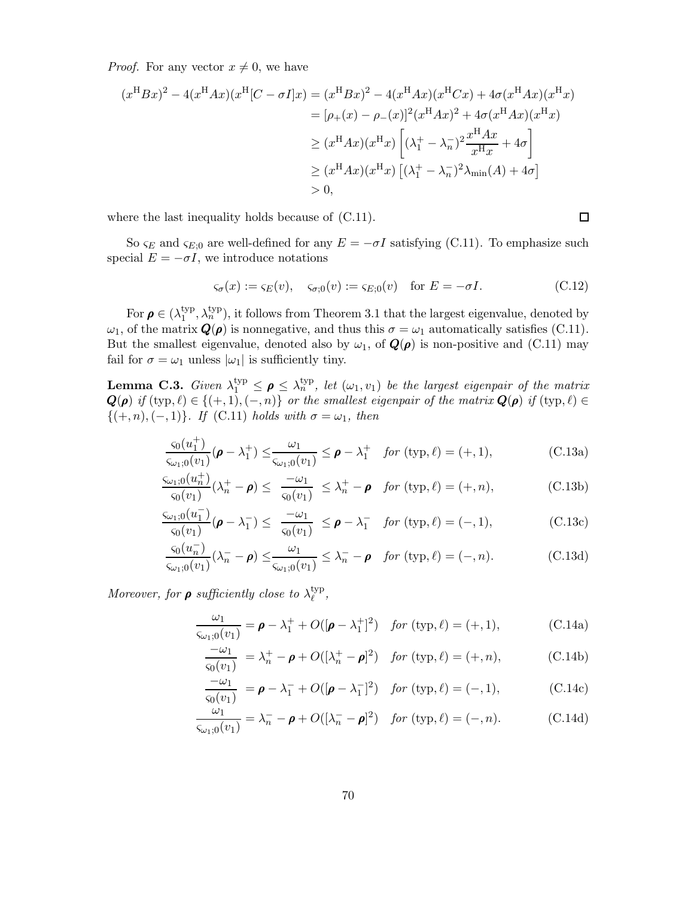*Proof.* For any vector $x \neq 0$, we have

$$
\begin{aligned}
(x^{\rm H}Bx)^2 - 4(x^{\rm H}Ax)(x^{\rm H}[C-\sigma I]x) &= (x^{\rm H}Bx)^2 - 4(x^{\rm H}Ax)(x^{\rm H}Cx) + 4\sigma(x^{\rm H}Ax)(x^{\rm H}x) \\
&= [\rho_+(x) - \rho_-(x)]^2 (x^{\rm H}Ax)^2 + 4\sigma(x^{\rm H}Ax)(x^{\rm H}x) \\
&\geq (x^{\rm H}Ax)(x^{\rm H}x)\left[(\lambda_1^+ - \lambda_n^-)^2 \frac{x^{\rm H}Ax}{x^{\rm H}x} + 4\sigma\right] \\
&\geq (x^{\rm H}Ax)(x^{\rm H}x)\left[(\lambda_1^+ - \lambda_n^-)^2 \lambda_{\min}(A) + 4\sigma\right] \\
&> 0,
\end{aligned}
$$

where the last inequality holds because of (C.11). $\square$

So $\varsigma_E$ and $\varsigma_{E;0}$ are well-defined for any $E = -\sigma I$ satisfying (C.11). To emphasize such special $E = -\sigma I$, we introduce notations

$$
\varsigma_\sigma(x) := \varsigma_E(v), \quad \varsigma_{\sigma;0}(v) := \varsigma_{E;0}(v) \quad \text{for } E = -\sigma I. \tag{C.12}
$$

For $\boldsymbol{\rho} \in (\lambda_1^{\rm typ}, \lambda_n^{\rm typ})$, it follows from Theorem 3.1 that the largest eigenvalue, denoted by $\omega_1$, of the matrix $\boldsymbol{Q}(\boldsymbol{\rho})$ is nonnegative, and thus this $\sigma = \omega_1$ automatically satisfies (C.11). But the smallest eigenvalue, denoted also by $\omega_1$, of $\boldsymbol{Q}(\boldsymbol{\rho})$ is non-positive and (C.11) may fail for $\sigma = \omega_1$ unless $|\omega_1|$ is sufficiently tiny.

**Lemma C.3.** *Given $\lambda_1^{\rm typ} \leq \boldsymbol{\rho} \leq \lambda_n^{\rm typ}$, let $(\omega_1, v_1)$ be the largest eigenpair of the matrix $\boldsymbol{Q}(\boldsymbol{\rho})$ if $({\rm typ}, \ell) \in \{(+,1), (-,n)\}$ or the smallest eigenpair of the matrix $\boldsymbol{Q}(\boldsymbol{\rho})$ if $({\rm typ}, \ell) \in \{(+,n), (-,1)\}$. If (C.11) holds with $\sigma = \omega_1$, then*

$$
\frac{\varsigma_0(u_1^+)}{\varsigma_{\omega_1;0}(v_1)}(\boldsymbol{\rho} - \lambda_1^+) \leq \frac{\omega_1}{\varsigma_{\omega_1;0}(v_1)} \leq \boldsymbol{\rho} - \lambda_1^+ \quad \textit{for } ({\rm typ}, \ell) = (+,1), \tag{C.13a}
$$

$$
\frac{\varsigma_{\omega_1;0}(u_n^+)}{\varsigma_0(v_1)}(\lambda_n^+ - \boldsymbol{\rho}) \leq \frac{-\omega_1}{\varsigma_0(v_1)} \leq \lambda_n^+ - \boldsymbol{\rho} \quad \textit{for } ({\rm typ}, \ell) = (+,n), \tag{C.13b}
$$

$$
\frac{\varsigma_{\omega_1;0}(u_1^-)}{\varsigma_0(v_1)}(\boldsymbol{\rho} - \lambda_1^-) \leq \frac{-\omega_1}{\varsigma_0(v_1)} \leq \boldsymbol{\rho} - \lambda_1^- \quad \textit{for } ({\rm typ}, \ell) = (-,1), \tag{C.13c}
$$

$$
\frac{\varsigma_0(u_n^-)}{\varsigma_{\omega_1;0}(v_1)}(\lambda_n^- - \boldsymbol{\rho}) \leq \frac{\omega_1}{\varsigma_{\omega_1;0}(v_1)} \leq \lambda_n^- - \boldsymbol{\rho} \quad \textit{for } ({\rm typ}, \ell) = (-,n). \tag{C.13d}
$$

*Moreover, for $\boldsymbol{\rho}$ sufficiently close to $\lambda_\ell^{\rm typ}$,*

$$
\frac{\omega_1}{\varsigma_{\omega_1;0}(v_1)} = \boldsymbol{\rho} - \lambda_1^+ + O([\boldsymbol{\rho} - \lambda_1^+]^2) \quad \textit{for } ({\rm typ}, \ell) = (+,1), \tag{C.14a}
$$

$$
\frac{-\omega_1}{\varsigma_0(v_1)} = \lambda_n^+ - \boldsymbol{\rho} + O([\lambda_n^+ - \boldsymbol{\rho}]^2) \quad \textit{for } ({\rm typ}, \ell) = (+,n), \tag{C.14b}
$$

$$
\frac{-\omega_1}{\varsigma_0(v_1)} = \boldsymbol{\rho} - \lambda_1^- + O([\boldsymbol{\rho} - \lambda_1^-]^2) \quad \textit{for } ({\rm typ}, \ell) = (-,1), \tag{C.14c}
$$

$$
\frac{\omega_1}{\varsigma_{\omega_1;0}(v_1)} = \lambda_n^- - \boldsymbol{\rho} + O([\lambda_n^- - \boldsymbol{\rho}]^2) \quad \textit{for } ({\rm typ}, \ell) = (-,n). \tag{C.14d}
$$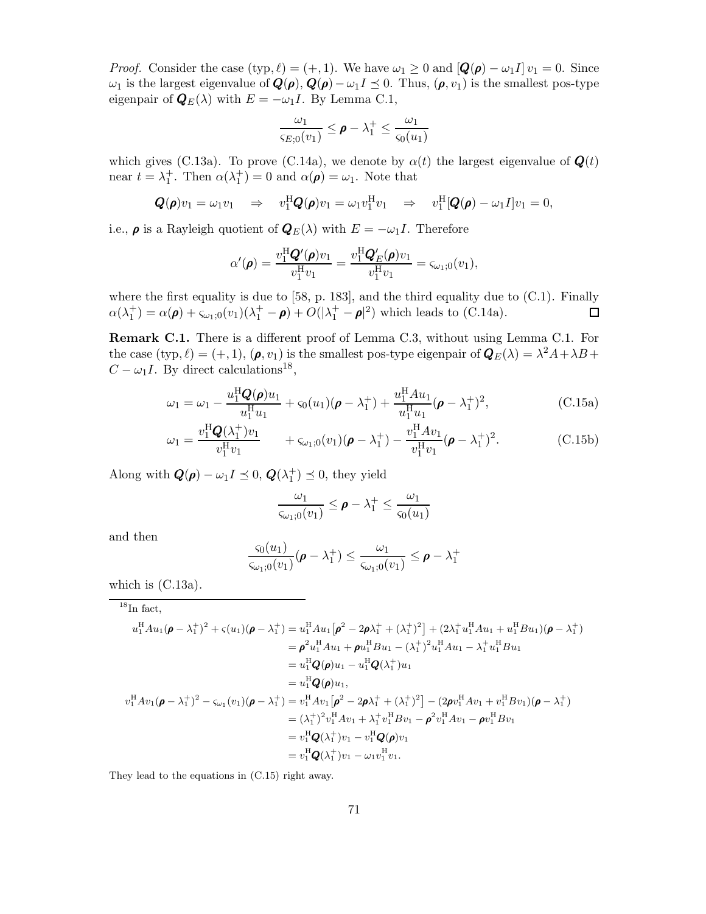*Proof.* Consider the case $(\text{typ}, \ell) = (+, 1)$. We have $\omega_1 \geq 0$ and $[\boldsymbol{Q}(\boldsymbol{\rho}) - \omega_1 I]\, v_1 = 0$. Since $\omega_1$ is the largest eigenvalue of $\boldsymbol{Q}(\boldsymbol{\rho})$, $\boldsymbol{Q}(\boldsymbol{\rho}) - \omega_1 I \preceq 0$. Thus, $(\boldsymbol{\rho}, v_1)$ is the smallest pos-type eigenpair of $\boldsymbol{Q}_E(\lambda)$ with $E = -\omega_1 I$. By Lemma C.1,

$$\frac{\omega_1}{\varsigma_{E;0}(v_1)} \leq \boldsymbol{\rho} - \lambda_1^+ \leq \frac{\omega_1}{\varsigma_0(u_1)}$$

which gives (C.13a). To prove (C.14a), we denote by $\alpha(t)$ the largest eigenvalue of $\boldsymbol{Q}(t)$ near $t = \lambda_1^+$. Then $\alpha(\lambda_1^+) = 0$ and $\alpha(\boldsymbol{\rho}) = \omega_1$. Note that

$$\boldsymbol{Q}(\boldsymbol{\rho}) v_1 = \omega_1 v_1 \quad \Rightarrow \quad v_1^{\rm H} \boldsymbol{Q}(\boldsymbol{\rho}) v_1 = \omega_1 v_1^{\rm H} v_1 \quad \Rightarrow \quad v_1^{\rm H}[\boldsymbol{Q}(\boldsymbol{\rho}) - \omega_1 I] v_1 = 0,$$

i.e., $\boldsymbol{\rho}$ is a Rayleigh quotient of $\boldsymbol{Q}_E(\lambda)$ with $E = -\omega_1 I$. Therefore

$$\alpha'(\boldsymbol{\rho}) = \frac{v_1^{\rm H} \boldsymbol{Q}'(\boldsymbol{\rho}) v_1}{v_1^{\rm H} v_1} = \frac{v_1^{\rm H} \boldsymbol{Q}_E'(\boldsymbol{\rho}) v_1}{v_1^{\rm H} v_1} = \varsigma_{\omega_1;0}(v_1),$$

where the first equality is due to [58, p. 183], and the third equality due to (C.1). Finally $\alpha(\lambda_1^+) = \alpha(\boldsymbol{\rho}) + \varsigma_{\omega_1;0}(v_1)(\lambda_1^+ - \boldsymbol{\rho}) + O(|\lambda_1^+ - \boldsymbol{\rho}|^2)$ which leads to (C.14a). $\square$

**Remark C.1.** There is a different proof of Lemma C.3, without using Lemma C.1. For the case $(\text{typ}, \ell) = (+, 1)$, $(\boldsymbol{\rho}, v_1)$ is the smallest pos-type eigenpair of $\boldsymbol{Q}_E(\lambda) = \lambda^2 A + \lambda B + C - \omega_1 I$. By direct calculations[18],

$$\omega_1 = \omega_1 - \frac{u_1^{\rm H} \boldsymbol{Q}(\boldsymbol{\rho}) u_1}{u_1^{\rm H} u_1} + \varsigma_0(u_1)(\boldsymbol{\rho} - \lambda_1^+) + \frac{u_1^{\rm H} A u_1}{u_1^{\rm H} u_1}(\boldsymbol{\rho} - \lambda_1^+)^2, \tag{C.15a}$$

$$\omega_1 = \frac{v_1^{\rm H} \boldsymbol{Q}(\lambda_1^+) v_1}{v_1^{\rm H} v_1} \qquad + \varsigma_{\omega_1;0}(v_1)(\boldsymbol{\rho} - \lambda_1^+) - \frac{v_1^{\rm H} A v_1}{v_1^{\rm H} v_1}(\boldsymbol{\rho} - \lambda_1^+)^2. \tag{C.15b}$$

Along with $\boldsymbol{Q}(\boldsymbol{\rho}) - \omega_1 I \preceq 0$, $\boldsymbol{Q}(\lambda_1^+) \preceq 0$, they yield

$$\frac{\omega_1}{\varsigma_{\omega_1;0}(v_1)} \leq \boldsymbol{\rho} - \lambda_1^+ \leq \frac{\omega_1}{\varsigma_0(u_1)}$$

and then

$$\frac{\varsigma_0(u_1)}{\varsigma_{\omega_1;0}(v_1)}(\boldsymbol{\rho} - \lambda_1^+) \leq \frac{\omega_1}{\varsigma_{\omega_1;0}(v_1)} \leq \boldsymbol{\rho} - \lambda_1^+$$

which is (C.13a).

---

[18] In fact,

$$\begin{aligned}
u_1^{\rm H} A u_1 (\boldsymbol{\rho} - \lambda_1^+)^2 + \varsigma(u_1)(\boldsymbol{\rho} - \lambda_1^+) &= u_1^{\rm H} A u_1 \big[\boldsymbol{\rho}^2 - 2\boldsymbol{\rho}\lambda_1^+ + (\lambda_1^+)^2\big] + (2\lambda_1^+ u_1^{\rm H} A u_1 + u_1^{\rm H} B u_1)(\boldsymbol{\rho} - \lambda_1^+) \\
&= \boldsymbol{\rho}^2 u_1^{\rm H} A u_1 + \boldsymbol{\rho} u_1^{\rm H} B u_1 - (\lambda_1^+)^2 u_1^{\rm H} A u_1 - \lambda_1^+ u_1^{\rm H} B u_1 \\
&= u_1^{\rm H} \boldsymbol{Q}(\boldsymbol{\rho}) u_1 - u_1^{\rm H} \boldsymbol{Q}(\lambda_1^+) u_1 \\
&= u_1^{\rm H} \boldsymbol{Q}(\boldsymbol{\rho}) u_1, \\
v_1^{\rm H} A v_1 (\boldsymbol{\rho} - \lambda_1^+)^2 - \varsigma_{\omega_1}(v_1)(\boldsymbol{\rho} - \lambda_1^+) &= v_1^{\rm H} A v_1 \big[\boldsymbol{\rho}^2 - 2\boldsymbol{\rho}\lambda_1^+ + (\lambda_1^+)^2\big] - (2\boldsymbol{\rho} v_1^{\rm H} A v_1 + v_1^{\rm H} B v_1)(\boldsymbol{\rho} - \lambda_1^+) \\
&= (\lambda_1^+)^2 v_1^{\rm H} A v_1 + \lambda_1^+ v_1^{\rm H} B v_1 - \boldsymbol{\rho}^2 v_1^{\rm H} A v_1 - \boldsymbol{\rho} v_1^{\rm H} B v_1 \\
&= v_1^{\rm H} \boldsymbol{Q}(\lambda_1^+) v_1 - v_1^{\rm H} \boldsymbol{Q}(\boldsymbol{\rho}) v_1 \\
&= v_1^{\rm H} \boldsymbol{Q}(\lambda_1^+) v_1 - \omega_1 v_1^{\rm H} v_1.
\end{aligned}$$

They lead to the equations in (C.15) right away.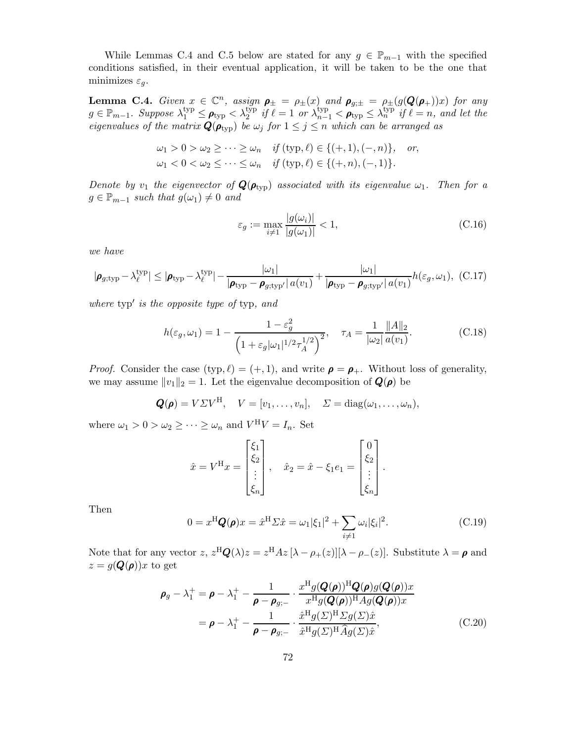While Lemmas C.4 and C.5 below are stated for any $g \in \mathbb{P}_{m-1}$ with the specified conditions satisfied, in their eventual application, it will be taken to be the one that minimizes $\varepsilon_g$.

**Lemma C.4.** *Given $x \in \mathbb{C}^n$, assign $\boldsymbol{\rho}_\pm = \rho_\pm(x)$ and $\boldsymbol{\rho}_{g;\pm} = \rho_\pm(g(\boldsymbol{Q}(\boldsymbol{\rho}_+))x)$ for any $g \in \mathbb{P}_{m-1}$. Suppose $\lambda_1^{\rm typ} \le \boldsymbol{\rho}_{\rm typ} < \lambda_2^{\rm typ}$ if $\ell = 1$ or $\lambda_{n-1}^{\rm typ} < \boldsymbol{\rho}_{\rm typ} \le \lambda_n^{\rm typ}$ if $\ell = n$, and let the eigenvalues of the matrix $\boldsymbol{Q}(\boldsymbol{\rho}_{\rm typ})$ be $\omega_j$ for $1 \le j \le n$ which can be arranged as*

$$
\begin{aligned}
&\omega_1 > 0 > \omega_2 \ge \cdots \ge \omega_n \quad \text{if } ({\rm typ}, \ell) \in \{(+,1), (-,n)\}, \quad \text{or,}\\
&\omega_1 < 0 < \omega_2 \le \cdots \le \omega_n \quad \text{if } ({\rm typ}, \ell) \in \{(+,n), (-,1)\}.
\end{aligned}
$$

*Denote by $v_1$ the eigenvector of $\boldsymbol{Q}(\boldsymbol{\rho}_{\rm typ})$ associated with its eigenvalue $\omega_1$. Then for a $g \in \mathbb{P}_{m-1}$ such that $g(\omega_1) \ne 0$ and*

$$
\varepsilon_g := \max_{i \ne 1} \frac{|g(\omega_i)|}{|g(\omega_1)|} < 1, \tag{C.16}
$$

*we have*

$$
|\boldsymbol{\rho}_{g;{\rm typ}} - \lambda_\ell^{\rm typ}| \le |\boldsymbol{\rho}_{\rm typ} - \lambda_\ell^{\rm typ}| - \frac{|\omega_1|}{|\boldsymbol{\rho}_{\rm typ} - \boldsymbol{\rho}_{g;{\rm typ}'}|\, a(v_1)} + \frac{|\omega_1|}{|\boldsymbol{\rho}_{\rm typ} - \boldsymbol{\rho}_{g;{\rm typ}'}|\, a(v_1)} h(\varepsilon_g, \omega_1), \tag{C.17}
$$

*where ${\rm typ}'$ is the opposite type of ${\rm typ}$, and*

$$
h(\varepsilon_g, \omega_1) = 1 - \frac{1 - \varepsilon_g^2}{\left(1 + \varepsilon_g |\omega_1|^{1/2} \tau_A^{1/2}\right)^2}, \quad \tau_A = \frac{1}{|\omega_2|} \frac{\|A\|_2}{a(v_1)}. \tag{C.18}
$$

*Proof.* Consider the case $({\rm typ}, \ell) = (+,1)$, and write $\boldsymbol{\rho} = \boldsymbol{\rho}_+$. Without loss of generality, we may assume $\|v_1\|_2 = 1$. Let the eigenvalue decomposition of $\boldsymbol{Q}(\boldsymbol{\rho})$ be

$$
\boldsymbol{Q}(\boldsymbol{\rho}) = V \Sigma V^{\rm H}, \quad V = [v_1, \ldots, v_n], \quad \Sigma = \operatorname{diag}(\omega_1, \ldots, \omega_n),
$$

where $\omega_1 > 0 > \omega_2 \ge \cdots \ge \omega_n$ and $V^{\rm H} V = I_n$. Set

$$
\hat{x} = V^{\rm H} x = \begin{bmatrix} \xi_1 \\ \xi_2 \\ \vdots \\ \xi_n \end{bmatrix}, \quad \hat{x}_2 = \hat{x} - \xi_1 e_1 = \begin{bmatrix} 0 \\ \xi_2 \\ \vdots \\ \xi_n \end{bmatrix}.
$$

Then

$$
0 = x^{\rm H} \boldsymbol{Q}(\boldsymbol{\rho}) x = \hat{x}^{\rm H} \Sigma \hat{x} = \omega_1 |\xi_1|^2 + \sum_{i \ne 1} \omega_i |\xi_i|^2. \tag{C.19}
$$

Note that for any vector $z$, $z^{\rm H} \boldsymbol{Q}(\lambda) z = z^{\rm H} A z\, [\lambda - \rho_+(z)][\lambda - \rho_-(z)]$. Substitute $\lambda = \boldsymbol{\rho}$ and $z = g(\boldsymbol{Q}(\boldsymbol{\rho}))x$ to get

$$
\begin{aligned}
\boldsymbol{\rho}_g - \lambda_1^+ &= \boldsymbol{\rho} - \lambda_1^+ - \frac{1}{\boldsymbol{\rho} - \boldsymbol{\rho}_{g;-}} \cdot \frac{x^{\rm H} g(\boldsymbol{Q}(\boldsymbol{\rho}))^{\rm H} \boldsymbol{Q}(\boldsymbol{\rho}) g(\boldsymbol{Q}(\boldsymbol{\rho})) x}{x^{\rm H} g(\boldsymbol{Q}(\boldsymbol{\rho}))^{\rm H} A g(\boldsymbol{Q}(\boldsymbol{\rho})) x}\\
&= \boldsymbol{\rho} - \lambda_1^+ - \frac{1}{\boldsymbol{\rho} - \boldsymbol{\rho}_{g;-}} \cdot \frac{\hat{x}^{\rm H} g(\Sigma)^{\rm H} \Sigma g(\Sigma) \hat{x}}{\hat{x}^{\rm H} g(\Sigma)^{\rm H} \widehat{A} g(\Sigma) \hat{x}},
\end{aligned} \tag{C.20}
$$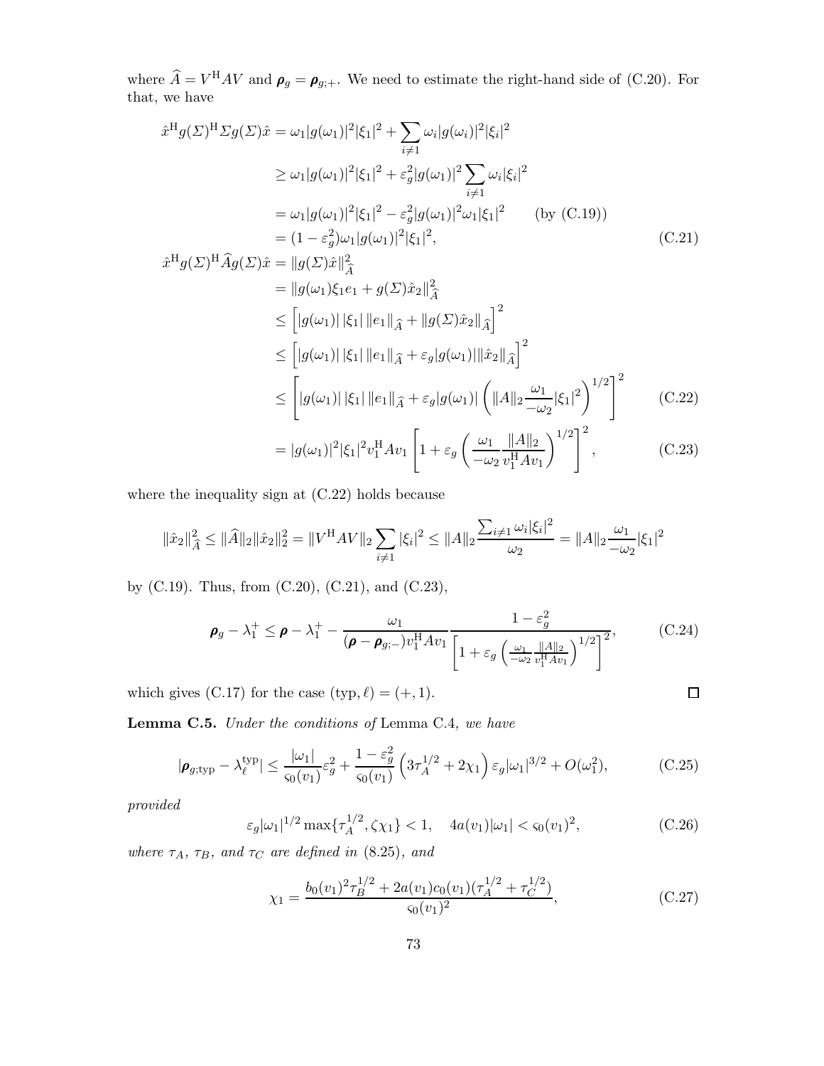where $\widehat{A} = V^{\rm H}AV$ and $\boldsymbol{\rho}_g = \boldsymbol{\rho}_{g;+}$. We need to estimate the right-hand side of (C.20). For that, we have

$$
\begin{aligned}
\hat{x}^{\rm H}g(\varSigma)^{\rm H}\varSigma g(\varSigma)\hat{x} &= \omega_1|g(\omega_1)|^2|\xi_1|^2 + \sum_{i\neq 1}\omega_i|g(\omega_i)|^2|\xi_i|^2 \\
&\geq \omega_1|g(\omega_1)|^2|\xi_1|^2 + \varepsilon_g^2|g(\omega_1)|^2\sum_{i\neq 1}\omega_i|\xi_i|^2 \\
&= \omega_1|g(\omega_1)|^2|\xi_1|^2 - \varepsilon_g^2|g(\omega_1)|^2\omega_1|\xi_1|^2 \qquad \text{(by (C.19))} \\
&= (1-\varepsilon_g^2)\omega_1|g(\omega_1)|^2|\xi_1|^2, \qquad\qquad\qquad\qquad\qquad\qquad\qquad\qquad\qquad \text{(C.21)}\\
\hat{x}^{\rm H}g(\varSigma)^{\rm H}\widehat{A}g(\varSigma)\hat{x} &= \|g(\varSigma)\hat{x}\|_{\widehat{A}}^2 \\
&= \|g(\omega_1)\xi_1 e_1 + g(\varSigma)\hat{x}_2\|_{\widehat{A}}^2 \\
&\leq \Big[|g(\omega_1)|\,|\xi_1|\,\|e_1\|_{\widehat{A}} + \|g(\varSigma)\hat{x}_2\|_{\widehat{A}}\Big]^2 \\
&\leq \Big[|g(\omega_1)|\,|\xi_1|\,\|e_1\|_{\widehat{A}} + \varepsilon_g|g(\omega_1)|\|\hat{x}_2\|_{\widehat{A}}\Big]^2 \\
&\leq \left[|g(\omega_1)|\,|\xi_1|\,\|e_1\|_{\widehat{A}} + \varepsilon_g|g(\omega_1)|\left(\|A\|_2\frac{\omega_1}{-\omega_2}|\xi_1|^2\right)^{1/2}\right]^2 \qquad \text{(C.22)}\\
&= |g(\omega_1)|^2|\xi_1|^2 v_1^{\rm H}Av_1\left[1+\varepsilon_g\left(\frac{\omega_1}{-\omega_2}\frac{\|A\|_2}{v_1^{\rm H}Av_1}\right)^{1/2}\right]^2, \qquad \text{(C.23)}
\end{aligned}
$$

where the inequality sign at (C.22) holds because

$$
\|\hat{x}_2\|_{\widehat{A}}^2 \leq \|\widehat{A}\|_2\|\hat{x}_2\|_2^2 = \|V^{\rm H}AV\|_2\sum_{i\neq 1}|\xi_i|^2 \leq \|A\|_2\frac{\sum_{i\neq 1}\omega_i|\xi_i|^2}{\omega_2} = \|A\|_2\frac{\omega_1}{-\omega_2}|\xi_1|^2
$$

by (C.19). Thus, from (C.20), (C.21), and (C.23),

$$
\boldsymbol{\rho}_g - \lambda_1^+ \leq \boldsymbol{\rho} - \lambda_1^+ - \frac{\omega_1}{(\boldsymbol{\rho}-\boldsymbol{\rho}_{g;-})v_1^{\rm H}Av_1}\frac{1-\varepsilon_g^2}{\left[1+\varepsilon_g\left(\frac{\omega_1}{-\omega_2}\frac{\|A\|_2}{v_1^{\rm H}Av_1}\right)^{1/2}\right]^2}, \tag{C.24}
$$

which gives (C.17) for the case $(\text{typ},\ell)=(+,1)$. □

**Lemma C.5.** *Under the conditions of* Lemma C.4*, we have*

$$
|\boldsymbol{\rho}_{g;\text{typ}} - \lambda_\ell^{\text{typ}}| \leq \frac{|\omega_1|}{\varsigma_0(v_1)}\varepsilon_g^2 + \frac{1-\varepsilon_g^2}{\varsigma_0(v_1)}\left(3\tau_A^{1/2}+2\chi_1\right)\varepsilon_g|\omega_1|^{3/2} + O(\omega_1^2), \tag{C.25}
$$

*provided*

$$
\varepsilon_g|\omega_1|^{1/2}\max\{\tau_A^{1/2},\zeta\chi_1\} < 1, \quad 4a(v_1)|\omega_1| < \varsigma_0(v_1)^2, \tag{C.26}
$$

*where $\tau_A$, $\tau_B$, and $\tau_C$ are defined in* (8.25)*, and*

$$
\chi_1 = \frac{b_0(v_1)^2\tau_B^{1/2} + 2a(v_1)c_0(v_1)(\tau_A^{1/2}+\tau_C^{1/2})}{\varsigma_0(v_1)^2}, \tag{C.27}
$$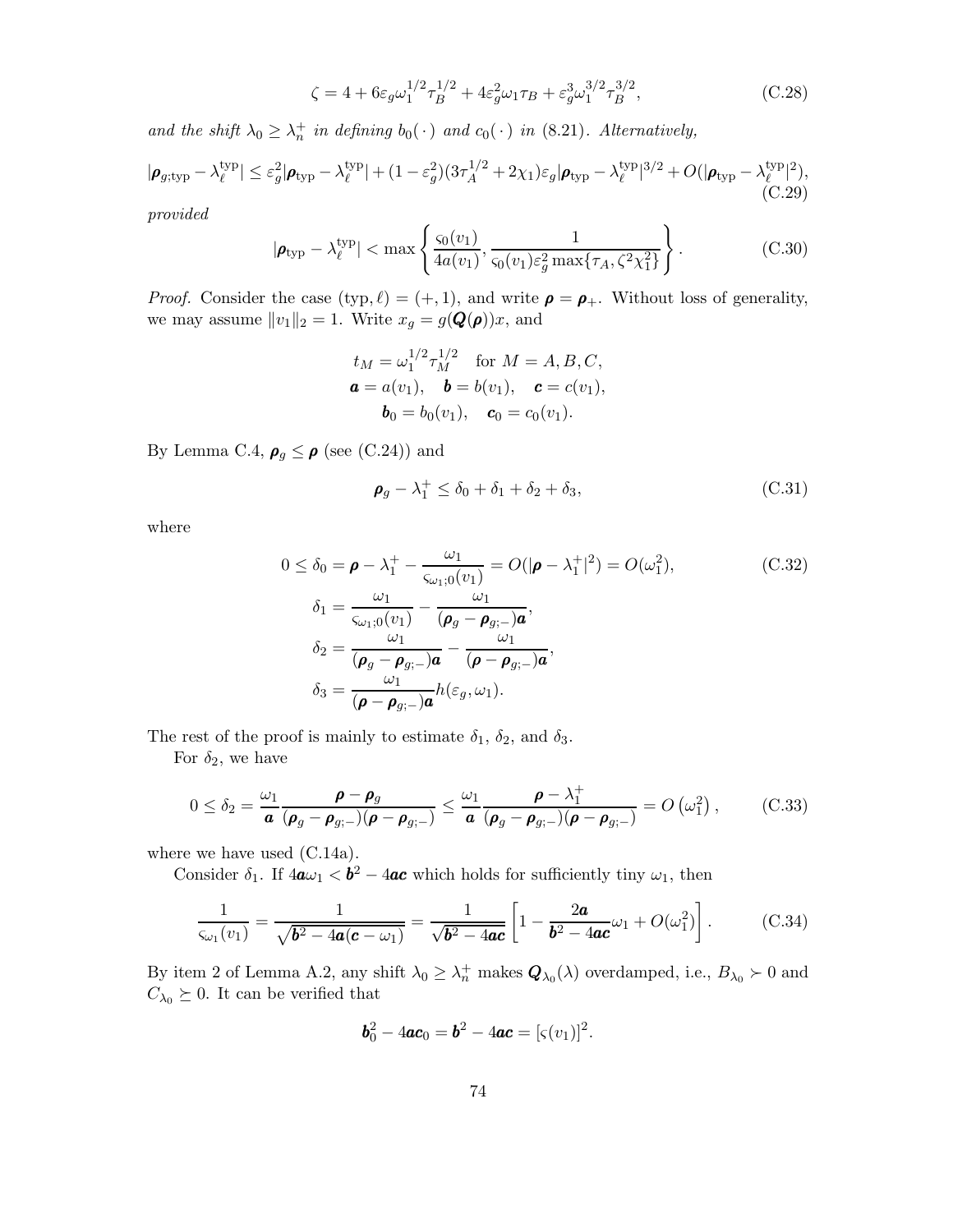$$\zeta = 4 + 6\varepsilon_g \omega_1^{1/2} \tau_B^{1/2} + 4\varepsilon_g^2 \omega_1 \tau_B + \varepsilon_g^3 \omega_1^{3/2} \tau_B^{3/2}, \tag{C.28}$$

*and the shift* $\lambda_0 \geq \lambda_n^+$ *in defining* $b_0(\,\cdot\,)$ *and* $c_0(\,\cdot\,)$ *in* (8.21)*. Alternatively,*

$$|\boldsymbol{\rho}_{g;\mathrm{typ}} - \lambda_\ell^{\mathrm{typ}}| \leq \varepsilon_g^2 |\boldsymbol{\rho}_{\mathrm{typ}} - \lambda_\ell^{\mathrm{typ}}| + (1-\varepsilon_g^2)(3\tau_A^{1/2} + 2\chi_1)\varepsilon_g |\boldsymbol{\rho}_{\mathrm{typ}} - \lambda_\ell^{\mathrm{typ}}|^{3/2} + O(|\boldsymbol{\rho}_{\mathrm{typ}} - \lambda_\ell^{\mathrm{typ}}|^2), \tag{C.29}$$

*provided*

$$|\boldsymbol{\rho}_{\mathrm{typ}} - \lambda_\ell^{\mathrm{typ}}| < \max\left\{ \frac{\varsigma_0(v_1)}{4a(v_1)}, \frac{1}{\varsigma_0(v_1)\varepsilon_g^2 \max\{\tau_A, \zeta^2\chi_1^2\}} \right\}. \tag{C.30}$$

*Proof.* Consider the case $(\mathrm{typ}, \ell) = (+, 1)$, and write $\boldsymbol{\rho} = \boldsymbol{\rho}_+$. Without loss of generality, we may assume $\|v_1\|_2 = 1$. Write $x_g = g(\boldsymbol{Q}(\boldsymbol{\rho}))x$, and

$$\begin{gathered} t_M = \omega_1^{1/2}\tau_M^{1/2} \quad \text{for } M = A, B, C, \\ \boldsymbol{a} = a(v_1), \quad \boldsymbol{b} = b(v_1), \quad \boldsymbol{c} = c(v_1), \\ \boldsymbol{b}_0 = b_0(v_1), \quad \boldsymbol{c}_0 = c_0(v_1). \end{gathered}$$

By Lemma C.4, $\boldsymbol{\rho}_g \leq \boldsymbol{\rho}$ (see (C.24)) and

$$\boldsymbol{\rho}_g - \lambda_1^+ \leq \delta_0 + \delta_1 + \delta_2 + \delta_3, \tag{C.31}$$

where

$$\begin{aligned} 0 \leq \delta_0 &= \boldsymbol{\rho} - \lambda_1^+ - \frac{\omega_1}{\varsigma_{\omega_1;0}(v_1)} = O(|\boldsymbol{\rho} - \lambda_1^+|^2) = O(\omega_1^2), \qquad \text{(C.32)} \\ \delta_1 &= \frac{\omega_1}{\varsigma_{\omega_1;0}(v_1)} - \frac{\omega_1}{(\boldsymbol{\rho}_g - \boldsymbol{\rho}_{g;-})\boldsymbol{a}}, \\ \delta_2 &= \frac{\omega_1}{(\boldsymbol{\rho}_g - \boldsymbol{\rho}_{g;-})\boldsymbol{a}} - \frac{\omega_1}{(\boldsymbol{\rho} - \boldsymbol{\rho}_{g;-})\boldsymbol{a}}, \\ \delta_3 &= \frac{\omega_1}{(\boldsymbol{\rho} - \boldsymbol{\rho}_{g;-})\boldsymbol{a}} h(\varepsilon_g, \omega_1). \end{aligned}$$

The rest of the proof is mainly to estimate $\delta_1$, $\delta_2$, and $\delta_3$.

For $\delta_2$, we have

$$0 \leq \delta_2 = \frac{\omega_1}{\boldsymbol{a}} \frac{\boldsymbol{\rho} - \boldsymbol{\rho}_g}{(\boldsymbol{\rho}_g - \boldsymbol{\rho}_{g;-})(\boldsymbol{\rho} - \boldsymbol{\rho}_{g;-})} \leq \frac{\omega_1}{\boldsymbol{a}} \frac{\boldsymbol{\rho} - \lambda_1^+}{(\boldsymbol{\rho}_g - \boldsymbol{\rho}_{g;-})(\boldsymbol{\rho} - \boldsymbol{\rho}_{g;-})} = O\left(\omega_1^2\right), \tag{C.33}$$

where we have used (C.14a).

Consider $\delta_1$. If $4\boldsymbol{a}\omega_1 < \boldsymbol{b}^2 - 4\boldsymbol{a}\boldsymbol{c}$ which holds for sufficiently tiny $\omega_1$, then

$$\frac{1}{\varsigma_{\omega_1}(v_1)} = \frac{1}{\sqrt{\boldsymbol{b}^2 - 4\boldsymbol{a}(\boldsymbol{c} - \omega_1)}} = \frac{1}{\sqrt{\boldsymbol{b}^2 - 4\boldsymbol{a}\boldsymbol{c}}}\left[1 - \frac{2\boldsymbol{a}}{\boldsymbol{b}^2 - 4\boldsymbol{a}\boldsymbol{c}}\omega_1 + O(\omega_1^2)\right]. \tag{C.34}$$

By item 2 of Lemma A.2, any shift $\lambda_0 \geq \lambda_n^+$ makes $\boldsymbol{Q}_{\lambda_0}(\lambda)$ overdamped, i.e., $B_{\lambda_0} \succ 0$ and $C_{\lambda_0} \succeq 0$. It can be verified that

$$\boldsymbol{b}_0^2 - 4\boldsymbol{a}\boldsymbol{c}_0 = \boldsymbol{b}^2 - 4\boldsymbol{a}\boldsymbol{c} = [\varsigma(v_1)]^2.$$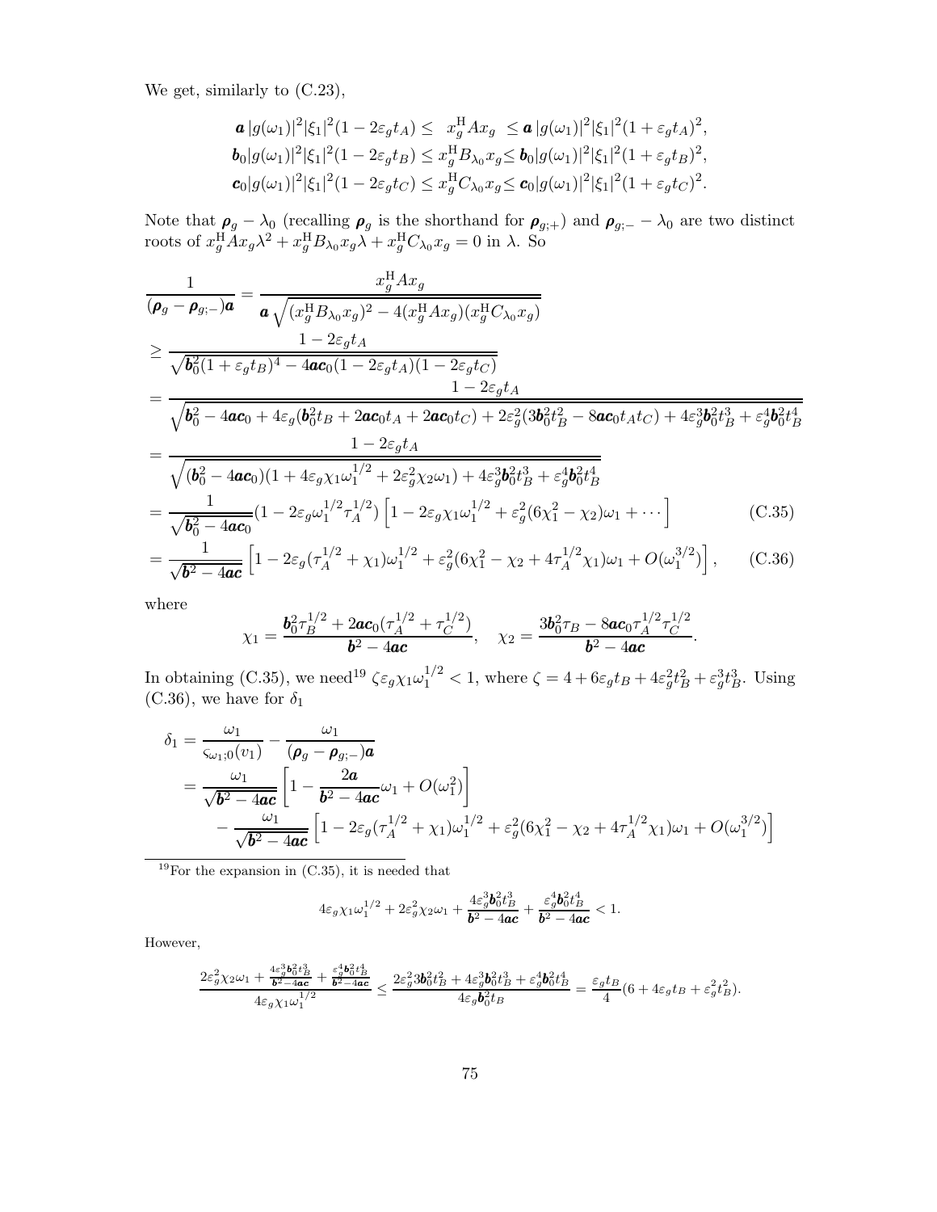We get, similarly to (C.23),

$$
\begin{aligned}
\boldsymbol{a}\,|g(\omega_1)|^2|\xi_1|^2(1-2\varepsilon_g t_A) \le\ \ & x_g^{\mathrm{H}}Ax_g\ \ \le \boldsymbol{a}\,|g(\omega_1)|^2|\xi_1|^2(1+\varepsilon_g t_A)^2,\\
\boldsymbol{b}_0|g(\omega_1)|^2|\xi_1|^2(1-2\varepsilon_g t_B) \le\ & x_g^{\mathrm{H}}B_{\lambda_0}x_g \le \boldsymbol{b}_0|g(\omega_1)|^2|\xi_1|^2(1+\varepsilon_g t_B)^2,\\
\boldsymbol{c}_0|g(\omega_1)|^2|\xi_1|^2(1-2\varepsilon_g t_C) \le\ & x_g^{\mathrm{H}}C_{\lambda_0}x_g \le \boldsymbol{c}_0|g(\omega_1)|^2|\xi_1|^2(1+\varepsilon_g t_C)^2.
\end{aligned}
$$

Note that $\boldsymbol{\rho}_g-\lambda_0$ (recalling $\boldsymbol{\rho}_g$ is the shorthand for $\boldsymbol{\rho}_{g;+}$) and $\boldsymbol{\rho}_{g;-}-\lambda_0$ are two distinct roots of $x_g^{\mathrm{H}}Ax_g\lambda^2+x_g^{\mathrm{H}}B_{\lambda_0}x_g\lambda+x_g^{\mathrm{H}}C_{\lambda_0}x_g=0$ in $\lambda$. So

$$
\begin{aligned}
\frac{1}{(\boldsymbol{\rho}_g-\boldsymbol{\rho}_{g;-})\boldsymbol{a}} &= \frac{x_g^{\mathrm{H}}Ax_g}{\boldsymbol{a}\sqrt{(x_g^{\mathrm{H}}B_{\lambda_0}x_g)^2-4(x_g^{\mathrm{H}}Ax_g)(x_g^{\mathrm{H}}C_{\lambda_0}x_g)}}\\
&\ge \frac{1-2\varepsilon_g t_A}{\sqrt{\boldsymbol{b}_0^2(1+\varepsilon_g t_B)^4-4\boldsymbol{a}\boldsymbol{c}_0(1-2\varepsilon_g t_A)(1-2\varepsilon_g t_C)}}\\
&= \frac{1-2\varepsilon_g t_A}{\sqrt{\boldsymbol{b}_0^2-4\boldsymbol{a}\boldsymbol{c}_0+4\varepsilon_g(\boldsymbol{b}_0^2t_B+2\boldsymbol{a}\boldsymbol{c}_0t_A+2\boldsymbol{a}\boldsymbol{c}_0t_C)+2\varepsilon_g^2(3\boldsymbol{b}_0^2t_B^2-8\boldsymbol{a}\boldsymbol{c}_0t_At_C)+4\varepsilon_g^3\boldsymbol{b}_0^2t_B^3+\varepsilon_g^4\boldsymbol{b}_0^2t_B^4}}\\
&= \frac{1-2\varepsilon_g t_A}{\sqrt{(\boldsymbol{b}_0^2-4\boldsymbol{a}\boldsymbol{c}_0)(1+4\varepsilon_g\chi_1\omega_1^{1/2}+2\varepsilon_g^2\chi_2\omega_1)+4\varepsilon_g^3\boldsymbol{b}_0^2t_B^3+\varepsilon_g^4\boldsymbol{b}_0^2t_B^4}}\\
&= \frac{1}{\sqrt{\boldsymbol{b}_0^2-4\boldsymbol{a}\boldsymbol{c}_0}}(1-2\varepsilon_g\omega_1^{1/2}\tau_A^{1/2})\left[1-2\varepsilon_g\chi_1\omega_1^{1/2}+\varepsilon_g^2(6\chi_1^2-\chi_2)\omega_1+\cdots\right] \qquad \text{(C.35)}\\
&= \frac{1}{\sqrt{\boldsymbol{b}^2-4\boldsymbol{a}\boldsymbol{c}}}\left[1-2\varepsilon_g(\tau_A^{1/2}+\chi_1)\omega_1^{1/2}+\varepsilon_g^2(6\chi_1^2-\chi_2+4\tau_A^{1/2}\chi_1)\omega_1+O(\omega_1^{3/2})\right], \qquad \text{(C.36)}
\end{aligned}
$$

where

$$
\chi_1=\frac{\boldsymbol{b}_0^2\tau_B^{1/2}+2\boldsymbol{a}\boldsymbol{c}_0(\tau_A^{1/2}+\tau_C^{1/2})}{\boldsymbol{b}^2-4\boldsymbol{a}\boldsymbol{c}},\quad \chi_2=\frac{3\boldsymbol{b}_0^2\tau_B-8\boldsymbol{a}\boldsymbol{c}_0\tau_A^{1/2}\tau_C^{1/2}}{\boldsymbol{b}^2-4\boldsymbol{a}\boldsymbol{c}}.
$$

In obtaining (C.35), we need[19] $\zeta\varepsilon_g\chi_1\omega_1^{1/2}<1$, where $\zeta=4+6\varepsilon_g t_B+4\varepsilon_g^2t_B^2+\varepsilon_g^3t_B^3$. Using (C.36), we have for $\delta_1$

$$
\begin{aligned}
\delta_1 &= \frac{\omega_1}{\varsigma_{\omega_1;0}(v_1)}-\frac{\omega_1}{(\boldsymbol{\rho}_g-\boldsymbol{\rho}_{g;-})\boldsymbol{a}}\\
&= \frac{\omega_1}{\sqrt{\boldsymbol{b}^2-4\boldsymbol{a}\boldsymbol{c}}}\left[1-\frac{2\boldsymbol{a}}{\boldsymbol{b}^2-4\boldsymbol{a}\boldsymbol{c}}\omega_1+O(\omega_1^2)\right]\\
&\quad -\frac{\omega_1}{\sqrt{\boldsymbol{b}^2-4\boldsymbol{a}\boldsymbol{c}}}\left[1-2\varepsilon_g(\tau_A^{1/2}+\chi_1)\omega_1^{1/2}+\varepsilon_g^2(6\chi_1^2-\chi_2+4\tau_A^{1/2}\chi_1)\omega_1+O(\omega_1^{3/2})\right]
\end{aligned}
$$

---

[19] For the expansion in (C.35), it is needed that

$$
4\varepsilon_g\chi_1\omega_1^{1/2}+2\varepsilon_g^2\chi_2\omega_1+\frac{4\varepsilon_g^3\boldsymbol{b}_0^2t_B^3}{\boldsymbol{b}^2-4\boldsymbol{a}\boldsymbol{c}}+\frac{\varepsilon_g^4\boldsymbol{b}_0^2t_B^4}{\boldsymbol{b}^2-4\boldsymbol{a}\boldsymbol{c}}<1.
$$

However,

$$
\frac{2\varepsilon_g^2\chi_2\omega_1+\frac{4\varepsilon_g^3\boldsymbol{b}_0^2t_B^3}{\boldsymbol{b}^2-4\boldsymbol{a}\boldsymbol{c}}+\frac{\varepsilon_g^4\boldsymbol{b}_0^2t_B^4}{\boldsymbol{b}^2-4\boldsymbol{a}\boldsymbol{c}}}{4\varepsilon_g\chi_1\omega_1^{1/2}}\le\frac{2\varepsilon_g^23\boldsymbol{b}_0^2t_B^2+4\varepsilon_g^3\boldsymbol{b}_0^2t_B^3+\varepsilon_g^4\boldsymbol{b}_0^2t_B^4}{4\varepsilon_g\boldsymbol{b}_0^2t_B}=\frac{\varepsilon_g t_B}{4}(6+4\varepsilon_g t_B+\varepsilon_g^2t_B^2).
$$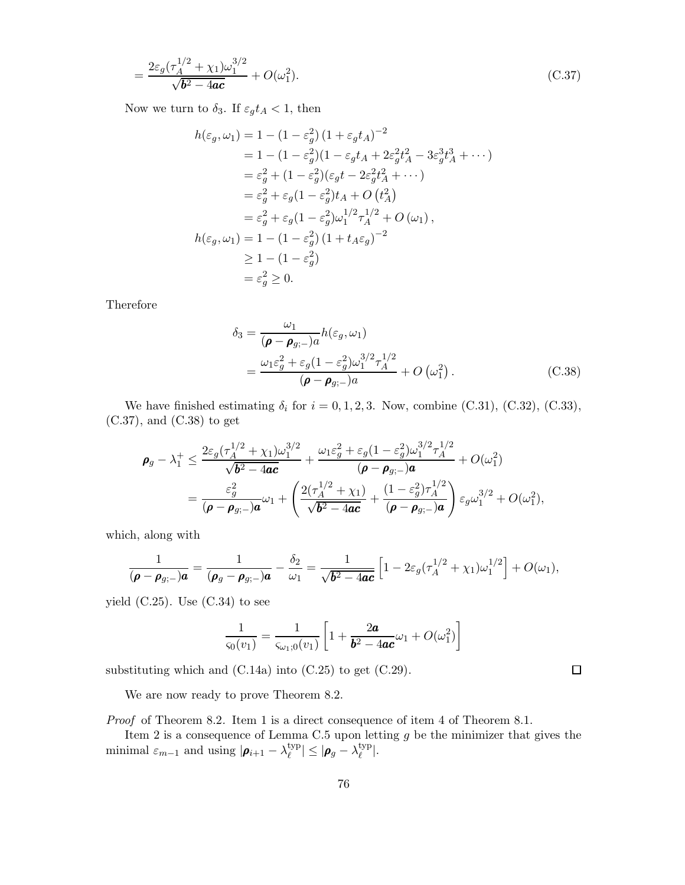$$= \frac{2\varepsilon_g(\tau_A^{1/2} + \chi_1)\omega_1^{3/2}}{\sqrt{\boldsymbol{b}^2 - 4\boldsymbol{ac}}} + O(\omega_1^2). \tag{C.37}$$

Now we turn to $\delta_3$. If $\varepsilon_g t_A < 1$, then

$$\begin{aligned}
h(\varepsilon_g, \omega_1) &= 1 - (1 - \varepsilon_g^2)\,(1 + \varepsilon_g t_A)^{-2} \\
&= 1 - (1 - \varepsilon_g^2)(1 - \varepsilon_g t_A + 2\varepsilon_g^2 t_A^2 - 3\varepsilon_g^3 t_A^3 + \cdots) \\
&= \varepsilon_g^2 + (1 - \varepsilon_g^2)(\varepsilon_g t - 2\varepsilon_g^2 t_A^2 + \cdots) \\
&= \varepsilon_g^2 + \varepsilon_g(1 - \varepsilon_g^2) t_A + O\left(t_A^2\right) \\
&= \varepsilon_g^2 + \varepsilon_g(1 - \varepsilon_g^2)\omega_1^{1/2}\tau_A^{1/2} + O\left(\omega_1\right), \\
h(\varepsilon_g, \omega_1) &= 1 - (1 - \varepsilon_g^2)\,(1 + t_A \varepsilon_g)^{-2} \\
&\geq 1 - (1 - \varepsilon_g^2) \\
&= \varepsilon_g^2 \geq 0.
\end{aligned}$$

Therefore

$$\begin{aligned}
\delta_3 &= \frac{\omega_1}{(\boldsymbol{\rho} - \boldsymbol{\rho}_{g;-})a} h(\varepsilon_g, \omega_1) \\
&= \frac{\omega_1 \varepsilon_g^2 + \varepsilon_g(1 - \varepsilon_g^2)\omega_1^{3/2}\tau_A^{1/2}}{(\boldsymbol{\rho} - \boldsymbol{\rho}_{g;-})a} + O\left(\omega_1^2\right).
\end{aligned} \tag{C.38}$$

We have finished estimating $\delta_i$ for $i = 0, 1, 2, 3$. Now, combine (C.31), (C.32), (C.33), (C.37), and (C.38) to get

$$\begin{aligned}
\boldsymbol{\rho}_g - \lambda_1^+ &\leq \frac{2\varepsilon_g(\tau_A^{1/2} + \chi_1)\omega_1^{3/2}}{\sqrt{\boldsymbol{b}^2 - 4\boldsymbol{ac}}} + \frac{\omega_1 \varepsilon_g^2 + \varepsilon_g(1 - \varepsilon_g^2)\omega_1^{3/2}\tau_A^{1/2}}{(\boldsymbol{\rho} - \boldsymbol{\rho}_{g;-})\boldsymbol{a}} + O(\omega_1^2) \\
&= \frac{\varepsilon_g^2}{(\boldsymbol{\rho} - \boldsymbol{\rho}_{g;-})\boldsymbol{a}}\omega_1 + \left( \frac{2(\tau_A^{1/2} + \chi_1)}{\sqrt{\boldsymbol{b}^2 - 4\boldsymbol{ac}}} + \frac{(1 - \varepsilon_g^2)\tau_A^{1/2}}{(\boldsymbol{\rho} - \boldsymbol{\rho}_{g;-})\boldsymbol{a}} \right) \varepsilon_g \omega_1^{3/2} + O(\omega_1^2),
\end{aligned}$$

which, along with

$$\frac{1}{(\boldsymbol{\rho} - \boldsymbol{\rho}_{g;-})\boldsymbol{a}} = \frac{1}{(\boldsymbol{\rho}_g - \boldsymbol{\rho}_{g;-})\boldsymbol{a}} - \frac{\delta_2}{\omega_1} = \frac{1}{\sqrt{\boldsymbol{b}^2 - 4\boldsymbol{ac}}} \left[ 1 - 2\varepsilon_g(\tau_A^{1/2} + \chi_1)\omega_1^{1/2} \right] + O(\omega_1),$$

yield (C.25). Use (C.34) to see

$$\frac{1}{\varsigma_0(v_1)} = \frac{1}{\varsigma_{\omega_1;0}(v_1)} \left[ 1 + \frac{2\boldsymbol{a}}{\boldsymbol{b}^2 - 4\boldsymbol{ac}}\omega_1 + O(\omega_1^2) \right]$$

substituting which and (C.14a) into (C.25) to get (C.29). $\square$

We are now ready to prove Theorem 8.2.

*Proof* of Theorem 8.2. Item 1 is a direct consequence of item 4 of Theorem 8.1.

Item 2 is a consequence of Lemma C.5 upon letting $g$ be the minimizer that gives the minimal $\varepsilon_{m-1}$ and using $|\boldsymbol{\rho}_{i+1} - \lambda_\ell^{\text{typ}}| \leq |\boldsymbol{\rho}_g - \lambda_\ell^{\text{typ}}|$.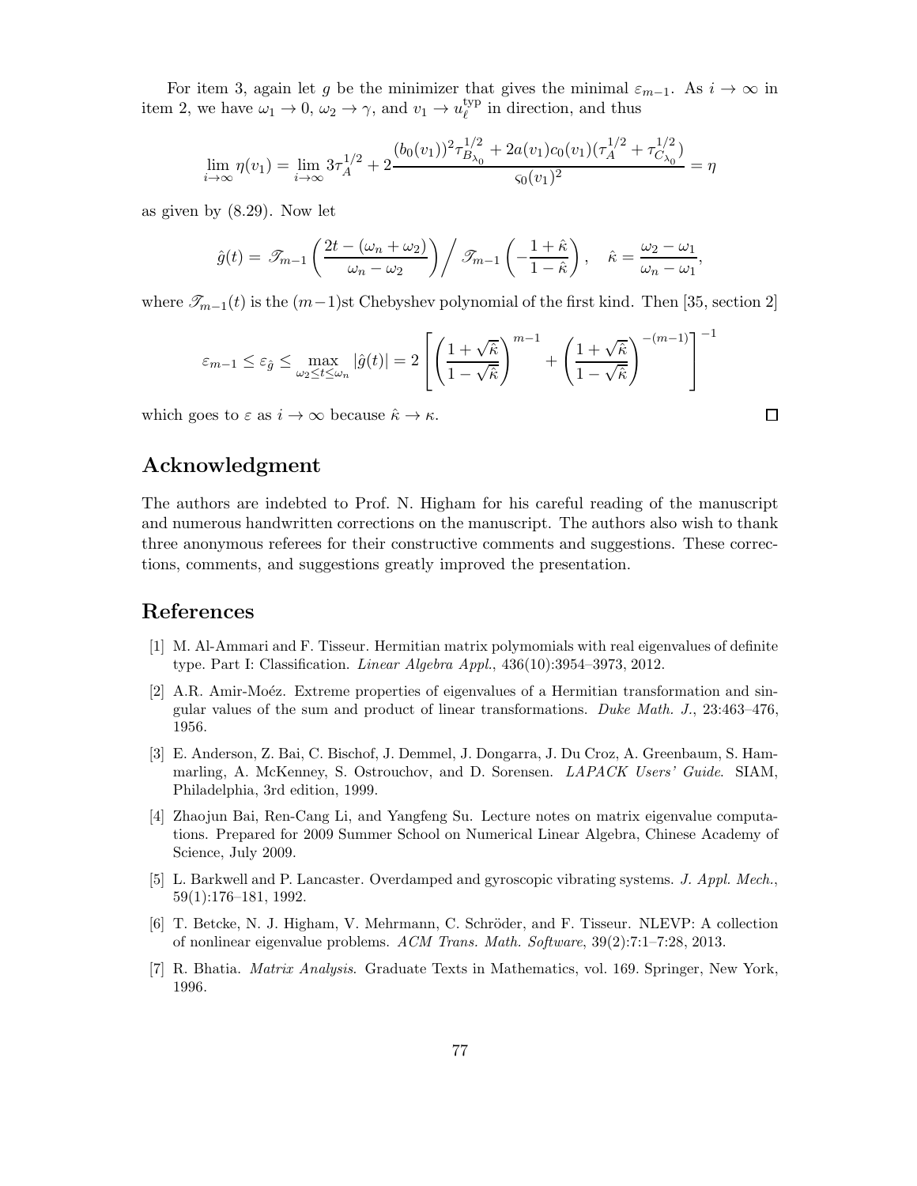For item 3, again let $g$ be the minimizer that gives the minimal $\varepsilon_{m-1}$. As $i \to \infty$ in item 2, we have $\omega_1 \to 0$, $\omega_2 \to \gamma$, and $v_1 \to u_\ell^{\rm typ}$ in direction, and thus

$$\lim_{i\to\infty} \eta(v_1) = \lim_{i\to\infty} 3\tau_A^{1/2} + 2\frac{(b_0(v_1))^2\tau_{B_{\lambda_0}}^{1/2} + 2a(v_1)c_0(v_1)(\tau_A^{1/2} + \tau_{C_{\lambda_0}}^{1/2})}{\varsigma_0(v_1)^2} = \eta$$

as given by (8.29). Now let

$$\hat{g}(t) = \mathscr{T}_{m-1}\left(\frac{2t - (\omega_n + \omega_2)}{\omega_n - \omega_2}\right) \Big/ \mathscr{T}_{m-1}\left(-\frac{1+\hat{\kappa}}{1-\hat{\kappa}}\right), \quad \hat{\kappa} = \frac{\omega_2 - \omega_1}{\omega_n - \omega_1},$$

where $\mathscr{T}_{m-1}(t)$ is the $(m-1)$st Chebyshev polynomial of the first kind. Then [35, section 2]

$$\varepsilon_{m-1} \le \varepsilon_{\hat{g}} \le \max_{\omega_2 \le t \le \omega_n} |\hat{g}(t)| = 2\left[\left(\frac{1+\sqrt{\hat{\kappa}}}{1-\sqrt{\hat{\kappa}}}\right)^{m-1} + \left(\frac{1+\sqrt{\hat{\kappa}}}{1-\sqrt{\hat{\kappa}}}\right)^{-(m-1)}\right]^{-1}$$

which goes to $\varepsilon$ as $i \to \infty$ because $\hat{\kappa} \to \kappa$. □

## Acknowledgment

The authors are indebted to Prof. N. Higham for his careful reading of the manuscript and numerous handwritten corrections on the manuscript. The authors also wish to thank three anonymous referees for their constructive comments and suggestions. These corrections, comments, and suggestions greatly improved the presentation.

## References

[1] M. Al-Ammari and F. Tisseur. Hermitian matrix polymomials with real eigenvalues of definite type. Part I: Classification. *Linear Algebra Appl.*, 436(10):3954–3973, 2012.

[2] A.R. Amir-Moéz. Extreme properties of eigenvalues of a Hermitian transformation and singular values of the sum and product of linear transformations. *Duke Math. J.*, 23:463–476, 1956.

[3] E. Anderson, Z. Bai, C. Bischof, J. Demmel, J. Dongarra, J. Du Croz, A. Greenbaum, S. Hammarling, A. McKenney, S. Ostrouchov, and D. Sorensen. *LAPACK Users' Guide*. SIAM, Philadelphia, 3rd edition, 1999.

[4] Zhaojun Bai, Ren-Cang Li, and Yangfeng Su. Lecture notes on matrix eigenvalue computations. Prepared for 2009 Summer School on Numerical Linear Algebra, Chinese Academy of Science, July 2009.

[5] L. Barkwell and P. Lancaster. Overdamped and gyroscopic vibrating systems. *J. Appl. Mech.*, 59(1):176–181, 1992.

[6] T. Betcke, N. J. Higham, V. Mehrmann, C. Schröder, and F. Tisseur. NLEVP: A collection of nonlinear eigenvalue problems. *ACM Trans. Math. Software*, 39(2):7:1–7:28, 2013.

[7] R. Bhatia. *Matrix Analysis*. Graduate Texts in Mathematics, vol. 169. Springer, New York, 1996.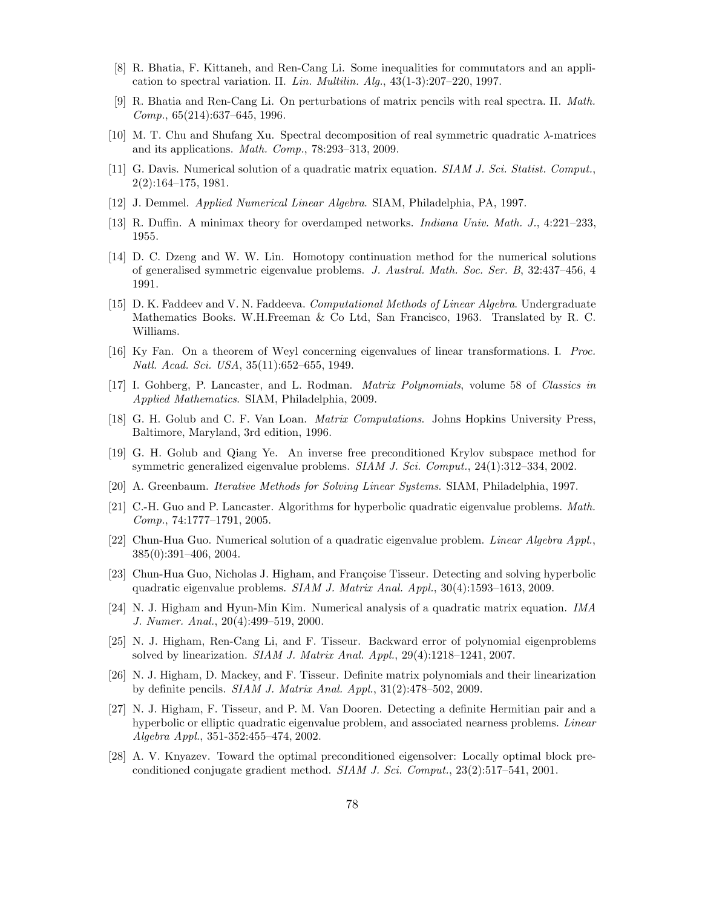[8] R. Bhatia, F. Kittaneh, and Ren-Cang Li. Some inequalities for commutators and an application to spectral variation. II. *Lin. Multilin. Alg.*, 43(1-3):207–220, 1997.

[9] R. Bhatia and Ren-Cang Li. On perturbations of matrix pencils with real spectra. II. *Math. Comp.*, 65(214):637–645, 1996.

[10] M. T. Chu and Shufang Xu. Spectral decomposition of real symmetric quadratic $\lambda$-matrices and its applications. *Math. Comp.*, 78:293–313, 2009.

[11] G. Davis. Numerical solution of a quadratic matrix equation. *SIAM J. Sci. Statist. Comput.*, 2(2):164–175, 1981.

[12] J. Demmel. *Applied Numerical Linear Algebra*. SIAM, Philadelphia, PA, 1997.

[13] R. Duffin. A minimax theory for overdamped networks. *Indiana Univ. Math. J.*, 4:221–233, 1955.

[14] D. C. Dzeng and W. W. Lin. Homotopy continuation method for the numerical solutions of generalised symmetric eigenvalue problems. *J. Austral. Math. Soc. Ser. B*, 32:437–456, 4 1991.

[15] D. K. Faddeev and V. N. Faddeeva. *Computational Methods of Linear Algebra*. Undergraduate Mathematics Books. W.H.Freeman & Co Ltd, San Francisco, 1963. Translated by R. C. Williams.

[16] Ky Fan. On a theorem of Weyl concerning eigenvalues of linear transformations. I. *Proc. Natl. Acad. Sci. USA*, 35(11):652–655, 1949.

[17] I. Gohberg, P. Lancaster, and L. Rodman. *Matrix Polynomials*, volume 58 of *Classics in Applied Mathematics*. SIAM, Philadelphia, 2009.

[18] G. H. Golub and C. F. Van Loan. *Matrix Computations*. Johns Hopkins University Press, Baltimore, Maryland, 3rd edition, 1996.

[19] G. H. Golub and Qiang Ye. An inverse free preconditioned Krylov subspace method for symmetric generalized eigenvalue problems. *SIAM J. Sci. Comput.*, 24(1):312–334, 2002.

[20] A. Greenbaum. *Iterative Methods for Solving Linear Systems*. SIAM, Philadelphia, 1997.

[21] C.-H. Guo and P. Lancaster. Algorithms for hyperbolic quadratic eigenvalue problems. *Math. Comp.*, 74:1777–1791, 2005.

[22] Chun-Hua Guo. Numerical solution of a quadratic eigenvalue problem. *Linear Algebra Appl.*, 385(0):391–406, 2004.

[23] Chun-Hua Guo, Nicholas J. Higham, and Françoise Tisseur. Detecting and solving hyperbolic quadratic eigenvalue problems. *SIAM J. Matrix Anal. Appl.*, 30(4):1593–1613, 2009.

[24] N. J. Higham and Hyun-Min Kim. Numerical analysis of a quadratic matrix equation. *IMA J. Numer. Anal.*, 20(4):499–519, 2000.

[25] N. J. Higham, Ren-Cang Li, and F. Tisseur. Backward error of polynomial eigenproblems solved by linearization. *SIAM J. Matrix Anal. Appl.*, 29(4):1218–1241, 2007.

[26] N. J. Higham, D. Mackey, and F. Tisseur. Definite matrix polynomials and their linearization by definite pencils. *SIAM J. Matrix Anal. Appl.*, 31(2):478–502, 2009.

[27] N. J. Higham, F. Tisseur, and P. M. Van Dooren. Detecting a definite Hermitian pair and a hyperbolic or elliptic quadratic eigenvalue problem, and associated nearness problems. *Linear Algebra Appl.*, 351-352:455–474, 2002.

[28] A. V. Knyazev. Toward the optimal preconditioned eigensolver: Locally optimal block preconditioned conjugate gradient method. *SIAM J. Sci. Comput.*, 23(2):517–541, 2001.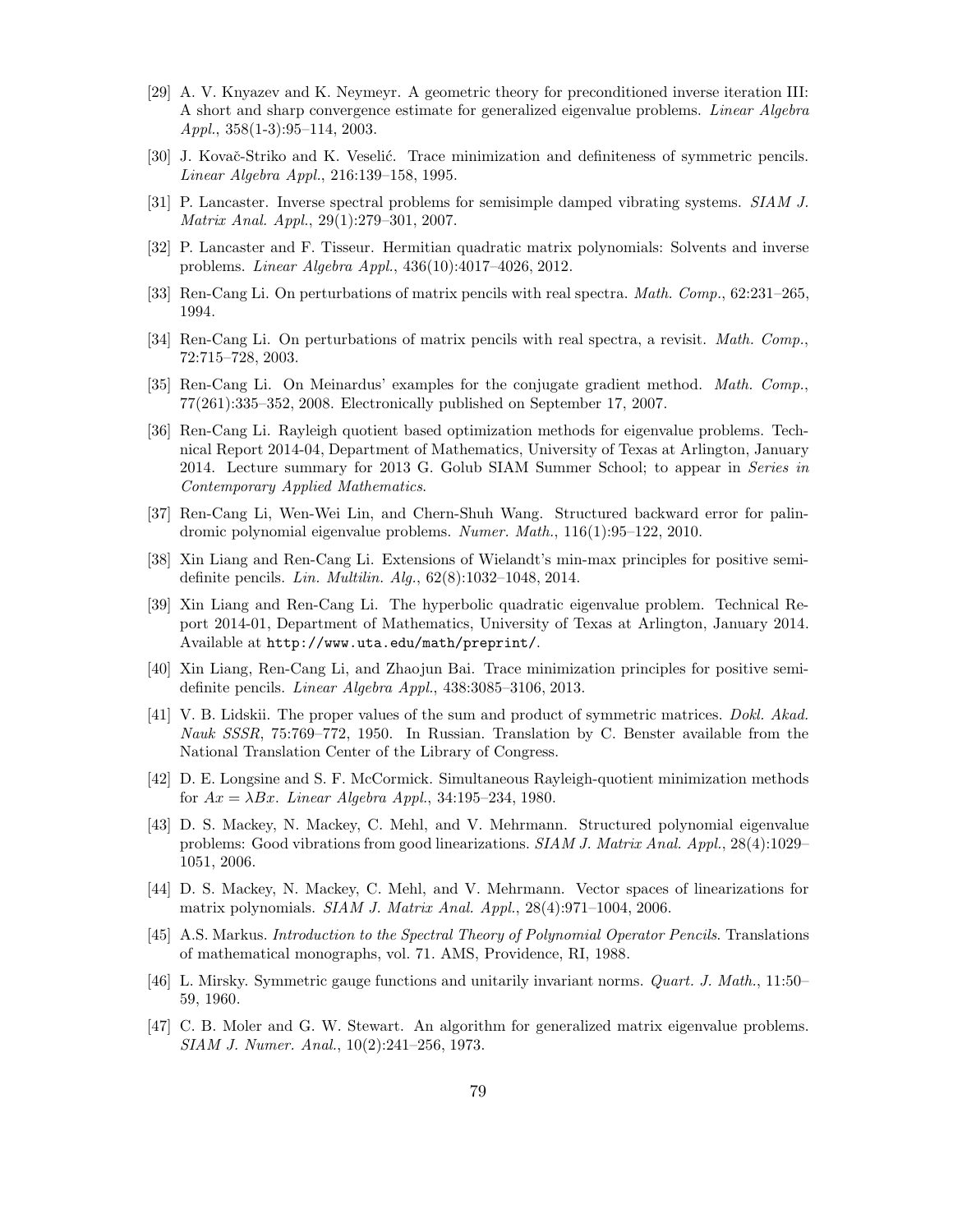[29] A. V. Knyazev and K. Neymeyr. A geometric theory for preconditioned inverse iteration III: A short and sharp convergence estimate for generalized eigenvalue problems. *Linear Algebra Appl.*, 358(1-3):95–114, 2003.

[30] J. Kovač-Striko and K. Veselić. Trace minimization and definiteness of symmetric pencils. *Linear Algebra Appl.*, 216:139–158, 1995.

[31] P. Lancaster. Inverse spectral problems for semisimple damped vibrating systems. *SIAM J. Matrix Anal. Appl.*, 29(1):279–301, 2007.

[32] P. Lancaster and F. Tisseur. Hermitian quadratic matrix polynomials: Solvents and inverse problems. *Linear Algebra Appl.*, 436(10):4017–4026, 2012.

[33] Ren-Cang Li. On perturbations of matrix pencils with real spectra. *Math. Comp.*, 62:231–265, 1994.

[34] Ren-Cang Li. On perturbations of matrix pencils with real spectra, a revisit. *Math. Comp.*, 72:715–728, 2003.

[35] Ren-Cang Li. On Meinardus' examples for the conjugate gradient method. *Math. Comp.*, 77(261):335–352, 2008. Electronically published on September 17, 2007.

[36] Ren-Cang Li. Rayleigh quotient based optimization methods for eigenvalue problems. Technical Report 2014-04, Department of Mathematics, University of Texas at Arlington, January 2014. Lecture summary for 2013 G. Golub SIAM Summer School; to appear in *Series in Contemporary Applied Mathematics*.

[37] Ren-Cang Li, Wen-Wei Lin, and Chern-Shuh Wang. Structured backward error for palindromic polynomial eigenvalue problems. *Numer. Math.*, 116(1):95–122, 2010.

[38] Xin Liang and Ren-Cang Li. Extensions of Wielandt's min-max principles for positive semi-definite pencils. *Lin. Multilin. Alg.*, 62(8):1032–1048, 2014.

[39] Xin Liang and Ren-Cang Li. The hyperbolic quadratic eigenvalue problem. Technical Report 2014-01, Department of Mathematics, University of Texas at Arlington, January 2014. Available at http://www.uta.edu/math/preprint/.

[40] Xin Liang, Ren-Cang Li, and Zhaojun Bai. Trace minimization principles for positive semi-definite pencils. *Linear Algebra Appl.*, 438:3085–3106, 2013.

[41] V. B. Lidskii. The proper values of the sum and product of symmetric matrices. *Dokl. Akad. Nauk SSSR*, 75:769–772, 1950. In Russian. Translation by C. Benster available from the National Translation Center of the Library of Congress.

[42] D. E. Longsine and S. F. McCormick. Simultaneous Rayleigh-quotient minimization methods for $Ax = \lambda Bx$. *Linear Algebra Appl.*, 34:195–234, 1980.

[43] D. S. Mackey, N. Mackey, C. Mehl, and V. Mehrmann. Structured polynomial eigenvalue problems: Good vibrations from good linearizations. *SIAM J. Matrix Anal. Appl.*, 28(4):1029–1051, 2006.

[44] D. S. Mackey, N. Mackey, C. Mehl, and V. Mehrmann. Vector spaces of linearizations for matrix polynomials. *SIAM J. Matrix Anal. Appl.*, 28(4):971–1004, 2006.

[45] A.S. Markus. *Introduction to the Spectral Theory of Polynomial Operator Pencils*. Translations of mathematical monographs, vol. 71. AMS, Providence, RI, 1988.

[46] L. Mirsky. Symmetric gauge functions and unitarily invariant norms. *Quart. J. Math.*, 11:50–59, 1960.

[47] C. B. Moler and G. W. Stewart. An algorithm for generalized matrix eigenvalue problems. *SIAM J. Numer. Anal.*, 10(2):241–256, 1973.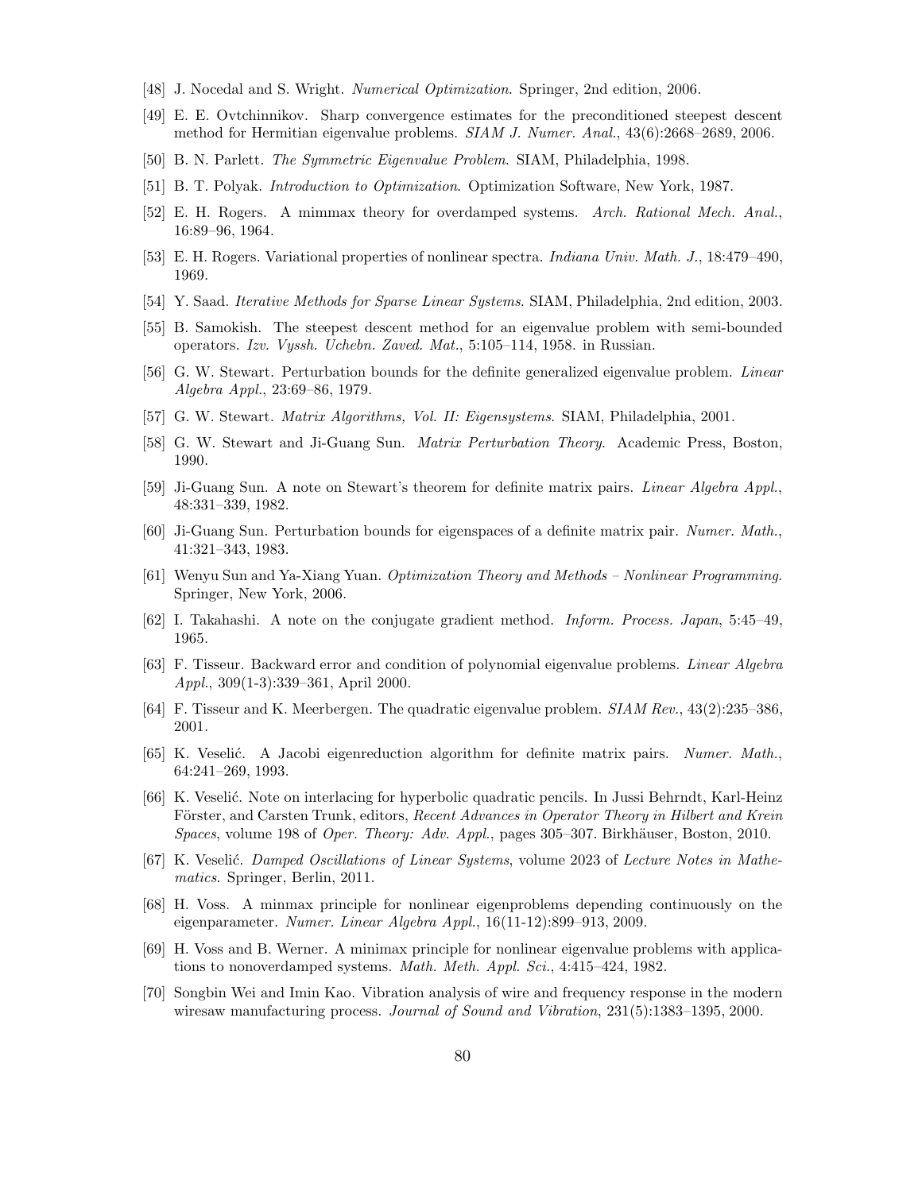[48] J. Nocedal and S. Wright. *Numerical Optimization*. Springer, 2nd edition, 2006.

[49] E. E. Ovtchinnikov. Sharp convergence estimates for the preconditioned steepest descent method for Hermitian eigenvalue problems. *SIAM J. Numer. Anal.*, 43(6):2668–2689, 2006.

[50] B. N. Parlett. *The Symmetric Eigenvalue Problem*. SIAM, Philadelphia, 1998.

[51] B. T. Polyak. *Introduction to Optimization*. Optimization Software, New York, 1987.

[52] E. H. Rogers. A mimmax theory for overdamped systems. *Arch. Rational Mech. Anal.*, 16:89–96, 1964.

[53] E. H. Rogers. Variational properties of nonlinear spectra. *Indiana Univ. Math. J.*, 18:479–490, 1969.

[54] Y. Saad. *Iterative Methods for Sparse Linear Systems*. SIAM, Philadelphia, 2nd edition, 2003.

[55] B. Samokish. The steepest descent method for an eigenvalue problem with semi-bounded operators. *Izv. Vyssh. Uchebn. Zaved. Mat.*, 5:105–114, 1958. in Russian.

[56] G. W. Stewart. Perturbation bounds for the definite generalized eigenvalue problem. *Linear Algebra Appl.*, 23:69–86, 1979.

[57] G. W. Stewart. *Matrix Algorithms, Vol. II: Eigensystems*. SIAM, Philadelphia, 2001.

[58] G. W. Stewart and Ji-Guang Sun. *Matrix Perturbation Theory*. Academic Press, Boston, 1990.

[59] Ji-Guang Sun. A note on Stewart's theorem for definite matrix pairs. *Linear Algebra Appl.*, 48:331–339, 1982.

[60] Ji-Guang Sun. Perturbation bounds for eigenspaces of a definite matrix pair. *Numer. Math.*, 41:321–343, 1983.

[61] Wenyu Sun and Ya-Xiang Yuan. *Optimization Theory and Methods – Nonlinear Programming*. Springer, New York, 2006.

[62] I. Takahashi. A note on the conjugate gradient method. *Inform. Process. Japan*, 5:45–49, 1965.

[63] F. Tisseur. Backward error and condition of polynomial eigenvalue problems. *Linear Algebra Appl.*, 309(1-3):339–361, April 2000.

[64] F. Tisseur and K. Meerbergen. The quadratic eigenvalue problem. *SIAM Rev.*, 43(2):235–386, 2001.

[65] K. Veselić. A Jacobi eigenreduction algorithm for definite matrix pairs. *Numer. Math.*, 64:241–269, 1993.

[66] K. Veselić. Note on interlacing for hyperbolic quadratic pencils. In Jussi Behrndt, Karl-Heinz Förster, and Carsten Trunk, editors, *Recent Advances in Operator Theory in Hilbert and Krein Spaces*, volume 198 of *Oper. Theory: Adv. Appl.*, pages 305–307. Birkhäuser, Boston, 2010.

[67] K. Veselić. *Damped Oscillations of Linear Systems*, volume 2023 of *Lecture Notes in Mathematics*. Springer, Berlin, 2011.

[68] H. Voss. A minmax principle for nonlinear eigenproblems depending continuously on the eigenparameter. *Numer. Linear Algebra Appl.*, 16(11-12):899–913, 2009.

[69] H. Voss and B. Werner. A minimax principle for nonlinear eigenvalue problems with applications to nonoverdamped systems. *Math. Meth. Appl. Sci.*, 4:415–424, 1982.

[70] Songbin Wei and Imin Kao. Vibration analysis of wire and frequency response in the modern wiresaw manufacturing process. *Journal of Sound and Vibration*, 231(5):1383–1395, 2000.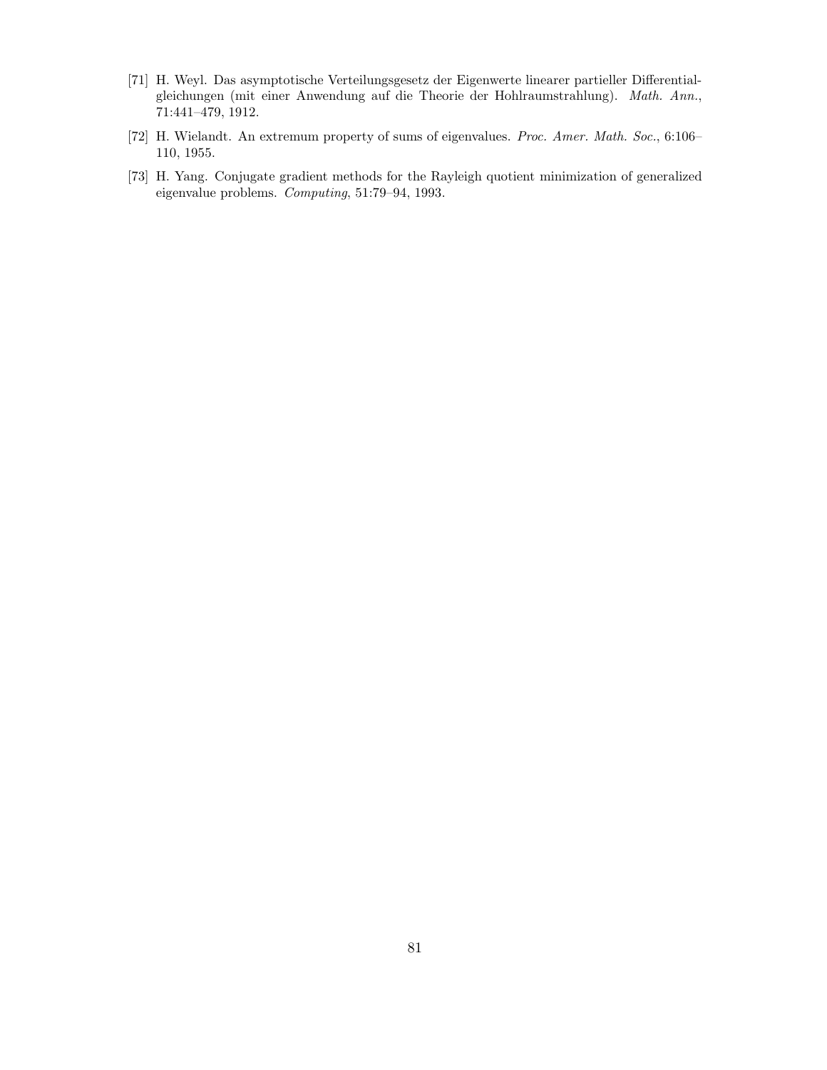[71] H. Weyl. Das asymptotische Verteilungsgesetz der Eigenwerte linearer partieller Differentialgleichungen (mit einer Anwendung auf die Theorie der Hohlraumstrahlung). *Math. Ann.*, 71:441–479, 1912.

[72] H. Wielandt. An extremum property of sums of eigenvalues. *Proc. Amer. Math. Soc.*, 6:106–110, 1955.

[73] H. Yang. Conjugate gradient methods for the Rayleigh quotient minimization of generalized eigenvalue problems. *Computing*, 51:79–94, 1993.